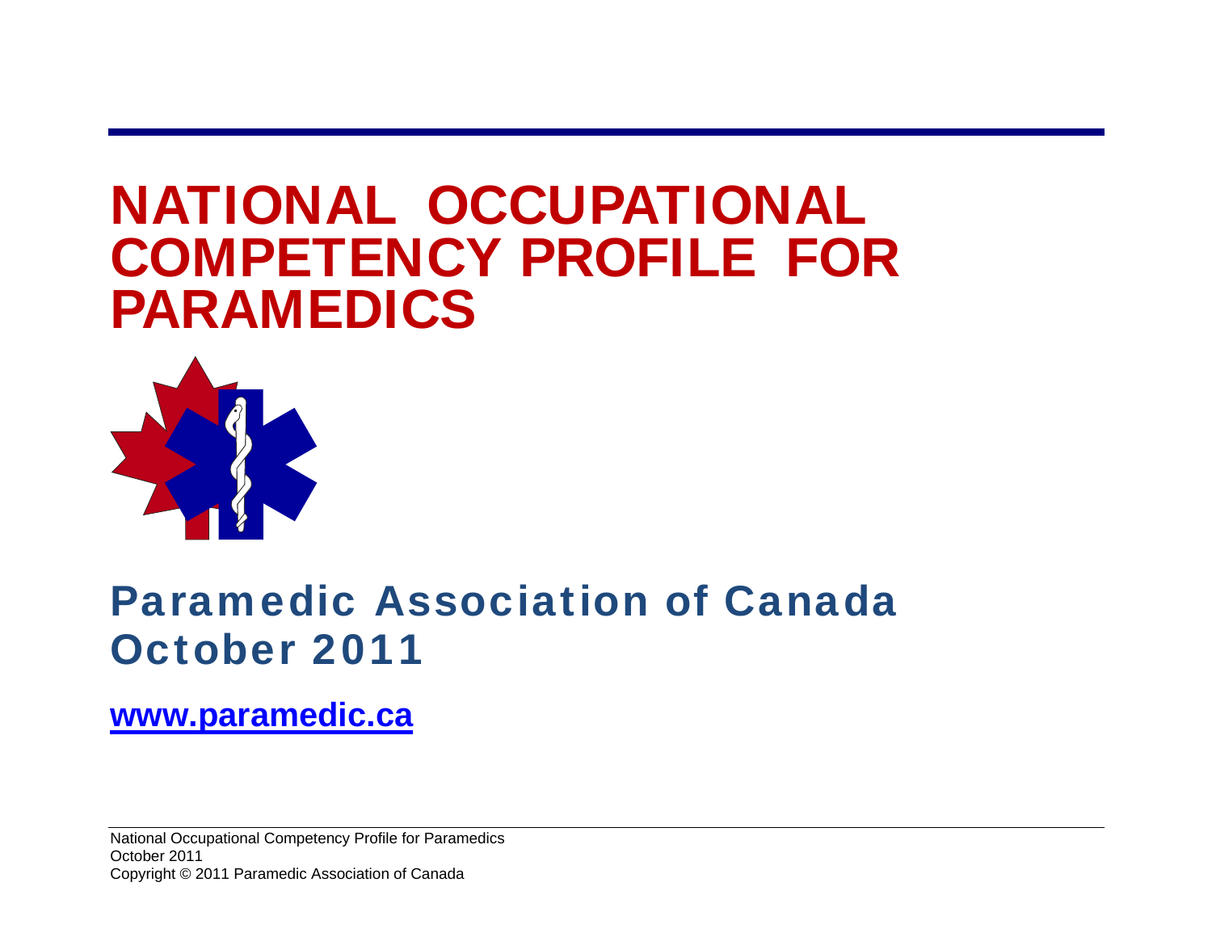# NATIONAL OCCUPATIONAL COMPETENCY PROFILE FOR PARAMEDICS

## Paramedic Association of Canada
## October 2011

**[www.paramedic.ca](http://www.paramedic.ca)**

National Occupational Competency Profile for Paramedics
October 2011
Copyright © 2011 Paramedic Association of Canada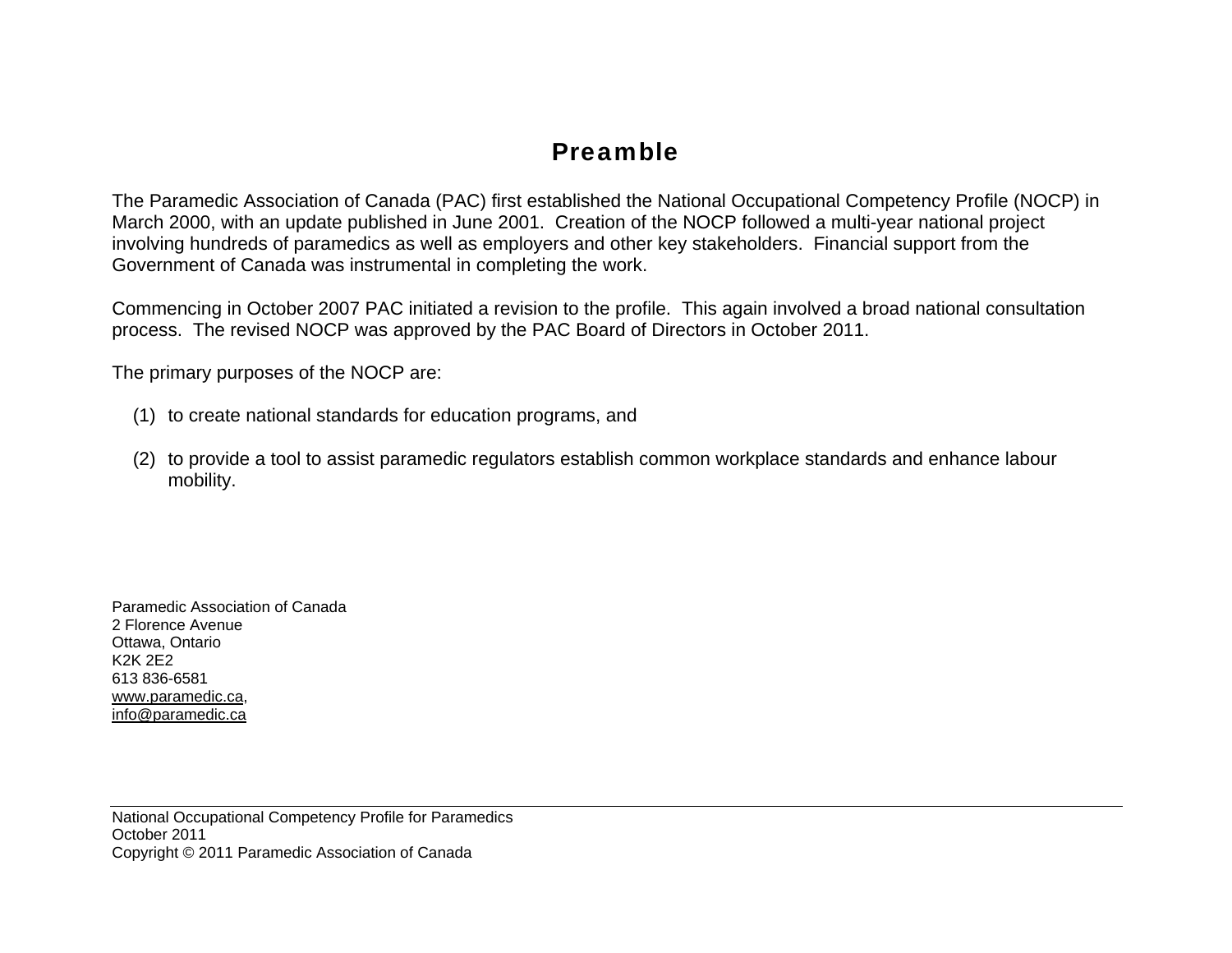# Preamble

The Paramedic Association of Canada (PAC) first established the National Occupational Competency Profile (NOCP) in March 2000, with an update published in June 2001. Creation of the NOCP followed a multi-year national project involving hundreds of paramedics as well as employers and other key stakeholders. Financial support from the Government of Canada was instrumental in completing the work.

Commencing in October 2007 PAC initiated a revision to the profile. This again involved a broad national consultation process. The revised NOCP was approved by the PAC Board of Directors in October 2011.

The primary purposes of the NOCP are:

(1) to create national standards for education programs, and

(2) to provide a tool to assist paramedic regulators establish common workplace standards and enhance labour mobility.

Paramedic Association of Canada
2 Florence Avenue
Ottawa, Ontario
K2K 2E2
613 836-6581
www.paramedic.ca,
info@paramedic.ca

National Occupational Competency Profile for Paramedics
October 2011
Copyright © 2011 Paramedic Association of Canada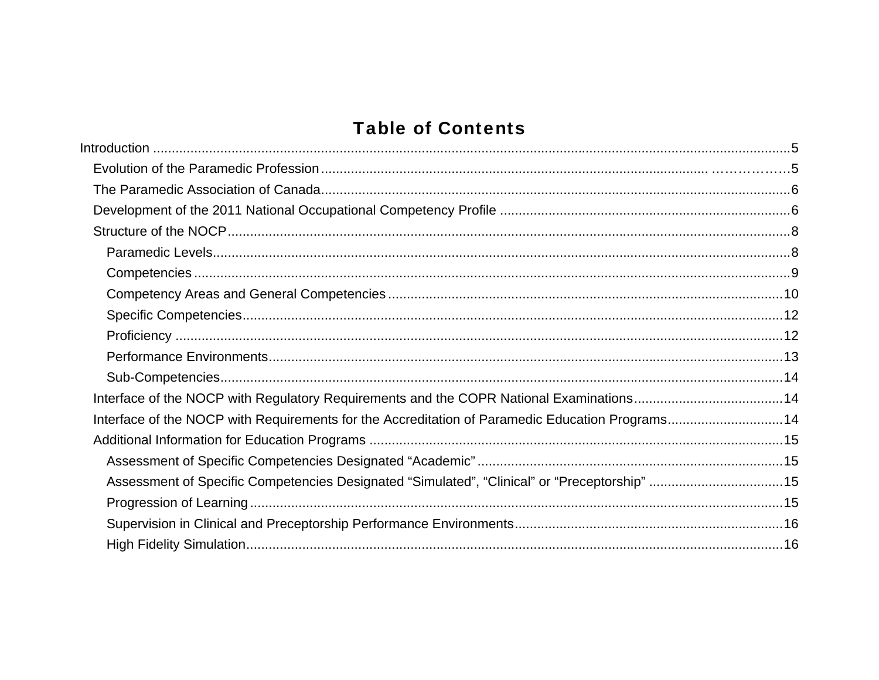# Table of Contents

- Introduction ........ 5
  - Evolution of the Paramedic Profession ........ 5
  - The Paramedic Association of Canada ........ 6
  - Development of the 2011 National Occupational Competency Profile ........ 6
  - Structure of the NOCP ........ 8
    - Paramedic Levels ........ 8
    - Competencies ........ 9
    - Competency Areas and General Competencies ........ 10
    - Specific Competencies ........ 12
    - Proficiency ........ 12
    - Performance Environments ........ 13
    - Sub-Competencies ........ 14
  - Interface of the NOCP with Regulatory Requirements and the COPR National Examinations ........ 14
  - Interface of the NOCP with Requirements for the Accreditation of Paramedic Education Programs ........ 14
  - Additional Information for Education Programs ........ 15
    - Assessment of Specific Competencies Designated "Academic" ........ 15
    - Assessment of Specific Competencies Designated "Simulated", "Clinical" or "Preceptorship" ........ 15
    - Progression of Learning ........ 15
    - Supervision in Clinical and Preceptorship Performance Environments ........ 16
    - High Fidelity Simulation ........ 16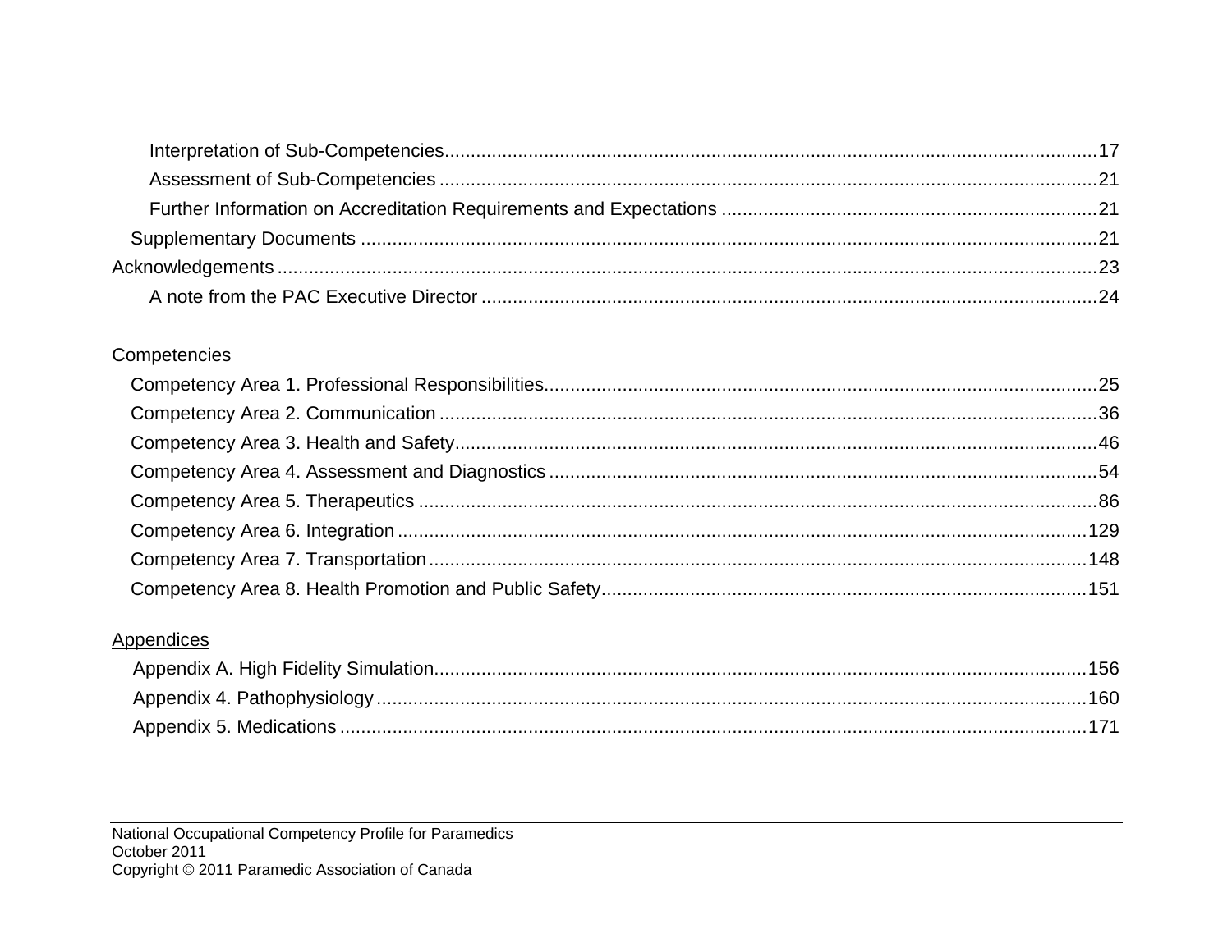- Interpretation of Sub-Competencies ........................................ 17
- Assessment of Sub-Competencies ........................................ 21
- Further Information on Accreditation Requirements and Expectations ........................................ 21

Supplementary Documents ........................................ 21

Acknowledgements ........................................ 23

- A note from the PAC Executive Director ........................................ 24

Competencies

- Competency Area 1. Professional Responsibilities ........................................ 25
- Competency Area 2. Communication ........................................ 36
- Competency Area 3. Health and Safety ........................................ 46
- Competency Area 4. Assessment and Diagnostics ........................................ 54
- Competency Area 5. Therapeutics ........................................ 86
- Competency Area 6. Integration ........................................ 129
- Competency Area 7. Transportation ........................................ 148
- Competency Area 8. Health Promotion and Public Safety ........................................ 151

Appendices

- Appendix A. High Fidelity Simulation ........................................ 156
- Appendix 4. Pathophysiology ........................................ 160
- Appendix 5. Medications ........................................ 171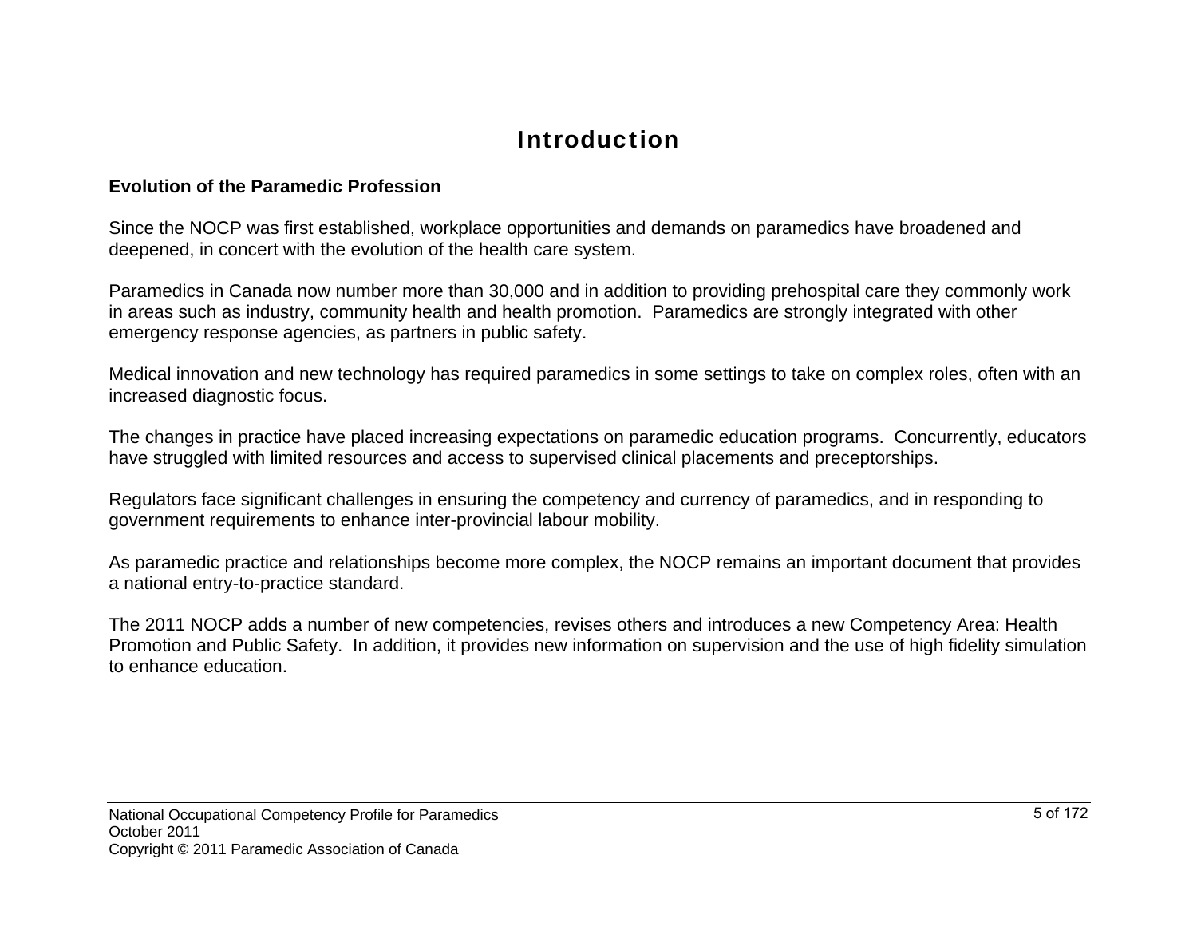# Introduction

**Evolution of the Paramedic Profession**

Since the NOCP was first established, workplace opportunities and demands on paramedics have broadened and deepened, in concert with the evolution of the health care system.

Paramedics in Canada now number more than 30,000 and in addition to providing prehospital care they commonly work in areas such as industry, community health and health promotion. Paramedics are strongly integrated with other emergency response agencies, as partners in public safety.

Medical innovation and new technology has required paramedics in some settings to take on complex roles, often with an increased diagnostic focus.

The changes in practice have placed increasing expectations on paramedic education programs. Concurrently, educators have struggled with limited resources and access to supervised clinical placements and preceptorships.

Regulators face significant challenges in ensuring the competency and currency of paramedics, and in responding to government requirements to enhance inter-provincial labour mobility.

As paramedic practice and relationships become more complex, the NOCP remains an important document that provides a national entry-to-practice standard.

The 2011 NOCP adds a number of new competencies, revises others and introduces a new Competency Area: Health Promotion and Public Safety. In addition, it provides new information on supervision and the use of high fidelity simulation to enhance education.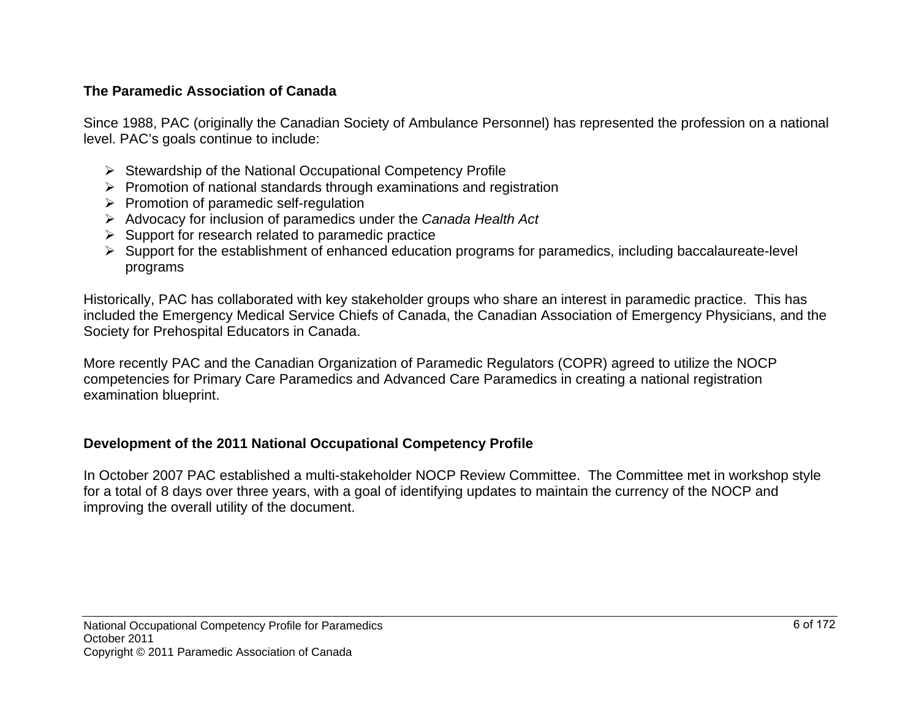## The Paramedic Association of Canada

Since 1988, PAC (originally the Canadian Society of Ambulance Personnel) has represented the profession on a national level. PAC's goals continue to include:

- Stewardship of the National Occupational Competency Profile
- Promotion of national standards through examinations and registration
- Promotion of paramedic self-regulation
- Advocacy for inclusion of paramedics under the *Canada Health Act*
- Support for research related to paramedic practice
- Support for the establishment of enhanced education programs for paramedics, including baccalaureate-level programs

Historically, PAC has collaborated with key stakeholder groups who share an interest in paramedic practice. This has included the Emergency Medical Service Chiefs of Canada, the Canadian Association of Emergency Physicians, and the Society for Prehospital Educators in Canada.

More recently PAC and the Canadian Organization of Paramedic Regulators (COPR) agreed to utilize the NOCP competencies for Primary Care Paramedics and Advanced Care Paramedics in creating a national registration examination blueprint.

## Development of the 2011 National Occupational Competency Profile

In October 2007 PAC established a multi-stakeholder NOCP Review Committee. The Committee met in workshop style for a total of 8 days over three years, with a goal of identifying updates to maintain the currency of the NOCP and improving the overall utility of the document.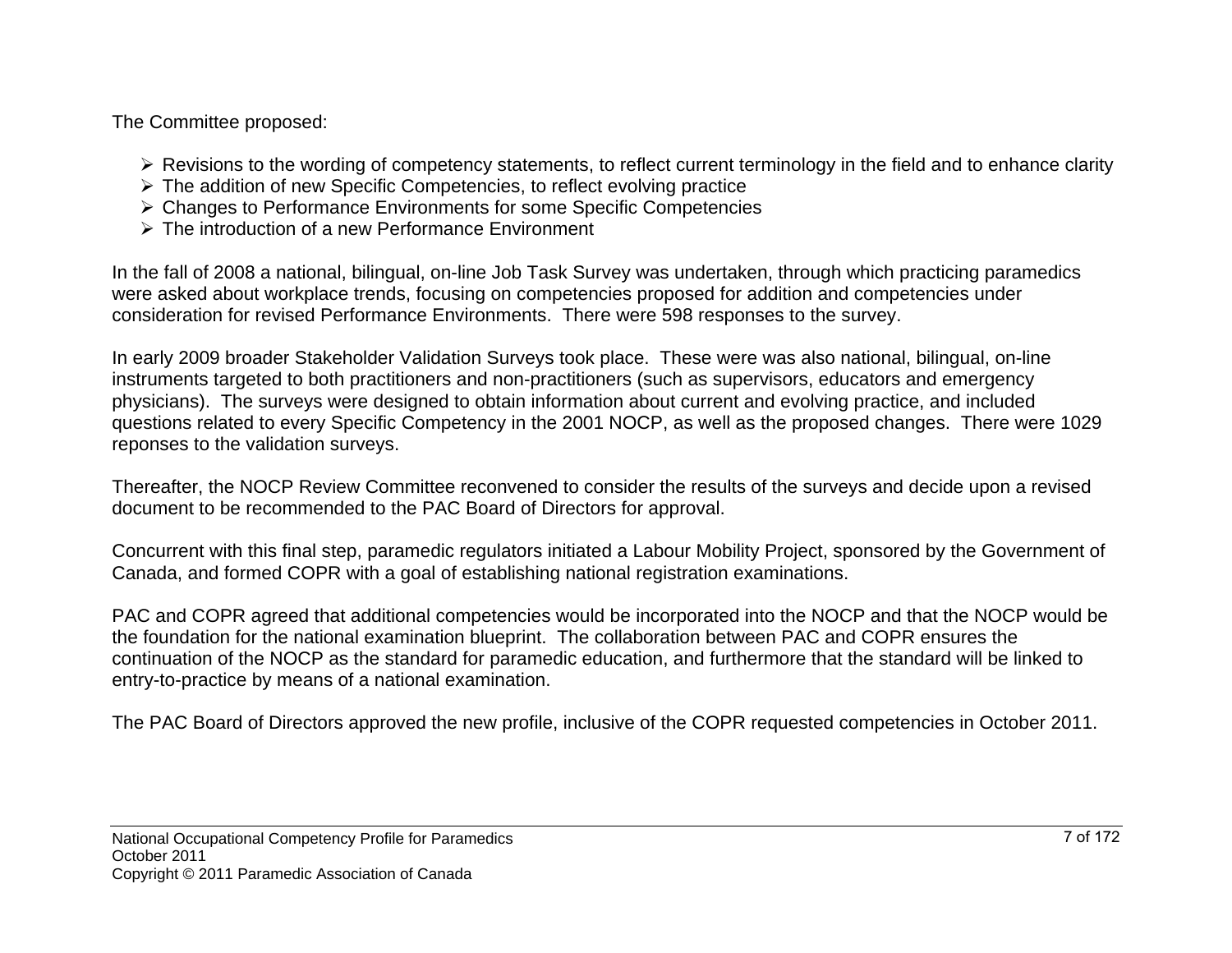The Committee proposed:

- Revisions to the wording of competency statements, to reflect current terminology in the field and to enhance clarity
- The addition of new Specific Competencies, to reflect evolving practice
- Changes to Performance Environments for some Specific Competencies
- The introduction of a new Performance Environment

In the fall of 2008 a national, bilingual, on-line Job Task Survey was undertaken, through which practicing paramedics were asked about workplace trends, focusing on competencies proposed for addition and competencies under consideration for revised Performance Environments. There were 598 responses to the survey.

In early 2009 broader Stakeholder Validation Surveys took place. These were was also national, bilingual, on-line instruments targeted to both practitioners and non-practitioners (such as supervisors, educators and emergency physicians). The surveys were designed to obtain information about current and evolving practice, and included questions related to every Specific Competency in the 2001 NOCP, as well as the proposed changes. There were 1029 reponses to the validation surveys.

Thereafter, the NOCP Review Committee reconvened to consider the results of the surveys and decide upon a revised document to be recommended to the PAC Board of Directors for approval.

Concurrent with this final step, paramedic regulators initiated a Labour Mobility Project, sponsored by the Government of Canada, and formed COPR with a goal of establishing national registration examinations.

PAC and COPR agreed that additional competencies would be incorporated into the NOCP and that the NOCP would be the foundation for the national examination blueprint. The collaboration between PAC and COPR ensures the continuation of the NOCP as the standard for paramedic education, and furthermore that the standard will be linked to entry-to-practice by means of a national examination.

The PAC Board of Directors approved the new profile, inclusive of the COPR requested competencies in October 2011.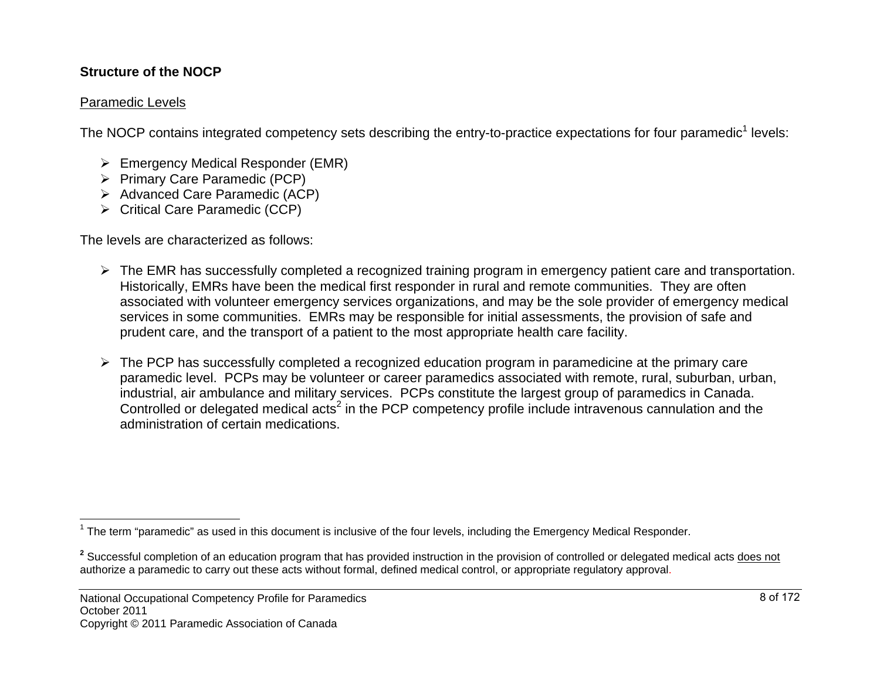**Structure of the NOCP**

Paramedic Levels

The NOCP contains integrated competency sets describing the entry-to-practice expectations for four paramedic[1] levels:

- Emergency Medical Responder (EMR)
- Primary Care Paramedic (PCP)
- Advanced Care Paramedic (ACP)
- Critical Care Paramedic (CCP)

The levels are characterized as follows:

- The EMR has successfully completed a recognized training program in emergency patient care and transportation. Historically, EMRs have been the medical first responder in rural and remote communities. They are often associated with volunteer emergency services organizations, and may be the sole provider of emergency medical services in some communities. EMRs may be responsible for initial assessments, the provision of safe and prudent care, and the transport of a patient to the most appropriate health care facility.

- The PCP has successfully completed a recognized education program in paramedicine at the primary care paramedic level. PCPs may be volunteer or career paramedics associated with remote, rural, suburban, urban, industrial, air ambulance and military services. PCPs constitute the largest group of paramedics in Canada. Controlled or delegated medical acts[2] in the PCP competency profile include intravenous cannulation and the administration of certain medications.

---

[1] The term "paramedic" as used in this document is inclusive of the four levels, including the Emergency Medical Responder.

[2] Successful completion of an education program that has provided instruction in the provision of controlled or delegated medical acts does not authorize a paramedic to carry out these acts without formal, defined medical control, or appropriate regulatory approval.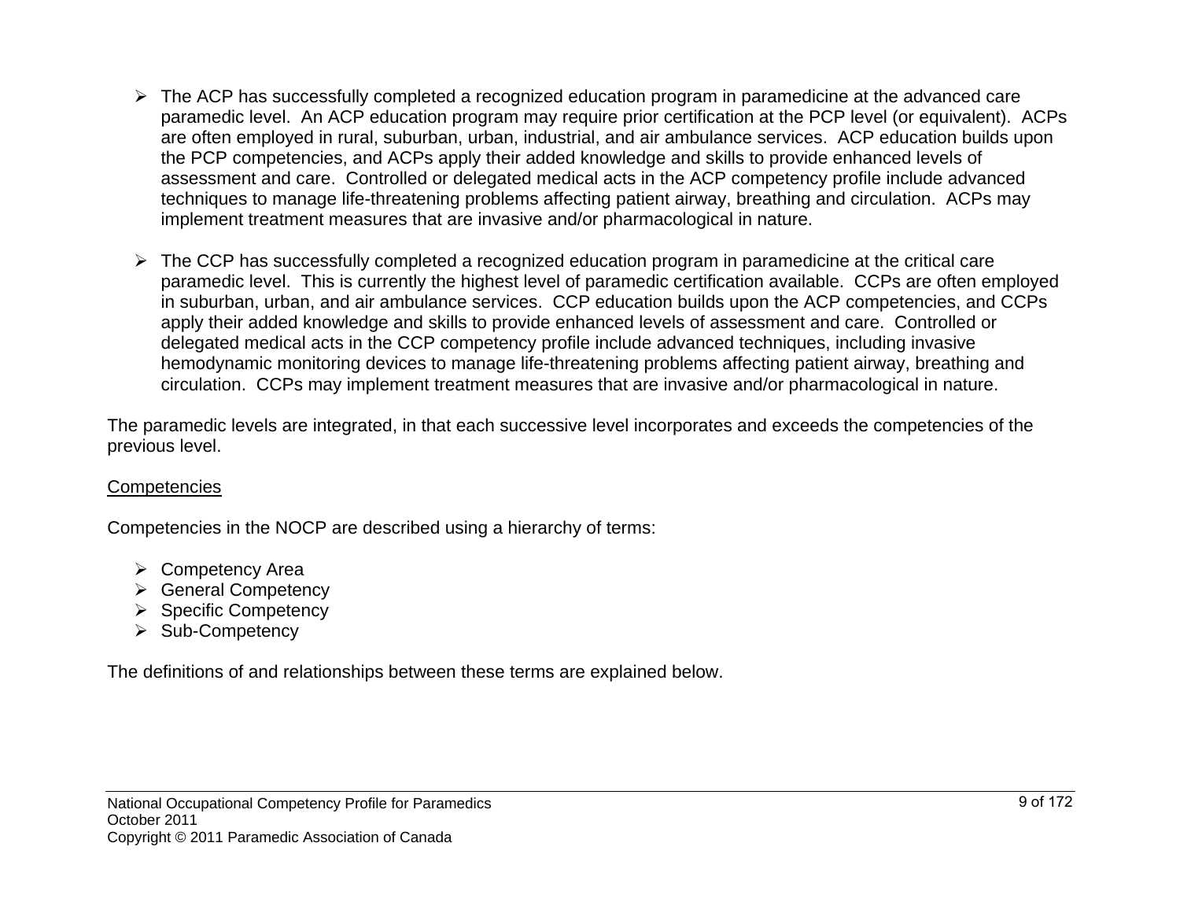- The ACP has successfully completed a recognized education program in paramedicine at the advanced care paramedic level. An ACP education program may require prior certification at the PCP level (or equivalent). ACPs are often employed in rural, suburban, urban, industrial, and air ambulance services. ACP education builds upon the PCP competencies, and ACPs apply their added knowledge and skills to provide enhanced levels of assessment and care. Controlled or delegated medical acts in the ACP competency profile include advanced techniques to manage life-threatening problems affecting patient airway, breathing and circulation. ACPs may implement treatment measures that are invasive and/or pharmacological in nature.

- The CCP has successfully completed a recognized education program in paramedicine at the critical care paramedic level. This is currently the highest level of paramedic certification available. CCPs are often employed in suburban, urban, and air ambulance services. CCP education builds upon the ACP competencies, and CCPs apply their added knowledge and skills to provide enhanced levels of assessment and care. Controlled or delegated medical acts in the CCP competency profile include advanced techniques, including invasive hemodynamic monitoring devices to manage life-threatening problems affecting patient airway, breathing and circulation. CCPs may implement treatment measures that are invasive and/or pharmacological in nature.

The paramedic levels are integrated, in that each successive level incorporates and exceeds the competencies of the previous level.

<u>Competencies</u>

Competencies in the NOCP are described using a hierarchy of terms:

- Competency Area
- General Competency
- Specific Competency
- Sub-Competency

The definitions of and relationships between these terms are explained below.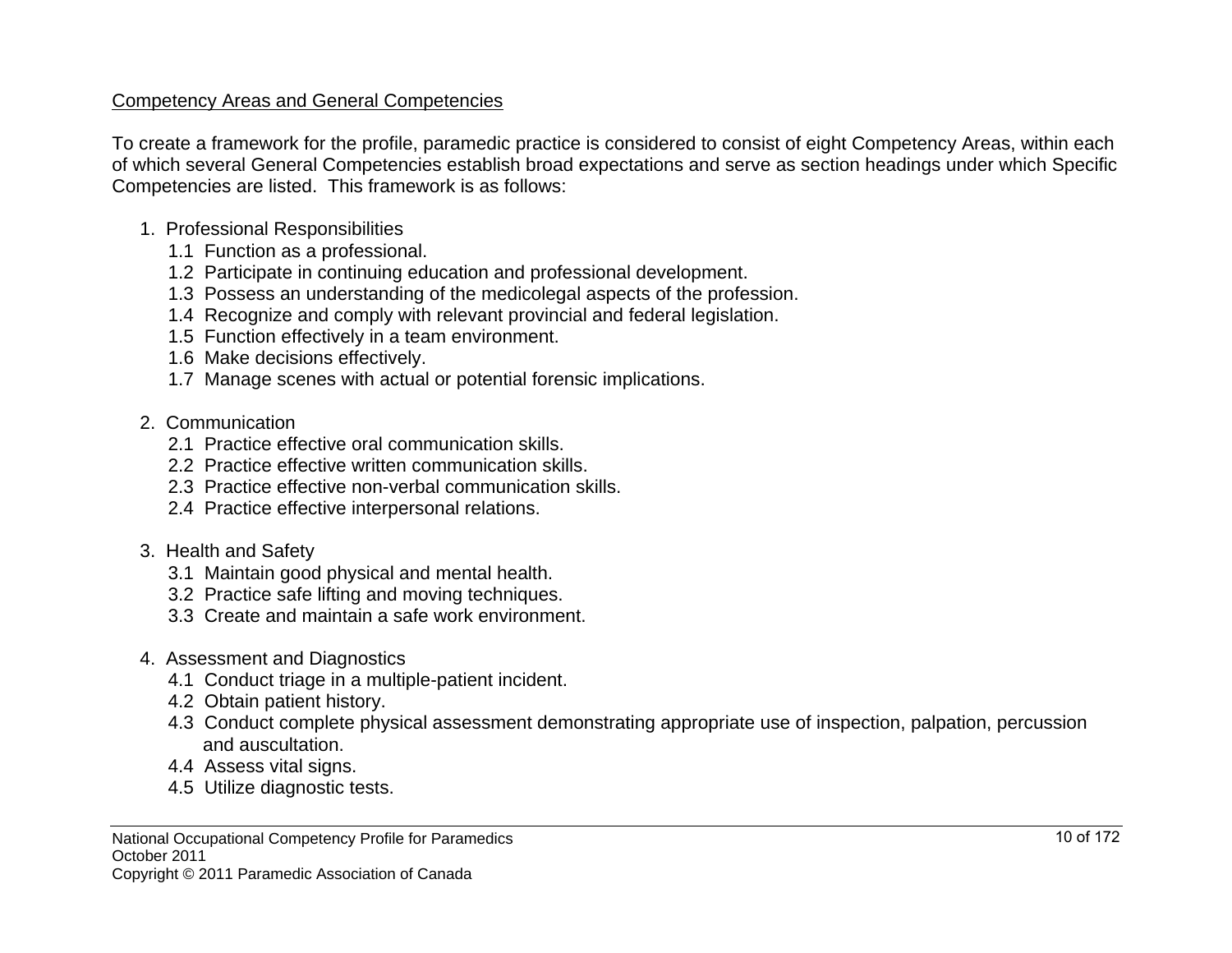## Competency Areas and General Competencies

To create a framework for the profile, paramedic practice is considered to consist of eight Competency Areas, within each of which several General Competencies establish broad expectations and serve as section headings under which Specific Competencies are listed. This framework is as follows:

1. Professional Responsibilities
   - 1.1 Function as a professional.
   - 1.2 Participate in continuing education and professional development.
   - 1.3 Possess an understanding of the medicolegal aspects of the profession.
   - 1.4 Recognize and comply with relevant provincial and federal legislation.
   - 1.5 Function effectively in a team environment.
   - 1.6 Make decisions effectively.
   - 1.7 Manage scenes with actual or potential forensic implications.

2. Communication
   - 2.1 Practice effective oral communication skills.
   - 2.2 Practice effective written communication skills.
   - 2.3 Practice effective non-verbal communication skills.
   - 2.4 Practice effective interpersonal relations.

3. Health and Safety
   - 3.1 Maintain good physical and mental health.
   - 3.2 Practice safe lifting and moving techniques.
   - 3.3 Create and maintain a safe work environment.

4. Assessment and Diagnostics
   - 4.1 Conduct triage in a multiple-patient incident.
   - 4.2 Obtain patient history.
   - 4.3 Conduct complete physical assessment demonstrating appropriate use of inspection, palpation, percussion and auscultation.
   - 4.4 Assess vital signs.
   - 4.5 Utilize diagnostic tests.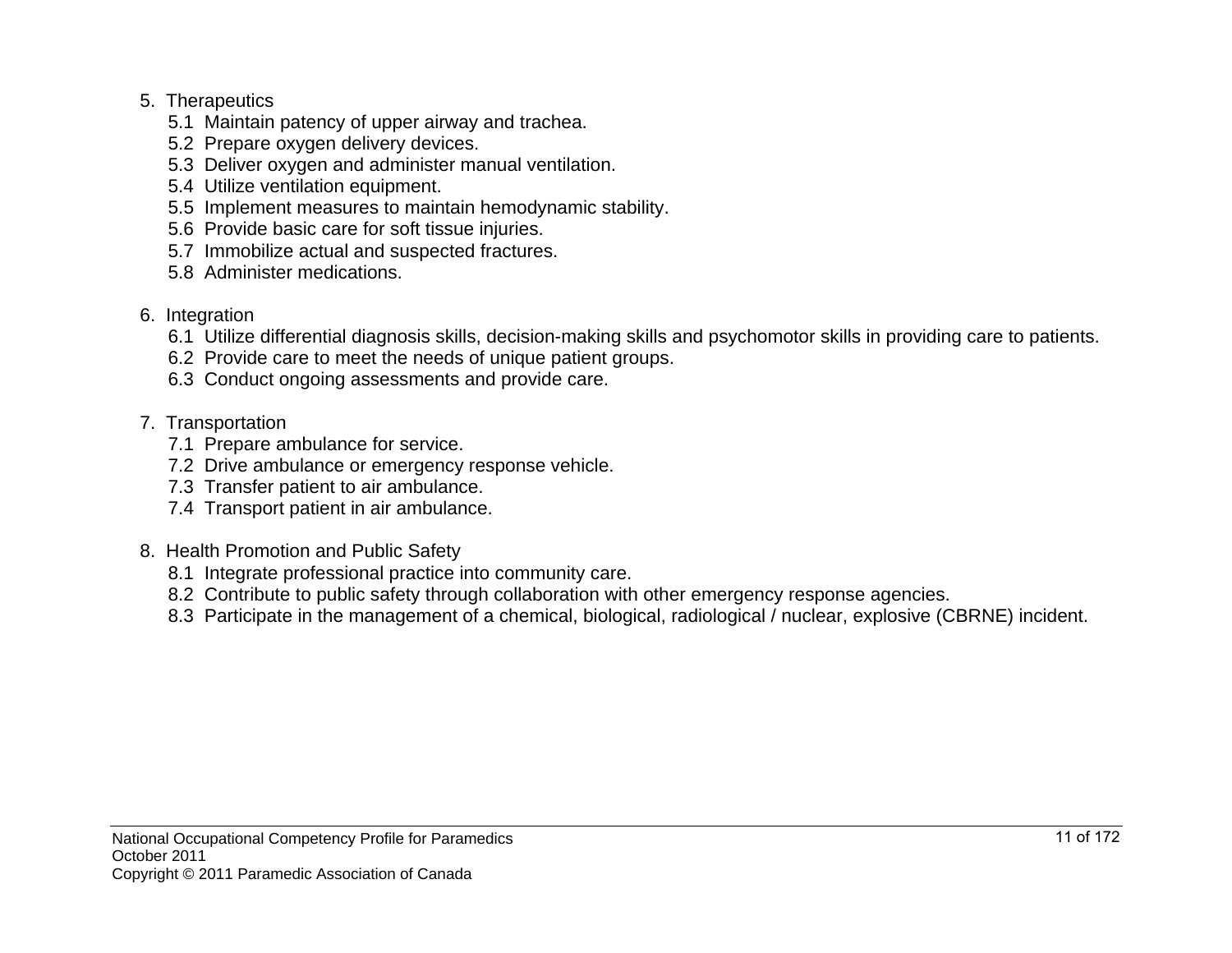5. Therapeutics
    - 5.1 Maintain patency of upper airway and trachea.
    - 5.2 Prepare oxygen delivery devices.
    - 5.3 Deliver oxygen and administer manual ventilation.
    - 5.4 Utilize ventilation equipment.
    - 5.5 Implement measures to maintain hemodynamic stability.
    - 5.6 Provide basic care for soft tissue injuries.
    - 5.7 Immobilize actual and suspected fractures.
    - 5.8 Administer medications.

6. Integration
    - 6.1 Utilize differential diagnosis skills, decision-making skills and psychomotor skills in providing care to patients.
    - 6.2 Provide care to meet the needs of unique patient groups.
    - 6.3 Conduct ongoing assessments and provide care.

7. Transportation
    - 7.1 Prepare ambulance for service.
    - 7.2 Drive ambulance or emergency response vehicle.
    - 7.3 Transfer patient to air ambulance.
    - 7.4 Transport patient in air ambulance.

8. Health Promotion and Public Safety
    - 8.1 Integrate professional practice into community care.
    - 8.2 Contribute to public safety through collaboration with other emergency response agencies.
    - 8.3 Participate in the management of a chemical, biological, radiological / nuclear, explosive (CBRNE) incident.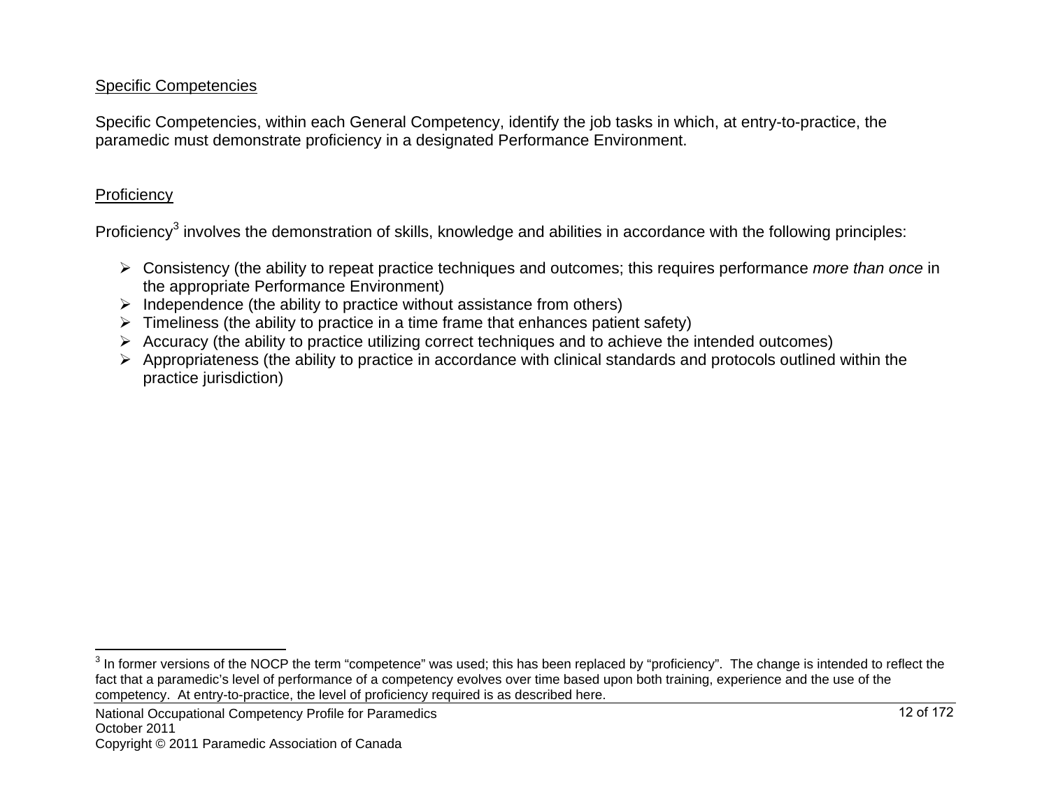## Specific Competencies

Specific Competencies, within each General Competency, identify the job tasks in which, at entry-to-practice, the paramedic must demonstrate proficiency in a designated Performance Environment.

## Proficiency

Proficiency[3] involves the demonstration of skills, knowledge and abilities in accordance with the following principles:

- Consistency (the ability to repeat practice techniques and outcomes; this requires performance *more than once* in the appropriate Performance Environment)
- Independence (the ability to practice without assistance from others)
- Timeliness (the ability to practice in a time frame that enhances patient safety)
- Accuracy (the ability to practice utilizing correct techniques and to achieve the intended outcomes)
- Appropriateness (the ability to practice in accordance with clinical standards and protocols outlined within the practice jurisdiction)

---

[3] In former versions of the NOCP the term "competence" was used; this has been replaced by "proficiency". The change is intended to reflect the fact that a paramedic's level of performance of a competency evolves over time based upon both training, experience and the use of the competency. At entry-to-practice, the level of proficiency required is as described here.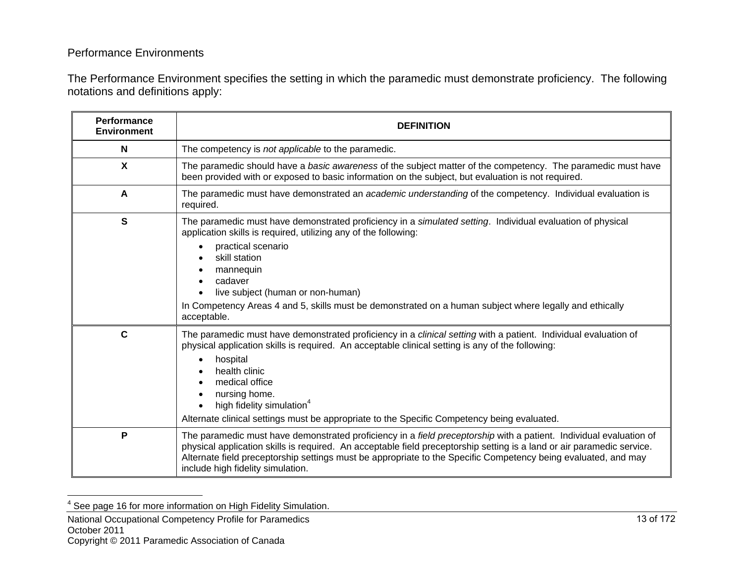## Performance Environments

The Performance Environment specifies the setting in which the paramedic must demonstrate proficiency. The following notations and definitions apply:

| Performance Environment | DEFINITION |
|---|---|
| **N** | The competency is *not applicable* to the paramedic. |
| **X** | The paramedic should have a *basic awareness* of the subject matter of the competency. The paramedic must have been provided with or exposed to basic information on the subject, but evaluation is not required. |
| **A** | The paramedic must have demonstrated an *academic understanding* of the competency. Individual evaluation is required. |
| **S** | The paramedic must have demonstrated proficiency in a *simulated setting*. Individual evaluation of physical application skills is required, utilizing any of the following: <br>• practical scenario <br>• skill station <br>• mannequin <br>• cadaver <br>• live subject (human or non-human) <br>In Competency Areas 4 and 5, skills must be demonstrated on a human subject where legally and ethically acceptable. |
| **C** | The paramedic must have demonstrated proficiency in a *clinical setting* with a patient. Individual evaluation of physical application skills is required. An acceptable clinical setting is any of the following: <br>• hospital <br>• health clinic <br>• medical office <br>• nursing home. <br>• high fidelity simulation[4] <br>Alternate clinical settings must be appropriate to the Specific Competency being evaluated. |
| **P** | The paramedic must have demonstrated proficiency in a *field preceptorship* with a patient. Individual evaluation of physical application skills is required. An acceptable field preceptorship setting is a land or air paramedic service. Alternate field preceptorship settings must be appropriate to the Specific Competency being evaluated, and may include high fidelity simulation. |

[4] See page 16 for more information on High Fidelity Simulation.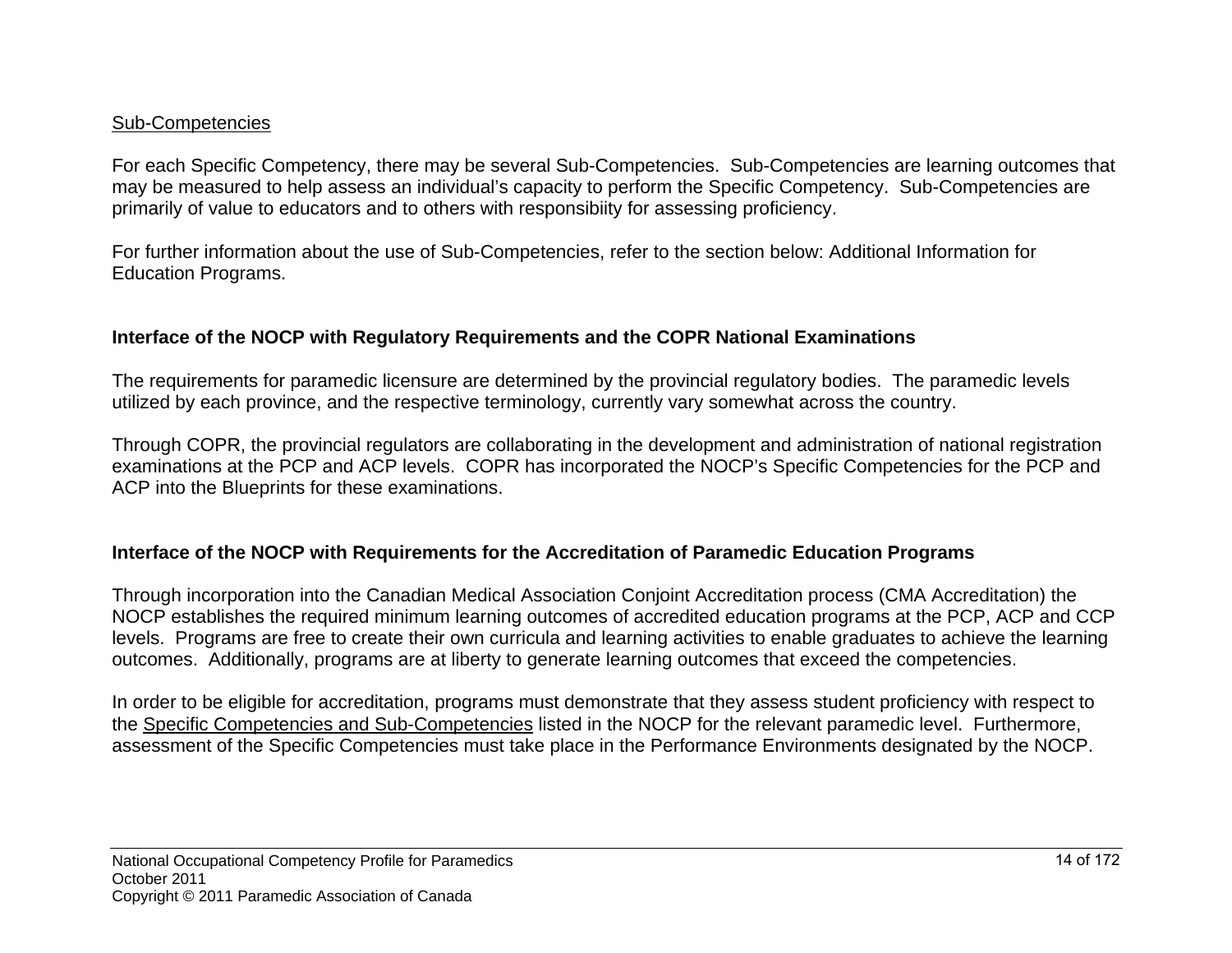Sub-Competencies

For each Specific Competency, there may be several Sub-Competencies. Sub-Competencies are learning outcomes that may be measured to help assess an individual's capacity to perform the Specific Competency. Sub-Competencies are primarily of value to educators and to others with responsibiity for assessing proficiency.

For further information about the use of Sub-Competencies, refer to the section below: Additional Information for Education Programs.

**Interface of the NOCP with Regulatory Requirements and the COPR National Examinations**

The requirements for paramedic licensure are determined by the provincial regulatory bodies. The paramedic levels utilized by each province, and the respective terminology, currently vary somewhat across the country.

Through COPR, the provincial regulators are collaborating in the development and administration of national registration examinations at the PCP and ACP levels. COPR has incorporated the NOCP's Specific Competencies for the PCP and ACP into the Blueprints for these examinations.

**Interface of the NOCP with Requirements for the Accreditation of Paramedic Education Programs**

Through incorporation into the Canadian Medical Association Conjoint Accreditation process (CMA Accreditation) the NOCP establishes the required minimum learning outcomes of accredited education programs at the PCP, ACP and CCP levels. Programs are free to create their own curricula and learning activities to enable graduates to achieve the learning outcomes. Additionally, programs are at liberty to generate learning outcomes that exceed the competencies.

In order to be eligible for accreditation, programs must demonstrate that they assess student proficiency with respect to the Specific Competencies and Sub-Competencies listed in the NOCP for the relevant paramedic level. Furthermore, assessment of the Specific Competencies must take place in the Performance Environments designated by the NOCP.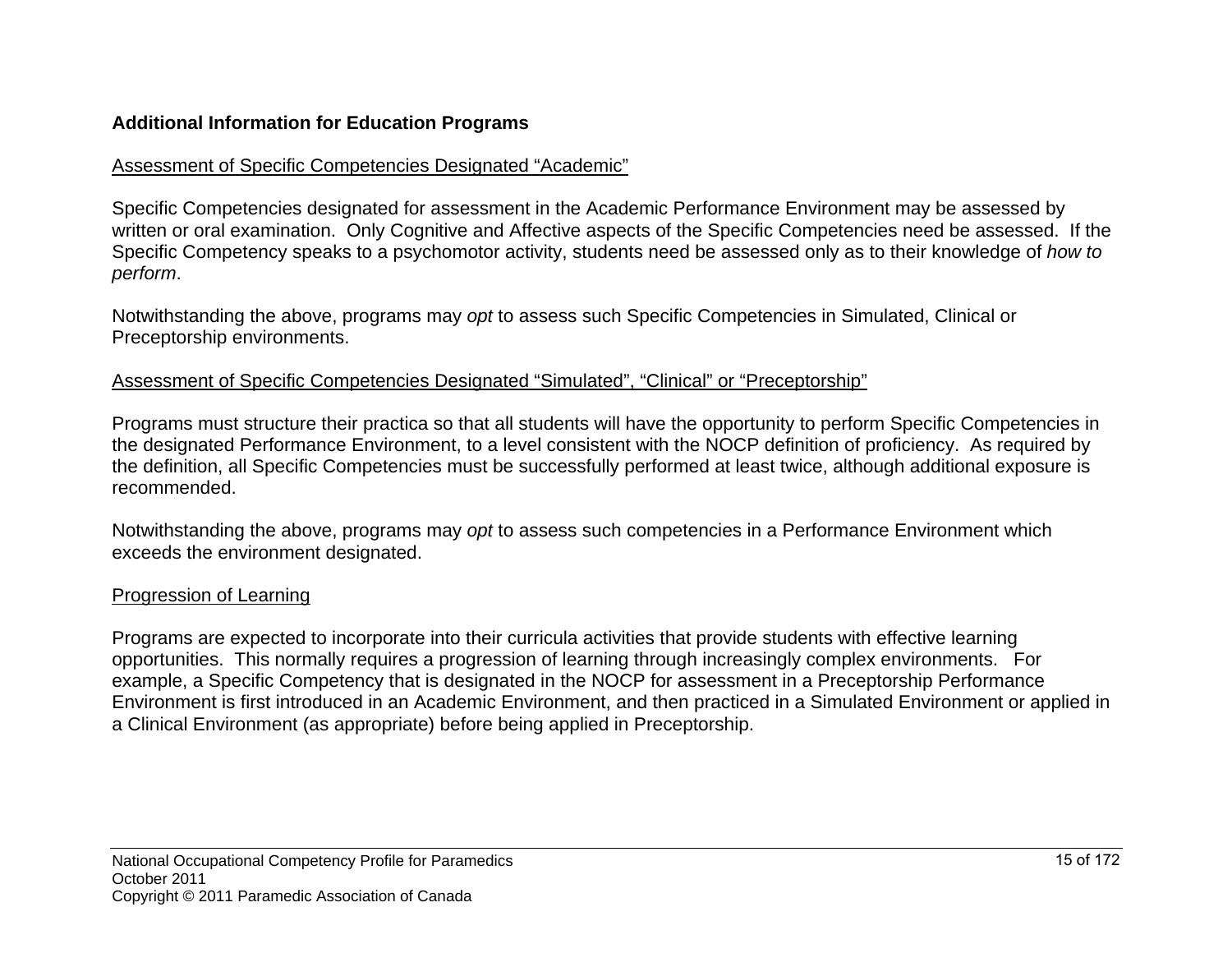**Additional Information for Education Programs**

Assessment of Specific Competencies Designated “Academic”

Specific Competencies designated for assessment in the Academic Performance Environment may be assessed by written or oral examination. Only Cognitive and Affective aspects of the Specific Competencies need be assessed. If the Specific Competency speaks to a psychomotor activity, students need be assessed only as to their knowledge of *how to perform*.

Notwithstanding the above, programs may *opt* to assess such Specific Competencies in Simulated, Clinical or Preceptorship environments.

Assessment of Specific Competencies Designated “Simulated”, “Clinical” or “Preceptorship”

Programs must structure their practica so that all students will have the opportunity to perform Specific Competencies in the designated Performance Environment, to a level consistent with the NOCP definition of proficiency. As required by the definition, all Specific Competencies must be successfully performed at least twice, although additional exposure is recommended.

Notwithstanding the above, programs may *opt* to assess such competencies in a Performance Environment which exceeds the environment designated.

Progression of Learning

Programs are expected to incorporate into their curricula activities that provide students with effective learning opportunities. This normally requires a progression of learning through increasingly complex environments. For example, a Specific Competency that is designated in the NOCP for assessment in a Preceptorship Performance Environment is first introduced in an Academic Environment, and then practiced in a Simulated Environment or applied in a Clinical Environment (as appropriate) before being applied in Preceptorship.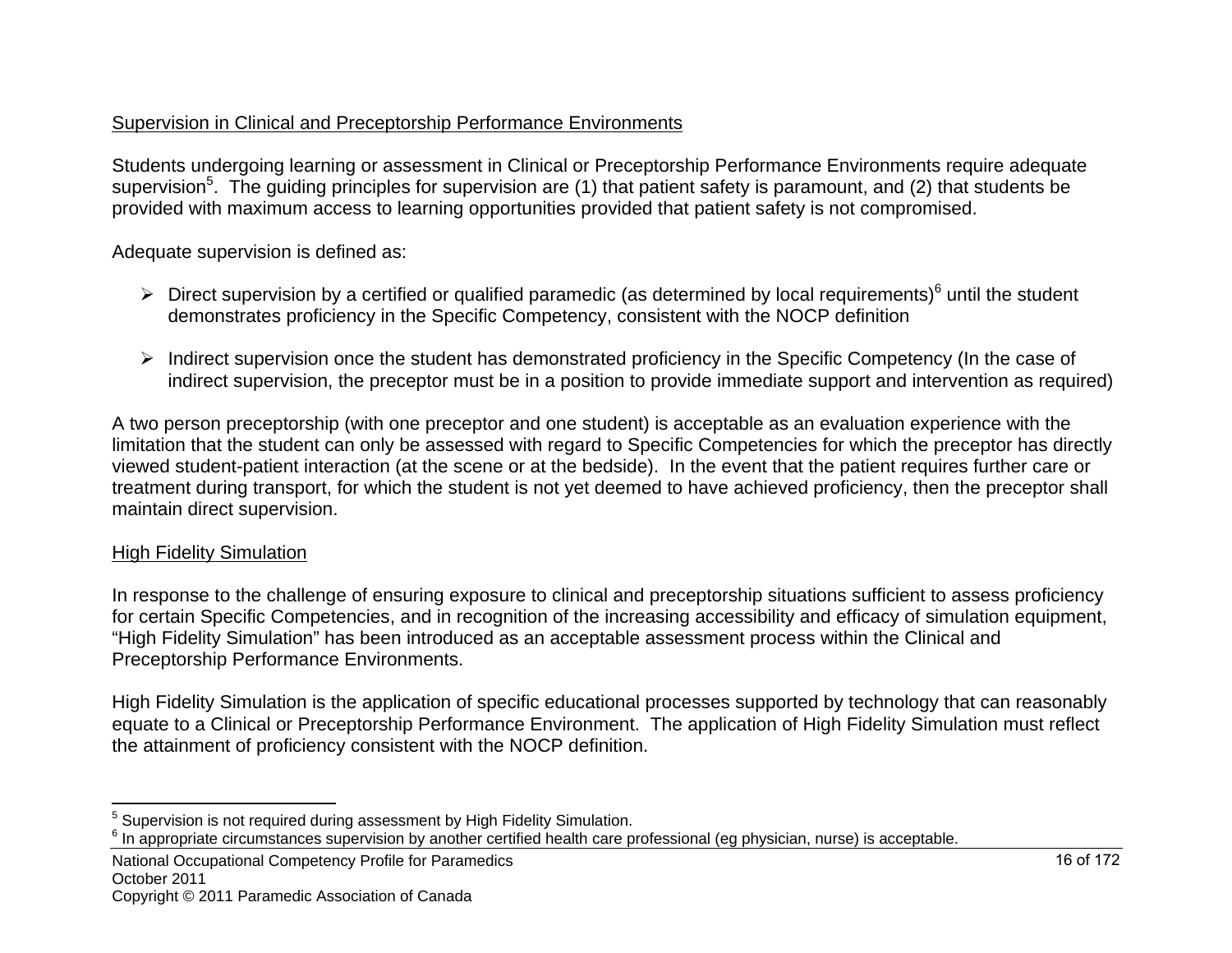Supervision in Clinical and Preceptorship Performance Environments

Students undergoing learning or assessment in Clinical or Preceptorship Performance Environments require adequate supervision[5]. The guiding principles for supervision are (1) that patient safety is paramount, and (2) that students be provided with maximum access to learning opportunities provided that patient safety is not compromised.

Adequate supervision is defined as:

- Direct supervision by a certified or qualified paramedic (as determined by local requirements)[6] until the student demonstrates proficiency in the Specific Competency, consistent with the NOCP definition

- Indirect supervision once the student has demonstrated proficiency in the Specific Competency (In the case of indirect supervision, the preceptor must be in a position to provide immediate support and intervention as required)

A two person preceptorship (with one preceptor and one student) is acceptable as an evaluation experience with the limitation that the student can only be assessed with regard to Specific Competencies for which the preceptor has directly viewed student-patient interaction (at the scene or at the bedside). In the event that the patient requires further care or treatment during transport, for which the student is not yet deemed to have achieved proficiency, then the preceptor shall maintain direct supervision.

High Fidelity Simulation

In response to the challenge of ensuring exposure to clinical and preceptorship situations sufficient to assess proficiency for certain Specific Competencies, and in recognition of the increasing accessibility and efficacy of simulation equipment, "High Fidelity Simulation" has been introduced as an acceptable assessment process within the Clinical and Preceptorship Performance Environments.

High Fidelity Simulation is the application of specific educational processes supported by technology that can reasonably equate to a Clinical or Preceptorship Performance Environment. The application of High Fidelity Simulation must reflect the attainment of proficiency consistent with the NOCP definition.

---

[5] Supervision is not required during assessment by High Fidelity Simulation.

[6] In appropriate circumstances supervision by another certified health care professional (eg physician, nurse) is acceptable.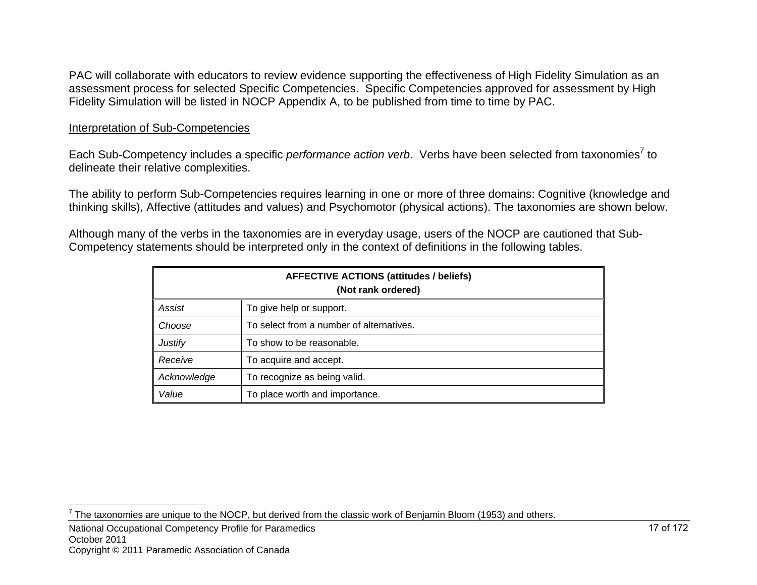PAC will collaborate with educators to review evidence supporting the effectiveness of High Fidelity Simulation as an assessment process for selected Specific Competencies. Specific Competencies approved for assessment by High Fidelity Simulation will be listed in NOCP Appendix A, to be published from time to time by PAC.

Interpretation of Sub-Competencies

Each Sub-Competency includes a specific *performance action verb*. Verbs have been selected from taxonomies[7] to delineate their relative complexities.

The ability to perform Sub-Competencies requires learning in one or more of three domains: Cognitive (knowledge and thinking skills), Affective (attitudes and values) and Psychomotor (physical actions). The taxonomies are shown below.

Although many of the verbs in the taxonomies are in everyday usage, users of the NOCP are cautioned that Sub-Competency statements should be interpreted only in the context of definitions in the following tables.

| **AFFECTIVE ACTIONS (attitudes / beliefs) (Not rank ordered)** | |
|---|---|
| *Assist* | To give help or support. |
| *Choose* | To select from a number of alternatives. |
| *Justify* | To show to be reasonable. |
| *Receive* | To acquire and accept. |
| *Acknowledge* | To recognize as being valid. |
| *Value* | To place worth and importance. |

[7] The taxonomies are unique to the NOCP, but derived from the classic work of Benjamin Bloom (1953) and others.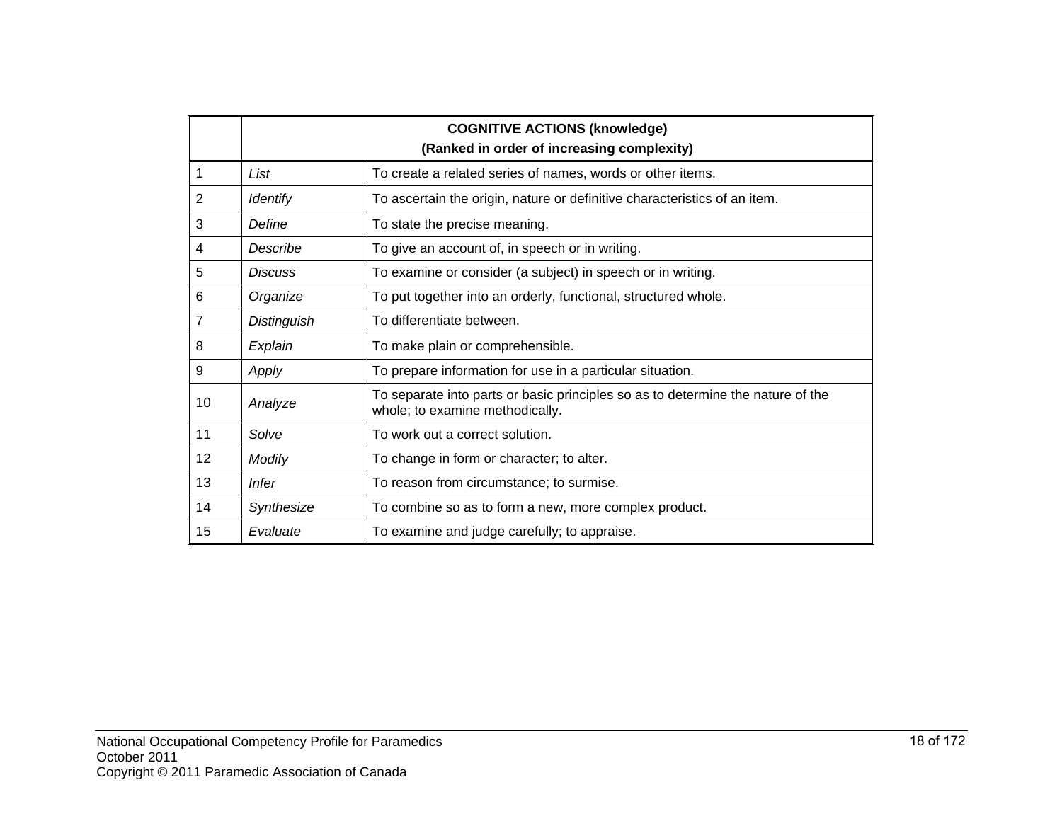| | **COGNITIVE ACTIONS (knowledge)**<br>**(Ranked in order of increasing complexity)** | |
|---|---|---|
| 1 | *List* | To create a related series of names, words or other items. |
| 2 | *Identify* | To ascertain the origin, nature or definitive characteristics of an item. |
| 3 | *Define* | To state the precise meaning. |
| 4 | *Describe* | To give an account of, in speech or in writing. |
| 5 | *Discuss* | To examine or consider (a subject) in speech or in writing. |
| 6 | *Organize* | To put together into an orderly, functional, structured whole. |
| 7 | *Distinguish* | To differentiate between. |
| 8 | *Explain* | To make plain or comprehensible. |
| 9 | *Apply* | To prepare information for use in a particular situation. |
| 10 | *Analyze* | To separate into parts or basic principles so as to determine the nature of the whole; to examine methodically. |
| 11 | *Solve* | To work out a correct solution. |
| 12 | *Modify* | To change in form or character; to alter. |
| 13 | *Infer* | To reason from circumstance; to surmise. |
| 14 | *Synthesize* | To combine so as to form a new, more complex product. |
| 15 | *Evaluate* | To examine and judge carefully; to appraise. |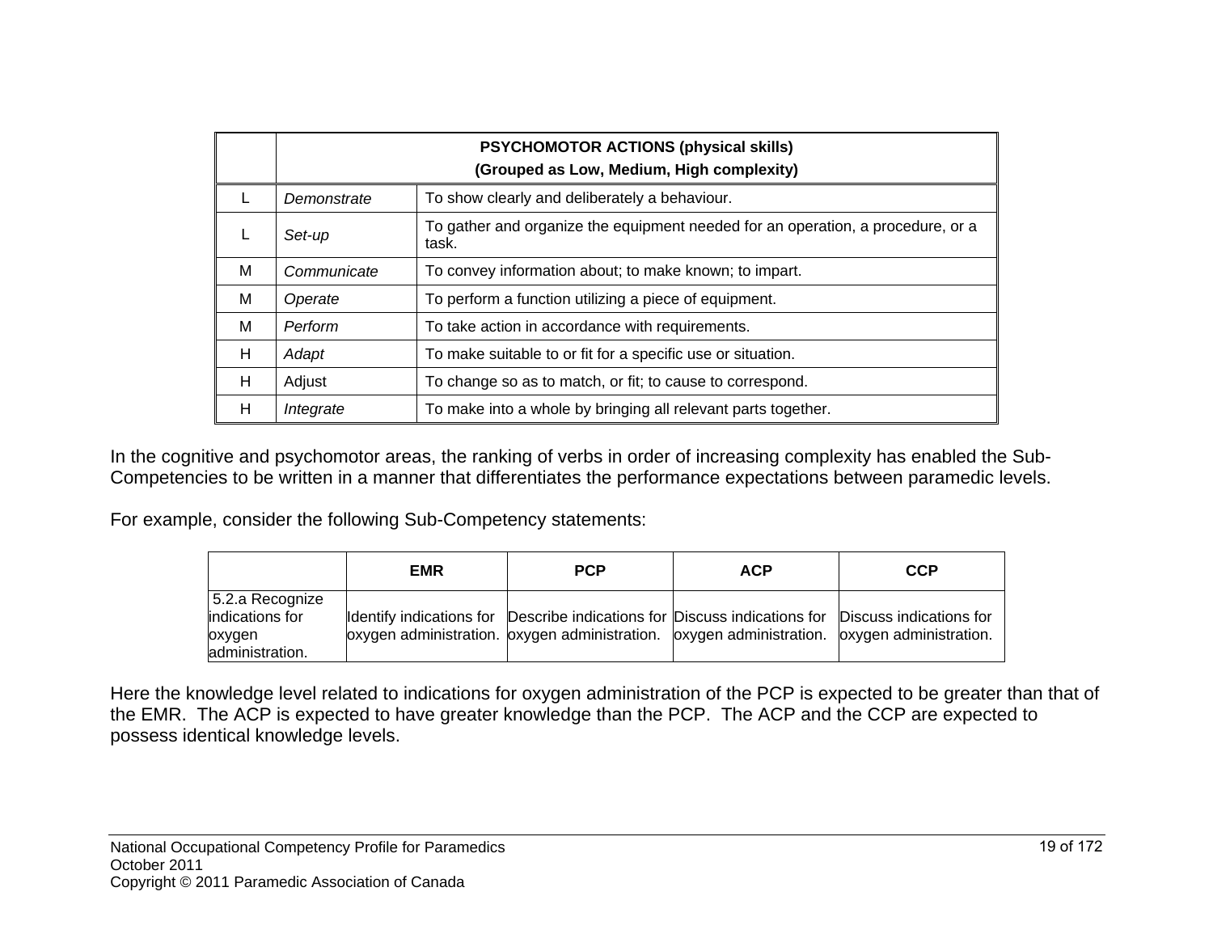| | PSYCHOMOTOR ACTIONS (physical skills) (Grouped as Low, Medium, High complexity) | |
|---|---|---|
| L | *Demonstrate* | To show clearly and deliberately a behaviour. |
| L | *Set-up* | To gather and organize the equipment needed for an operation, a procedure, or a task. |
| M | *Communicate* | To convey information about; to make known; to impart. |
| M | *Operate* | To perform a function utilizing a piece of equipment. |
| M | *Perform* | To take action in accordance with requirements. |
| H | *Adapt* | To make suitable to or fit for a specific use or situation. |
| H | Adjust | To change so as to match, or fit; to cause to correspond. |
| H | *Integrate* | To make into a whole by bringing all relevant parts together. |

In the cognitive and psychomotor areas, the ranking of verbs in order of increasing complexity has enabled the Sub-Competencies to be written in a manner that differentiates the performance expectations between paramedic levels.

For example, consider the following Sub-Competency statements:

| | EMR | PCP | ACP | CCP |
|---|---|---|---|---|
| 5.2.a Recognize indications for oxygen administration. | Identify indications for oxygen administration. | Describe indications for oxygen administration. | Discuss indications for oxygen administration. | Discuss indications for oxygen administration. |

Here the knowledge level related to indications for oxygen administration of the PCP is expected to be greater than that of the EMR. The ACP is expected to have greater knowledge than the PCP. The ACP and the CCP are expected to possess identical knowledge levels.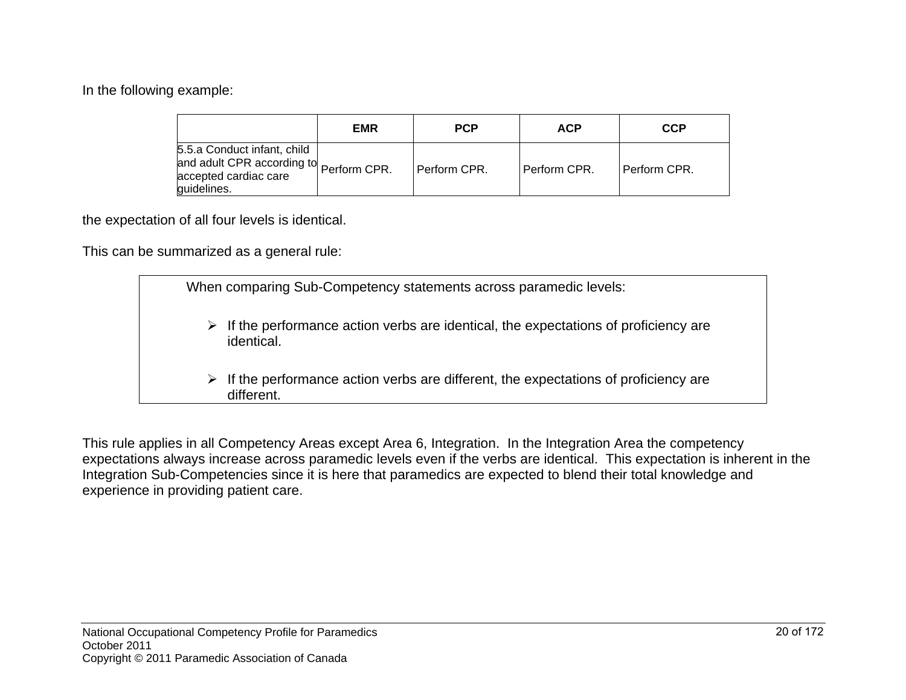In the following example:

| | EMR | PCP | ACP | CCP |
|---|---|---|---|---|
| 5.5.a Conduct infant, child and adult CPR according to accepted cardiac care guidelines. | Perform CPR. | Perform CPR. | Perform CPR. | Perform CPR. |

the expectation of all four levels is identical.

This can be summarized as a general rule:

> When comparing Sub-Competency statements across paramedic levels:
>
> - If the performance action verbs are identical, the expectations of proficiency are identical.
>
> - If the performance action verbs are different, the expectations of proficiency are different.

This rule applies in all Competency Areas except Area 6, Integration. In the Integration Area the competency expectations always increase across paramedic levels even if the verbs are identical. This expectation is inherent in the Integration Sub-Competencies since it is here that paramedics are expected to blend their total knowledge and experience in providing patient care.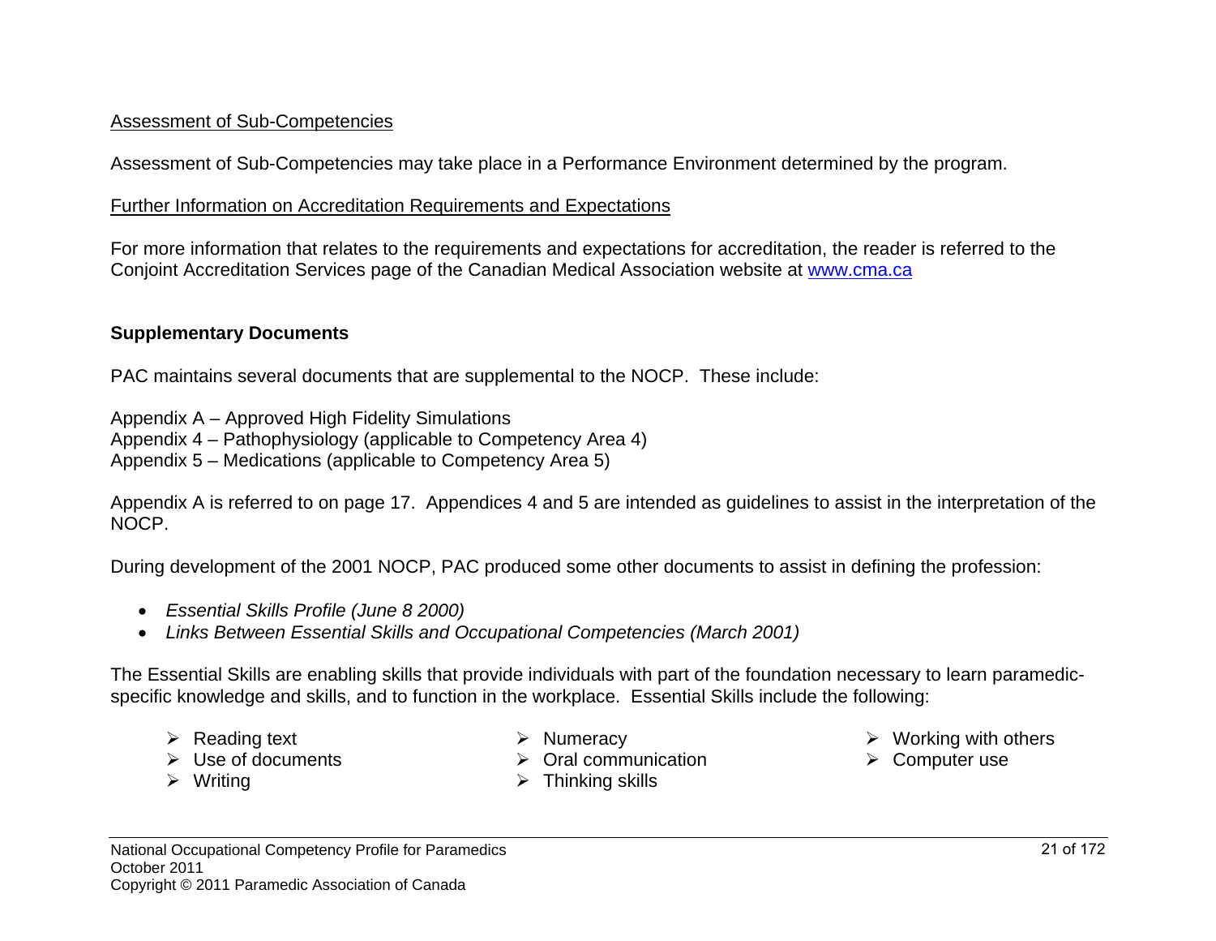Assessment of Sub-Competencies

Assessment of Sub-Competencies may take place in a Performance Environment determined by the program.

Further Information on Accreditation Requirements and Expectations

For more information that relates to the requirements and expectations for accreditation, the reader is referred to the Conjoint Accreditation Services page of the Canadian Medical Association website at [www.cma.ca](http://www.cma.ca)

## Supplementary Documents

PAC maintains several documents that are supplemental to the NOCP. These include:

Appendix A – Approved High Fidelity Simulations
Appendix 4 – Pathophysiology (applicable to Competency Area 4)
Appendix 5 – Medications (applicable to Competency Area 5)

Appendix A is referred to on page 17. Appendices 4 and 5 are intended as guidelines to assist in the interpretation of the NOCP.

During development of the 2001 NOCP, PAC produced some other documents to assist in defining the profession:

- *Essential Skills Profile (June 8 2000)*
- *Links Between Essential Skills and Occupational Competencies (March 2001)*

The Essential Skills are enabling skills that provide individuals with part of the foundation necessary to learn paramedic-specific knowledge and skills, and to function in the workplace. Essential Skills include the following:

- Reading text
- Use of documents
- Writing
- Numeracy
- Oral communication
- Thinking skills
- Working with others
- Computer use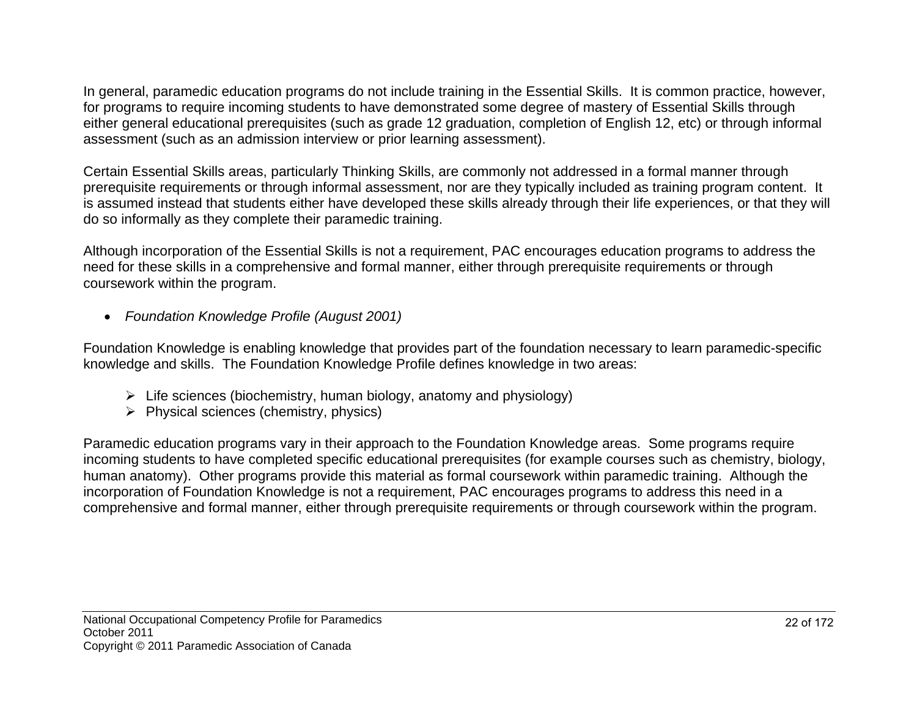In general, paramedic education programs do not include training in the Essential Skills. It is common practice, however, for programs to require incoming students to have demonstrated some degree of mastery of Essential Skills through either general educational prerequisites (such as grade 12 graduation, completion of English 12, etc) or through informal assessment (such as an admission interview or prior learning assessment).

Certain Essential Skills areas, particularly Thinking Skills, are commonly not addressed in a formal manner through prerequisite requirements or through informal assessment, nor are they typically included as training program content. It is assumed instead that students either have developed these skills already through their life experiences, or that they will do so informally as they complete their paramedic training.

Although incorporation of the Essential Skills is not a requirement, PAC encourages education programs to address the need for these skills in a comprehensive and formal manner, either through prerequisite requirements or through coursework within the program.

- *Foundation Knowledge Profile (August 2001)*

Foundation Knowledge is enabling knowledge that provides part of the foundation necessary to learn paramedic-specific knowledge and skills. The Foundation Knowledge Profile defines knowledge in two areas:

- Life sciences (biochemistry, human biology, anatomy and physiology)
- Physical sciences (chemistry, physics)

Paramedic education programs vary in their approach to the Foundation Knowledge areas. Some programs require incoming students to have completed specific educational prerequisites (for example courses such as chemistry, biology, human anatomy). Other programs provide this material as formal coursework within paramedic training. Although the incorporation of Foundation Knowledge is not a requirement, PAC encourages programs to address this need in a comprehensive and formal manner, either through prerequisite requirements or through coursework within the program.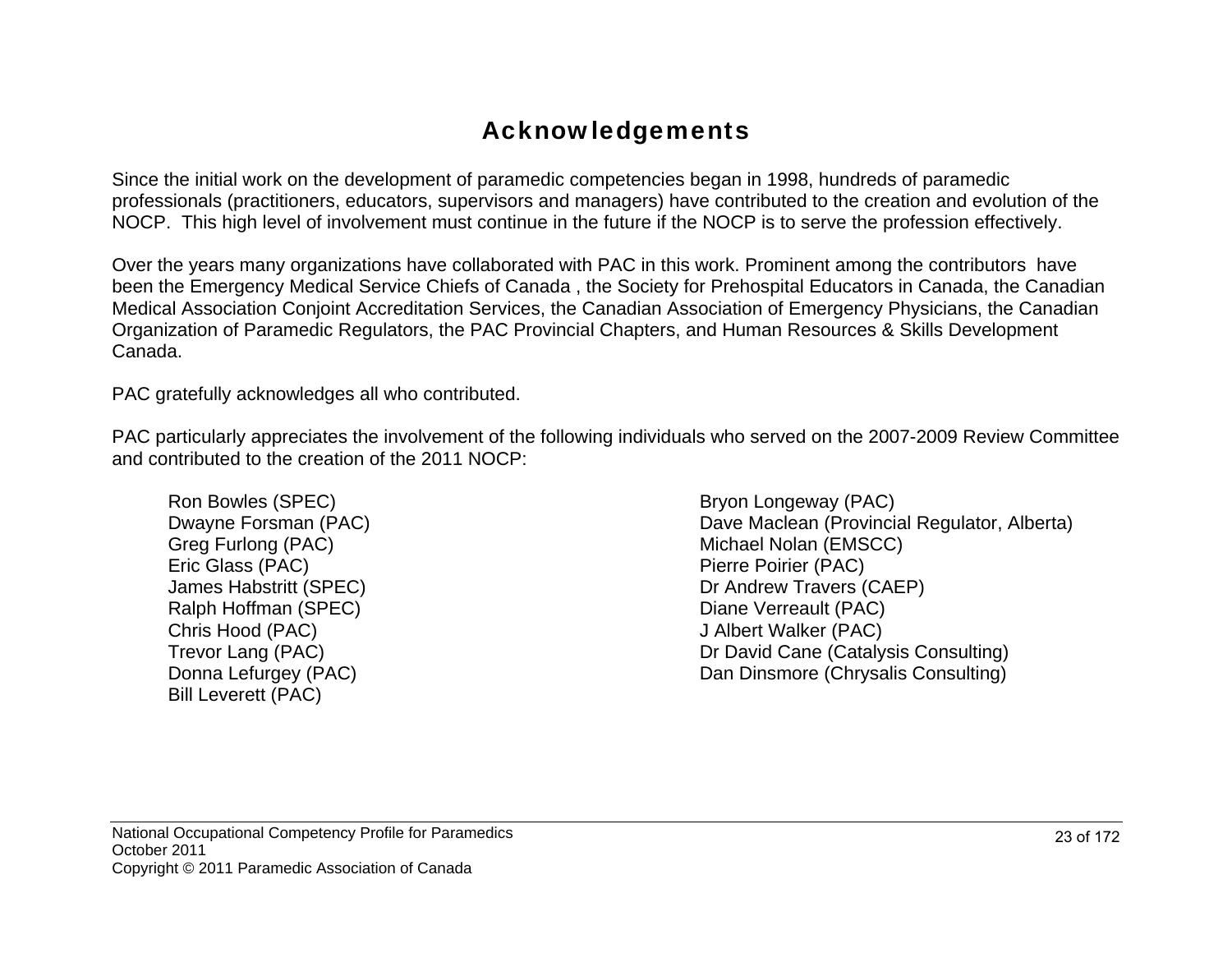# Acknowledgements

Since the initial work on the development of paramedic competencies began in 1998, hundreds of paramedic professionals (practitioners, educators, supervisors and managers) have contributed to the creation and evolution of the NOCP. This high level of involvement must continue in the future if the NOCP is to serve the profession effectively.

Over the years many organizations have collaborated with PAC in this work. Prominent among the contributors have been the Emergency Medical Service Chiefs of Canada , the Society for Prehospital Educators in Canada, the Canadian Medical Association Conjoint Accreditation Services, the Canadian Association of Emergency Physicians, the Canadian Organization of Paramedic Regulators, the PAC Provincial Chapters, and Human Resources & Skills Development Canada.

PAC gratefully acknowledges all who contributed.

PAC particularly appreciates the involvement of the following individuals who served on the 2007-2009 Review Committee and contributed to the creation of the 2011 NOCP:

Ron Bowles (SPEC)
Dwayne Forsman (PAC)
Greg Furlong (PAC)
Eric Glass (PAC)
James Habstritt (SPEC)
Ralph Hoffman (SPEC)
Chris Hood (PAC)
Trevor Lang (PAC)
Donna Lefurgey (PAC)
Bill Leverett (PAC)
Bryon Longeway (PAC)
Dave Maclean (Provincial Regulator, Alberta)
Michael Nolan (EMSCC)
Pierre Poirier (PAC)
Dr Andrew Travers (CAEP)
Diane Verreault (PAC)
J Albert Walker (PAC)
Dr David Cane (Catalysis Consulting)
Dan Dinsmore (Chrysalis Consulting)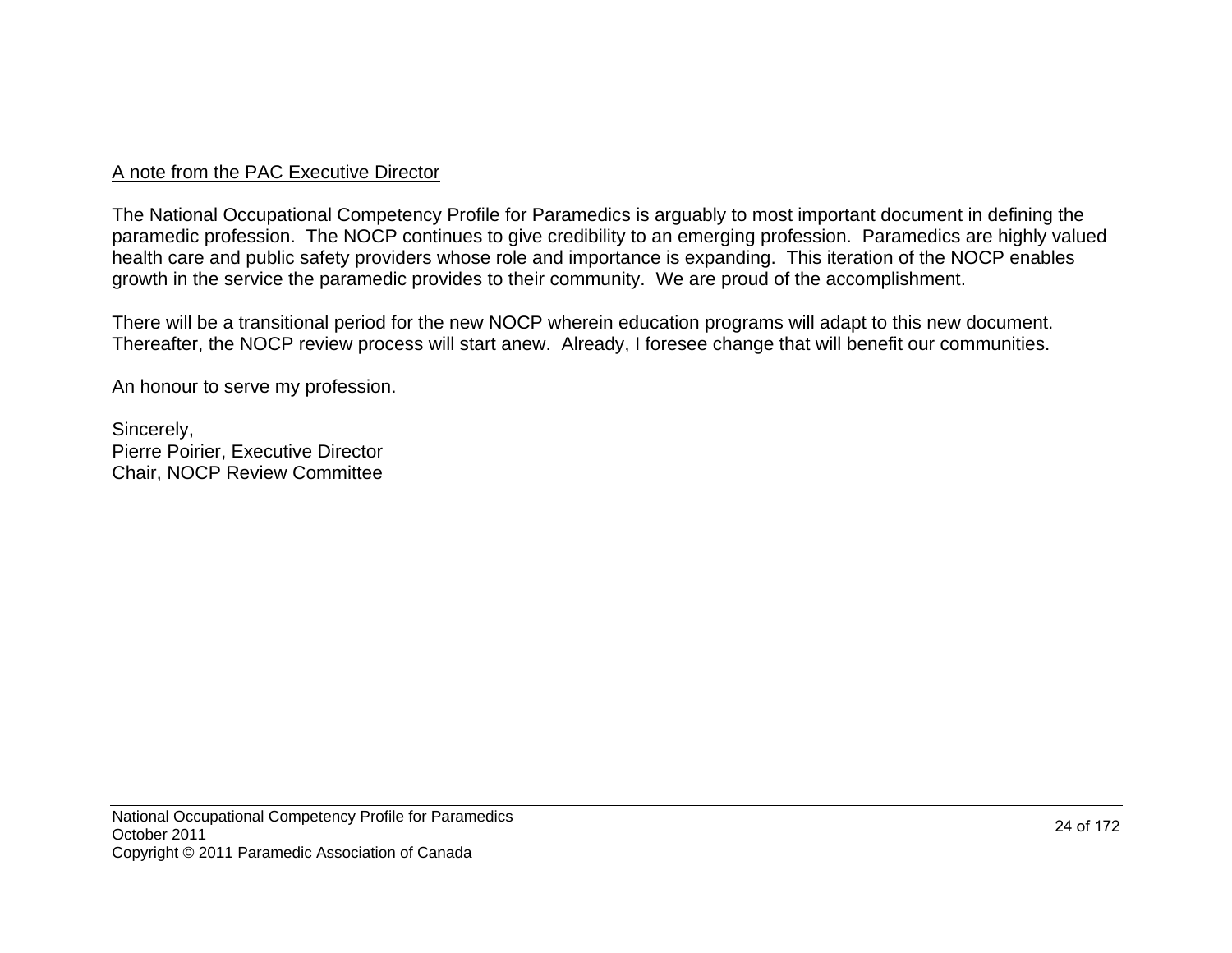A note from the PAC Executive Director

The National Occupational Competency Profile for Paramedics is arguably to most important document in defining the paramedic profession.  The NOCP continues to give credibility to an emerging profession.  Paramedics are highly valued health care and public safety providers whose role and importance is expanding.  This iteration of the NOCP enables growth in the service the paramedic provides to their community.  We are proud of the accomplishment.

There will be a transitional period for the new NOCP wherein education programs will adapt to this new document.  Thereafter, the NOCP review process will start anew.  Already, I foresee change that will benefit our communities.

An honour to serve my profession.

Sincerely,
Pierre Poirier, Executive Director
Chair, NOCP Review Committee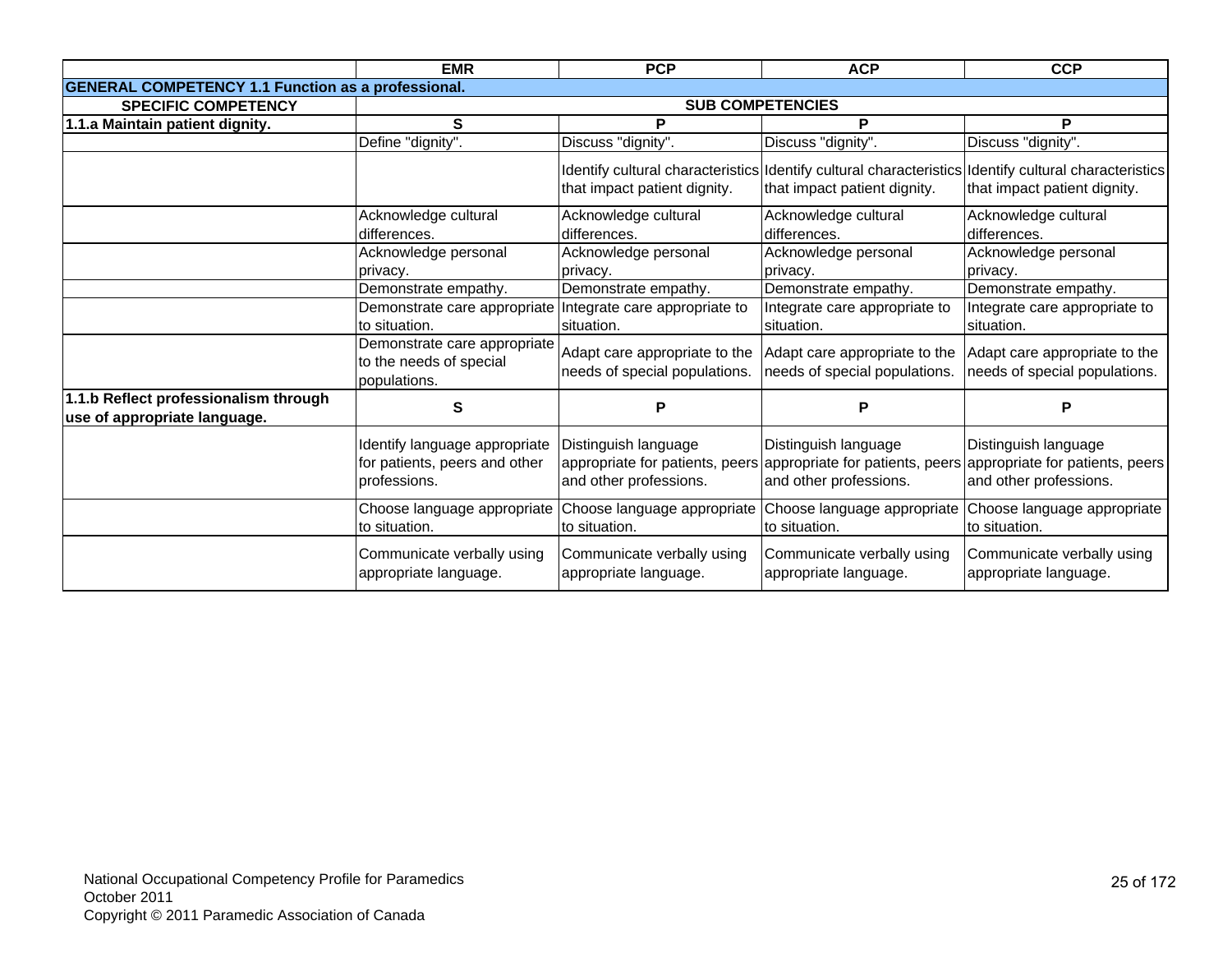| | EMR | PCP | ACP | CCP |
|---|---|---|---|---|
| **GENERAL COMPETENCY 1.1 Function as a professional.** | | | | |
| **SPECIFIC COMPETENCY** | **SUB COMPETENCIES** | | | |
| **1.1.a Maintain patient dignity.** | **S** | **P** | **P** | **P** |
| | Define "dignity". | Discuss "dignity". | Discuss "dignity". | Discuss "dignity". |
| | | Identify cultural characteristics that impact patient dignity. | Identify cultural characteristics that impact patient dignity. | Identify cultural characteristics that impact patient dignity. |
| | Acknowledge cultural differences. | Acknowledge cultural differences. | Acknowledge cultural differences. | Acknowledge cultural differences. |
| | Acknowledge personal privacy. | Acknowledge personal privacy. | Acknowledge personal privacy. | Acknowledge personal privacy. |
| | Demonstrate empathy. | Demonstrate empathy. | Demonstrate empathy. | Demonstrate empathy. |
| | Demonstrate care appropriate to situation. | Integrate care appropriate to situation. | Integrate care appropriate to situation. | Integrate care appropriate to situation. |
| | Demonstrate care appropriate to the needs of special populations. | Adapt care appropriate to the needs of special populations. | Adapt care appropriate to the needs of special populations. | Adapt care appropriate to the needs of special populations. |
| **1.1.b Reflect professionalism through use of appropriate language.** | **S** | **P** | **P** | **P** |
| | Identify language appropriate for patients, peers and other professions. | Distinguish language appropriate for patients, peers and other professions. | Distinguish language appropriate for patients, peers and other professions. | Distinguish language appropriate for patients, peers and other professions. |
| | Choose language appropriate to situation. | Choose language appropriate to situation. | Choose language appropriate to situation. | Choose language appropriate to situation. |
| | Communicate verbally using appropriate language. | Communicate verbally using appropriate language. | Communicate verbally using appropriate language. | Communicate verbally using appropriate language. |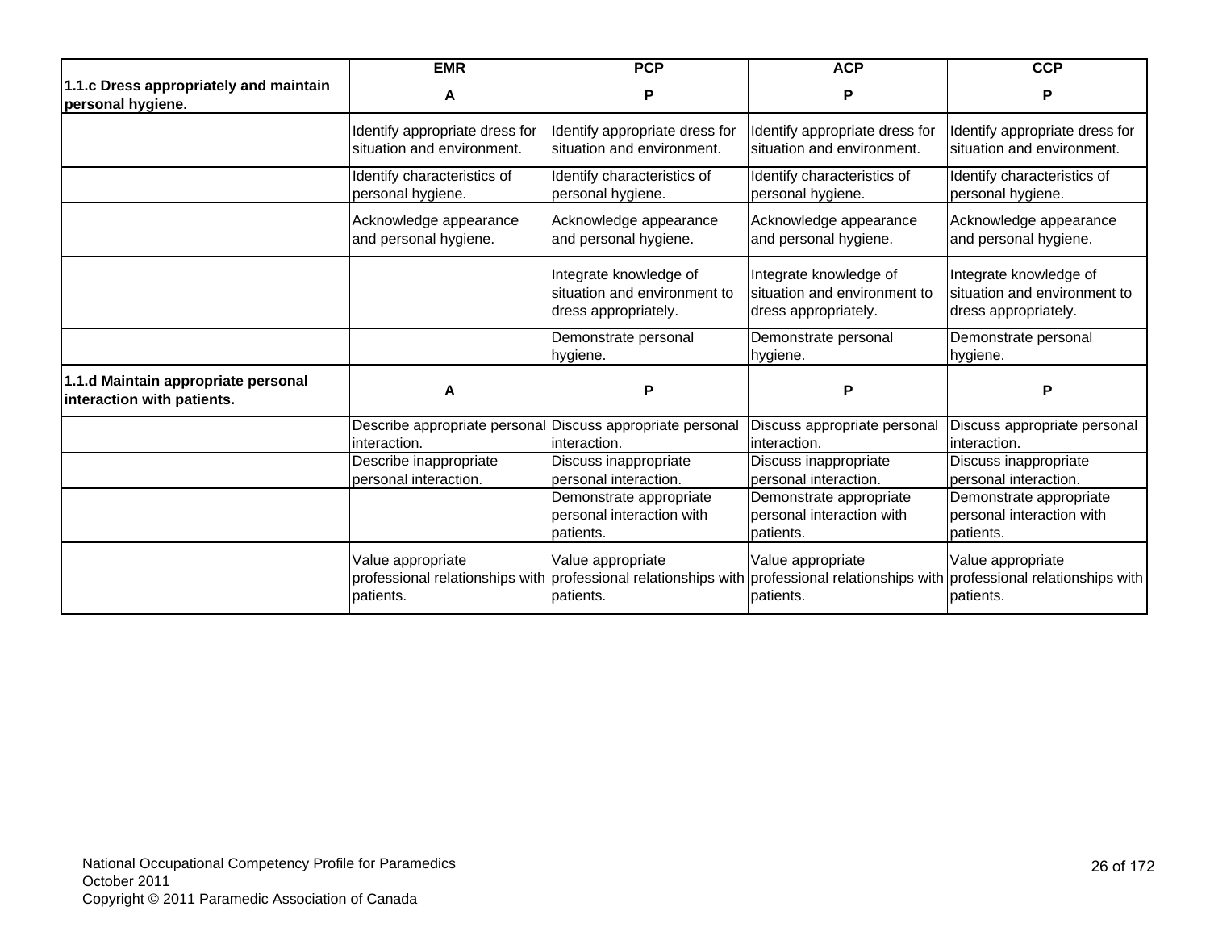| | EMR | PCP | ACP | CCP |
|---|---|---|---|---|
| **1.1.c Dress appropriately and maintain personal hygiene.** | **A** | **P** | **P** | **P** |
| | Identify appropriate dress for situation and environment. | Identify appropriate dress for situation and environment. | Identify appropriate dress for situation and environment. | Identify appropriate dress for situation and environment. |
| | Identify characteristics of personal hygiene. | Identify characteristics of personal hygiene. | Identify characteristics of personal hygiene. | Identify characteristics of personal hygiene. |
| | Acknowledge appearance and personal hygiene. | Acknowledge appearance and personal hygiene. | Acknowledge appearance and personal hygiene. | Acknowledge appearance and personal hygiene. |
| | | Integrate knowledge of situation and environment to dress appropriately. | Integrate knowledge of situation and environment to dress appropriately. | Integrate knowledge of situation and environment to dress appropriately. |
| | | Demonstrate personal hygiene. | Demonstrate personal hygiene. | Demonstrate personal hygiene. |
| **1.1.d Maintain appropriate personal interaction with patients.** | **A** | **P** | **P** | **P** |
| | Describe appropriate personal interaction. | Discuss appropriate personal interaction. | Discuss appropriate personal interaction. | Discuss appropriate personal interaction. |
| | Describe inappropriate personal interaction. | Discuss inappropriate personal interaction. | Discuss inappropriate personal interaction. | Discuss inappropriate personal interaction. |
| | | Demonstrate appropriate personal interaction with patients. | Demonstrate appropriate personal interaction with patients. | Demonstrate appropriate personal interaction with patients. |
| | Value appropriate professional relationships with patients. | Value appropriate professional relationships with patients. | Value appropriate professional relationships with patients. | Value appropriate professional relationships with patients. |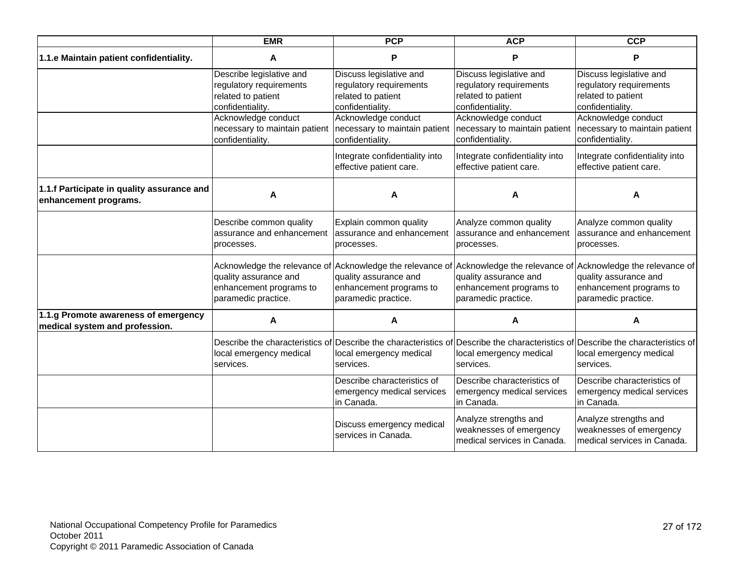| | EMR | PCP | ACP | CCP |
|---|---|---|---|---|
| **1.1.e Maintain patient confidentiality.** | **A** | **P** | **P** | **P** |
| | Describe legislative and regulatory requirements related to patient confidentiality. | Discuss legislative and regulatory requirements related to patient confidentiality. | Discuss legislative and regulatory requirements related to patient confidentiality. | Discuss legislative and regulatory requirements related to patient confidentiality. |
| | Acknowledge conduct necessary to maintain patient confidentiality. | Acknowledge conduct necessary to maintain patient confidentiality. | Acknowledge conduct necessary to maintain patient confidentiality. | Acknowledge conduct necessary to maintain patient confidentiality. |
| | | Integrate confidentiality into effective patient care. | Integrate confidentiality into effective patient care. | Integrate confidentiality into effective patient care. |
| **1.1.f Participate in quality assurance and enhancement programs.** | **A** | **A** | **A** | **A** |
| | Describe common quality assurance and enhancement processes. | Explain common quality assurance and enhancement processes. | Analyze common quality assurance and enhancement processes. | Analyze common quality assurance and enhancement processes. |
| | Acknowledge the relevance of quality assurance and enhancement programs to paramedic practice. | Acknowledge the relevance of quality assurance and enhancement programs to paramedic practice. | Acknowledge the relevance of quality assurance and enhancement programs to paramedic practice. | Acknowledge the relevance of quality assurance and enhancement programs to paramedic practice. |
| **1.1.g Promote awareness of emergency medical system and profession.** | **A** | **A** | **A** | **A** |
| | Describe the characteristics of local emergency medical services. | Describe the characteristics of local emergency medical services. | Describe the characteristics of local emergency medical services. | Describe the characteristics of local emergency medical services. |
| | | Describe characteristics of emergency medical services in Canada. | Describe characteristics of emergency medical services in Canada. | Describe characteristics of emergency medical services in Canada. |
| | | Discuss emergency medical services in Canada. | Analyze strengths and weaknesses of emergency medical services in Canada. | Analyze strengths and weaknesses of emergency medical services in Canada. |

National Occupational Competency Profile for Paramedics
October 2011
Copyright © 2011 Paramedic Association of Canada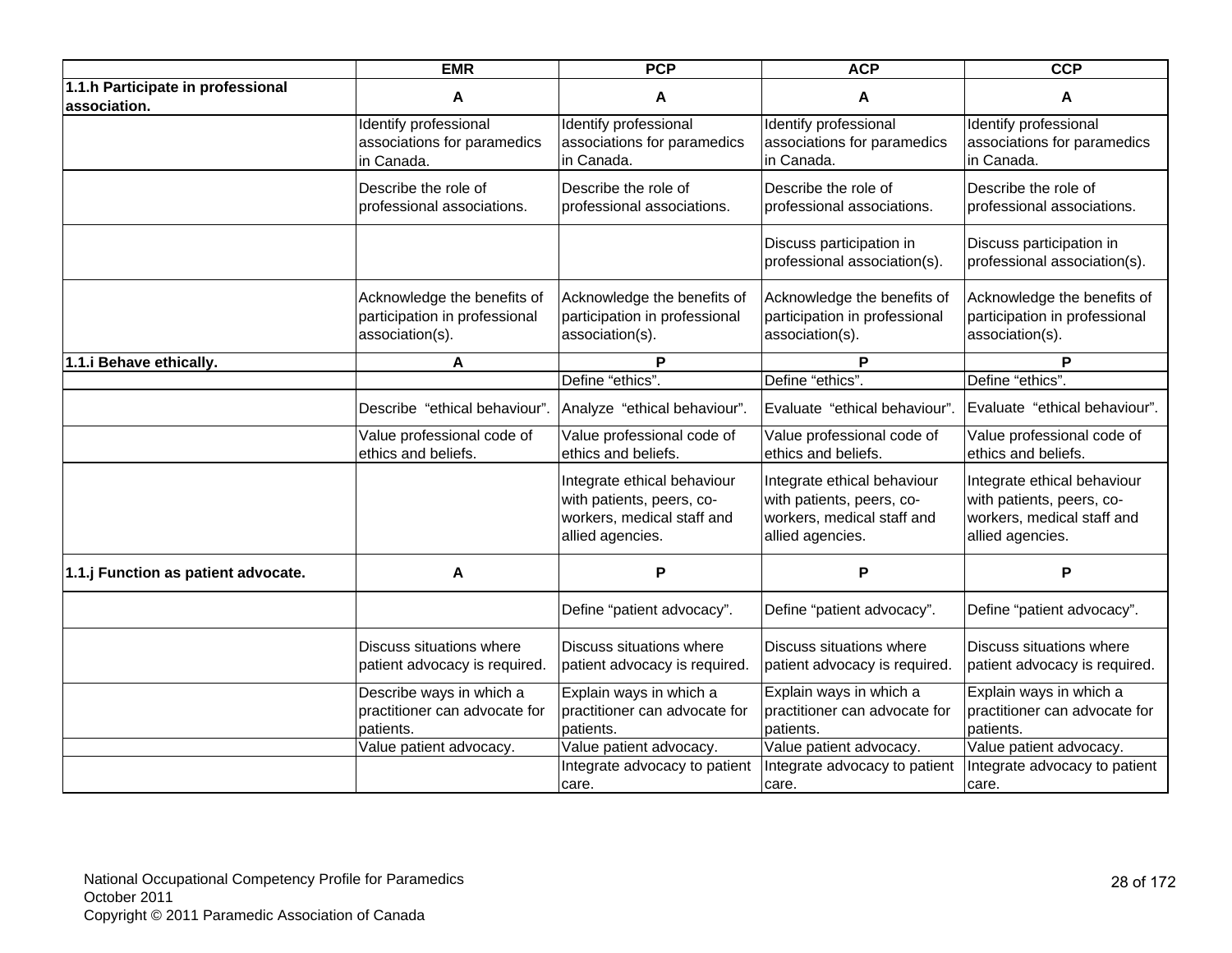| | EMR | PCP | ACP | CCP |
|---|---|---|---|---|
| **1.1.h Participate in professional association.** | A | A | A | A |
| | Identify professional associations for paramedics in Canada. | Identify professional associations for paramedics in Canada. | Identify professional associations for paramedics in Canada. | Identify professional associations for paramedics in Canada. |
| | Describe the role of professional associations. | Describe the role of professional associations. | Describe the role of professional associations. | Describe the role of professional associations. |
| | | | Discuss participation in professional association(s). | Discuss participation in professional association(s). |
| | Acknowledge the benefits of participation in professional association(s). | Acknowledge the benefits of participation in professional association(s). | Acknowledge the benefits of participation in professional association(s). | Acknowledge the benefits of participation in professional association(s). |
| **1.1.i Behave ethically.** | A | P | P | P |
| | | Define "ethics". | Define "ethics". | Define "ethics". |
| | Describe "ethical behaviour". | Analyze "ethical behaviour". | Evaluate "ethical behaviour". | Evaluate "ethical behaviour". |
| | Value professional code of ethics and beliefs. | Value professional code of ethics and beliefs. | Value professional code of ethics and beliefs. | Value professional code of ethics and beliefs. |
| | | Integrate ethical behaviour with patients, peers, co-workers, medical staff and allied agencies. | Integrate ethical behaviour with patients, peers, co-workers, medical staff and allied agencies. | Integrate ethical behaviour with patients, peers, co-workers, medical staff and allied agencies. |
| **1.1.j Function as patient advocate.** | A | P | P | P |
| | | Define "patient advocacy". | Define "patient advocacy". | Define "patient advocacy". |
| | Discuss situations where patient advocacy is required. | Discuss situations where patient advocacy is required. | Discuss situations where patient advocacy is required. | Discuss situations where patient advocacy is required. |
| | Describe ways in which a practitioner can advocate for patients. | Explain ways in which a practitioner can advocate for patients. | Explain ways in which a practitioner can advocate for patients. | Explain ways in which a practitioner can advocate for patients. |
| | Value patient advocacy. | Value patient advocacy. | Value patient advocacy. | Value patient advocacy. |
| | | Integrate advocacy to patient care. | Integrate advocacy to patient care. | Integrate advocacy to patient care. |

National Occupational Competency Profile for Paramedics
October 2011
Copyright © 2011 Paramedic Association of Canada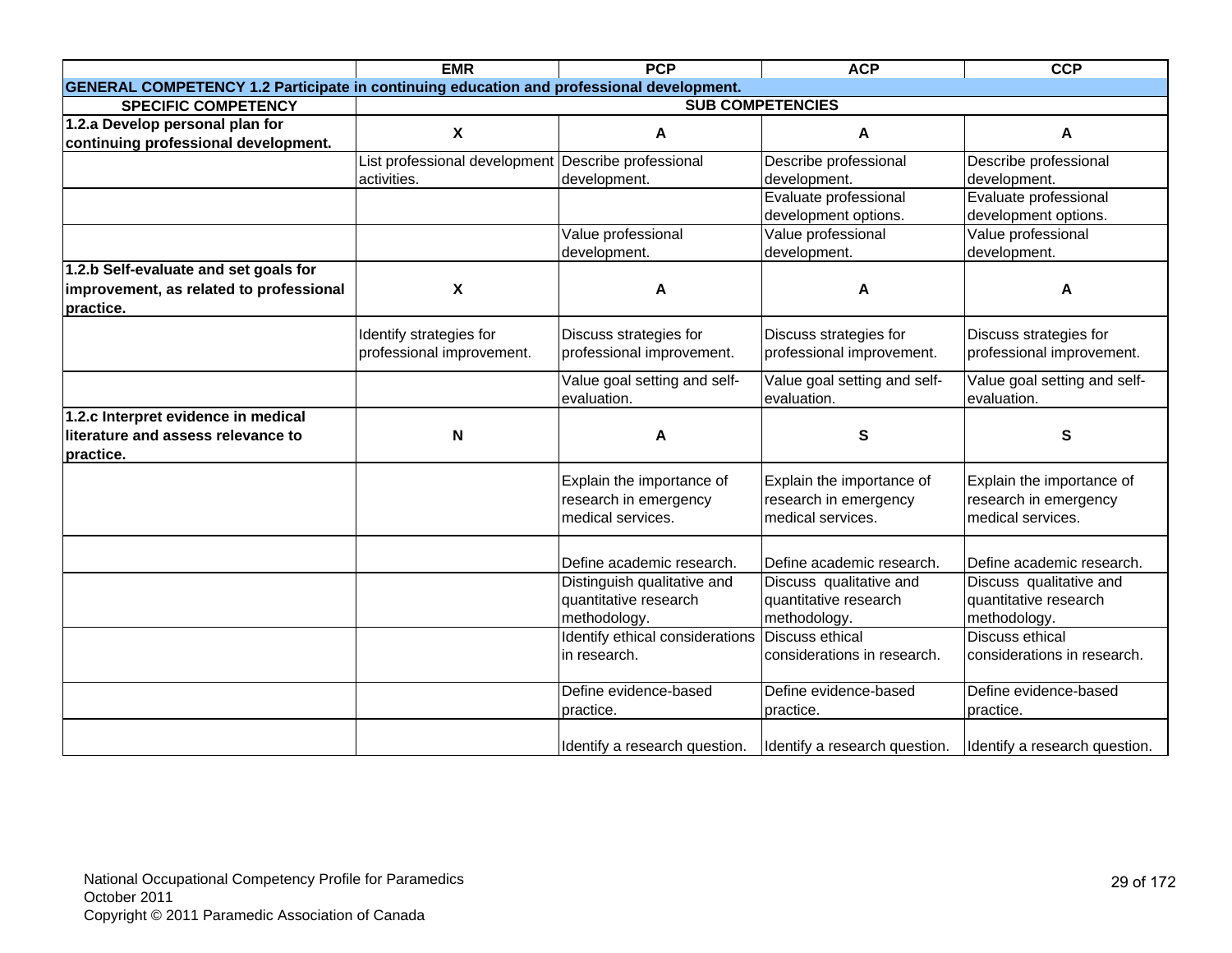| | EMR | PCP | ACP | CCP |
|---|---|---|---|---|
| **GENERAL COMPETENCY 1.2 Participate in continuing education and professional development.** | | | | |
| **SPECIFIC COMPETENCY** | **SUB COMPETENCIES** | | | |
| **1.2.a Develop personal plan for continuing professional development.** | **X** | **A** | **A** | **A** |
| | List professional development activities. | Describe professional development. | Describe professional development. | Describe professional development. |
| | | | Evaluate professional development options. | Evaluate professional development options. |
| | | Value professional development. | Value professional development. | Value professional development. |
| **1.2.b Self-evaluate and set goals for improvement, as related to professional practice.** | **X** | **A** | **A** | **A** |
| | Identify strategies for professional improvement. | Discuss strategies for professional improvement. | Discuss strategies for professional improvement. | Discuss strategies for professional improvement. |
| | | Value goal setting and self-evaluation. | Value goal setting and self-evaluation. | Value goal setting and self-evaluation. |
| **1.2.c Interpret evidence in medical literature and assess relevance to practice.** | **N** | **A** | **S** | **S** |
| | | Explain the importance of research in emergency medical services. | Explain the importance of research in emergency medical services. | Explain the importance of research in emergency medical services. |
| | | Define academic research. | Define academic research. | Define academic research. |
| | | Distinguish qualitative and quantitative research methodology. | Discuss qualitative and quantitative research methodology. | Discuss qualitative and quantitative research methodology. |
| | | Identify ethical considerations in research. | Discuss ethical considerations in research. | Discuss ethical considerations in research. |
| | | Define evidence-based practice. | Define evidence-based practice. | Define evidence-based practice. |
| | | Identify a research question. | Identify a research question. | Identify a research question. |

National Occupational Competency Profile for Paramedics
October 2011
Copyright © 2011 Paramedic Association of Canada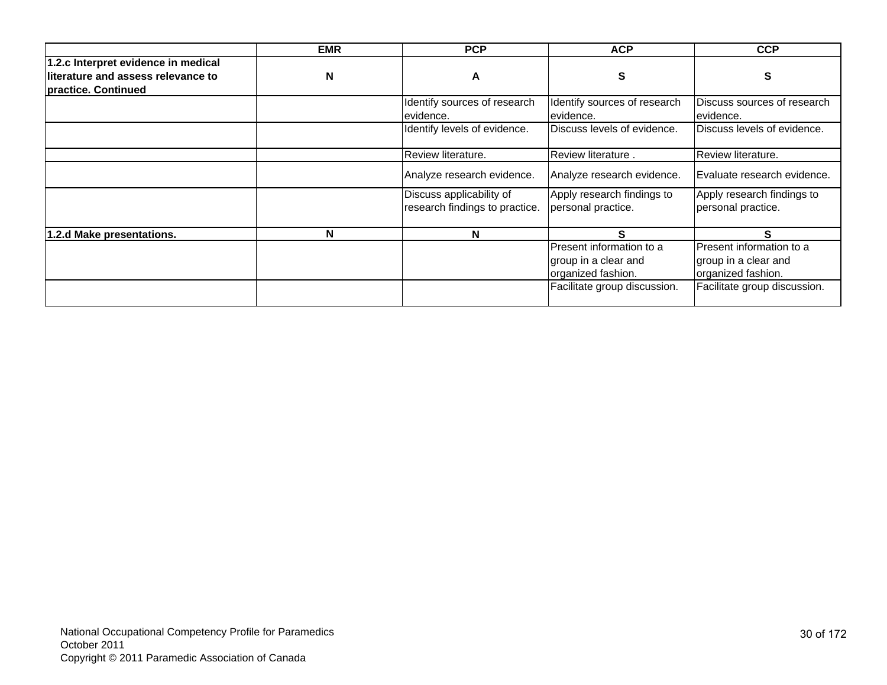| | EMR | PCP | ACP | CCP |
|---|---|---|---|---|
| **1.2.c Interpret evidence in medical literature and assess relevance to practice. Continued** | **N** | **A** | **S** | **S** |
| | | Identify sources of research evidence. | Identify sources of research evidence. | Discuss sources of research evidence. |
| | | Identify levels of evidence. | Discuss levels of evidence. | Discuss levels of evidence. |
| | | Review literature. | Review literature . | Review literature. |
| | | Analyze research evidence. | Analyze research evidence. | Evaluate research evidence. |
| | | Discuss applicability of research findings to practice. | Apply research findings to personal practice. | Apply research findings to personal practice. |
| **1.2.d Make presentations.** | **N** | **N** | **S** | **S** |
| | | | Present information to a group in a clear and organized fashion. | Present information to a group in a clear and organized fashion. |
| | | | Facilitate group discussion. | Facilitate group discussion. |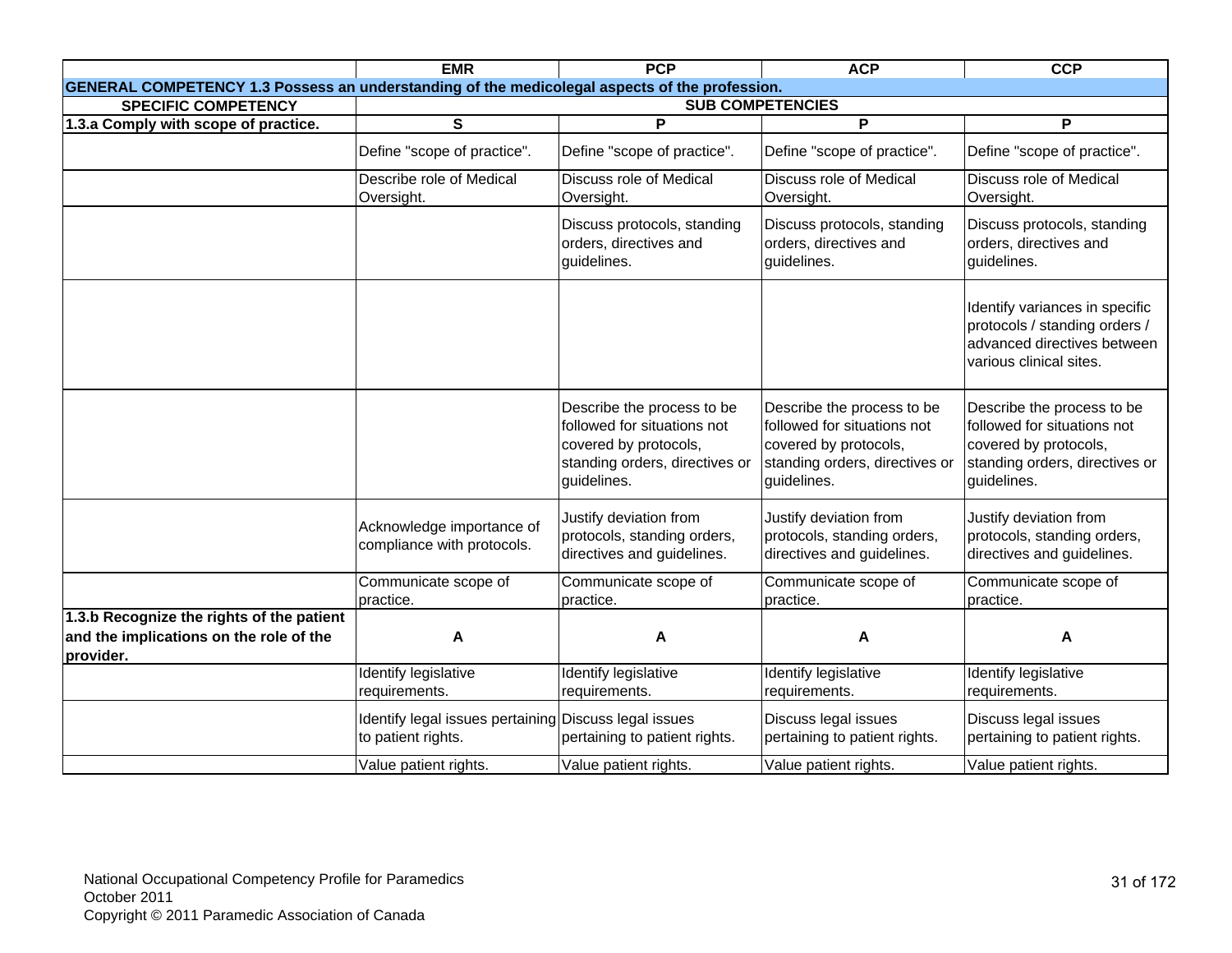| | EMR | PCP | ACP | CCP |
|---|---|---|---|---|
| **GENERAL COMPETENCY 1.3 Possess an understanding of the medicolegal aspects of the profession.** | | | | |
| **SPECIFIC COMPETENCY** | **SUB COMPETENCIES** | | | |
| **1.3.a Comply with scope of practice.** | **S** | **P** | **P** | **P** |
| | Define "scope of practice". | Define "scope of practice". | Define "scope of practice". | Define "scope of practice". |
| | Describe role of Medical Oversight. | Discuss role of Medical Oversight. | Discuss role of Medical Oversight. | Discuss role of Medical Oversight. |
| | | Discuss protocols, standing orders, directives and guidelines. | Discuss protocols, standing orders, directives and guidelines. | Discuss protocols, standing orders, directives and guidelines. |
| | | | | Identify variances in specific protocols / standing orders / advanced directives between various clinical sites. |
| | | Describe the process to be followed for situations not covered by protocols, standing orders, directives or guidelines. | Describe the process to be followed for situations not covered by protocols, standing orders, directives or guidelines. | Describe the process to be followed for situations not covered by protocols, standing orders, directives or guidelines. |
| | Acknowledge importance of compliance with protocols. | Justify deviation from protocols, standing orders, directives and guidelines. | Justify deviation from protocols, standing orders, directives and guidelines. | Justify deviation from protocols, standing orders, directives and guidelines. |
| | Communicate scope of practice. | Communicate scope of practice. | Communicate scope of practice. | Communicate scope of practice. |
| **1.3.b Recognize the rights of the patient and the implications on the role of the provider.** | **A** | **A** | **A** | **A** |
| | Identify legislative requirements. | Identify legislative requirements. | Identify legislative requirements. | Identify legislative requirements. |
| | Identify legal issues pertaining to patient rights. | Discuss legal issues pertaining to patient rights. | Discuss legal issues pertaining to patient rights. | Discuss legal issues pertaining to patient rights. |
| | Value patient rights. | Value patient rights. | Value patient rights. | Value patient rights. |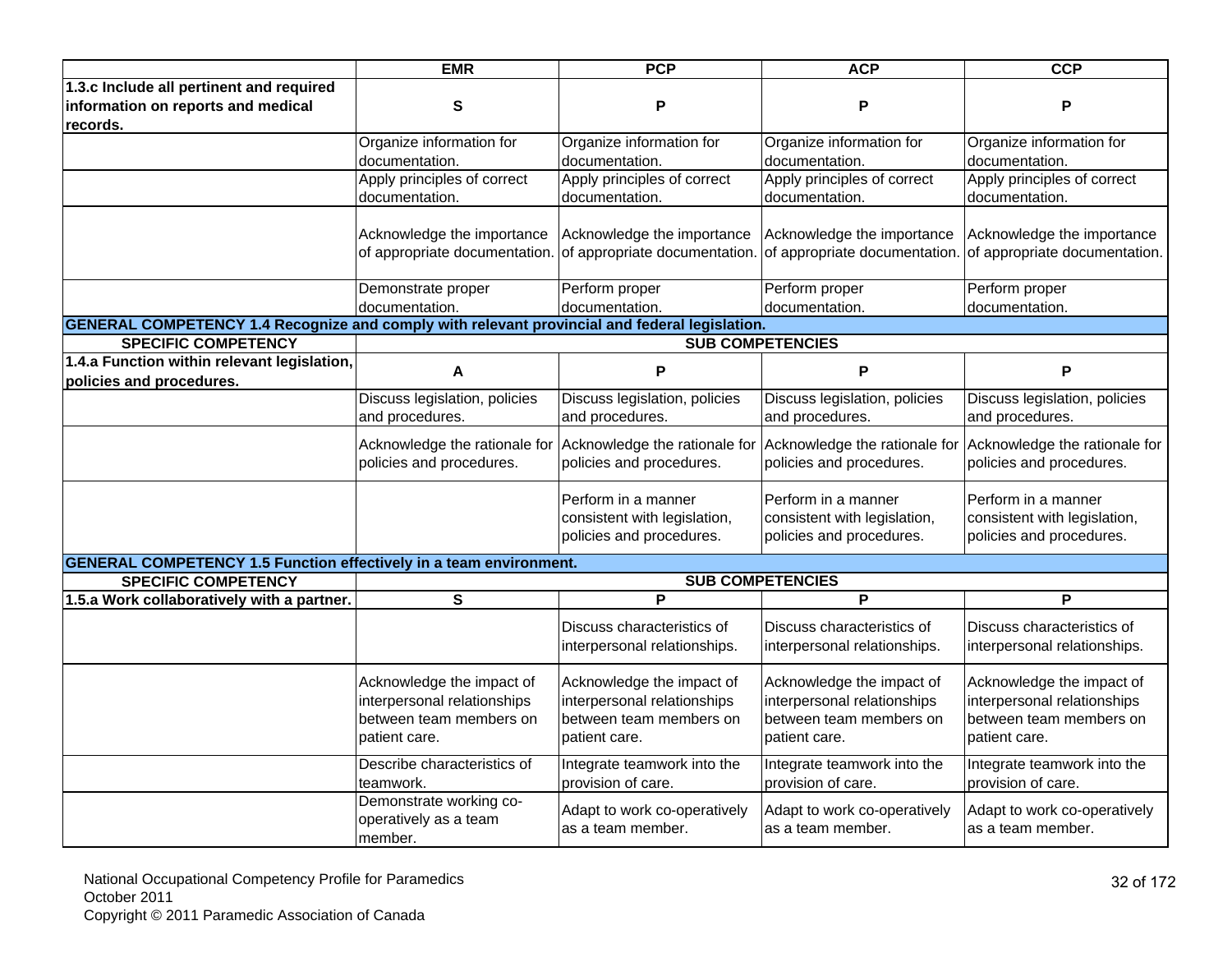| | EMR | PCP | ACP | CCP |
|---|---|---|---|---|
| **1.3.c Include all pertinent and required information on reports and medical records.** | **S** | **P** | **P** | **P** |
| | Organize information for documentation. | Organize information for documentation. | Organize information for documentation. | Organize information for documentation. |
| | Apply principles of correct documentation. | Apply principles of correct documentation. | Apply principles of correct documentation. | Apply principles of correct documentation. |
| | Acknowledge the importance of appropriate documentation. | Acknowledge the importance of appropriate documentation. | Acknowledge the importance of appropriate documentation. | Acknowledge the importance of appropriate documentation. |
| | Demonstrate proper documentation. | Perform proper documentation. | Perform proper documentation. | Perform proper documentation. |
| **GENERAL COMPETENCY 1.4 Recognize and comply with relevant provincial and federal legislation.** | | | | |
| **SPECIFIC COMPETENCY** | **SUB COMPETENCIES** | | | |
| **1.4.a Function within relevant legislation, policies and procedures.** | **A** | **P** | **P** | **P** |
| | Discuss legislation, policies and procedures. | Discuss legislation, policies and procedures. | Discuss legislation, policies and procedures. | Discuss legislation, policies and procedures. |
| | Acknowledge the rationale for policies and procedures. | Acknowledge the rationale for policies and procedures. | Acknowledge the rationale for policies and procedures. | Acknowledge the rationale for policies and procedures. |
| | | Perform in a manner consistent with legislation, policies and procedures. | Perform in a manner consistent with legislation, policies and procedures. | Perform in a manner consistent with legislation, policies and procedures. |
| **GENERAL COMPETENCY 1.5 Function effectively in a team environment.** | | | | |
| **SPECIFIC COMPETENCY** | **SUB COMPETENCIES** | | | |
| **1.5.a Work collaboratively with a partner.** | **S** | **P** | **P** | **P** |
| | | Discuss characteristics of interpersonal relationships. | Discuss characteristics of interpersonal relationships. | Discuss characteristics of interpersonal relationships. |
| | Acknowledge the impact of interpersonal relationships between team members on patient care. | Acknowledge the impact of interpersonal relationships between team members on patient care. | Acknowledge the impact of interpersonal relationships between team members on patient care. | Acknowledge the impact of interpersonal relationships between team members on patient care. |
| | Describe characteristics of teamwork. | Integrate teamwork into the provision of care. | Integrate teamwork into the provision of care. | Integrate teamwork into the provision of care. |
| | Demonstrate working co-operatively as a team member. | Adapt to work co-operatively as a team member. | Adapt to work co-operatively as a team member. | Adapt to work co-operatively as a team member. |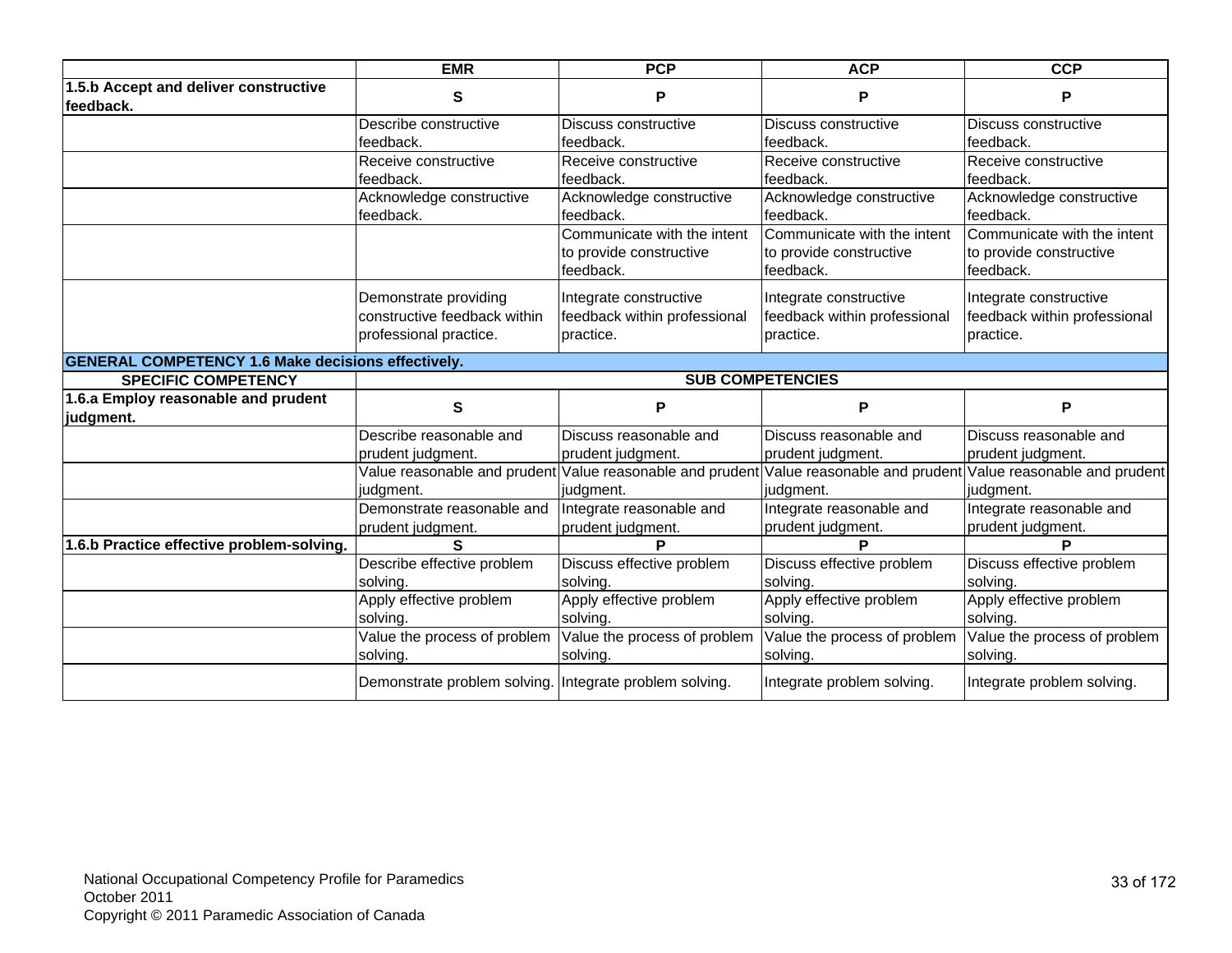| | EMR | PCP | ACP | CCP |
|---|---|---|---|---|
| **1.5.b Accept and deliver constructive feedback.** | **S** | **P** | **P** | **P** |
| | Describe constructive feedback. | Discuss constructive feedback. | Discuss constructive feedback. | Discuss constructive feedback. |
| | Receive constructive feedback. | Receive constructive feedback. | Receive constructive feedback. | Receive constructive feedback. |
| | Acknowledge constructive feedback. | Acknowledge constructive feedback. | Acknowledge constructive feedback. | Acknowledge constructive feedback. |
| | | Communicate with the intent to provide constructive feedback. | Communicate with the intent to provide constructive feedback. | Communicate with the intent to provide constructive feedback. |
| | Demonstrate providing constructive feedback within professional practice. | Integrate constructive feedback within professional practice. | Integrate constructive feedback within professional practice. | Integrate constructive feedback within professional practice. |
| **GENERAL COMPETENCY 1.6 Make decisions effectively.** | | | | |
| **SPECIFIC COMPETENCY** | **SUB COMPETENCIES** | | | |
| **1.6.a Employ reasonable and prudent judgment.** | **S** | **P** | **P** | **P** |
| | Describe reasonable and prudent judgment. | Discuss reasonable and prudent judgment. | Discuss reasonable and prudent judgment. | Discuss reasonable and prudent judgment. |
| | Value reasonable and prudent judgment. | Value reasonable and prudent judgment. | Value reasonable and prudent judgment. | Value reasonable and prudent judgment. |
| | Demonstrate reasonable and prudent judgment. | Integrate reasonable and prudent judgment. | Integrate reasonable and prudent judgment. | Integrate reasonable and prudent judgment. |
| **1.6.b Practice effective problem-solving.** | **S** | **P** | **P** | **P** |
| | Describe effective problem solving. | Discuss effective problem solving. | Discuss effective problem solving. | Discuss effective problem solving. |
| | Apply effective problem solving. | Apply effective problem solving. | Apply effective problem solving. | Apply effective problem solving. |
| | Value the process of problem solving. | Value the process of problem solving. | Value the process of problem solving. | Value the process of problem solving. |
| | Demonstrate problem solving. | Integrate problem solving. | Integrate problem solving. | Integrate problem solving. |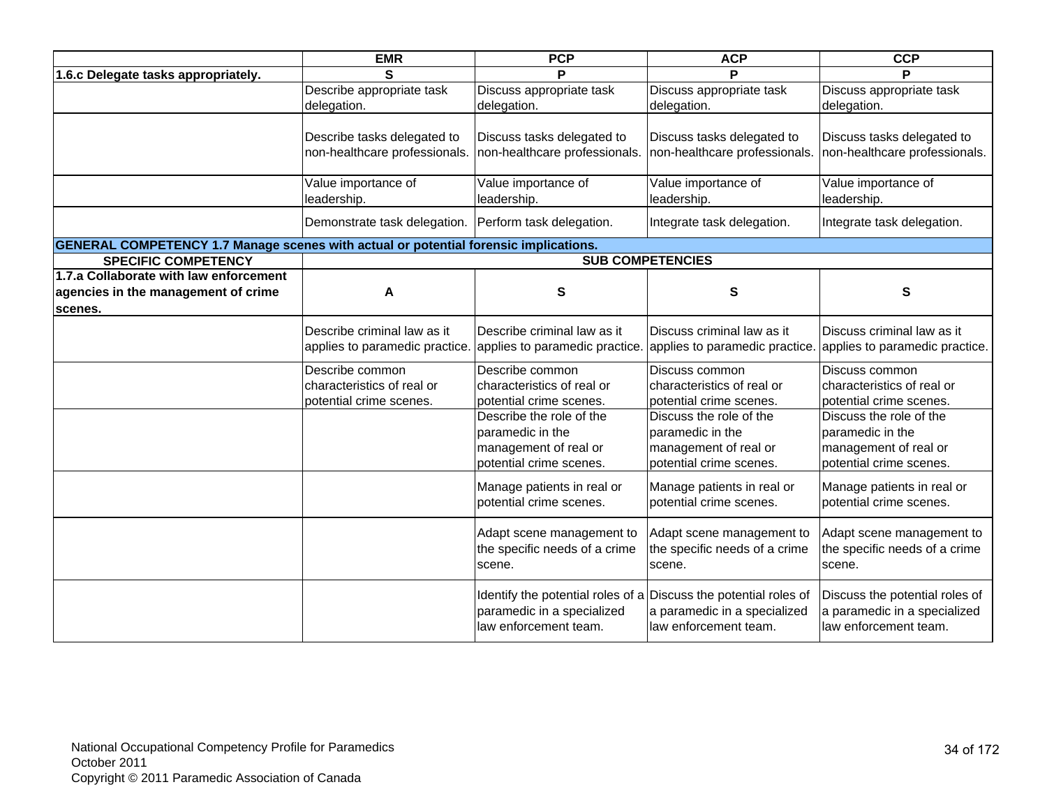| | EMR | PCP | ACP | CCP |
|---|---|---|---|---|
| **1.6.c Delegate tasks appropriately.** | S | P | P | P |
| | Describe appropriate task delegation. | Discuss appropriate task delegation. | Discuss appropriate task delegation. | Discuss appropriate task delegation. |
| | Describe tasks delegated to non-healthcare professionals. | Discuss tasks delegated to non-healthcare professionals. | Discuss tasks delegated to non-healthcare professionals. | Discuss tasks delegated to non-healthcare professionals. |
| | Value importance of leadership. | Value importance of leadership. | Value importance of leadership. | Value importance of leadership. |
| | Demonstrate task delegation. | Perform task delegation. | Integrate task delegation. | Integrate task delegation. |
| **GENERAL COMPETENCY 1.7 Manage scenes with actual or potential forensic implications.** | | | | |
| **SPECIFIC COMPETENCY** | **SUB COMPETENCIES** | | | |
| **1.7.a Collaborate with law enforcement agencies in the management of crime scenes.** | A | S | S | S |
| | Describe criminal law as it applies to paramedic practice. | Describe criminal law as it applies to paramedic practice. | Discuss criminal law as it applies to paramedic practice. | Discuss criminal law as it applies to paramedic practice. |
| | Describe common characteristics of real or potential crime scenes. | Describe common characteristics of real or potential crime scenes. | Discuss common characteristics of real or potential crime scenes. | Discuss common characteristics of real or potential crime scenes. |
| | | Describe the role of the paramedic in the management of real or potential crime scenes. | Discuss the role of the paramedic in the management of real or potential crime scenes. | Discuss the role of the paramedic in the management of real or potential crime scenes. |
| | | Manage patients in real or potential crime scenes. | Manage patients in real or potential crime scenes. | Manage patients in real or potential crime scenes. |
| | | Adapt scene management to the specific needs of a crime scene. | Adapt scene management to the specific needs of a crime scene. | Adapt scene management to the specific needs of a crime scene. |
| | | Identify the potential roles of a paramedic in a specialized law enforcement team. | Discuss the potential roles of a paramedic in a specialized law enforcement team. | Discuss the potential roles of a paramedic in a specialized law enforcement team. |

National Occupational Competency Profile for Paramedics
October 2011
Copyright © 2011 Paramedic Association of Canada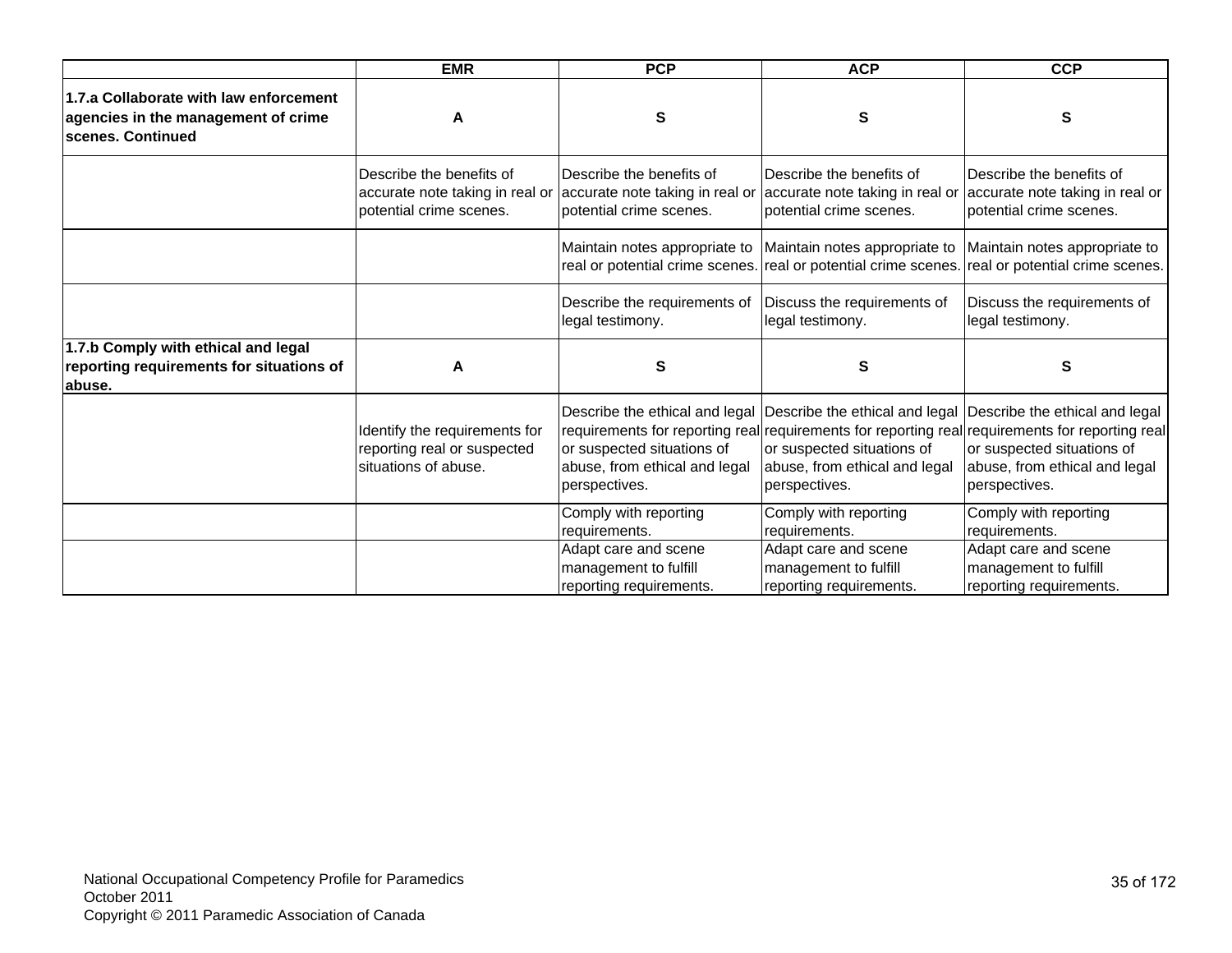| | EMR | PCP | ACP | CCP |
|---|---|---|---|---|
| **1.7.a Collaborate with law enforcement agencies in the management of crime scenes. Continued** | **A** | **S** | **S** | **S** |
| | Describe the benefits of accurate note taking in real or potential crime scenes. | Describe the benefits of accurate note taking in real or potential crime scenes. | Describe the benefits of accurate note taking in real or potential crime scenes. | Describe the benefits of accurate note taking in real or potential crime scenes. |
| | | Maintain notes appropriate to real or potential crime scenes. | Maintain notes appropriate to real or potential crime scenes. | Maintain notes appropriate to real or potential crime scenes. |
| | | Describe the requirements of legal testimony. | Discuss the requirements of legal testimony. | Discuss the requirements of legal testimony. |
| **1.7.b Comply with ethical and legal reporting requirements for situations of abuse.** | **A** | **S** | **S** | **S** |
| | Identify the requirements for reporting real or suspected situations of abuse. | Describe the ethical and legal requirements for reporting real or suspected situations of abuse, from ethical and legal perspectives. | Describe the ethical and legal requirements for reporting real or suspected situations of abuse, from ethical and legal perspectives. | Describe the ethical and legal requirements for reporting real or suspected situations of abuse, from ethical and legal perspectives. |
| | | Comply with reporting requirements. | Comply with reporting requirements. | Comply with reporting requirements. |
| | | Adapt care and scene management to fulfill reporting requirements. | Adapt care and scene management to fulfill reporting requirements. | Adapt care and scene management to fulfill reporting requirements. |

National Occupational Competency Profile for Paramedics
October 2011
Copyright © 2011 Paramedic Association of Canada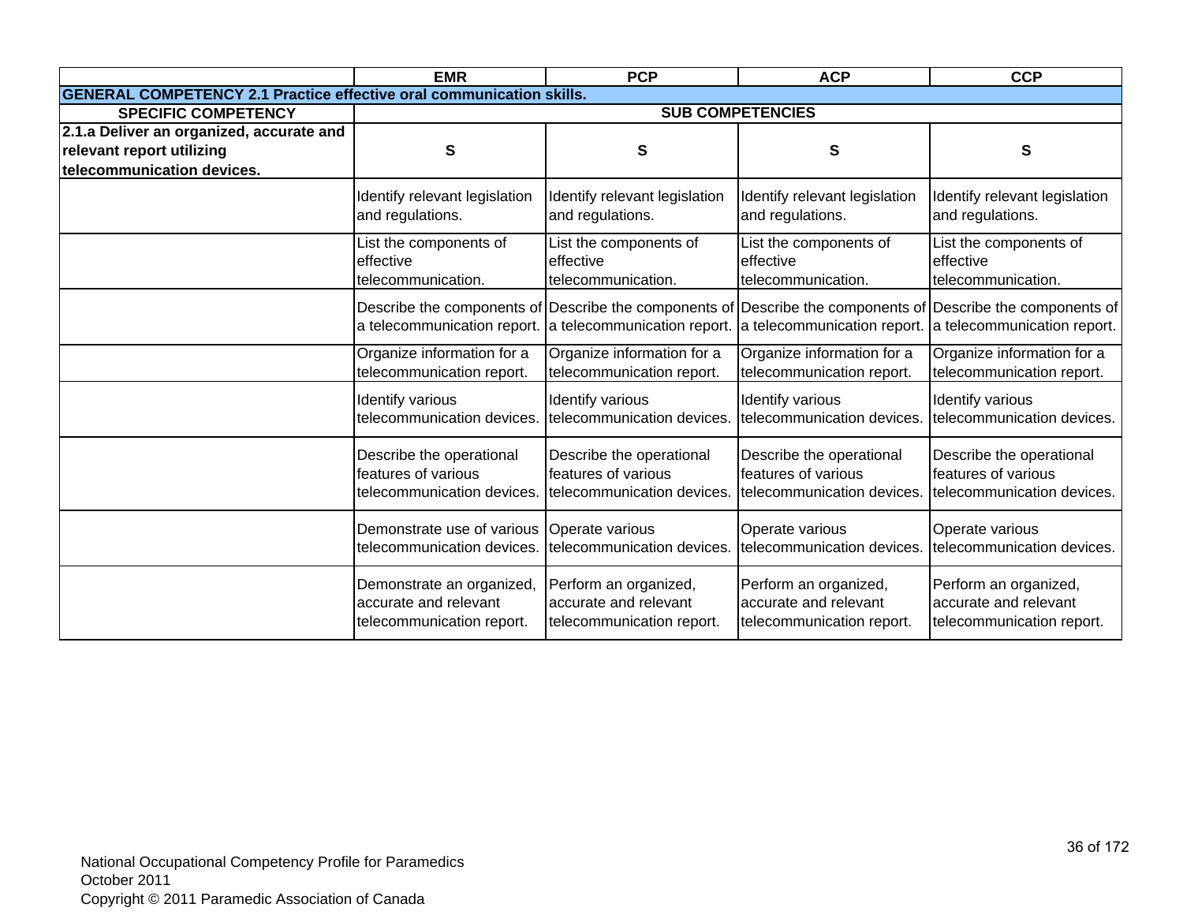| | EMR | PCP | ACP | CCP |
|---|---|---|---|---|
| **GENERAL COMPETENCY 2.1 Practice effective oral communication skills.** | | | | |
| **SPECIFIC COMPETENCY** | **SUB COMPETENCIES** | | | |
| **2.1.a Deliver an organized, accurate and relevant report utilizing telecommunication devices.** | **S** | **S** | **S** | **S** |
| | Identify relevant legislation and regulations. | Identify relevant legislation and regulations. | Identify relevant legislation and regulations. | Identify relevant legislation and regulations. |
| | List the components of effective telecommunication. | List the components of effective telecommunication. | List the components of effective telecommunication. | List the components of effective telecommunication. |
| | Describe the components of a telecommunication report. | Describe the components of a telecommunication report. | Describe the components of a telecommunication report. | Describe the components of a telecommunication report. |
| | Organize information for a telecommunication report. | Organize information for a telecommunication report. | Organize information for a telecommunication report. | Organize information for a telecommunication report. |
| | Identify various telecommunication devices. | Identify various telecommunication devices. | Identify various telecommunication devices. | Identify various telecommunication devices. |
| | Describe the operational features of various telecommunication devices. | Describe the operational features of various telecommunication devices. | Describe the operational features of various telecommunication devices. | Describe the operational features of various telecommunication devices. |
| | Demonstrate use of various telecommunication devices. | Operate various telecommunication devices. | Operate various telecommunication devices. | Operate various telecommunication devices. |
| | Demonstrate an organized, accurate and relevant telecommunication report. | Perform an organized, accurate and relevant telecommunication report. | Perform an organized, accurate and relevant telecommunication report. | Perform an organized, accurate and relevant telecommunication report. |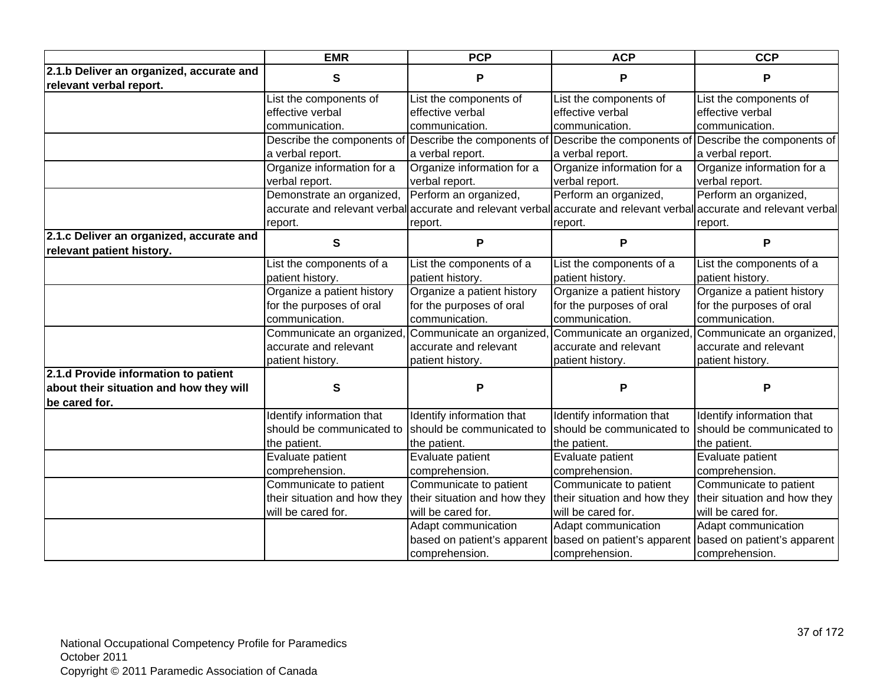| | EMR | PCP | ACP | CCP |
|---|---|---|---|---|
| **2.1.b Deliver an organized, accurate and relevant verbal report.** | S | P | P | P |
| | List the components of effective verbal communication. | List the components of effective verbal communication. | List the components of effective verbal communication. | List the components of effective verbal communication. |
| | Describe the components of a verbal report. | Describe the components of a verbal report. | Describe the components of a verbal report. | Describe the components of a verbal report. |
| | Organize information for a verbal report. | Organize information for a verbal report. | Organize information for a verbal report. | Organize information for a verbal report. |
| | Demonstrate an organized, accurate and relevant verbal report. | Perform an organized, accurate and relevant verbal report. | Perform an organized, accurate and relevant verbal report. | Perform an organized, accurate and relevant verbal report. |
| **2.1.c Deliver an organized, accurate and relevant patient history.** | S | P | P | P |
| | List the components of a patient history. | List the components of a patient history. | List the components of a patient history. | List the components of a patient history. |
| | Organize a patient history for the purposes of oral communication. | Organize a patient history for the purposes of oral communication. | Organize a patient history for the purposes of oral communication. | Organize a patient history for the purposes of oral communication. |
| | Communicate an organized, accurate and relevant patient history. | Communicate an organized, accurate and relevant patient history. | Communicate an organized, accurate and relevant patient history. | Communicate an organized, accurate and relevant patient history. |
| **2.1.d Provide information to patient about their situation and how they will be cared for.** | S | P | P | P |
| | Identify information that should be communicated to the patient. | Identify information that should be communicated to the patient. | Identify information that should be communicated to the patient. | Identify information that should be communicated to the patient. |
| | Evaluate patient comprehension. | Evaluate patient comprehension. | Evaluate patient comprehension. | Evaluate patient comprehension. |
| | Communicate to patient their situation and how they will be cared for. | Communicate to patient their situation and how they will be cared for. | Communicate to patient their situation and how they will be cared for. | Communicate to patient their situation and how they will be cared for. |
| | | Adapt communication based on patient’s apparent comprehension. | Adapt communication based on patient’s apparent comprehension. | Adapt communication based on patient’s apparent comprehension. |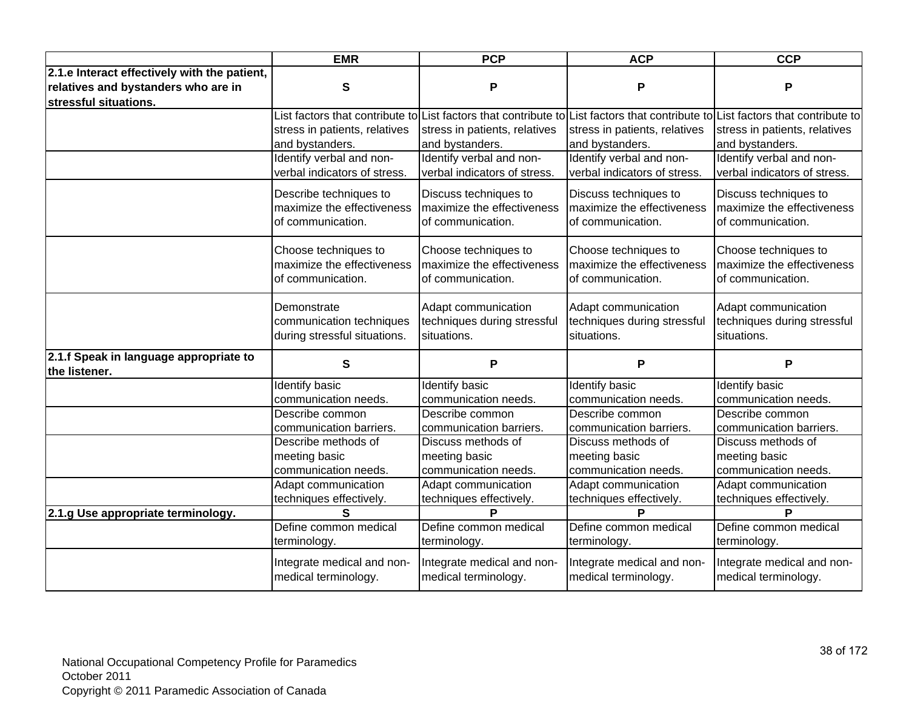| | EMR | PCP | ACP | CCP |
|---|---|---|---|---|
| **2.1.e Interact effectively with the patient, relatives and bystanders who are in stressful situations.** | **S** | **P** | **P** | **P** |
| | List factors that contribute to stress in patients, relatives and bystanders. | List factors that contribute to stress in patients, relatives and bystanders. | List factors that contribute to stress in patients, relatives and bystanders. | List factors that contribute to stress in patients, relatives and bystanders. |
| | Identify verbal and non-verbal indicators of stress. | Identify verbal and non-verbal indicators of stress. | Identify verbal and non-verbal indicators of stress. | Identify verbal and non-verbal indicators of stress. |
| | Describe techniques to maximize the effectiveness of communication. | Discuss techniques to maximize the effectiveness of communication. | Discuss techniques to maximize the effectiveness of communication. | Discuss techniques to maximize the effectiveness of communication. |
| | Choose techniques to maximize the effectiveness of communication. | Choose techniques to maximize the effectiveness of communication. | Choose techniques to maximize the effectiveness of communication. | Choose techniques to maximize the effectiveness of communication. |
| | Demonstrate communication techniques during stressful situations. | Adapt communication techniques during stressful situations. | Adapt communication techniques during stressful situations. | Adapt communication techniques during stressful situations. |
| **2.1.f Speak in language appropriate to the listener.** | **S** | **P** | **P** | **P** |
| | Identify basic communication needs. | Identify basic communication needs. | Identify basic communication needs. | Identify basic communication needs. |
| | Describe common communication barriers. | Describe common communication barriers. | Describe common communication barriers. | Describe common communication barriers. |
| | Describe methods of meeting basic communication needs. | Discuss methods of meeting basic communication needs. | Discuss methods of meeting basic communication needs. | Discuss methods of meeting basic communication needs. |
| | Adapt communication techniques effectively. | Adapt communication techniques effectively. | Adapt communication techniques effectively. | Adapt communication techniques effectively. |
| **2.1.g Use appropriate terminology.** | **S** | **P** | **P** | **P** |
| | Define common medical terminology. | Define common medical terminology. | Define common medical terminology. | Define common medical terminology. |
| | Integrate medical and non-medical terminology. | Integrate medical and non-medical terminology. | Integrate medical and non-medical terminology. | Integrate medical and non-medical terminology. |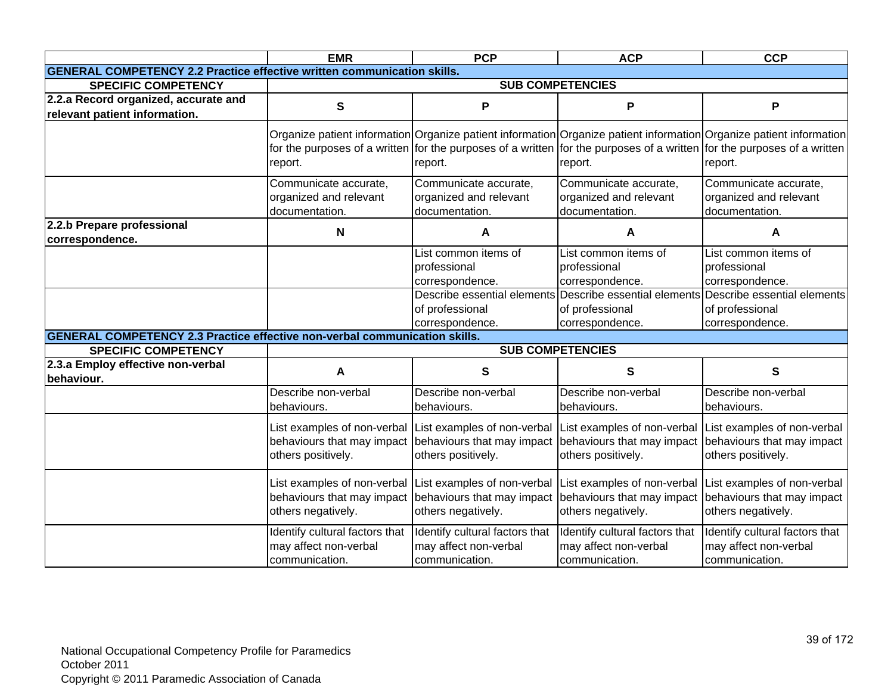| | EMR | PCP | ACP | CCP |
|---|---|---|---|---|
| **GENERAL COMPETENCY 2.2 Practice effective written communication skills.** | | | | |
| **SPECIFIC COMPETENCY** | **SUB COMPETENCIES** | | | |
| **2.2.a Record organized, accurate and relevant patient information.** | **S** | **P** | **P** | **P** |
| | Organize patient information for the purposes of a written report. | Organize patient information for the purposes of a written report. | Organize patient information for the purposes of a written report. | Organize patient information for the purposes of a written report. |
| | Communicate accurate, organized and relevant documentation. | Communicate accurate, organized and relevant documentation. | Communicate accurate, organized and relevant documentation. | Communicate accurate, organized and relevant documentation. |
| **2.2.b Prepare professional correspondence.** | **N** | **A** | **A** | **A** |
| | | List common items of professional correspondence. | List common items of professional correspondence. | List common items of professional correspondence. |
| | | Describe essential elements of professional correspondence. | Describe essential elements of professional correspondence. | Describe essential elements of professional correspondence. |
| **GENERAL COMPETENCY 2.3 Practice effective non-verbal communication skills.** | | | | |
| **SPECIFIC COMPETENCY** | **SUB COMPETENCIES** | | | |
| **2.3.a Employ effective non-verbal behaviour.** | **A** | **S** | **S** | **S** |
| | Describe non-verbal behaviours. | Describe non-verbal behaviours. | Describe non-verbal behaviours. | Describe non-verbal behaviours. |
| | List examples of non-verbal behaviours that may impact others positively. | List examples of non-verbal behaviours that may impact others positively. | List examples of non-verbal behaviours that may impact others positively. | List examples of non-verbal behaviours that may impact others positively. |
| | List examples of non-verbal behaviours that may impact others negatively. | List examples of non-verbal behaviours that may impact others negatively. | List examples of non-verbal behaviours that may impact others negatively. | List examples of non-verbal behaviours that may impact others negatively. |
| | Identify cultural factors that may affect non-verbal communication. | Identify cultural factors that may affect non-verbal communication. | Identify cultural factors that may affect non-verbal communication. | Identify cultural factors that may affect non-verbal communication. |

National Occupational Competency Profile for Paramedics
October 2011
Copyright © 2011 Paramedic Association of Canada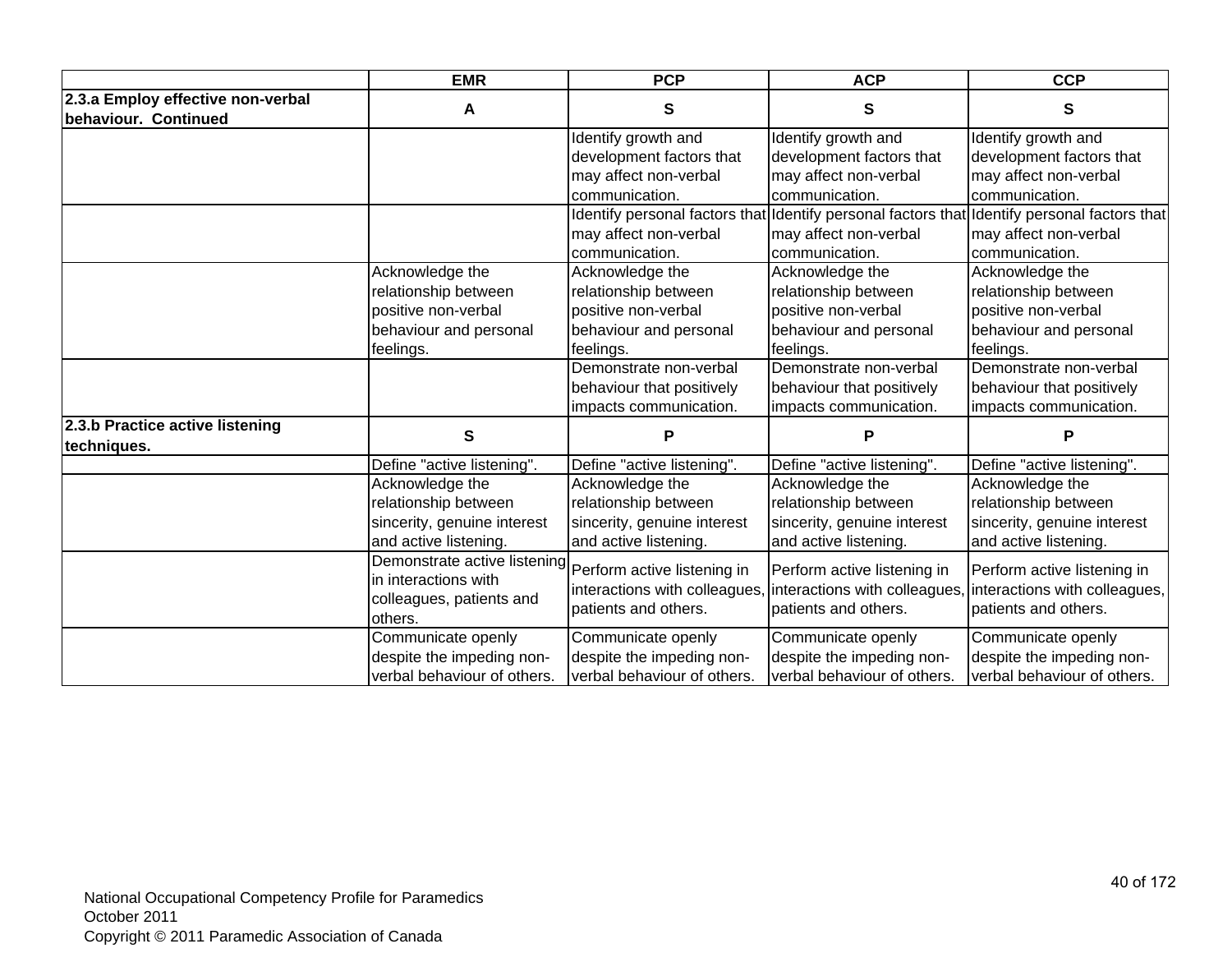| | EMR | PCP | ACP | CCP |
|---|---|---|---|---|
| **2.3.a Employ effective non-verbal behaviour. Continued** | **A** | **S** | **S** | **S** |
| | | Identify growth and development factors that may affect non-verbal communication. | Identify growth and development factors that may affect non-verbal communication. | Identify growth and development factors that may affect non-verbal communication. |
| | | Identify personal factors that may affect non-verbal communication. | Identify personal factors that may affect non-verbal communication. | Identify personal factors that may affect non-verbal communication. |
| | Acknowledge the relationship between positive non-verbal behaviour and personal feelings. | Acknowledge the relationship between positive non-verbal behaviour and personal feelings. | Acknowledge the relationship between positive non-verbal behaviour and personal feelings. | Acknowledge the relationship between positive non-verbal behaviour and personal feelings. |
| | | Demonstrate non-verbal behaviour that positively impacts communication. | Demonstrate non-verbal behaviour that positively impacts communication. | Demonstrate non-verbal behaviour that positively impacts communication. |
| **2.3.b Practice active listening techniques.** | **S** | **P** | **P** | **P** |
| | Define "active listening". | Define "active listening". | Define "active listening". | Define "active listening". |
| | Acknowledge the relationship between sincerity, genuine interest and active listening. | Acknowledge the relationship between sincerity, genuine interest and active listening. | Acknowledge the relationship between sincerity, genuine interest and active listening. | Acknowledge the relationship between sincerity, genuine interest and active listening. |
| | Demonstrate active listening in interactions with colleagues, patients and others. | Perform active listening in interactions with colleagues, patients and others. | Perform active listening in interactions with colleagues, patients and others. | Perform active listening in interactions with colleagues, patients and others. |
| | Communicate openly despite the impeding non-verbal behaviour of others. | Communicate openly despite the impeding non-verbal behaviour of others. | Communicate openly despite the impeding non-verbal behaviour of others. | Communicate openly despite the impeding non-verbal behaviour of others. |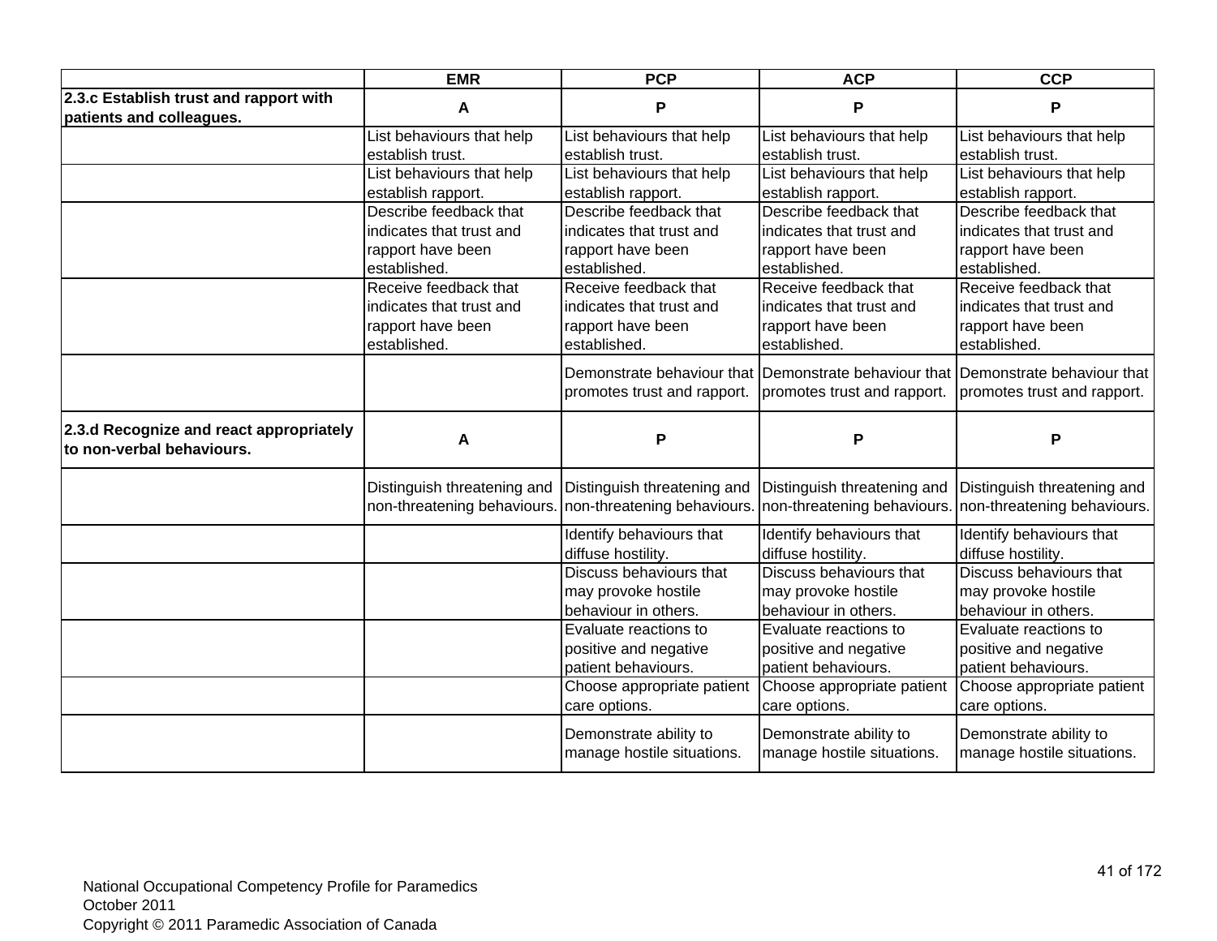| | EMR | PCP | ACP | CCP |
|---|---|---|---|---|
| **2.3.c Establish trust and rapport with patients and colleagues.** | **A** | **P** | **P** | **P** |
| | List behaviours that help establish trust. | List behaviours that help establish trust. | List behaviours that help establish trust. | List behaviours that help establish trust. |
| | List behaviours that help establish rapport. | List behaviours that help establish rapport. | List behaviours that help establish rapport. | List behaviours that help establish rapport. |
| | Describe feedback that indicates that trust and rapport have been established. | Describe feedback that indicates that trust and rapport have been established. | Describe feedback that indicates that trust and rapport have been established. | Describe feedback that indicates that trust and rapport have been established. |
| | Receive feedback that indicates that trust and rapport have been established. | Receive feedback that indicates that trust and rapport have been established. | Receive feedback that indicates that trust and rapport have been established. | Receive feedback that indicates that trust and rapport have been established. |
| | | Demonstrate behaviour that promotes trust and rapport. | Demonstrate behaviour that promotes trust and rapport. | Demonstrate behaviour that promotes trust and rapport. |
| **2.3.d Recognize and react appropriately to non-verbal behaviours.** | **A** | **P** | **P** | **P** |
| | Distinguish threatening and non-threatening behaviours. | Distinguish threatening and non-threatening behaviours. | Distinguish threatening and non-threatening behaviours. | Distinguish threatening and non-threatening behaviours. |
| | | Identify behaviours that diffuse hostility. | Identify behaviours that diffuse hostility. | Identify behaviours that diffuse hostility. |
| | | Discuss behaviours that may provoke hostile behaviour in others. | Discuss behaviours that may provoke hostile behaviour in others. | Discuss behaviours that may provoke hostile behaviour in others. |
| | | Evaluate reactions to positive and negative patient behaviours. | Evaluate reactions to positive and negative patient behaviours. | Evaluate reactions to positive and negative patient behaviours. |
| | | Choose appropriate patient care options. | Choose appropriate patient care options. | Choose appropriate patient care options. |
| | | Demonstrate ability to manage hostile situations. | Demonstrate ability to manage hostile situations. | Demonstrate ability to manage hostile situations. |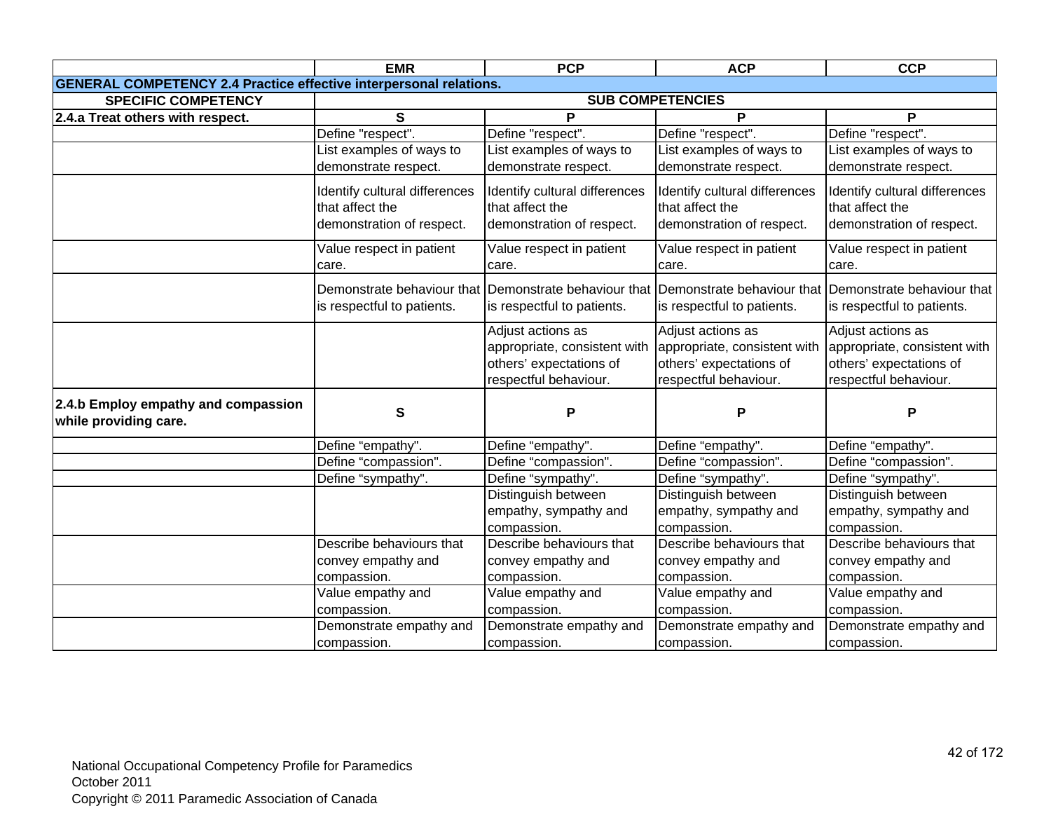| | EMR | PCP | ACP | CCP |
|---|---|---|---|---|
| **GENERAL COMPETENCY 2.4 Practice effective interpersonal relations.** | | | | |
| **SPECIFIC COMPETENCY** | **SUB COMPETENCIES** | | | |
| **2.4.a Treat others with respect.** | **S** | **P** | **P** | **P** |
| | Define "respect". | Define "respect". | Define "respect". | Define "respect". |
| | List examples of ways to demonstrate respect. | List examples of ways to demonstrate respect. | List examples of ways to demonstrate respect. | List examples of ways to demonstrate respect. |
| | Identify cultural differences that affect the demonstration of respect. | Identify cultural differences that affect the demonstration of respect. | Identify cultural differences that affect the demonstration of respect. | Identify cultural differences that affect the demonstration of respect. |
| | Value respect in patient care. | Value respect in patient care. | Value respect in patient care. | Value respect in patient care. |
| | Demonstrate behaviour that is respectful to patients. | Demonstrate behaviour that is respectful to patients. | Demonstrate behaviour that is respectful to patients. | Demonstrate behaviour that is respectful to patients. |
| | | Adjust actions as appropriate, consistent with others' expectations of respectful behaviour. | Adjust actions as appropriate, consistent with others' expectations of respectful behaviour. | Adjust actions as appropriate, consistent with others' expectations of respectful behaviour. |
| **2.4.b Employ empathy and compassion while providing care.** | **S** | **P** | **P** | **P** |
| | Define "empathy". | Define "empathy". | Define "empathy". | Define "empathy". |
| | Define "compassion". | Define "compassion". | Define "compassion". | Define "compassion". |
| | Define "sympathy". | Define "sympathy". | Define "sympathy". | Define "sympathy". |
| | | Distinguish between empathy, sympathy and compassion. | Distinguish between empathy, sympathy and compassion. | Distinguish between empathy, sympathy and compassion. |
| | Describe behaviours that convey empathy and compassion. | Describe behaviours that convey empathy and compassion. | Describe behaviours that convey empathy and compassion. | Describe behaviours that convey empathy and compassion. |
| | Value empathy and compassion. | Value empathy and compassion. | Value empathy and compassion. | Value empathy and compassion. |
| | Demonstrate empathy and compassion. | Demonstrate empathy and compassion. | Demonstrate empathy and compassion. | Demonstrate empathy and compassion. |

National Occupational Competency Profile for Paramedics
October 2011
Copyright © 2011 Paramedic Association of Canada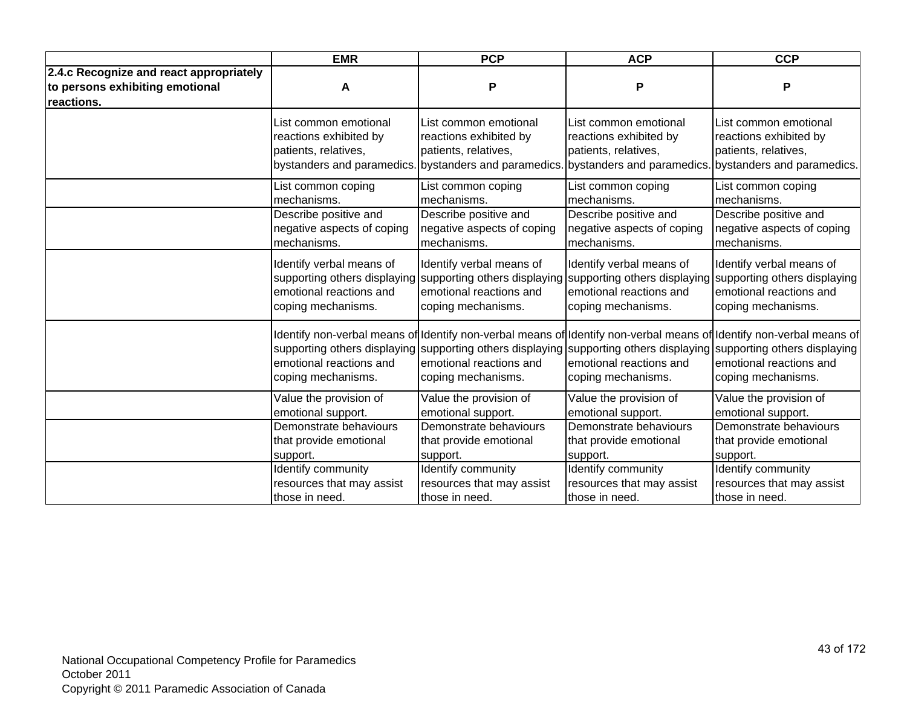| | EMR | PCP | ACP | CCP |
|---|---|---|---|---|
| **2.4.c Recognize and react appropriately to persons exhibiting emotional reactions.** | **A** | **P** | **P** | **P** |
| | List common emotional reactions exhibited by patients, relatives, bystanders and paramedics. | List common emotional reactions exhibited by patients, relatives, bystanders and paramedics. | List common emotional reactions exhibited by patients, relatives, bystanders and paramedics. | List common emotional reactions exhibited by patients, relatives, bystanders and paramedics. |
| | List common coping mechanisms. | List common coping mechanisms. | List common coping mechanisms. | List common coping mechanisms. |
| | Describe positive and negative aspects of coping mechanisms. | Describe positive and negative aspects of coping mechanisms. | Describe positive and negative aspects of coping mechanisms. | Describe positive and negative aspects of coping mechanisms. |
| | Identify verbal means of supporting others displaying emotional reactions and coping mechanisms. | Identify verbal means of supporting others displaying emotional reactions and coping mechanisms. | Identify verbal means of supporting others displaying emotional reactions and coping mechanisms. | Identify verbal means of supporting others displaying emotional reactions and coping mechanisms. |
| | Identify non-verbal means of supporting others displaying emotional reactions and coping mechanisms. | Identify non-verbal means of supporting others displaying emotional reactions and coping mechanisms. | Identify non-verbal means of supporting others displaying emotional reactions and coping mechanisms. | Identify non-verbal means of supporting others displaying emotional reactions and coping mechanisms. |
| | Value the provision of emotional support. | Value the provision of emotional support. | Value the provision of emotional support. | Value the provision of emotional support. |
| | Demonstrate behaviours that provide emotional support. | Demonstrate behaviours that provide emotional support. | Demonstrate behaviours that provide emotional support. | Demonstrate behaviours that provide emotional support. |
| | Identify community resources that may assist those in need. | Identify community resources that may assist those in need. | Identify community resources that may assist those in need. | Identify community resources that may assist those in need. |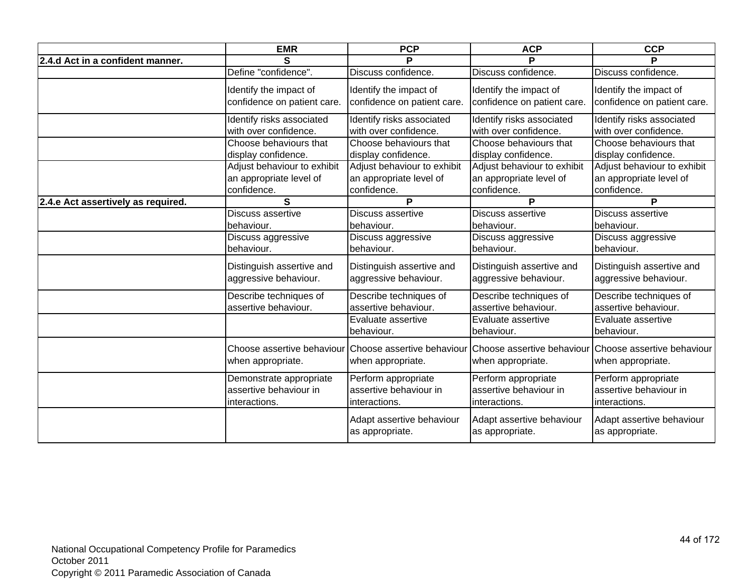| | EMR | PCP | ACP | CCP |
|---|---|---|---|---|
| **2.4.d Act in a confident manner.** | S | P | P | P |
| | Define "confidence". | Discuss confidence. | Discuss confidence. | Discuss confidence. |
| | Identify the impact of confidence on patient care. | Identify the impact of confidence on patient care. | Identify the impact of confidence on patient care. | Identify the impact of confidence on patient care. |
| | Identify risks associated with over confidence. | Identify risks associated with over confidence. | Identify risks associated with over confidence. | Identify risks associated with over confidence. |
| | Choose behaviours that display confidence. | Choose behaviours that display confidence. | Choose behaviours that display confidence. | Choose behaviours that display confidence. |
| | Adjust behaviour to exhibit an appropriate level of confidence. | Adjust behaviour to exhibit an appropriate level of confidence. | Adjust behaviour to exhibit an appropriate level of confidence. | Adjust behaviour to exhibit an appropriate level of confidence. |
| **2.4.e Act assertively as required.** | S | P | P | P |
| | Discuss assertive behaviour. | Discuss assertive behaviour. | Discuss assertive behaviour. | Discuss assertive behaviour. |
| | Discuss aggressive behaviour. | Discuss aggressive behaviour. | Discuss aggressive behaviour. | Discuss aggressive behaviour. |
| | Distinguish assertive and aggressive behaviour. | Distinguish assertive and aggressive behaviour. | Distinguish assertive and aggressive behaviour. | Distinguish assertive and aggressive behaviour. |
| | Describe techniques of assertive behaviour. | Describe techniques of assertive behaviour. | Describe techniques of assertive behaviour. | Describe techniques of assertive behaviour. |
| | | Evaluate assertive behaviour. | Evaluate assertive behaviour. | Evaluate assertive behaviour. |
| | Choose assertive behaviour when appropriate. | Choose assertive behaviour when appropriate. | Choose assertive behaviour when appropriate. | Choose assertive behaviour when appropriate. |
| | Demonstrate appropriate assertive behaviour in interactions. | Perform appropriate assertive behaviour in interactions. | Perform appropriate assertive behaviour in interactions. | Perform appropriate assertive behaviour in interactions. |
| | | Adapt assertive behaviour as appropriate. | Adapt assertive behaviour as appropriate. | Adapt assertive behaviour as appropriate. |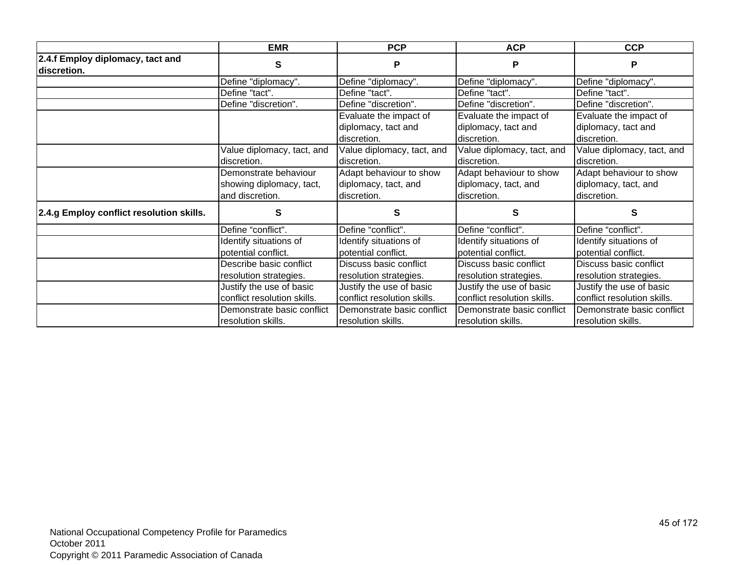| | EMR | PCP | ACP | CCP |
|---|---|---|---|---|
| **2.4.f Employ diplomacy, tact and discretion.** | **S** | **P** | **P** | **P** |
| | Define "diplomacy". | Define "diplomacy". | Define "diplomacy". | Define "diplomacy". |
| | Define "tact". | Define "tact". | Define "tact". | Define "tact". |
| | Define "discretion". | Define "discretion". | Define "discretion". | Define "discretion". |
| | | Evaluate the impact of diplomacy, tact and discretion. | Evaluate the impact of diplomacy, tact and discretion. | Evaluate the impact of diplomacy, tact and discretion. |
| | Value diplomacy, tact, and discretion. | Value diplomacy, tact, and discretion. | Value diplomacy, tact, and discretion. | Value diplomacy, tact, and discretion. |
| | Demonstrate behaviour showing diplomacy, tact, and discretion. | Adapt behaviour to show diplomacy, tact, and discretion. | Adapt behaviour to show diplomacy, tact, and discretion. | Adapt behaviour to show diplomacy, tact, and discretion. |
| **2.4.g Employ conflict resolution skills.** | **S** | **S** | **S** | **S** |
| | Define “conflict". | Define “conflict". | Define “conflict". | Define “conflict". |
| | Identify situations of potential conflict. | Identify situations of potential conflict. | Identify situations of potential conflict. | Identify situations of potential conflict. |
| | Describe basic conflict resolution strategies. | Discuss basic conflict resolution strategies. | Discuss basic conflict resolution strategies. | Discuss basic conflict resolution strategies. |
| | Justify the use of basic conflict resolution skills. | Justify the use of basic conflict resolution skills. | Justify the use of basic conflict resolution skills. | Justify the use of basic conflict resolution skills. |
| | Demonstrate basic conflict resolution skills. | Demonstrate basic conflict resolution skills. | Demonstrate basic conflict resolution skills. | Demonstrate basic conflict resolution skills. |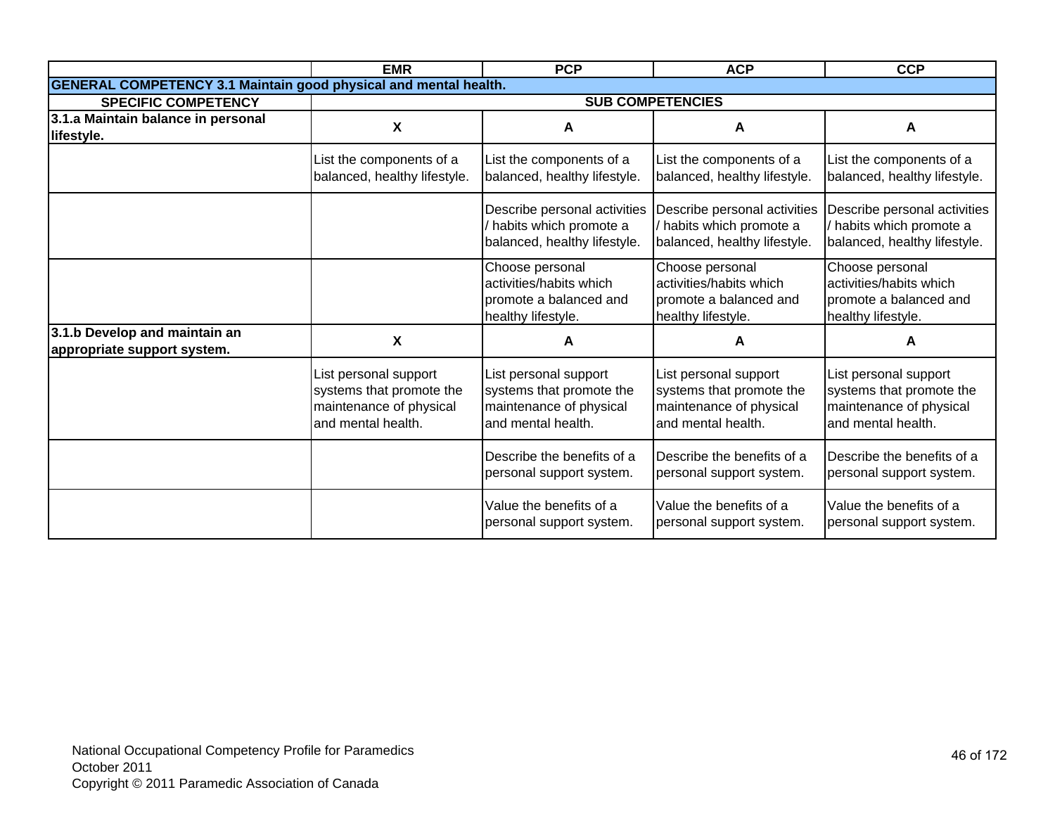| | EMR | PCP | ACP | CCP |
|---|---|---|---|---|
| **GENERAL COMPETENCY 3.1 Maintain good physical and mental health.** | | | | |
| **SPECIFIC COMPETENCY** | **SUB COMPETENCIES** | | | |
| **3.1.a Maintain balance in personal lifestyle.** | **X** | **A** | **A** | **A** |
| | List the components of a balanced, healthy lifestyle. | List the components of a balanced, healthy lifestyle. | List the components of a balanced, healthy lifestyle. | List the components of a balanced, healthy lifestyle. |
| | | Describe personal activities / habits which promote a balanced, healthy lifestyle. | Describe personal activities / habits which promote a balanced, healthy lifestyle. | Describe personal activities / habits which promote a balanced, healthy lifestyle. |
| | | Choose personal activities/habits which promote a balanced and healthy lifestyle. | Choose personal activities/habits which promote a balanced and healthy lifestyle. | Choose personal activities/habits which promote a balanced and healthy lifestyle. |
| **3.1.b Develop and maintain an appropriate support system.** | **X** | **A** | **A** | **A** |
| | List personal support systems that promote the maintenance of physical and mental health. | List personal support systems that promote the maintenance of physical and mental health. | List personal support systems that promote the maintenance of physical and mental health. | List personal support systems that promote the maintenance of physical and mental health. |
| | | Describe the benefits of a personal support system. | Describe the benefits of a personal support system. | Describe the benefits of a personal support system. |
| | | Value the benefits of a personal support system. | Value the benefits of a personal support system. | Value the benefits of a personal support system. |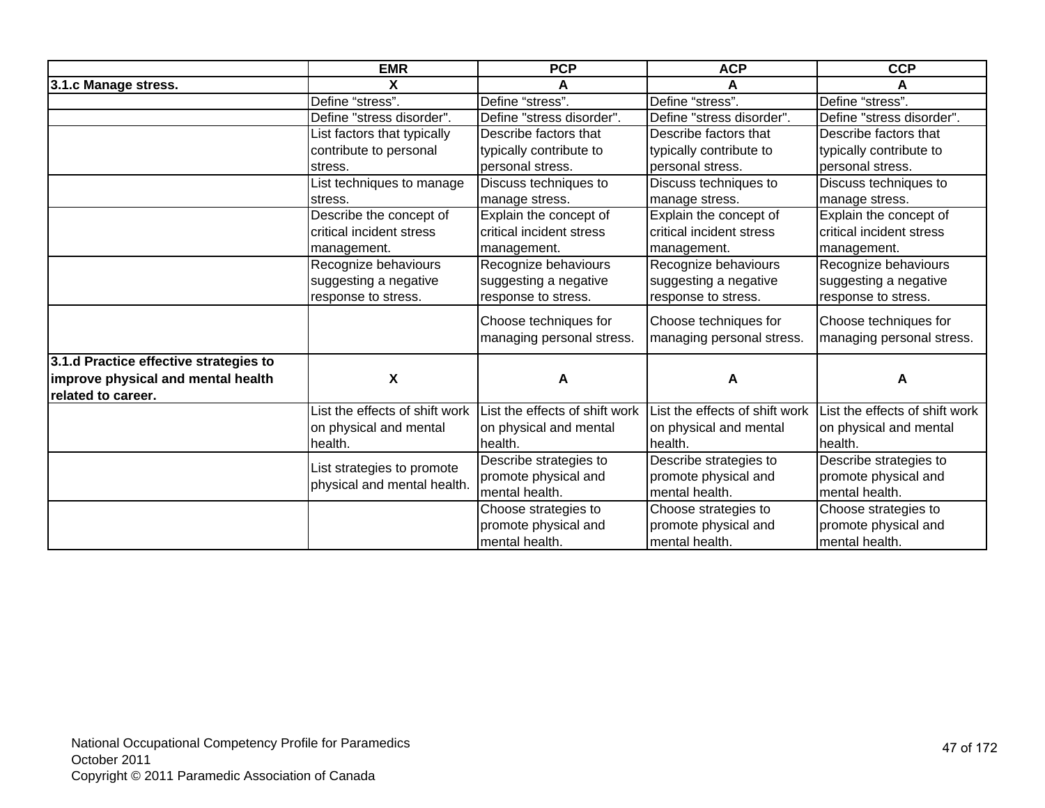| | EMR | PCP | ACP | CCP |
|---|---|---|---|---|
| **3.1.c Manage stress.** | **X** | **A** | **A** | **A** |
| | Define “stress”. | Define “stress”. | Define “stress”. | Define “stress”. |
| | Define "stress disorder". | Define "stress disorder". | Define "stress disorder". | Define "stress disorder". |
| | List factors that typically contribute to personal stress. | Describe factors that typically contribute to personal stress. | Describe factors that typically contribute to personal stress. | Describe factors that typically contribute to personal stress. |
| | List techniques to manage stress. | Discuss techniques to manage stress. | Discuss techniques to manage stress. | Discuss techniques to manage stress. |
| | Describe the concept of critical incident stress management. | Explain the concept of critical incident stress management. | Explain the concept of critical incident stress management. | Explain the concept of critical incident stress management. |
| | Recognize behaviours suggesting a negative response to stress. | Recognize behaviours suggesting a negative response to stress. | Recognize behaviours suggesting a negative response to stress. | Recognize behaviours suggesting a negative response to stress. |
| | | Choose techniques for managing personal stress. | Choose techniques for managing personal stress. | Choose techniques for managing personal stress. |
| **3.1.d Practice effective strategies to improve physical and mental health related to career.** | **X** | **A** | **A** | **A** |
| | List the effects of shift work on physical and mental health. | List the effects of shift work on physical and mental health. | List the effects of shift work on physical and mental health. | List the effects of shift work on physical and mental health. |
| | List strategies to promote physical and mental health. | Describe strategies to promote physical and mental health. | Describe strategies to promote physical and mental health. | Describe strategies to promote physical and mental health. |
| | | Choose strategies to promote physical and mental health. | Choose strategies to promote physical and mental health. | Choose strategies to promote physical and mental health. |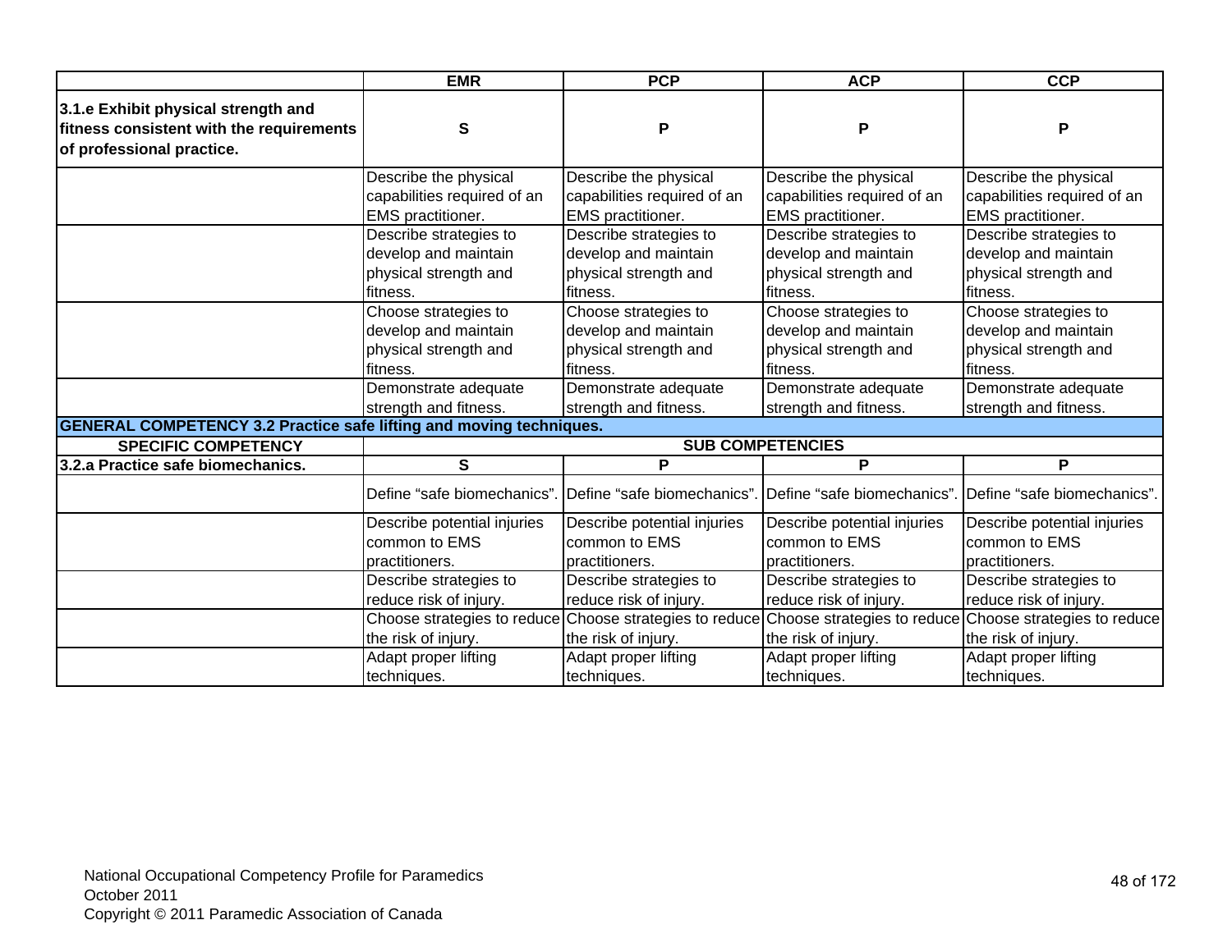| | EMR | PCP | ACP | CCP |
|---|---|---|---|---|
| **3.1.e Exhibit physical strength and fitness consistent with the requirements of professional practice.** | **S** | **P** | **P** | **P** |
| | Describe the physical capabilities required of an EMS practitioner. | Describe the physical capabilities required of an EMS practitioner. | Describe the physical capabilities required of an EMS practitioner. | Describe the physical capabilities required of an EMS practitioner. |
| | Describe strategies to develop and maintain physical strength and fitness. | Describe strategies to develop and maintain physical strength and fitness. | Describe strategies to develop and maintain physical strength and fitness. | Describe strategies to develop and maintain physical strength and fitness. |
| | Choose strategies to develop and maintain physical strength and fitness. | Choose strategies to develop and maintain physical strength and fitness. | Choose strategies to develop and maintain physical strength and fitness. | Choose strategies to develop and maintain physical strength and fitness. |
| | Demonstrate adequate strength and fitness. | Demonstrate adequate strength and fitness. | Demonstrate adequate strength and fitness. | Demonstrate adequate strength and fitness. |
| **GENERAL COMPETENCY 3.2 Practice safe lifting and moving techniques.** | | | | |
| **SPECIFIC COMPETENCY** | **SUB COMPETENCIES** | | | |
| **3.2.a Practice safe biomechanics.** | **S** | **P** | **P** | **P** |
| | Define “safe biomechanics”. | Define “safe biomechanics”. | Define “safe biomechanics”. | Define “safe biomechanics”. |
| | Describe potential injuries common to EMS practitioners. | Describe potential injuries common to EMS practitioners. | Describe potential injuries common to EMS practitioners. | Describe potential injuries common to EMS practitioners. |
| | Describe strategies to reduce risk of injury. | Describe strategies to reduce risk of injury. | Describe strategies to reduce risk of injury. | Describe strategies to reduce risk of injury. |
| | Choose strategies to reduce the risk of injury. | Choose strategies to reduce the risk of injury. | Choose strategies to reduce the risk of injury. | Choose strategies to reduce the risk of injury. |
| | Adapt proper lifting techniques. | Adapt proper lifting techniques. | Adapt proper lifting techniques. | Adapt proper lifting techniques. |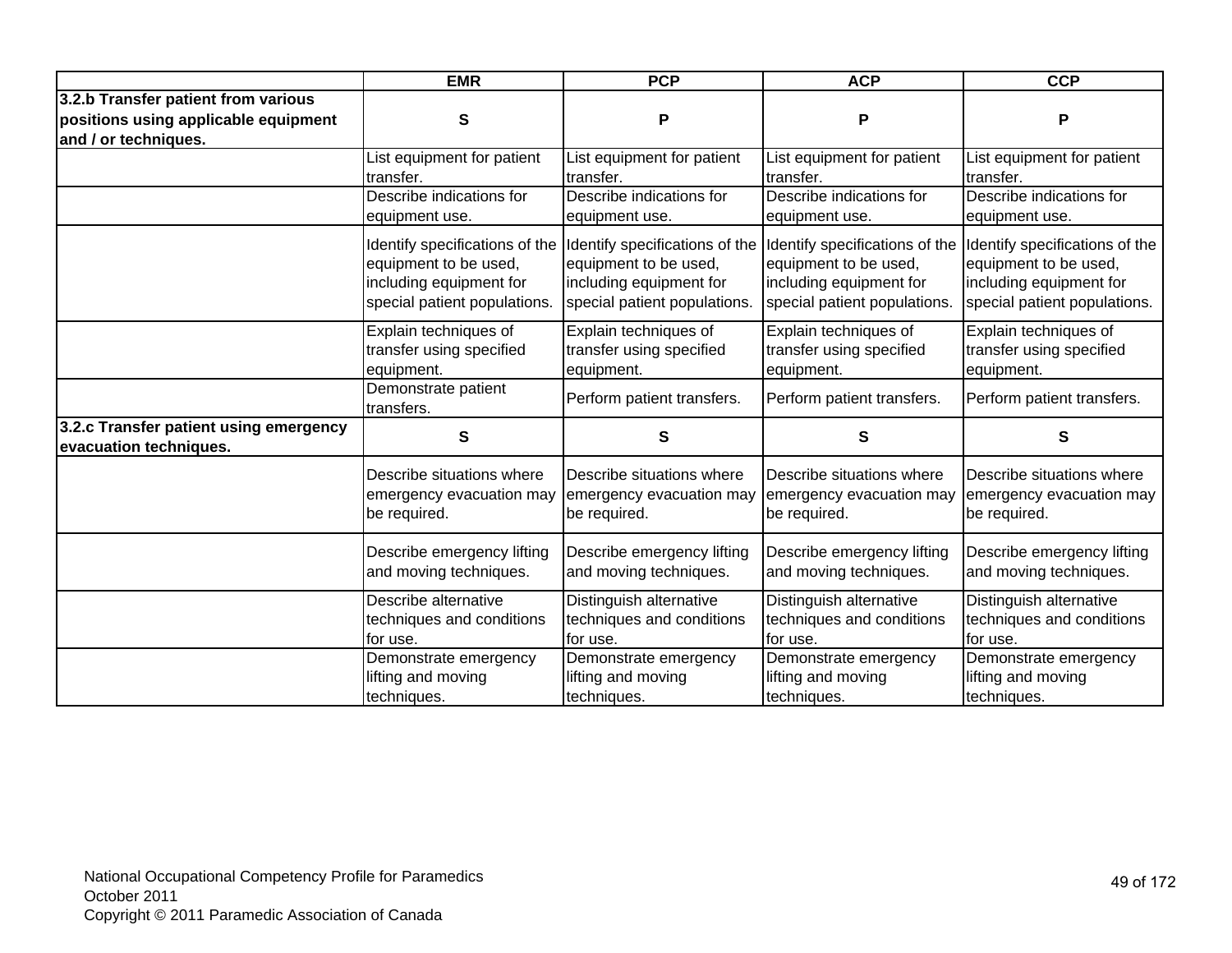| | EMR | PCP | ACP | CCP |
|---|---|---|---|---|
| **3.2.b Transfer patient from various positions using applicable equipment and / or techniques.** | **S** | **P** | **P** | **P** |
| | List equipment for patient transfer. | List equipment for patient transfer. | List equipment for patient transfer. | List equipment for patient transfer. |
| | Describe indications for equipment use. | Describe indications for equipment use. | Describe indications for equipment use. | Describe indications for equipment use. |
| | Identify specifications of the equipment to be used, including equipment for special patient populations. | Identify specifications of the equipment to be used, including equipment for special patient populations. | Identify specifications of the equipment to be used, including equipment for special patient populations. | Identify specifications of the equipment to be used, including equipment for special patient populations. |
| | Explain techniques of transfer using specified equipment. | Explain techniques of transfer using specified equipment. | Explain techniques of transfer using specified equipment. | Explain techniques of transfer using specified equipment. |
| | Demonstrate patient transfers. | Perform patient transfers. | Perform patient transfers. | Perform patient transfers. |
| **3.2.c Transfer patient using emergency evacuation techniques.** | **S** | **S** | **S** | **S** |
| | Describe situations where emergency evacuation may be required. | Describe situations where emergency evacuation may be required. | Describe situations where emergency evacuation may be required. | Describe situations where emergency evacuation may be required. |
| | Describe emergency lifting and moving techniques. | Describe emergency lifting and moving techniques. | Describe emergency lifting and moving techniques. | Describe emergency lifting and moving techniques. |
| | Describe alternative techniques and conditions for use. | Distinguish alternative techniques and conditions for use. | Distinguish alternative techniques and conditions for use. | Distinguish alternative techniques and conditions for use. |
| | Demonstrate emergency lifting and moving techniques. | Demonstrate emergency lifting and moving techniques. | Demonstrate emergency lifting and moving techniques. | Demonstrate emergency lifting and moving techniques. |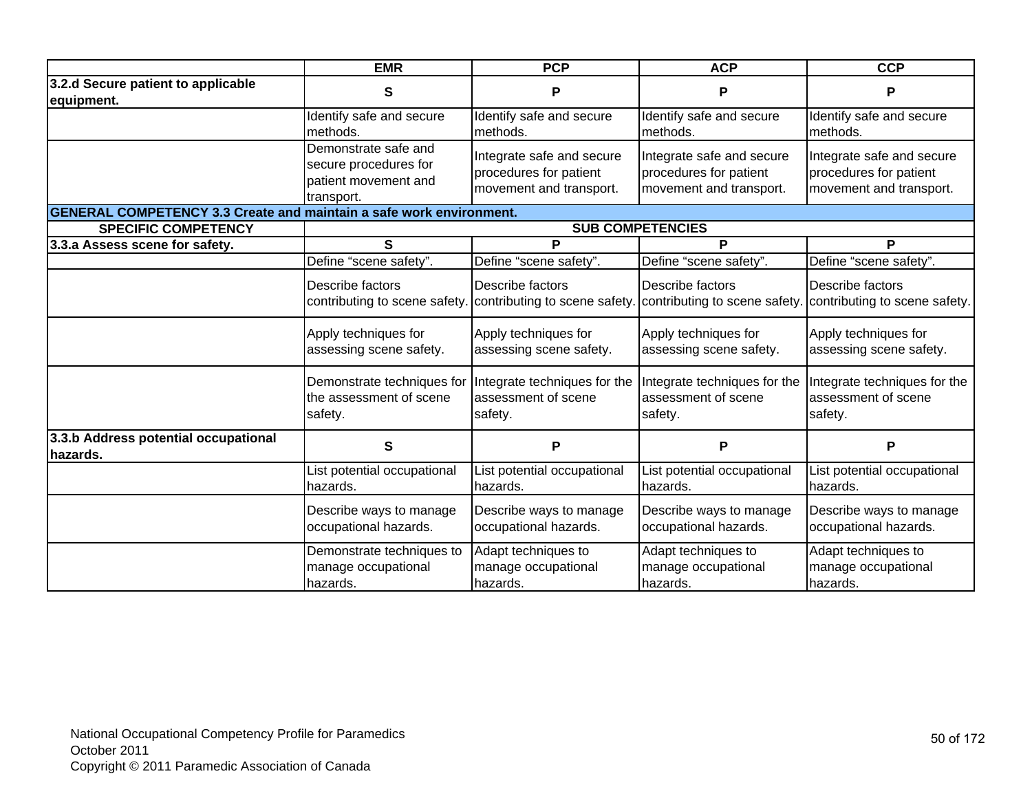| | EMR | PCP | ACP | CCP |
|---|---|---|---|---|
| **3.2.d Secure patient to applicable equipment.** | **S** | **P** | **P** | **P** |
| | Identify safe and secure methods. | Identify safe and secure methods. | Identify safe and secure methods. | Identify safe and secure methods. |
| | Demonstrate safe and secure procedures for patient movement and transport. | Integrate safe and secure procedures for patient movement and transport. | Integrate safe and secure procedures for patient movement and transport. | Integrate safe and secure procedures for patient movement and transport. |
| **GENERAL COMPETENCY 3.3 Create and maintain a safe work environment.** | | | | |
| **SPECIFIC COMPETENCY** | **SUB COMPETENCIES** | | | |
| **3.3.a Assess scene for safety.** | **S** | **P** | **P** | **P** |
| | Define “scene safety”. | Define “scene safety”. | Define “scene safety”. | Define “scene safety”. |
| | Describe factors contributing to scene safety. | Describe factors contributing to scene safety. | Describe factors contributing to scene safety. | Describe factors contributing to scene safety. |
| | Apply techniques for assessing scene safety. | Apply techniques for assessing scene safety. | Apply techniques for assessing scene safety. | Apply techniques for assessing scene safety. |
| | Demonstrate techniques for the assessment of scene safety. | Integrate techniques for the assessment of scene safety. | Integrate techniques for the assessment of scene safety. | Integrate techniques for the assessment of scene safety. |
| **3.3.b Address potential occupational hazards.** | **S** | **P** | **P** | **P** |
| | List potential occupational hazards. | List potential occupational hazards. | List potential occupational hazards. | List potential occupational hazards. |
| | Describe ways to manage occupational hazards. | Describe ways to manage occupational hazards. | Describe ways to manage occupational hazards. | Describe ways to manage occupational hazards. |
| | Demonstrate techniques to manage occupational hazards. | Adapt techniques to manage occupational hazards. | Adapt techniques to manage occupational hazards. | Adapt techniques to manage occupational hazards. |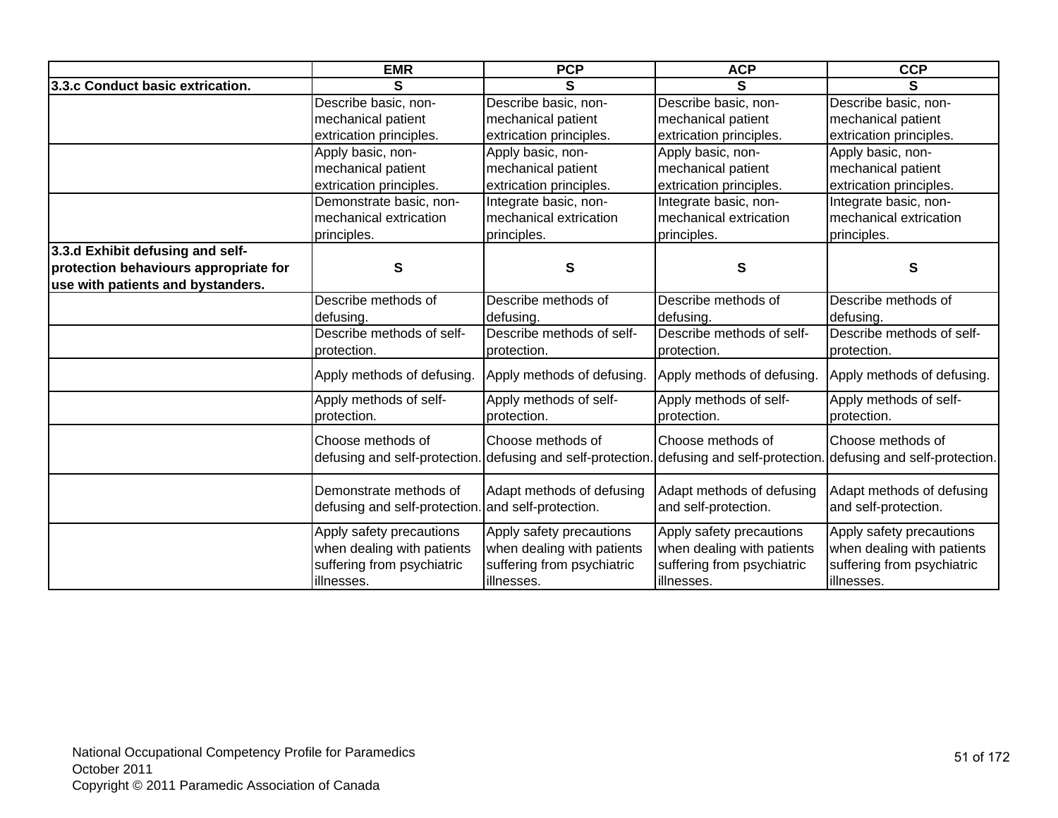| | EMR | PCP | ACP | CCP |
|---|---|---|---|---|
| **3.3.c Conduct basic extrication.** | **S** | **S** | **S** | **S** |
| | Describe basic, non-mechanical patient extrication principles. | Describe basic, non-mechanical patient extrication principles. | Describe basic, non-mechanical patient extrication principles. | Describe basic, non-mechanical patient extrication principles. |
| | Apply basic, non-mechanical patient extrication principles. | Apply basic, non-mechanical patient extrication principles. | Apply basic, non-mechanical patient extrication principles. | Apply basic, non-mechanical patient extrication principles. |
| | Demonstrate basic, non-mechanical extrication principles. | Integrate basic, non-mechanical extrication principles. | Integrate basic, non-mechanical extrication principles. | Integrate basic, non-mechanical extrication principles. |
| **3.3.d Exhibit defusing and self-protection behaviours appropriate for use with patients and bystanders.** | **S** | **S** | **S** | **S** |
| | Describe methods of defusing. | Describe methods of defusing. | Describe methods of defusing. | Describe methods of defusing. |
| | Describe methods of self-protection. | Describe methods of self-protection. | Describe methods of self-protection. | Describe methods of self-protection. |
| | Apply methods of defusing. | Apply methods of defusing. | Apply methods of defusing. | Apply methods of defusing. |
| | Apply methods of self-protection. | Apply methods of self-protection. | Apply methods of self-protection. | Apply methods of self-protection. |
| | Choose methods of defusing and self-protection. | Choose methods of defusing and self-protection. | Choose methods of defusing and self-protection. | Choose methods of defusing and self-protection. |
| | Demonstrate methods of defusing and self-protection. | Adapt methods of defusing and self-protection. | Adapt methods of defusing and self-protection. | Adapt methods of defusing and self-protection. |
| | Apply safety precautions when dealing with patients suffering from psychiatric illnesses. | Apply safety precautions when dealing with patients suffering from psychiatric illnesses. | Apply safety precautions when dealing with patients suffering from psychiatric illnesses. | Apply safety precautions when dealing with patients suffering from psychiatric illnesses. |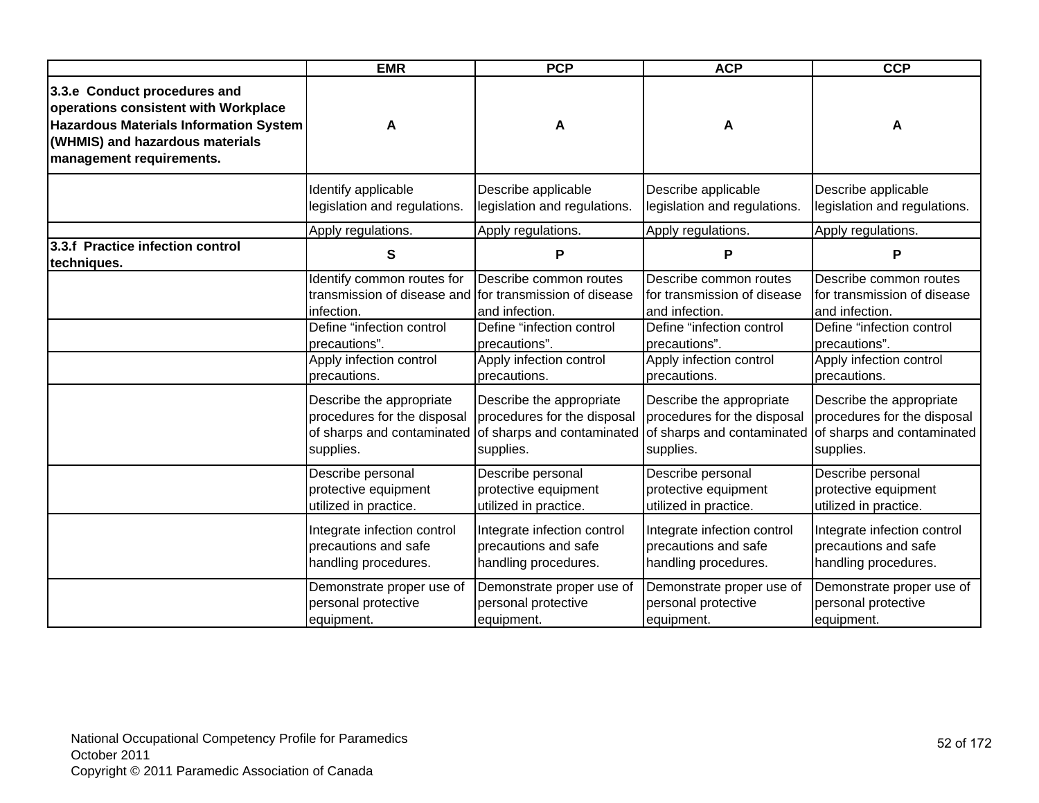| | EMR | PCP | ACP | CCP |
|---|---|---|---|---|
| **3.3.e Conduct procedures and operations consistent with Workplace Hazardous Materials Information System (WHMIS) and hazardous materials management requirements.** | **A** | **A** | **A** | **A** |
| | Identify applicable legislation and regulations. | Describe applicable legislation and regulations. | Describe applicable legislation and regulations. | Describe applicable legislation and regulations. |
| | Apply regulations. | Apply regulations. | Apply regulations. | Apply regulations. |
| **3.3.f Practice infection control techniques.** | **S** | **P** | **P** | **P** |
| | Identify common routes for transmission of disease and infection. | Describe common routes for transmission of disease and infection. | Describe common routes for transmission of disease and infection. | Describe common routes for transmission of disease and infection. |
| | Define “infection control precautions”. | Define “infection control precautions”. | Define “infection control precautions”. | Define “infection control precautions”. |
| | Apply infection control precautions. | Apply infection control precautions. | Apply infection control precautions. | Apply infection control precautions. |
| | Describe the appropriate procedures for the disposal of sharps and contaminated supplies. | Describe the appropriate procedures for the disposal of sharps and contaminated supplies. | Describe the appropriate procedures for the disposal of sharps and contaminated supplies. | Describe the appropriate procedures for the disposal of sharps and contaminated supplies. |
| | Describe personal protective equipment utilized in practice. | Describe personal protective equipment utilized in practice. | Describe personal protective equipment utilized in practice. | Describe personal protective equipment utilized in practice. |
| | Integrate infection control precautions and safe handling procedures. | Integrate infection control precautions and safe handling procedures. | Integrate infection control precautions and safe handling procedures. | Integrate infection control precautions and safe handling procedures. |
| | Demonstrate proper use of personal protective equipment. | Demonstrate proper use of personal protective equipment. | Demonstrate proper use of personal protective equipment. | Demonstrate proper use of personal protective equipment. |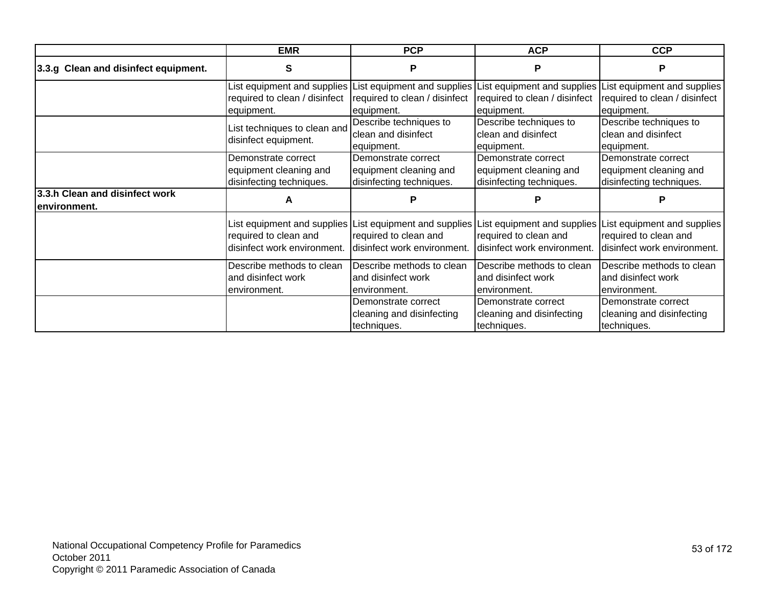| | EMR | PCP | ACP | CCP |
|---|---|---|---|---|
| **3.3.g Clean and disinfect equipment.** | **S** | **P** | **P** | **P** |
| | List equipment and supplies required to clean / disinfect equipment. | List equipment and supplies required to clean / disinfect equipment. | List equipment and supplies required to clean / disinfect equipment. | List equipment and supplies required to clean / disinfect equipment. |
| | List techniques to clean and disinfect equipment. | Describe techniques to clean and disinfect equipment. | Describe techniques to clean and disinfect equipment. | Describe techniques to clean and disinfect equipment. |
| | Demonstrate correct equipment cleaning and disinfecting techniques. | Demonstrate correct equipment cleaning and disinfecting techniques. | Demonstrate correct equipment cleaning and disinfecting techniques. | Demonstrate correct equipment cleaning and disinfecting techniques. |
| **3.3.h Clean and disinfect work environment.** | **A** | **P** | **P** | **P** |
| | List equipment and supplies required to clean and disinfect work environment. | List equipment and supplies required to clean and disinfect work environment. | List equipment and supplies required to clean and disinfect work environment. | List equipment and supplies required to clean and disinfect work environment. |
| | Describe methods to clean and disinfect work environment. | Describe methods to clean and disinfect work environment. | Describe methods to clean and disinfect work environment. | Describe methods to clean and disinfect work environment. |
| | | Demonstrate correct cleaning and disinfecting techniques. | Demonstrate correct cleaning and disinfecting techniques. | Demonstrate correct cleaning and disinfecting techniques. |

National Occupational Competency Profile for Paramedics
October 2011
Copyright © 2011 Paramedic Association of Canada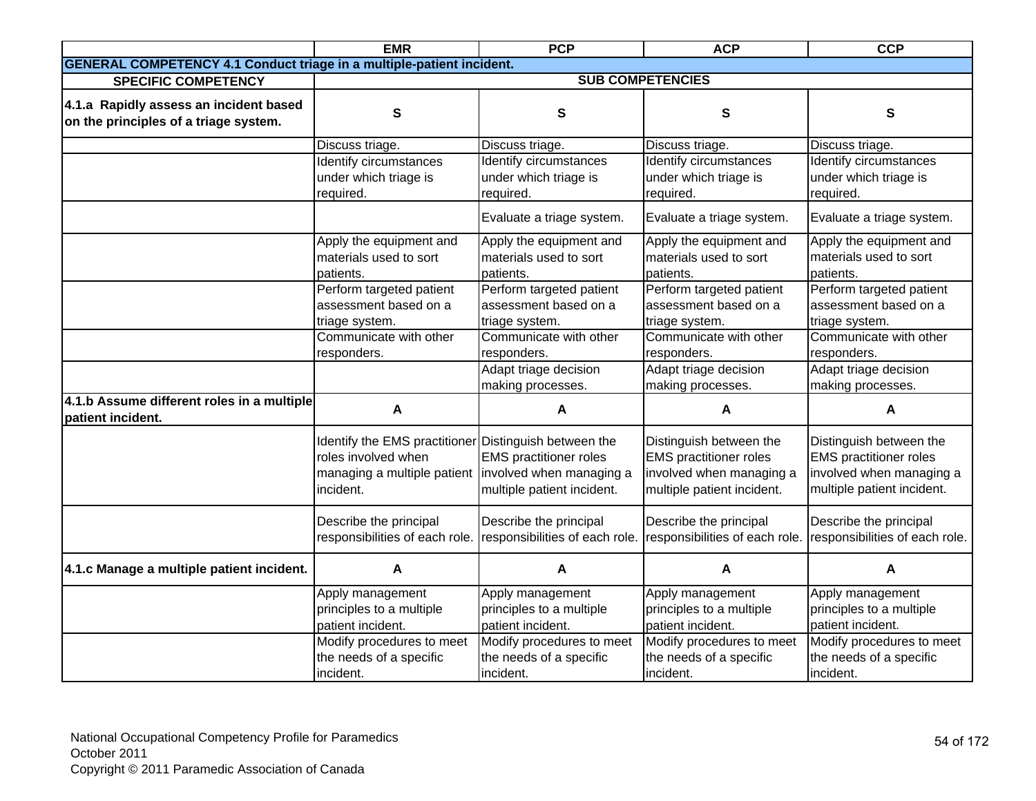| | EMR | PCP | ACP | CCP |
|---|---|---|---|---|
| **GENERAL COMPETENCY 4.1 Conduct triage in a multiple-patient incident.** | | | | |
| **SPECIFIC COMPETENCY** | **SUB COMPETENCIES** | | | |
| **4.1.a Rapidly assess an incident based on the principles of a triage system.** | **S** | **S** | **S** | **S** |
| | Discuss triage. | Discuss triage. | Discuss triage. | Discuss triage. |
| | Identify circumstances under which triage is required. | Identify circumstances under which triage is required. | Identify circumstances under which triage is required. | Identify circumstances under which triage is required. |
| | | Evaluate a triage system. | Evaluate a triage system. | Evaluate a triage system. |
| | Apply the equipment and materials used to sort patients. | Apply the equipment and materials used to sort patients. | Apply the equipment and materials used to sort patients. | Apply the equipment and materials used to sort patients. |
| | Perform targeted patient assessment based on a triage system. | Perform targeted patient assessment based on a triage system. | Perform targeted patient assessment based on a triage system. | Perform targeted patient assessment based on a triage system. |
| | Communicate with other responders. | Communicate with other responders. | Communicate with other responders. | Communicate with other responders. |
| | | Adapt triage decision making processes. | Adapt triage decision making processes. | Adapt triage decision making processes. |
| **4.1.b Assume different roles in a multiple patient incident.** | **A** | **A** | **A** | **A** |
| | Identify the EMS practitioner roles involved when managing a multiple patient incident. | Distinguish between the EMS practitioner roles involved when managing a multiple patient incident. | Distinguish between the EMS practitioner roles involved when managing a multiple patient incident. | Distinguish between the EMS practitioner roles involved when managing a multiple patient incident. |
| | Describe the principal responsibilities of each role. | Describe the principal responsibilities of each role. | Describe the principal responsibilities of each role. | Describe the principal responsibilities of each role. |
| **4.1.c Manage a multiple patient incident.** | **A** | **A** | **A** | **A** |
| | Apply management principles to a multiple patient incident. | Apply management principles to a multiple patient incident. | Apply management principles to a multiple patient incident. | Apply management principles to a multiple patient incident. |
| | Modify procedures to meet the needs of a specific incident. | Modify procedures to meet the needs of a specific incident. | Modify procedures to meet the needs of a specific incident. | Modify procedures to meet the needs of a specific incident. |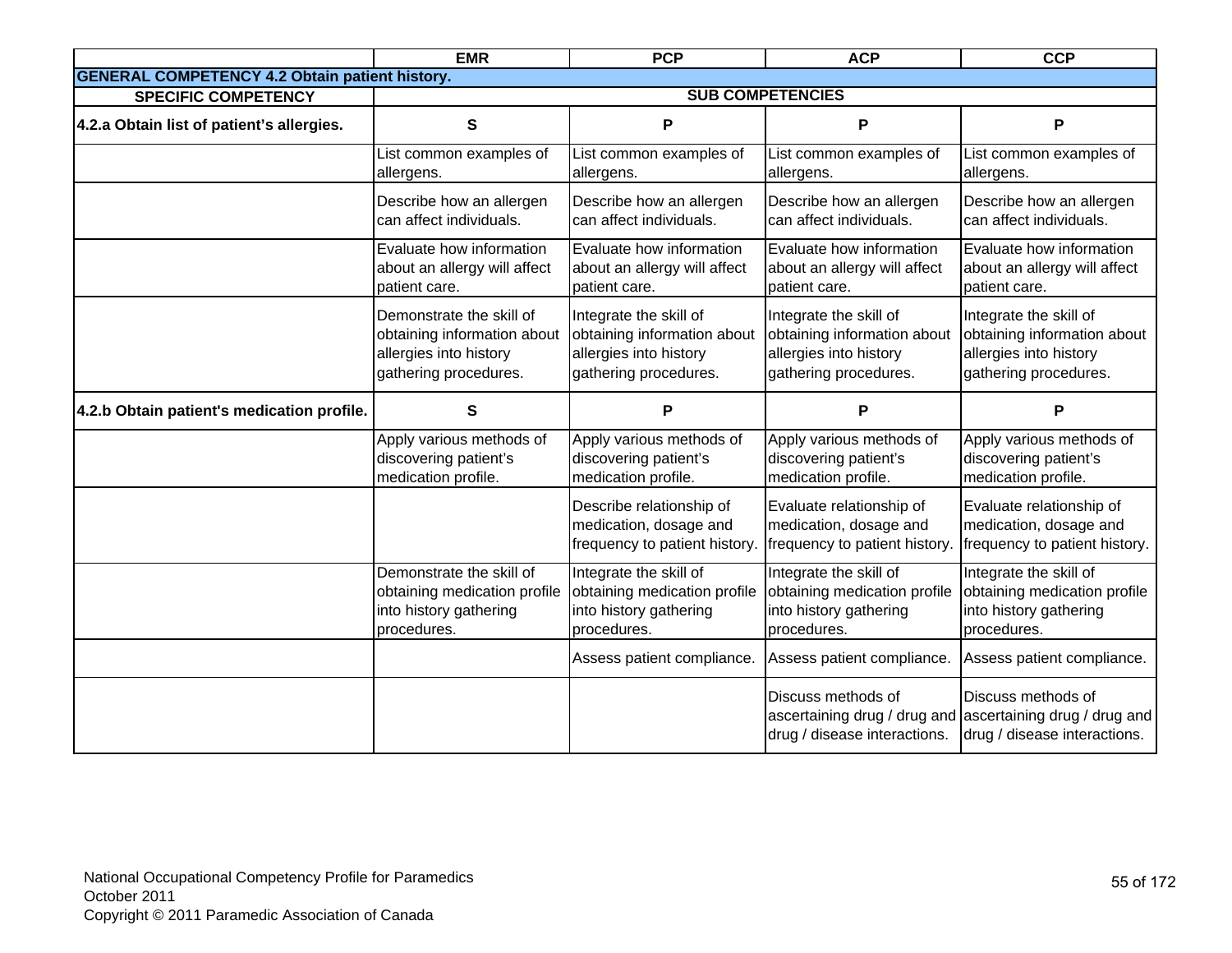| | EMR | PCP | ACP | CCP |
|---|---|---|---|---|
| **GENERAL COMPETENCY 4.2 Obtain patient history.** | | | | |
| **SPECIFIC COMPETENCY** | **SUB COMPETENCIES** | | | |
| **4.2.a Obtain list of patient's allergies.** | **S** | **P** | **P** | **P** |
| | List common examples of allergens. | List common examples of allergens. | List common examples of allergens. | List common examples of allergens. |
| | Describe how an allergen can affect individuals. | Describe how an allergen can affect individuals. | Describe how an allergen can affect individuals. | Describe how an allergen can affect individuals. |
| | Evaluate how information about an allergy will affect patient care. | Evaluate how information about an allergy will affect patient care. | Evaluate how information about an allergy will affect patient care. | Evaluate how information about an allergy will affect patient care. |
| | Demonstrate the skill of obtaining information about allergies into history gathering procedures. | Integrate the skill of obtaining information about allergies into history gathering procedures. | Integrate the skill of obtaining information about allergies into history gathering procedures. | Integrate the skill of obtaining information about allergies into history gathering procedures. |
| **4.2.b Obtain patient's medication profile.** | **S** | **P** | **P** | **P** |
| | Apply various methods of discovering patient's medication profile. | Apply various methods of discovering patient's medication profile. | Apply various methods of discovering patient's medication profile. | Apply various methods of discovering patient's medication profile. |
| | | Describe relationship of medication, dosage and frequency to patient history. | Evaluate relationship of medication, dosage and frequency to patient history. | Evaluate relationship of medication, dosage and frequency to patient history. |
| | Demonstrate the skill of obtaining medication profile into history gathering procedures. | Integrate the skill of obtaining medication profile into history gathering procedures. | Integrate the skill of obtaining medication profile into history gathering procedures. | Integrate the skill of obtaining medication profile into history gathering procedures. |
| | | Assess patient compliance. | Assess patient compliance. | Assess patient compliance. |
| | | | Discuss methods of ascertaining drug / drug and drug / disease interactions. | Discuss methods of ascertaining drug / drug and drug / disease interactions. |

National Occupational Competency Profile for Paramedics
October 2011
Copyright © 2011 Paramedic Association of Canada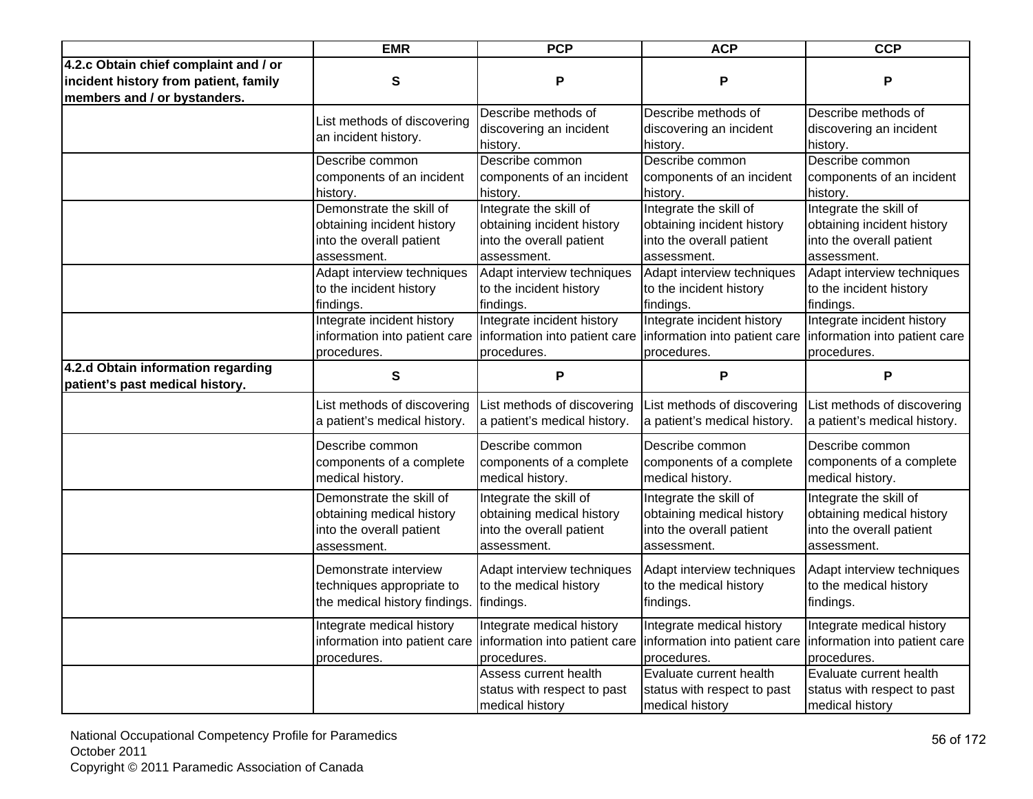| | EMR | PCP | ACP | CCP |
|---|---|---|---|---|
| **4.2.c Obtain chief complaint and / or incident history from patient, family members and / or bystanders.** | **S** | **P** | **P** | **P** |
| | List methods of discovering an incident history. | Describe methods of discovering an incident history. | Describe methods of discovering an incident history. | Describe methods of discovering an incident history. |
| | Describe common components of an incident history. | Describe common components of an incident history. | Describe common components of an incident history. | Describe common components of an incident history. |
| | Demonstrate the skill of obtaining incident history into the overall patient assessment. | Integrate the skill of obtaining incident history into the overall patient assessment. | Integrate the skill of obtaining incident history into the overall patient assessment. | Integrate the skill of obtaining incident history into the overall patient assessment. |
| | Adapt interview techniques to the incident history findings. | Adapt interview techniques to the incident history findings. | Adapt interview techniques to the incident history findings. | Adapt interview techniques to the incident history findings. |
| | Integrate incident history information into patient care procedures. | Integrate incident history information into patient care procedures. | Integrate incident history information into patient care procedures. | Integrate incident history information into patient care procedures. |
| **4.2.d Obtain information regarding patient’s past medical history.** | **S** | **P** | **P** | **P** |
| | List methods of discovering a patient’s medical history. | List methods of discovering a patient’s medical history. | List methods of discovering a patient’s medical history. | List methods of discovering a patient’s medical history. |
| | Describe common components of a complete medical history. | Describe common components of a complete medical history. | Describe common components of a complete medical history. | Describe common components of a complete medical history. |
| | Demonstrate the skill of obtaining medical history into the overall patient assessment. | Integrate the skill of obtaining medical history into the overall patient assessment. | Integrate the skill of obtaining medical history into the overall patient assessment. | Integrate the skill of obtaining medical history into the overall patient assessment. |
| | Demonstrate interview techniques appropriate to the medical history findings. | Adapt interview techniques to the medical history findings. | Adapt interview techniques to the medical history findings. | Adapt interview techniques to the medical history findings. |
| | Integrate medical history information into patient care procedures. | Integrate medical history information into patient care procedures. | Integrate medical history information into patient care procedures. | Integrate medical history information into patient care procedures. |
| | | Assess current health status with respect to past medical history | Evaluate current health status with respect to past medical history | Evaluate current health status with respect to past medical history |

National Occupational Competency Profile for Paramedics
October 2011
Copyright © 2011 Paramedic Association of Canada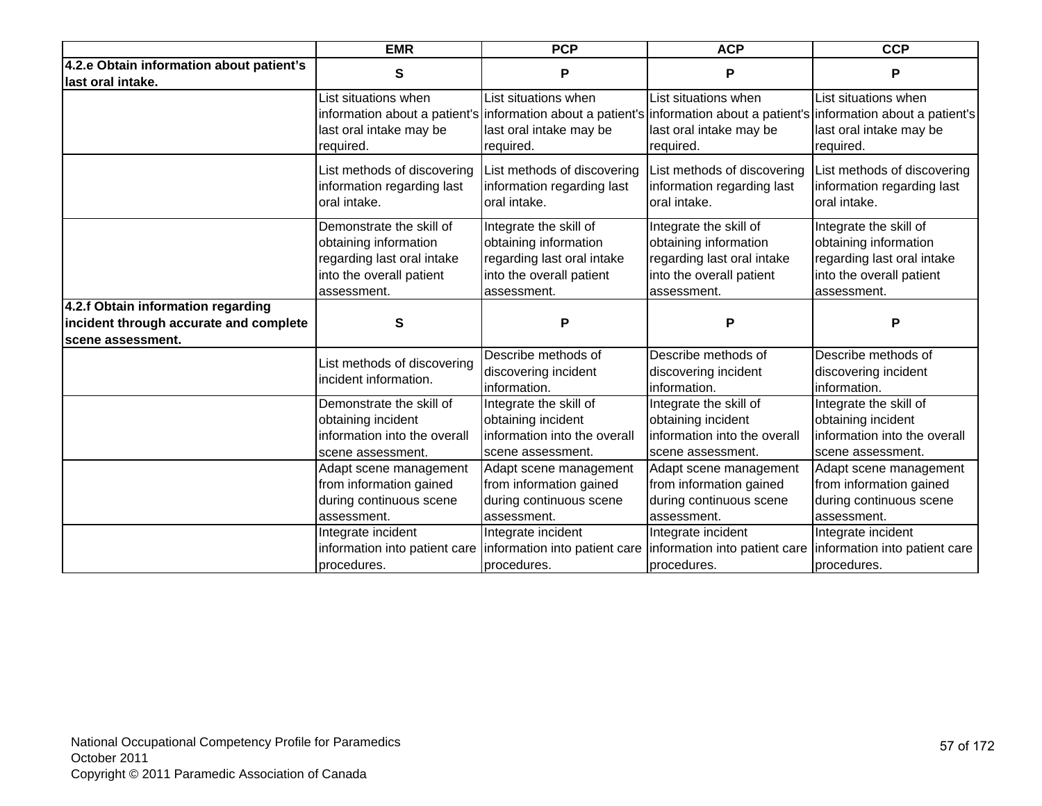| | EMR | PCP | ACP | CCP |
|---|---|---|---|---|
| **4.2.e Obtain information about patient's last oral intake.** | S | P | P | P |
| | List situations when information about a patient's last oral intake may be required. | List situations when information about a patient's last oral intake may be required. | List situations when information about a patient's last oral intake may be required. | List situations when information about a patient's last oral intake may be required. |
| | List methods of discovering information regarding last oral intake. | List methods of discovering information regarding last oral intake. | List methods of discovering information regarding last oral intake. | List methods of discovering information regarding last oral intake. |
| | Demonstrate the skill of obtaining information regarding last oral intake into the overall patient assessment. | Integrate the skill of obtaining information regarding last oral intake into the overall patient assessment. | Integrate the skill of obtaining information regarding last oral intake into the overall patient assessment. | Integrate the skill of obtaining information regarding last oral intake into the overall patient assessment. |
| **4.2.f Obtain information regarding incident through accurate and complete scene assessment.** | S | P | P | P |
| | List methods of discovering incident information. | Describe methods of discovering incident information. | Describe methods of discovering incident information. | Describe methods of discovering incident information. |
| | Demonstrate the skill of obtaining incident information into the overall scene assessment. | Integrate the skill of obtaining incident information into the overall scene assessment. | Integrate the skill of obtaining incident information into the overall scene assessment. | Integrate the skill of obtaining incident information into the overall scene assessment. |
| | Adapt scene management from information gained during continuous scene assessment. | Adapt scene management from information gained during continuous scene assessment. | Adapt scene management from information gained during continuous scene assessment. | Adapt scene management from information gained during continuous scene assessment. |
| | Integrate incident information into patient care procedures. | Integrate incident information into patient care procedures. | Integrate incident information into patient care procedures. | Integrate incident information into patient care procedures. |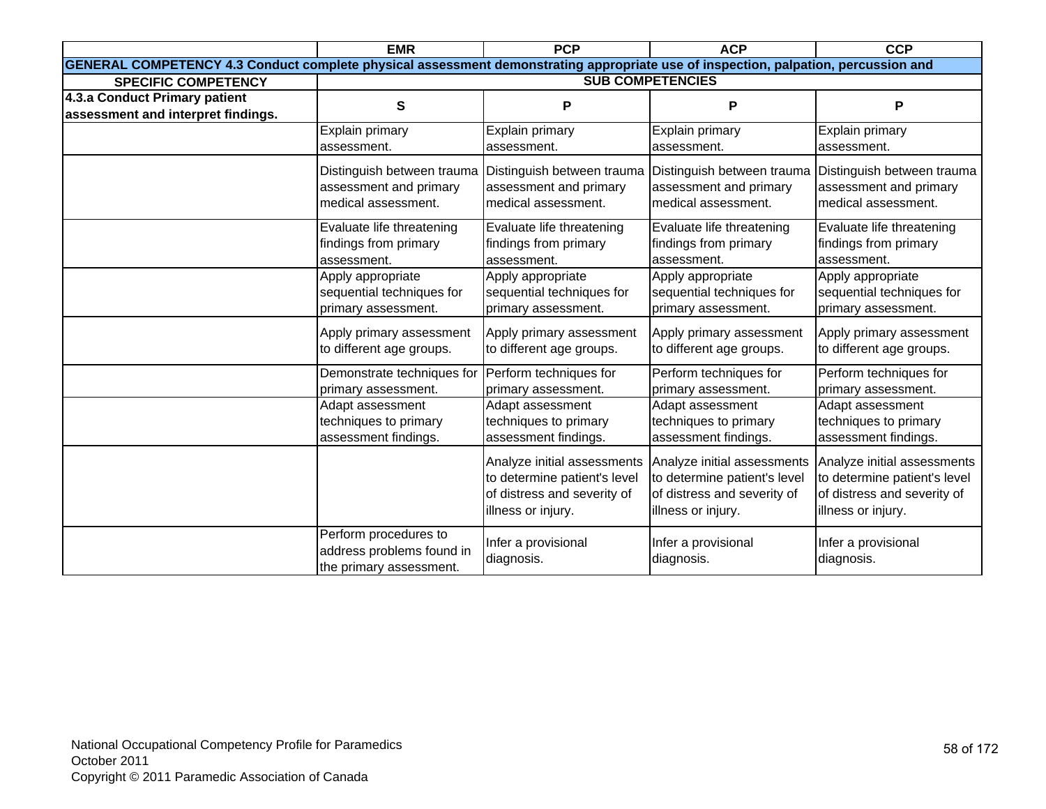| | EMR | PCP | ACP | CCP |
|---|---|---|---|---|
| **GENERAL COMPETENCY 4.3 Conduct complete physical assessment demonstrating appropriate use of inspection, palpation, percussion and** | | | | |
| **SPECIFIC COMPETENCY** | **SUB COMPETENCIES** | | | |
| **4.3.a Conduct Primary patient assessment and interpret findings.** | **S** | **P** | **P** | **P** |
| | Explain primary assessment. | Explain primary assessment. | Explain primary assessment. | Explain primary assessment. |
| | Distinguish between trauma assessment and primary medical assessment. | Distinguish between trauma assessment and primary medical assessment. | Distinguish between trauma assessment and primary medical assessment. | Distinguish between trauma assessment and primary medical assessment. |
| | Evaluate life threatening findings from primary assessment. | Evaluate life threatening findings from primary assessment. | Evaluate life threatening findings from primary assessment. | Evaluate life threatening findings from primary assessment. |
| | Apply appropriate sequential techniques for primary assessment. | Apply appropriate sequential techniques for primary assessment. | Apply appropriate sequential techniques for primary assessment. | Apply appropriate sequential techniques for primary assessment. |
| | Apply primary assessment to different age groups. | Apply primary assessment to different age groups. | Apply primary assessment to different age groups. | Apply primary assessment to different age groups. |
| | Demonstrate techniques for primary assessment. | Perform techniques for primary assessment. | Perform techniques for primary assessment. | Perform techniques for primary assessment. |
| | Adapt assessment techniques to primary assessment findings. | Adapt assessment techniques to primary assessment findings. | Adapt assessment techniques to primary assessment findings. | Adapt assessment techniques to primary assessment findings. |
| | | Analyze initial assessments to determine patient's level of distress and severity of illness or injury. | Analyze initial assessments to determine patient's level of distress and severity of illness or injury. | Analyze initial assessments to determine patient's level of distress and severity of illness or injury. |
| | Perform procedures to address problems found in the primary assessment. | Infer a provisional diagnosis. | Infer a provisional diagnosis. | Infer a provisional diagnosis. |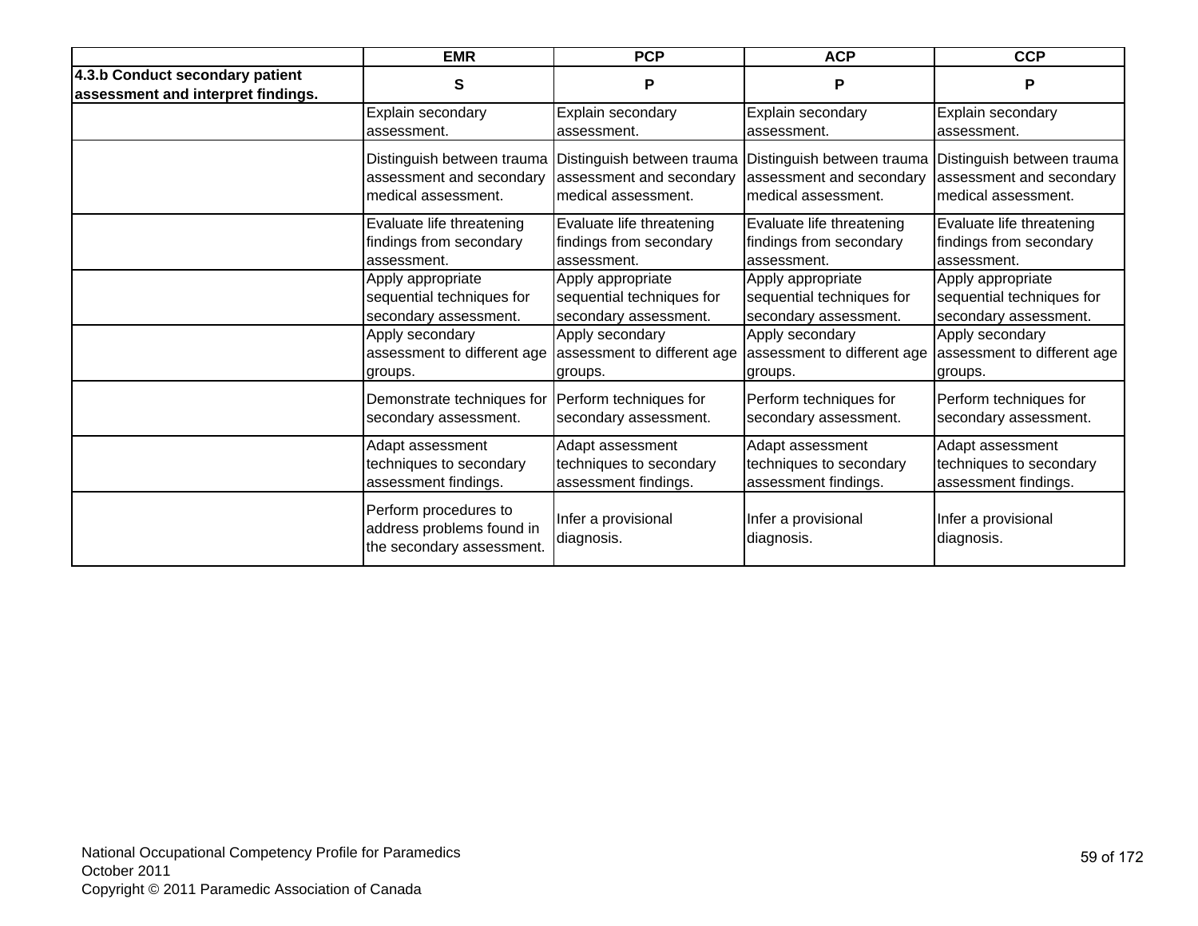| | EMR | PCP | ACP | CCP |
|---|---|---|---|---|
| **4.3.b Conduct secondary patient assessment and interpret findings.** | S | P | P | P |
| | Explain secondary assessment. | Explain secondary assessment. | Explain secondary assessment. | Explain secondary assessment. |
| | Distinguish between trauma assessment and secondary medical assessment. | Distinguish between trauma assessment and secondary medical assessment. | Distinguish between trauma assessment and secondary medical assessment. | Distinguish between trauma assessment and secondary medical assessment. |
| | Evaluate life threatening findings from secondary assessment. | Evaluate life threatening findings from secondary assessment. | Evaluate life threatening findings from secondary assessment. | Evaluate life threatening findings from secondary assessment. |
| | Apply appropriate sequential techniques for secondary assessment. | Apply appropriate sequential techniques for secondary assessment. | Apply appropriate sequential techniques for secondary assessment. | Apply appropriate sequential techniques for secondary assessment. |
| | Apply secondary assessment to different age groups. | Apply secondary assessment to different age groups. | Apply secondary assessment to different age groups. | Apply secondary assessment to different age groups. |
| | Demonstrate techniques for secondary assessment. | Perform techniques for secondary assessment. | Perform techniques for secondary assessment. | Perform techniques for secondary assessment. |
| | Adapt assessment techniques to secondary assessment findings. | Adapt assessment techniques to secondary assessment findings. | Adapt assessment techniques to secondary assessment findings. | Adapt assessment techniques to secondary assessment findings. |
| | Perform procedures to address problems found in the secondary assessment. | Infer a provisional diagnosis. | Infer a provisional diagnosis. | Infer a provisional diagnosis. |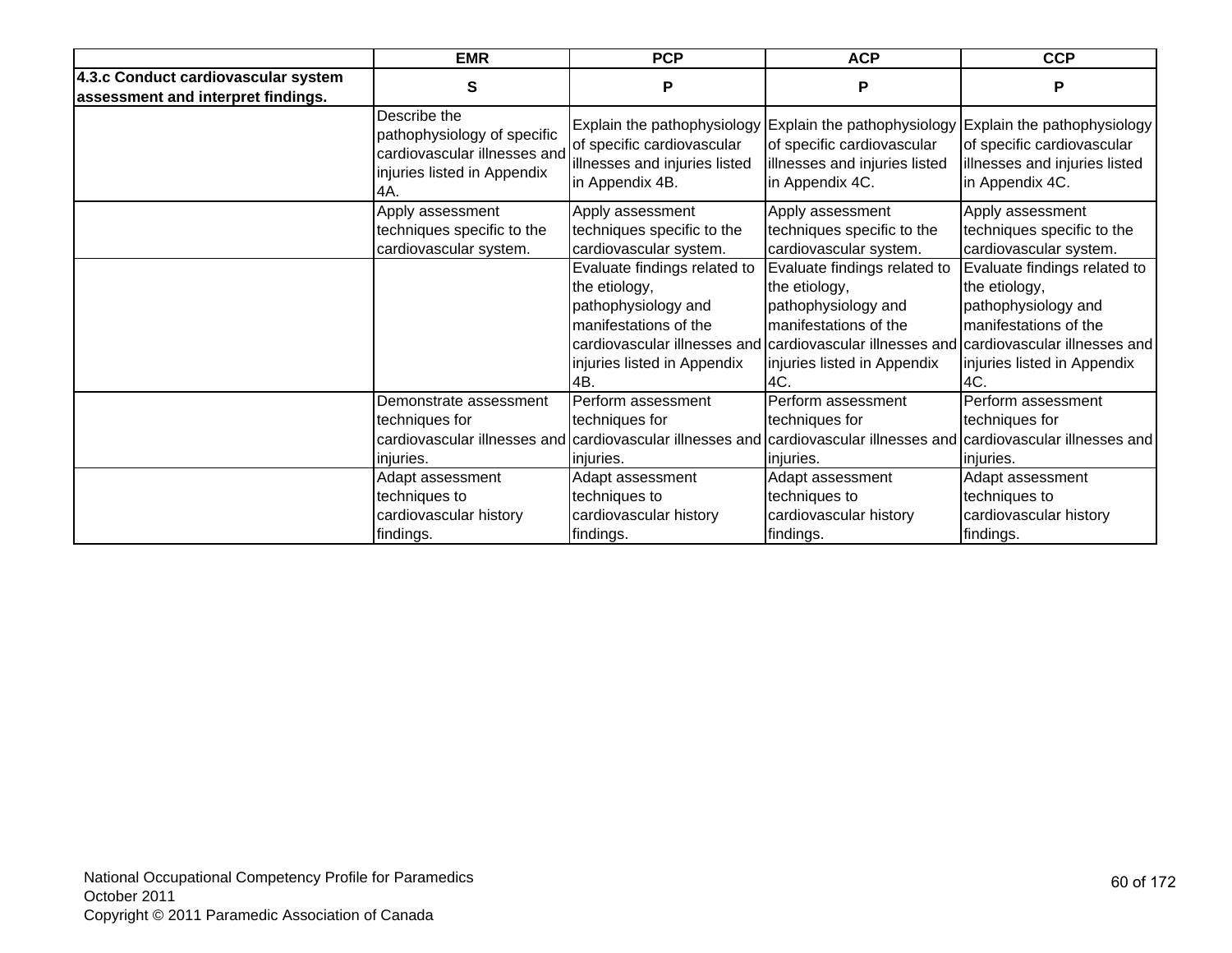| | EMR | PCP | ACP | CCP |
|---|---|---|---|---|
| **4.3.c Conduct cardiovascular system assessment and interpret findings.** | **S** | **P** | **P** | **P** |
| | Describe the pathophysiology of specific cardiovascular illnesses and injuries listed in Appendix 4A. | Explain the pathophysiology of specific cardiovascular illnesses and injuries listed in Appendix 4B. | Explain the pathophysiology of specific cardiovascular illnesses and injuries listed in Appendix 4C. | Explain the pathophysiology of specific cardiovascular illnesses and injuries listed in Appendix 4C. |
| | Apply assessment techniques specific to the cardiovascular system. | Apply assessment techniques specific to the cardiovascular system. | Apply assessment techniques specific to the cardiovascular system. | Apply assessment techniques specific to the cardiovascular system. |
| | | Evaluate findings related to the etiology, pathophysiology and manifestations of the cardiovascular illnesses and injuries listed in Appendix 4B. | Evaluate findings related to the etiology, pathophysiology and manifestations of the cardiovascular illnesses and injuries listed in Appendix 4C. | Evaluate findings related to the etiology, pathophysiology and manifestations of the cardiovascular illnesses and injuries listed in Appendix 4C. |
| | Demonstrate assessment techniques for cardiovascular illnesses and injuries. | Perform assessment techniques for cardiovascular illnesses and injuries. | Perform assessment techniques for cardiovascular illnesses and injuries. | Perform assessment techniques for cardiovascular illnesses and injuries. |
| | Adapt assessment techniques to cardiovascular history findings. | Adapt assessment techniques to cardiovascular history findings. | Adapt assessment techniques to cardiovascular history findings. | Adapt assessment techniques to cardiovascular history findings. |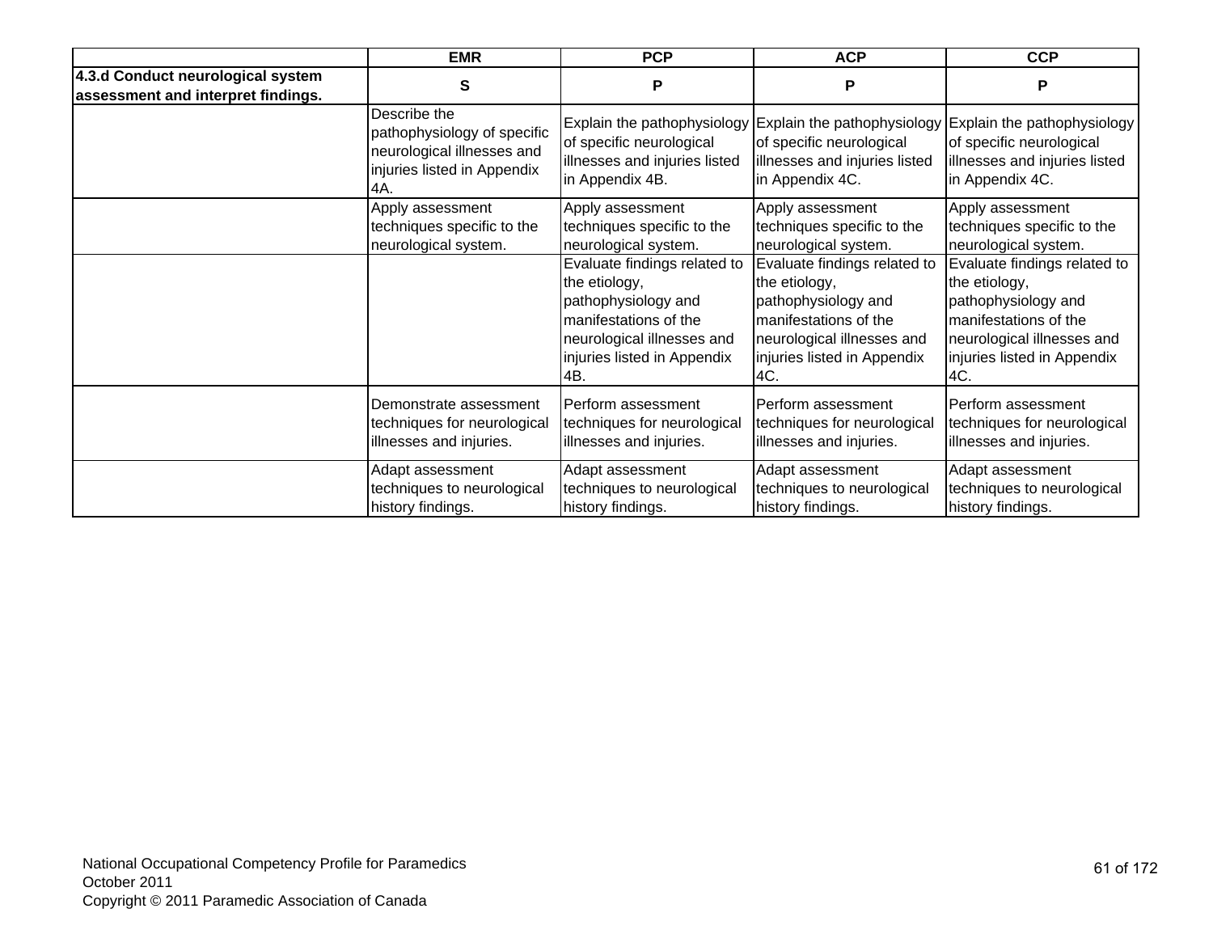| | EMR | PCP | ACP | CCP |
|---|---|---|---|---|
| **4.3.d Conduct neurological system assessment and interpret findings.** | **S** | **P** | **P** | **P** |
| | Describe the pathophysiology of specific neurological illnesses and injuries listed in Appendix 4A. | Explain the pathophysiology of specific neurological illnesses and injuries listed in Appendix 4B. | Explain the pathophysiology of specific neurological illnesses and injuries listed in Appendix 4C. | Explain the pathophysiology of specific neurological illnesses and injuries listed in Appendix 4C. |
| | Apply assessment techniques specific to the neurological system. | Apply assessment techniques specific to the neurological system. | Apply assessment techniques specific to the neurological system. | Apply assessment techniques specific to the neurological system. |
| | | Evaluate findings related to the etiology, pathophysiology and manifestations of the neurological illnesses and injuries listed in Appendix 4B. | Evaluate findings related to the etiology, pathophysiology and manifestations of the neurological illnesses and injuries listed in Appendix 4C. | Evaluate findings related to the etiology, pathophysiology and manifestations of the neurological illnesses and injuries listed in Appendix 4C. |
| | Demonstrate assessment techniques for neurological illnesses and injuries. | Perform assessment techniques for neurological illnesses and injuries. | Perform assessment techniques for neurological illnesses and injuries. | Perform assessment techniques for neurological illnesses and injuries. |
| | Adapt assessment techniques to neurological history findings. | Adapt assessment techniques to neurological history findings. | Adapt assessment techniques to neurological history findings. | Adapt assessment techniques to neurological history findings. |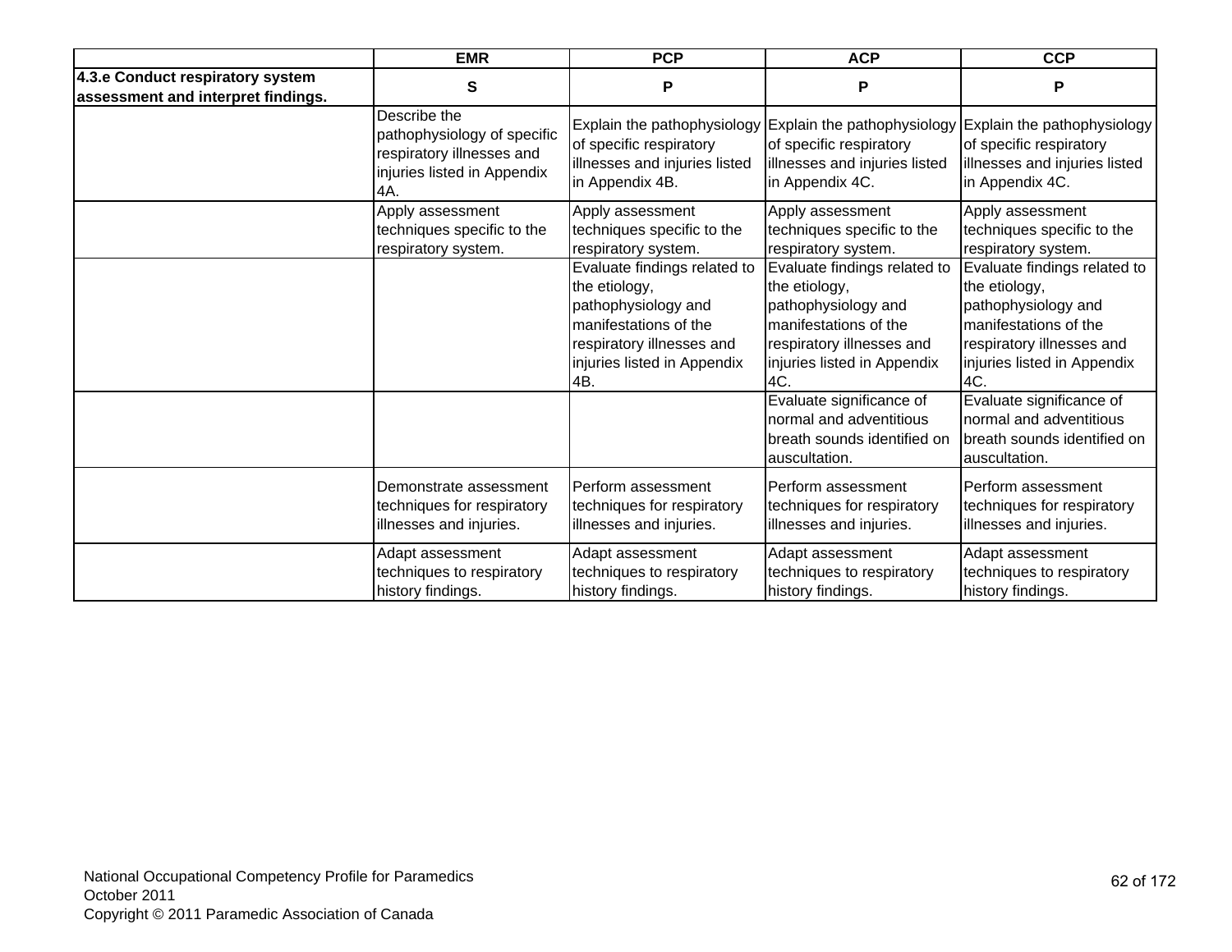| | EMR | PCP | ACP | CCP |
|---|---|---|---|---|
| **4.3.e Conduct respiratory system assessment and interpret findings.** | **S** | **P** | **P** | **P** |
| | Describe the pathophysiology of specific respiratory illnesses and injuries listed in Appendix 4A. | Explain the pathophysiology of specific respiratory illnesses and injuries listed in Appendix 4B. | Explain the pathophysiology of specific respiratory illnesses and injuries listed in Appendix 4C. | Explain the pathophysiology of specific respiratory illnesses and injuries listed in Appendix 4C. |
| | Apply assessment techniques specific to the respiratory system. | Apply assessment techniques specific to the respiratory system. | Apply assessment techniques specific to the respiratory system. | Apply assessment techniques specific to the respiratory system. |
| | | Evaluate findings related to the etiology, pathophysiology and manifestations of the respiratory illnesses and injuries listed in Appendix 4B. | Evaluate findings related to the etiology, pathophysiology and manifestations of the respiratory illnesses and injuries listed in Appendix 4C. | Evaluate findings related to the etiology, pathophysiology and manifestations of the respiratory illnesses and injuries listed in Appendix 4C. |
| | | | Evaluate significance of normal and adventitious breath sounds identified on auscultation. | Evaluate significance of normal and adventitious breath sounds identified on auscultation. |
| | Demonstrate assessment techniques for respiratory illnesses and injuries. | Perform assessment techniques for respiratory illnesses and injuries. | Perform assessment techniques for respiratory illnesses and injuries. | Perform assessment techniques for respiratory illnesses and injuries. |
| | Adapt assessment techniques to respiratory history findings. | Adapt assessment techniques to respiratory history findings. | Adapt assessment techniques to respiratory history findings. | Adapt assessment techniques to respiratory history findings. |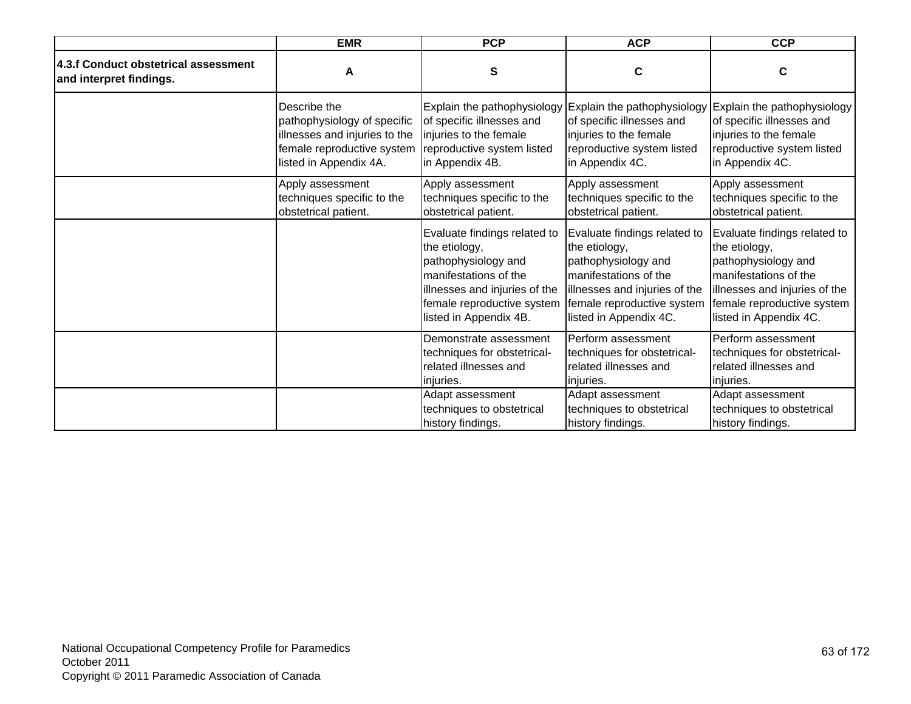| | EMR | PCP | ACP | CCP |
| --- | --- | --- | --- | --- |
| **4.3.f Conduct obstetrical assessment and interpret findings.** | **A** | **S** | **C** | **C** |
| | Describe the pathophysiology of specific illnesses and injuries to the female reproductive system listed in Appendix 4A. | Explain the pathophysiology of specific illnesses and injuries to the female reproductive system listed in Appendix 4B. | Explain the pathophysiology of specific illnesses and injuries to the female reproductive system listed in Appendix 4C. | Explain the pathophysiology of specific illnesses and injuries to the female reproductive system listed in Appendix 4C. |
| | Apply assessment techniques specific to the obstetrical patient. | Apply assessment techniques specific to the obstetrical patient. | Apply assessment techniques specific to the obstetrical patient. | Apply assessment techniques specific to the obstetrical patient. |
| | | Evaluate findings related to the etiology, pathophysiology and manifestations of the illnesses and injuries of the female reproductive system listed in Appendix 4B. | Evaluate findings related to the etiology, pathophysiology and manifestations of the illnesses and injuries of the female reproductive system listed in Appendix 4C. | Evaluate findings related to the etiology, pathophysiology and manifestations of the illnesses and injuries of the female reproductive system listed in Appendix 4C. |
| | | Demonstrate assessment techniques for obstetrical-related illnesses and injuries. | Perform assessment techniques for obstetrical-related illnesses and injuries. | Perform assessment techniques for obstetrical-related illnesses and injuries. |
| | | Adapt assessment techniques to obstetrical history findings. | Adapt assessment techniques to obstetrical history findings. | Adapt assessment techniques to obstetrical history findings. |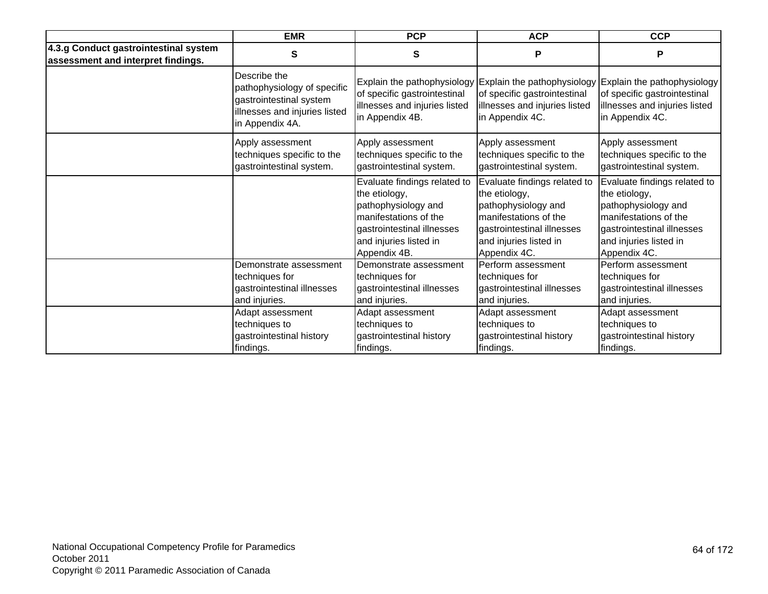| | EMR | PCP | ACP | CCP |
|---|---|---|---|---|
| **4.3.g Conduct gastrointestinal system assessment and interpret findings.** | **S** | **S** | **P** | **P** |
| | Describe the pathophysiology of specific gastrointestinal system illnesses and injuries listed in Appendix 4A. | Explain the pathophysiology of specific gastrointestinal illnesses and injuries listed in Appendix 4B. | Explain the pathophysiology of specific gastrointestinal illnesses and injuries listed in Appendix 4C. | Explain the pathophysiology of specific gastrointestinal illnesses and injuries listed in Appendix 4C. |
| | Apply assessment techniques specific to the gastrointestinal system. | Apply assessment techniques specific to the gastrointestinal system. | Apply assessment techniques specific to the gastrointestinal system. | Apply assessment techniques specific to the gastrointestinal system. |
| | | Evaluate findings related to the etiology, pathophysiology and manifestations of the gastrointestinal illnesses and injuries listed in Appendix 4B. | Evaluate findings related to the etiology, pathophysiology and manifestations of the gastrointestinal illnesses and injuries listed in Appendix 4C. | Evaluate findings related to the etiology, pathophysiology and manifestations of the gastrointestinal illnesses and injuries listed in Appendix 4C. |
| | Demonstrate assessment techniques for gastrointestinal illnesses and injuries. | Demonstrate assessment techniques for gastrointestinal illnesses and injuries. | Perform assessment techniques for gastrointestinal illnesses and injuries. | Perform assessment techniques for gastrointestinal illnesses and injuries. |
| | Adapt assessment techniques to gastrointestinal history findings. | Adapt assessment techniques to gastrointestinal history findings. | Adapt assessment techniques to gastrointestinal history findings. | Adapt assessment techniques to gastrointestinal history findings. |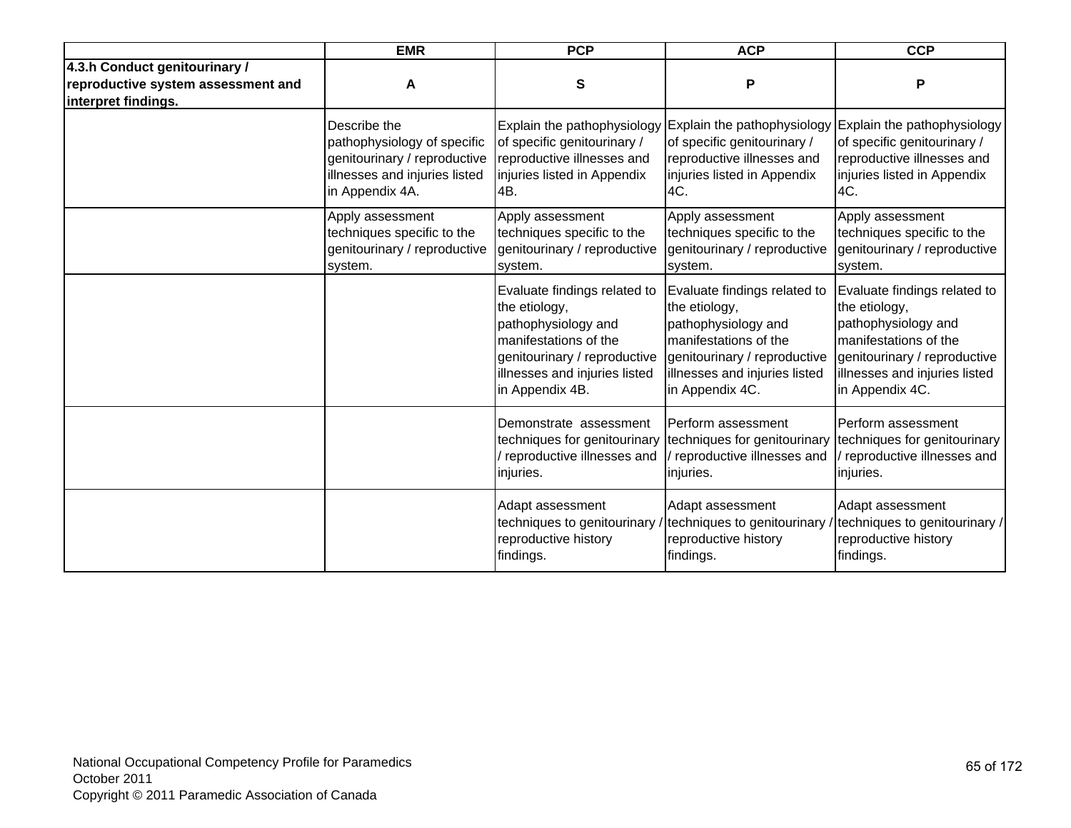| | EMR | PCP | ACP | CCP |
|---|---|---|---|---|
| **4.3.h Conduct genitourinary / reproductive system assessment and interpret findings.** | **A** | **S** | **P** | **P** |
| | Describe the pathophysiology of specific genitourinary / reproductive illnesses and injuries listed in Appendix 4A. | Explain the pathophysiology of specific genitourinary / reproductive illnesses and injuries listed in Appendix 4B. | Explain the pathophysiology of specific genitourinary / reproductive illnesses and injuries listed in Appendix 4C. | Explain the pathophysiology of specific genitourinary / reproductive illnesses and injuries listed in Appendix 4C. |
| | Apply assessment techniques specific to the genitourinary / reproductive system. | Apply assessment techniques specific to the genitourinary / reproductive system. | Apply assessment techniques specific to the genitourinary / reproductive system. | Apply assessment techniques specific to the genitourinary / reproductive system. |
| | | Evaluate findings related to the etiology, pathophysiology and manifestations of the genitourinary / reproductive illnesses and injuries listed in Appendix 4B. | Evaluate findings related to the etiology, pathophysiology and manifestations of the genitourinary / reproductive illnesses and injuries listed in Appendix 4C. | Evaluate findings related to the etiology, pathophysiology and manifestations of the genitourinary / reproductive illnesses and injuries listed in Appendix 4C. |
| | | Demonstrate assessment techniques for genitourinary / reproductive illnesses and injuries. | Perform assessment techniques for genitourinary / reproductive illnesses and injuries. | Perform assessment techniques for genitourinary / reproductive illnesses and injuries. |
| | | Adapt assessment techniques to genitourinary / reproductive history findings. | Adapt assessment techniques to genitourinary / reproductive history findings. | Adapt assessment techniques to genitourinary / reproductive history findings. |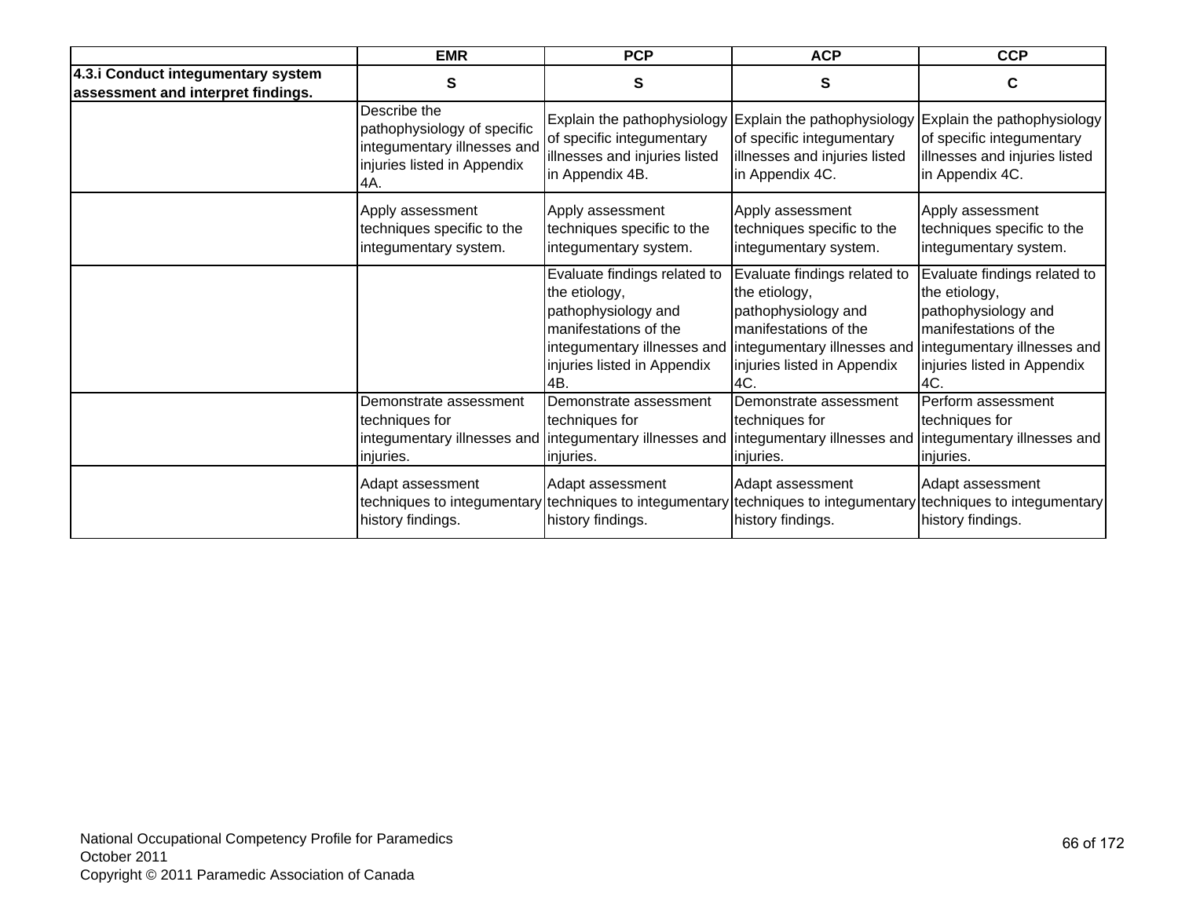| | EMR | PCP | ACP | CCP |
|---|---|---|---|---|
| **4.3.i Conduct integumentary system assessment and interpret findings.** | **S** | **S** | **S** | **C** |
| | Describe the pathophysiology of specific integumentary illnesses and injuries listed in Appendix 4A. | Explain the pathophysiology of specific integumentary illnesses and injuries listed in Appendix 4B. | Explain the pathophysiology of specific integumentary illnesses and injuries listed in Appendix 4C. | Explain the pathophysiology of specific integumentary illnesses and injuries listed in Appendix 4C. |
| | Apply assessment techniques specific to the integumentary system. | Apply assessment techniques specific to the integumentary system. | Apply assessment techniques specific to the integumentary system. | Apply assessment techniques specific to the integumentary system. |
| | | Evaluate findings related to the etiology, pathophysiology and manifestations of the integumentary illnesses and injuries listed in Appendix 4B. | Evaluate findings related to the etiology, pathophysiology and manifestations of the integumentary illnesses and injuries listed in Appendix 4C. | Evaluate findings related to the etiology, pathophysiology and manifestations of the integumentary illnesses and injuries listed in Appendix 4C. |
| | Demonstrate assessment techniques for integumentary illnesses and injuries. | Demonstrate assessment techniques for integumentary illnesses and injuries. | Demonstrate assessment techniques for integumentary illnesses and injuries. | Perform assessment techniques for integumentary illnesses and injuries. |
| | Adapt assessment techniques to integumentary history findings. | Adapt assessment techniques to integumentary history findings. | Adapt assessment techniques to integumentary history findings. | Adapt assessment techniques to integumentary history findings. |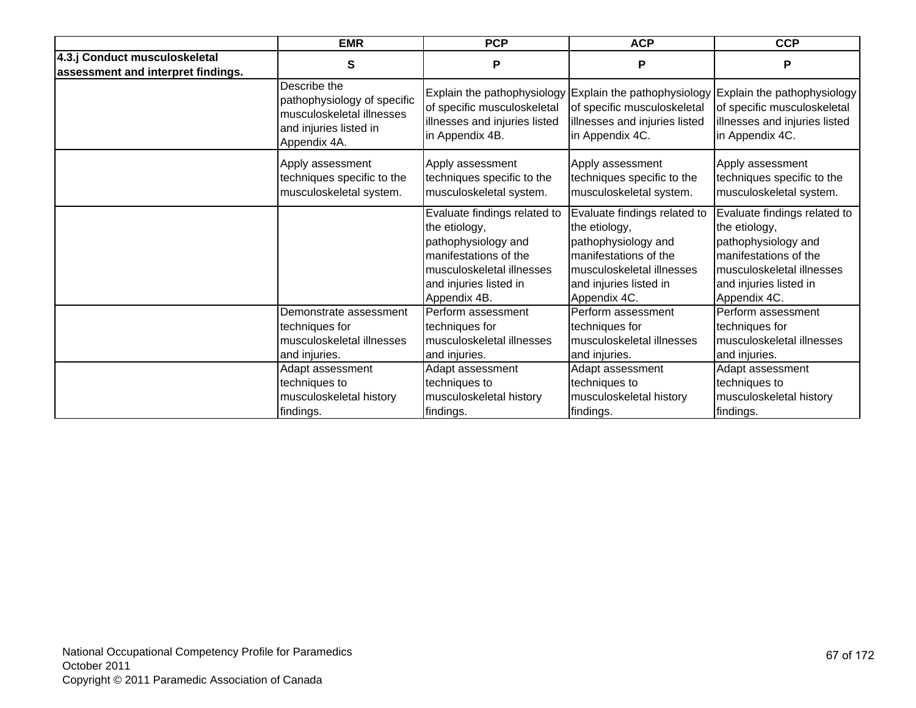| | EMR | PCP | ACP | CCP |
|---|---|---|---|---|
| **4.3.j Conduct musculoskeletal assessment and interpret findings.** | **S** | **P** | **P** | **P** |
| | Describe the pathophysiology of specific musculoskeletal illnesses and injuries listed in Appendix 4A. | Explain the pathophysiology of specific musculoskeletal illnesses and injuries listed in Appendix 4B. | Explain the pathophysiology of specific musculoskeletal illnesses and injuries listed in Appendix 4C. | Explain the pathophysiology of specific musculoskeletal illnesses and injuries listed in Appendix 4C. |
| | Apply assessment techniques specific to the musculoskeletal system. | Apply assessment techniques specific to the musculoskeletal system. | Apply assessment techniques specific to the musculoskeletal system. | Apply assessment techniques specific to the musculoskeletal system. |
| | | Evaluate findings related to the etiology, pathophysiology and manifestations of the musculoskeletal illnesses and injuries listed in Appendix 4B. | Evaluate findings related to the etiology, pathophysiology and manifestations of the musculoskeletal illnesses and injuries listed in Appendix 4C. | Evaluate findings related to the etiology, pathophysiology and manifestations of the musculoskeletal illnesses and injuries listed in Appendix 4C. |
| | Demonstrate assessment techniques for musculoskeletal illnesses and injuries. | Perform assessment techniques for musculoskeletal illnesses and injuries. | Perform assessment techniques for musculoskeletal illnesses and injuries. | Perform assessment techniques for musculoskeletal illnesses and injuries. |
| | Adapt assessment techniques to musculoskeletal history findings. | Adapt assessment techniques to musculoskeletal history findings. | Adapt assessment techniques to musculoskeletal history findings. | Adapt assessment techniques to musculoskeletal history findings. |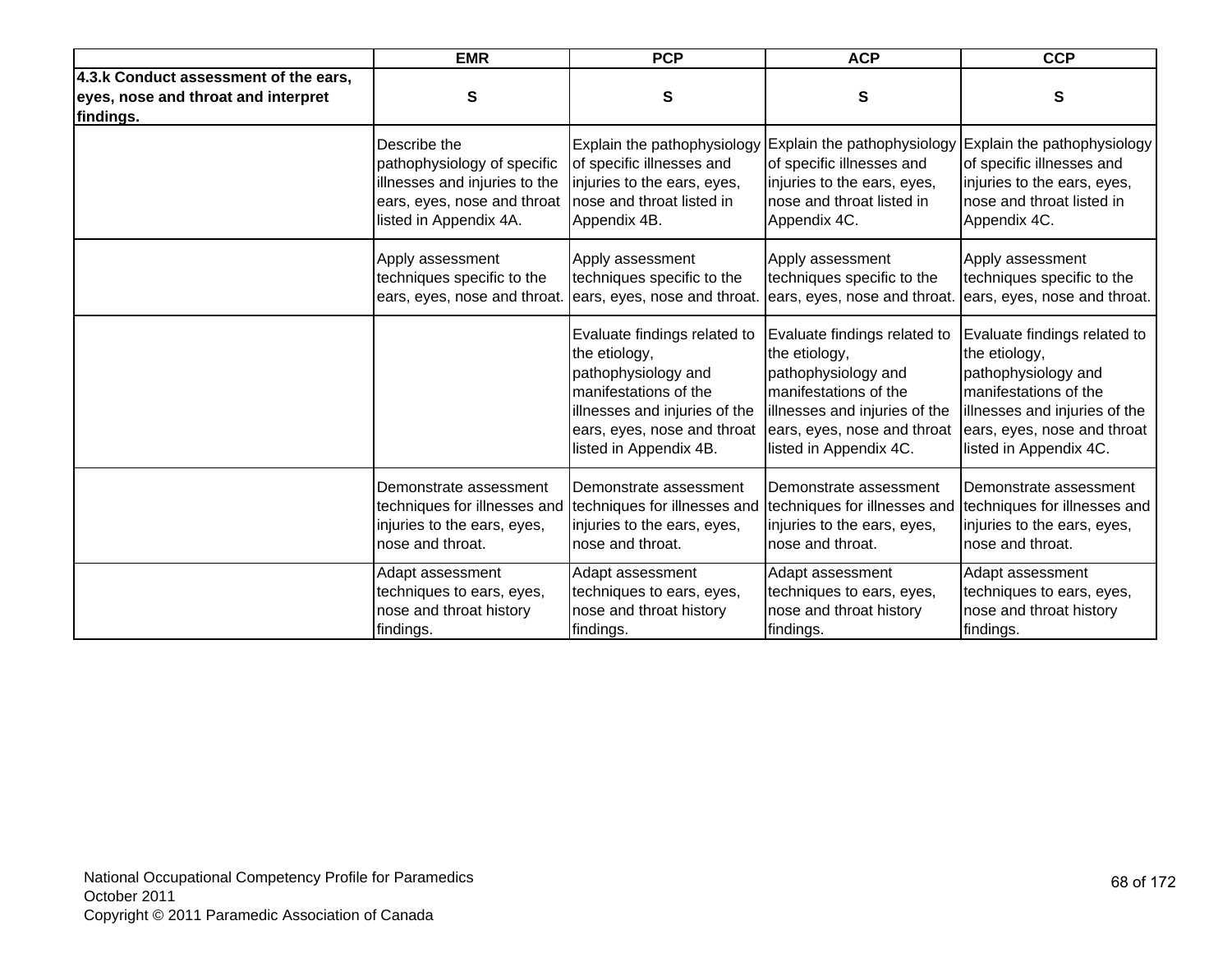| | EMR | PCP | ACP | CCP |
|---|---|---|---|---|
| **4.3.k Conduct assessment of the ears, eyes, nose and throat and interpret findings.** | S | S | S | S |
| | Describe the pathophysiology of specific illnesses and injuries to the ears, eyes, nose and throat listed in Appendix 4A. | Explain the pathophysiology of specific illnesses and injuries to the ears, eyes, nose and throat listed in Appendix 4B. | Explain the pathophysiology of specific illnesses and injuries to the ears, eyes, nose and throat listed in Appendix 4C. | Explain the pathophysiology of specific illnesses and injuries to the ears, eyes, nose and throat listed in Appendix 4C. |
| | Apply assessment techniques specific to the ears, eyes, nose and throat. | Apply assessment techniques specific to the ears, eyes, nose and throat. | Apply assessment techniques specific to the ears, eyes, nose and throat. | Apply assessment techniques specific to the ears, eyes, nose and throat. |
| | | Evaluate findings related to the etiology, pathophysiology and manifestations of the illnesses and injuries of the ears, eyes, nose and throat listed in Appendix 4B. | Evaluate findings related to the etiology, pathophysiology and manifestations of the illnesses and injuries of the ears, eyes, nose and throat listed in Appendix 4C. | Evaluate findings related to the etiology, pathophysiology and manifestations of the illnesses and injuries of the ears, eyes, nose and throat listed in Appendix 4C. |
| | Demonstrate assessment techniques for illnesses and injuries to the ears, eyes, nose and throat. | Demonstrate assessment techniques for illnesses and injuries to the ears, eyes, nose and throat. | Demonstrate assessment techniques for illnesses and injuries to the ears, eyes, nose and throat. | Demonstrate assessment techniques for illnesses and injuries to the ears, eyes, nose and throat. |
| | Adapt assessment techniques to ears, eyes, nose and throat history findings. | Adapt assessment techniques to ears, eyes, nose and throat history findings. | Adapt assessment techniques to ears, eyes, nose and throat history findings. | Adapt assessment techniques to ears, eyes, nose and throat history findings. |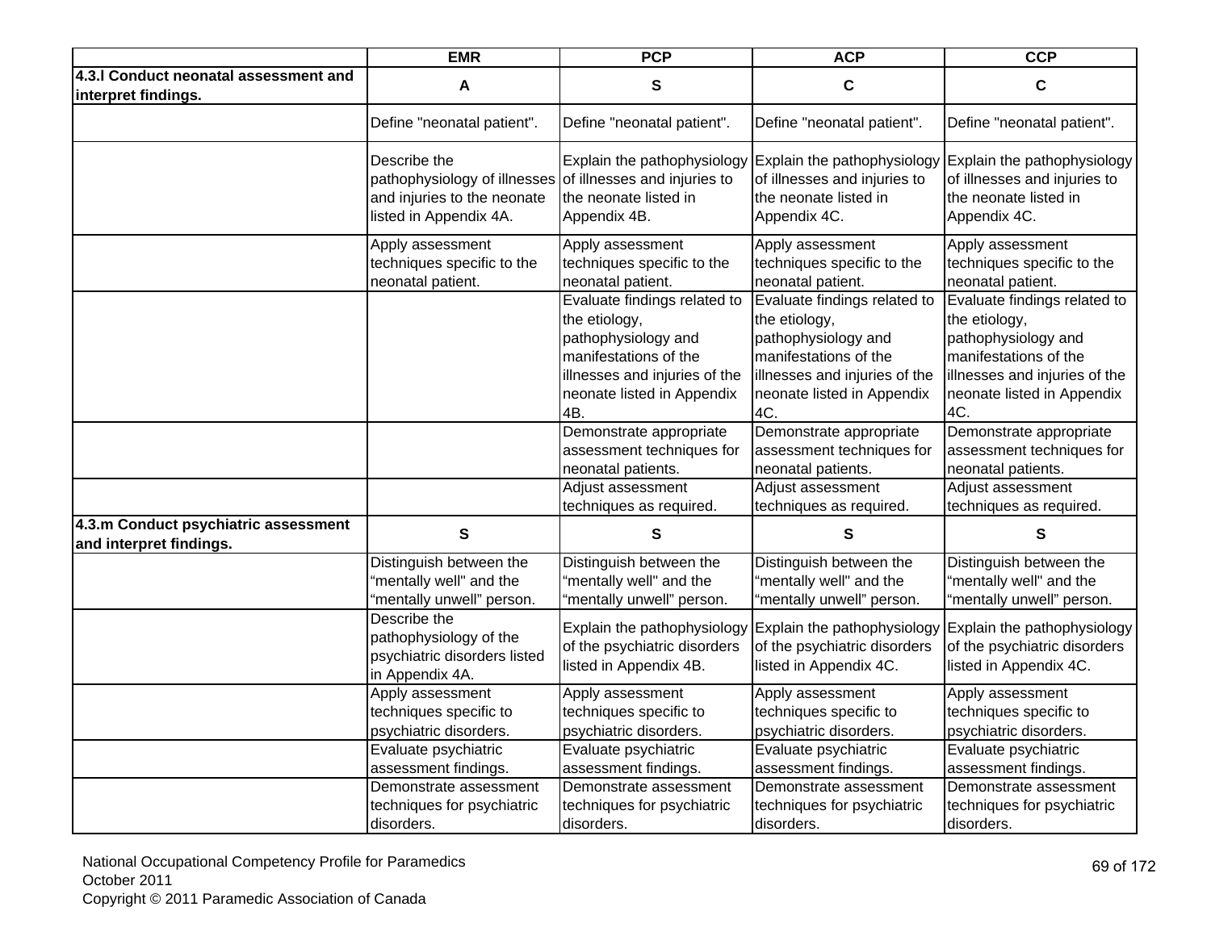| | EMR | PCP | ACP | CCP |
|---|---|---|---|---|
| **4.3.l Conduct neonatal assessment and interpret findings.** | A | S | C | C |
| | Define "neonatal patient". | Define "neonatal patient". | Define "neonatal patient". | Define "neonatal patient". |
| | Describe the pathophysiology of illnesses and injuries to the neonate listed in Appendix 4A. | Explain the pathophysiology of illnesses and injuries to the neonate listed in Appendix 4B. | Explain the pathophysiology of illnesses and injuries to the neonate listed in Appendix 4C. | Explain the pathophysiology of illnesses and injuries to the neonate listed in Appendix 4C. |
| | Apply assessment techniques specific to the neonatal patient. | Apply assessment techniques specific to the neonatal patient. | Apply assessment techniques specific to the neonatal patient. | Apply assessment techniques specific to the neonatal patient. |
| | | Evaluate findings related to the etiology, pathophysiology and manifestations of the illnesses and injuries of the neonate listed in Appendix 4B. | Evaluate findings related to the etiology, pathophysiology and manifestations of the illnesses and injuries of the neonate listed in Appendix 4C. | Evaluate findings related to the etiology, pathophysiology and manifestations of the illnesses and injuries of the neonate listed in Appendix 4C. |
| | | Demonstrate appropriate assessment techniques for neonatal patients. | Demonstrate appropriate assessment techniques for neonatal patients. | Demonstrate appropriate assessment techniques for neonatal patients. |
| | | Adjust assessment techniques as required. | Adjust assessment techniques as required. | Adjust assessment techniques as required. |
| **4.3.m Conduct psychiatric assessment and interpret findings.** | S | S | S | S |
| | Distinguish between the "mentally well" and the "mentally unwell" person. | Distinguish between the "mentally well" and the "mentally unwell" person. | Distinguish between the "mentally well" and the "mentally unwell" person. | Distinguish between the "mentally well" and the "mentally unwell" person. |
| | Describe the pathophysiology of the psychiatric disorders listed in Appendix 4A. | Explain the pathophysiology of the psychiatric disorders listed in Appendix 4B. | Explain the pathophysiology of the psychiatric disorders listed in Appendix 4C. | Explain the pathophysiology of the psychiatric disorders listed in Appendix 4C. |
| | Apply assessment techniques specific to psychiatric disorders. | Apply assessment techniques specific to psychiatric disorders. | Apply assessment techniques specific to psychiatric disorders. | Apply assessment techniques specific to psychiatric disorders. |
| | Evaluate psychiatric assessment findings. | Evaluate psychiatric assessment findings. | Evaluate psychiatric assessment findings. | Evaluate psychiatric assessment findings. |
| | Demonstrate assessment techniques for psychiatric disorders. | Demonstrate assessment techniques for psychiatric disorders. | Demonstrate assessment techniques for psychiatric disorders. | Demonstrate assessment techniques for psychiatric disorders. |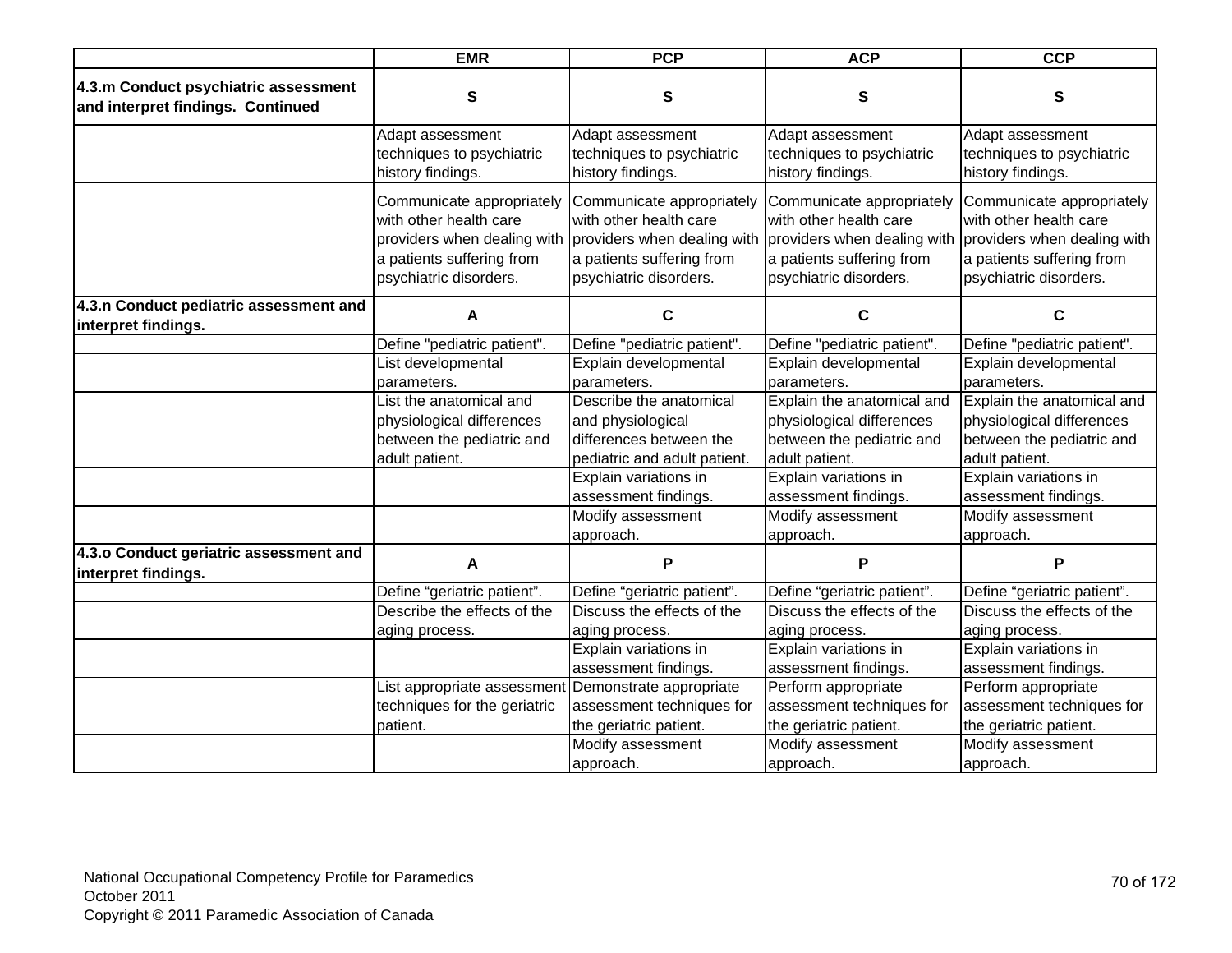| | EMR | PCP | ACP | CCP |
|---|---|---|---|---|
| **4.3.m Conduct psychiatric assessment and interpret findings. Continued** | S | S | S | S |
| | Adapt assessment techniques to psychiatric history findings. | Adapt assessment techniques to psychiatric history findings. | Adapt assessment techniques to psychiatric history findings. | Adapt assessment techniques to psychiatric history findings. |
| | Communicate appropriately with other health care providers when dealing with a patients suffering from psychiatric disorders. | Communicate appropriately with other health care providers when dealing with a patients suffering from psychiatric disorders. | Communicate appropriately with other health care providers when dealing with a patients suffering from psychiatric disorders. | Communicate appropriately with other health care providers when dealing with a patients suffering from psychiatric disorders. |
| **4.3.n Conduct pediatric assessment and interpret findings.** | A | C | C | C |
| | Define "pediatric patient". | Define "pediatric patient". | Define "pediatric patient". | Define "pediatric patient". |
| | List developmental parameters. | Explain developmental parameters. | Explain developmental parameters. | Explain developmental parameters. |
| | List the anatomical and physiological differences between the pediatric and adult patient. | Describe the anatomical and physiological differences between the pediatric and adult patient. | Explain the anatomical and physiological differences between the pediatric and adult patient. | Explain the anatomical and physiological differences between the pediatric and adult patient. |
| | | Explain variations in assessment findings. | Explain variations in assessment findings. | Explain variations in assessment findings. |
| | | Modify assessment approach. | Modify assessment approach. | Modify assessment approach. |
| **4.3.o Conduct geriatric assessment and interpret findings.** | A | P | P | P |
| | Define “geriatric patient”. | Define “geriatric patient”. | Define “geriatric patient”. | Define “geriatric patient”. |
| | Describe the effects of the aging process. | Discuss the effects of the aging process. | Discuss the effects of the aging process. | Discuss the effects of the aging process. |
| | | Explain variations in assessment findings. | Explain variations in assessment findings. | Explain variations in assessment findings. |
| | List appropriate assessment techniques for the geriatric patient. | Demonstrate appropriate assessment techniques for the geriatric patient. | Perform appropriate assessment techniques for the geriatric patient. | Perform appropriate assessment techniques for the geriatric patient. |
| | | Modify assessment approach. | Modify assessment approach. | Modify assessment approach. |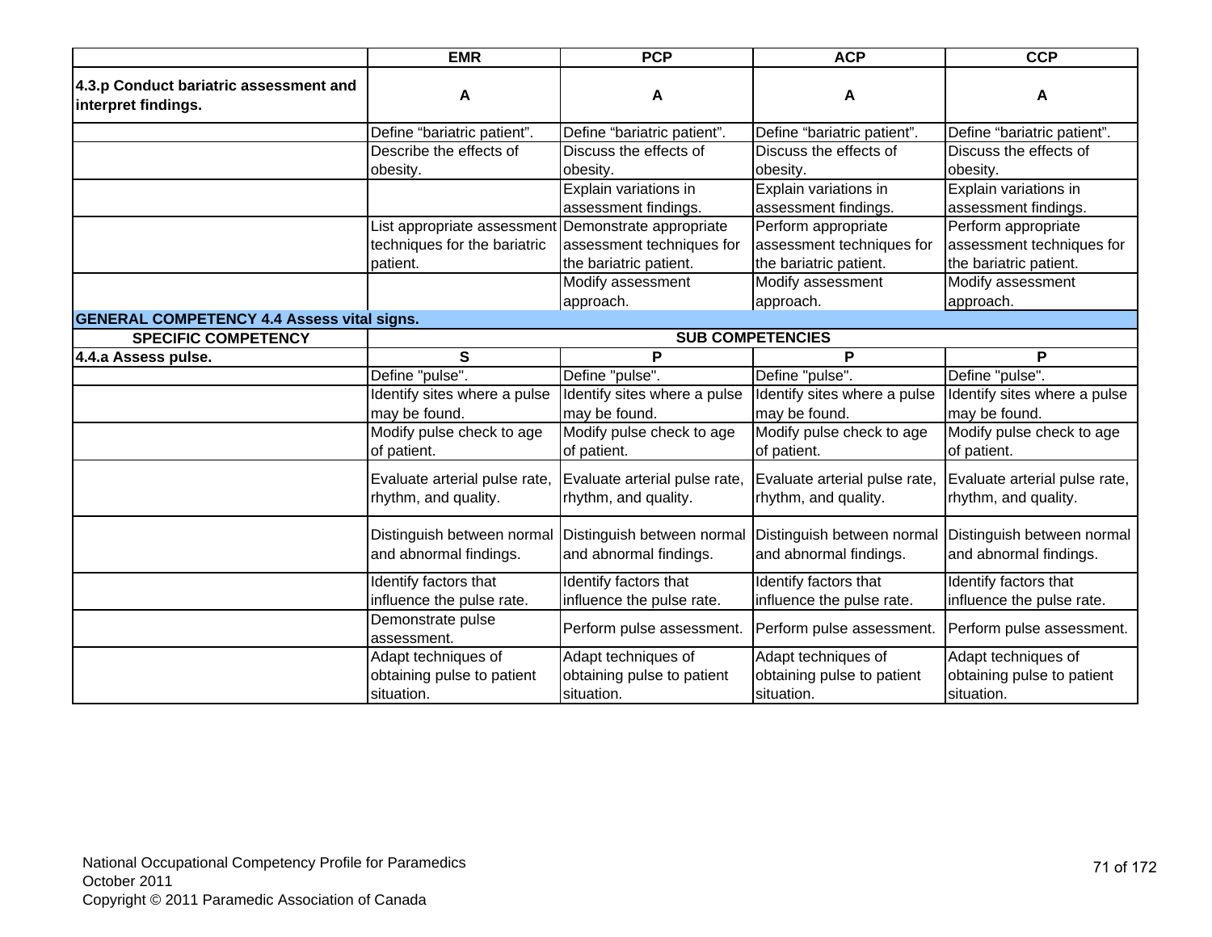| | EMR | PCP | ACP | CCP |
|---|---|---|---|---|
| **4.3.p Conduct bariatric assessment and interpret findings.** | **A** | **A** | **A** | **A** |
| | Define “bariatric patient”. | Define “bariatric patient”. | Define “bariatric patient”. | Define “bariatric patient”. |
| | Describe the effects of obesity. | Discuss the effects of obesity. | Discuss the effects of obesity. | Discuss the effects of obesity. |
| | | Explain variations in assessment findings. | Explain variations in assessment findings. | Explain variations in assessment findings. |
| | List appropriate assessment techniques for the bariatric patient. | Demonstrate appropriate assessment techniques for the bariatric patient. | Perform appropriate assessment techniques for the bariatric patient. | Perform appropriate assessment techniques for the bariatric patient. |
| | | Modify assessment approach. | Modify assessment approach. | Modify assessment approach. |
| **GENERAL COMPETENCY 4.4 Assess vital signs.** | | | | |
| **SPECIFIC COMPETENCY** | **SUB COMPETENCIES** | | | |
| **4.4.a Assess pulse.** | **S** | **P** | **P** | **P** |
| | Define "pulse". | Define "pulse". | Define "pulse". | Define "pulse". |
| | Identify sites where a pulse may be found. | Identify sites where a pulse may be found. | Identify sites where a pulse may be found. | Identify sites where a pulse may be found. |
| | Modify pulse check to age of patient. | Modify pulse check to age of patient. | Modify pulse check to age of patient. | Modify pulse check to age of patient. |
| | Evaluate arterial pulse rate, rhythm, and quality. | Evaluate arterial pulse rate, rhythm, and quality. | Evaluate arterial pulse rate, rhythm, and quality. | Evaluate arterial pulse rate, rhythm, and quality. |
| | Distinguish between normal and abnormal findings. | Distinguish between normal and abnormal findings. | Distinguish between normal and abnormal findings. | Distinguish between normal and abnormal findings. |
| | Identify factors that influence the pulse rate. | Identify factors that influence the pulse rate. | Identify factors that influence the pulse rate. | Identify factors that influence the pulse rate. |
| | Demonstrate pulse assessment. | Perform pulse assessment. | Perform pulse assessment. | Perform pulse assessment. |
| | Adapt techniques of obtaining pulse to patient situation. | Adapt techniques of obtaining pulse to patient situation. | Adapt techniques of obtaining pulse to patient situation. | Adapt techniques of obtaining pulse to patient situation. |

National Occupational Competency Profile for Paramedics
October 2011
Copyright © 2011 Paramedic Association of Canada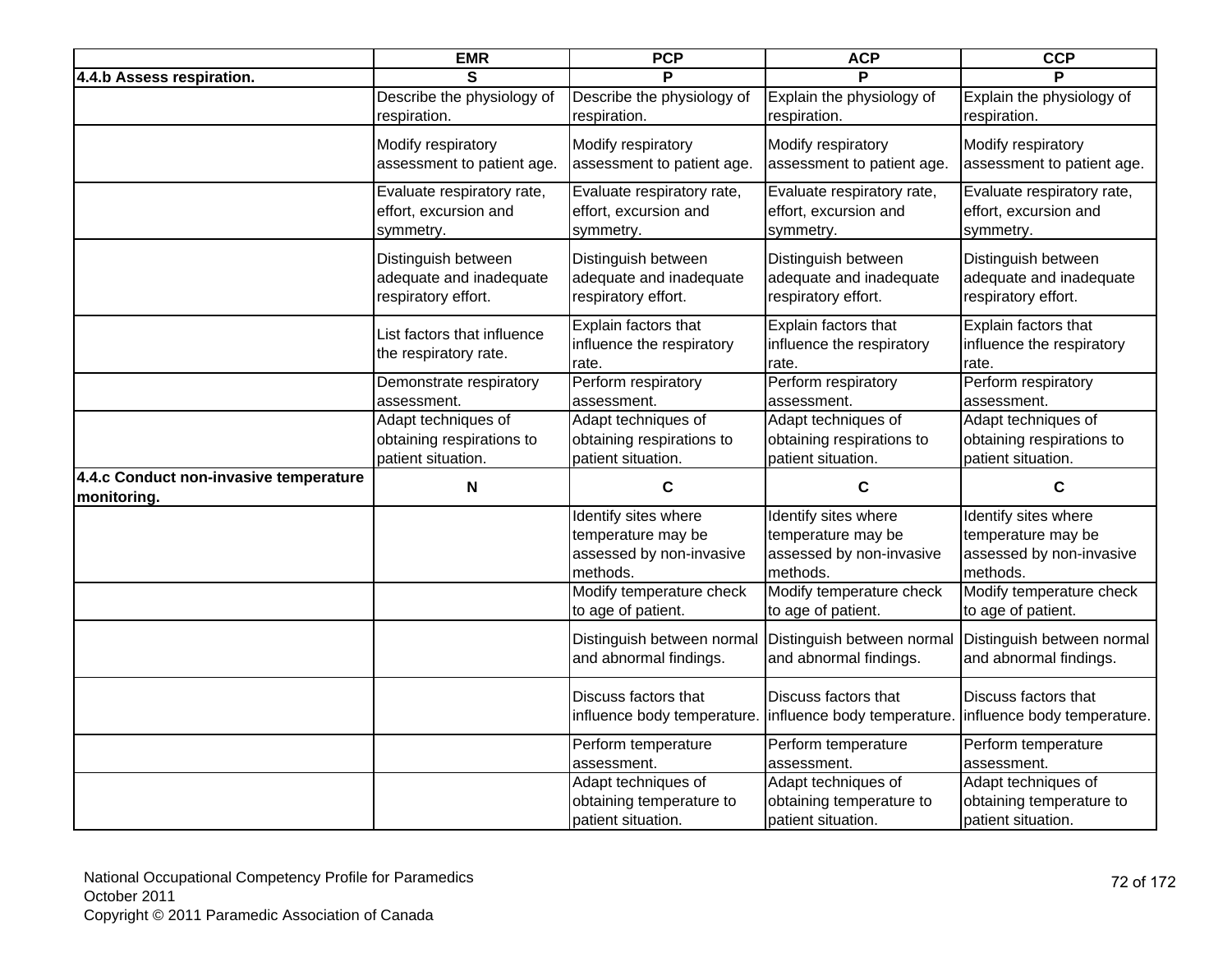| | EMR | PCP | ACP | CCP |
|---|---|---|---|---|
| **4.4.b Assess respiration.** | **S** | **P** | **P** | **P** |
| | Describe the physiology of respiration. | Describe the physiology of respiration. | Explain the physiology of respiration. | Explain the physiology of respiration. |
| | Modify respiratory assessment to patient age. | Modify respiratory assessment to patient age. | Modify respiratory assessment to patient age. | Modify respiratory assessment to patient age. |
| | Evaluate respiratory rate, effort, excursion and symmetry. | Evaluate respiratory rate, effort, excursion and symmetry. | Evaluate respiratory rate, effort, excursion and symmetry. | Evaluate respiratory rate, effort, excursion and symmetry. |
| | Distinguish between adequate and inadequate respiratory effort. | Distinguish between adequate and inadequate respiratory effort. | Distinguish between adequate and inadequate respiratory effort. | Distinguish between adequate and inadequate respiratory effort. |
| | List factors that influence the respiratory rate. | Explain factors that influence the respiratory rate. | Explain factors that influence the respiratory rate. | Explain factors that influence the respiratory rate. |
| | Demonstrate respiratory assessment. | Perform respiratory assessment. | Perform respiratory assessment. | Perform respiratory assessment. |
| | Adapt techniques of obtaining respirations to patient situation. | Adapt techniques of obtaining respirations to patient situation. | Adapt techniques of obtaining respirations to patient situation. | Adapt techniques of obtaining respirations to patient situation. |
| **4.4.c Conduct non-invasive temperature monitoring.** | **N** | **C** | **C** | **C** |
| | | Identify sites where temperature may be assessed by non-invasive methods. | Identify sites where temperature may be assessed by non-invasive methods. | Identify sites where temperature may be assessed by non-invasive methods. |
| | | Modify temperature check to age of patient. | Modify temperature check to age of patient. | Modify temperature check to age of patient. |
| | | Distinguish between normal and abnormal findings. | Distinguish between normal and abnormal findings. | Distinguish between normal and abnormal findings. |
| | | Discuss factors that influence body temperature. | Discuss factors that influence body temperature. | Discuss factors that influence body temperature. |
| | | Perform temperature assessment. | Perform temperature assessment. | Perform temperature assessment. |
| | | Adapt techniques of obtaining temperature to patient situation. | Adapt techniques of obtaining temperature to patient situation. | Adapt techniques of obtaining temperature to patient situation. |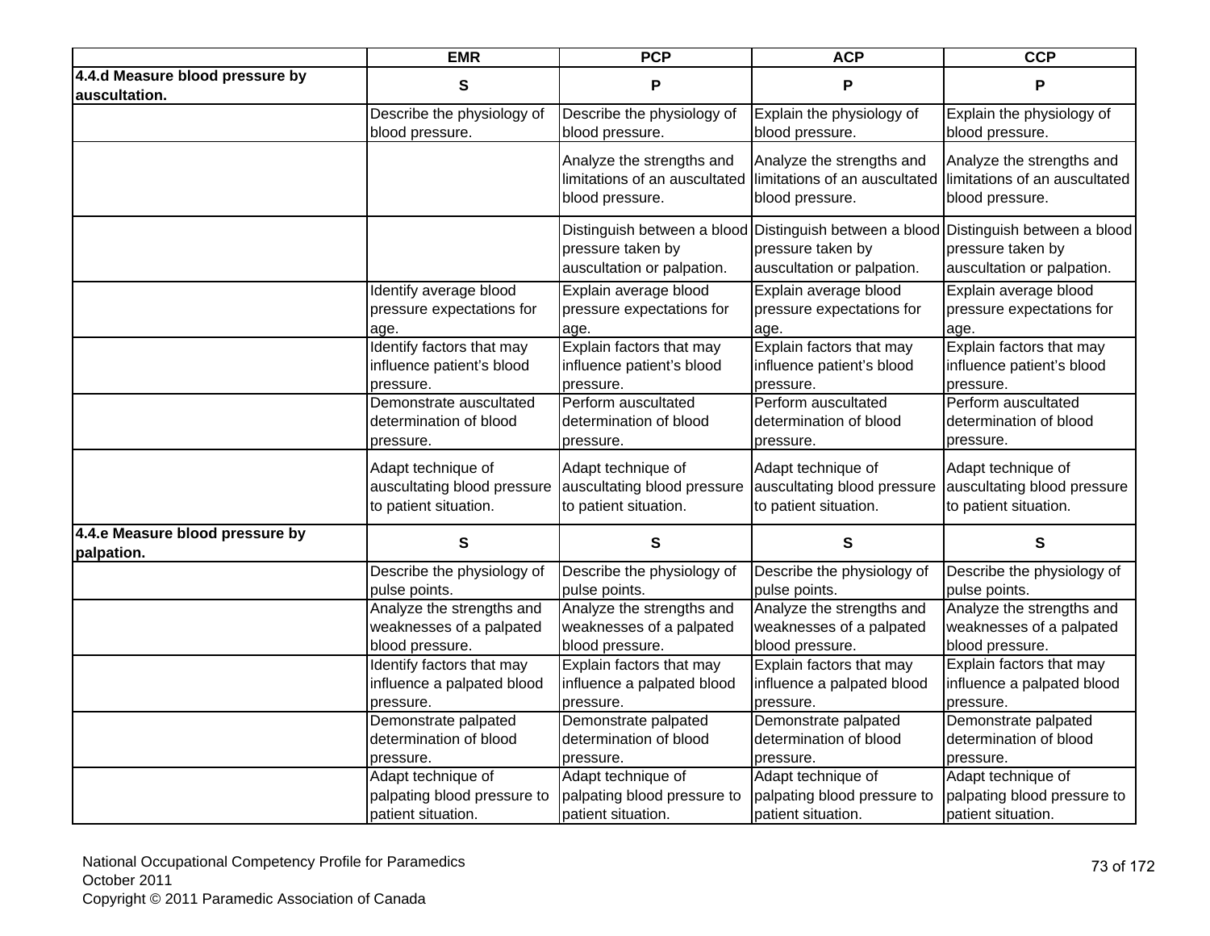| | EMR | PCP | ACP | CCP |
|---|---|---|---|---|
| **4.4.d Measure blood pressure by auscultation.** | S | P | P | P |
| | Describe the physiology of blood pressure. | Describe the physiology of blood pressure. | Explain the physiology of blood pressure. | Explain the physiology of blood pressure. |
| | | Analyze the strengths and limitations of an auscultated blood pressure. | Analyze the strengths and limitations of an auscultated blood pressure. | Analyze the strengths and limitations of an auscultated blood pressure. |
| | | Distinguish between a blood pressure taken by auscultation or palpation. | Distinguish between a blood pressure taken by auscultation or palpation. | Distinguish between a blood pressure taken by auscultation or palpation. |
| | Identify average blood pressure expectations for age. | Explain average blood pressure expectations for age. | Explain average blood pressure expectations for age. | Explain average blood pressure expectations for age. |
| | Identify factors that may influence patient's blood pressure. | Explain factors that may influence patient's blood pressure. | Explain factors that may influence patient's blood pressure. | Explain factors that may influence patient's blood pressure. |
| | Demonstrate auscultated determination of blood pressure. | Perform auscultated determination of blood pressure. | Perform auscultated determination of blood pressure. | Perform auscultated determination of blood pressure. |
| | Adapt technique of auscultating blood pressure to patient situation. | Adapt technique of auscultating blood pressure to patient situation. | Adapt technique of auscultating blood pressure to patient situation. | Adapt technique of auscultating blood pressure to patient situation. |
| **4.4.e Measure blood pressure by palpation.** | S | S | S | S |
| | Describe the physiology of pulse points. | Describe the physiology of pulse points. | Describe the physiology of pulse points. | Describe the physiology of pulse points. |
| | Analyze the strengths and weaknesses of a palpated blood pressure. | Analyze the strengths and weaknesses of a palpated blood pressure. | Analyze the strengths and weaknesses of a palpated blood pressure. | Analyze the strengths and weaknesses of a palpated blood pressure. |
| | Identify factors that may influence a palpated blood pressure. | Explain factors that may influence a palpated blood pressure. | Explain factors that may influence a palpated blood pressure. | Explain factors that may influence a palpated blood pressure. |
| | Demonstrate palpated determination of blood pressure. | Demonstrate palpated determination of blood pressure. | Demonstrate palpated determination of blood pressure. | Demonstrate palpated determination of blood pressure. |
| | Adapt technique of palpating blood pressure to patient situation. | Adapt technique of palpating blood pressure to patient situation. | Adapt technique of palpating blood pressure to patient situation. | Adapt technique of palpating blood pressure to patient situation. |

National Occupational Competency Profile for Paramedics
October 2011
Copyright © 2011 Paramedic Association of Canada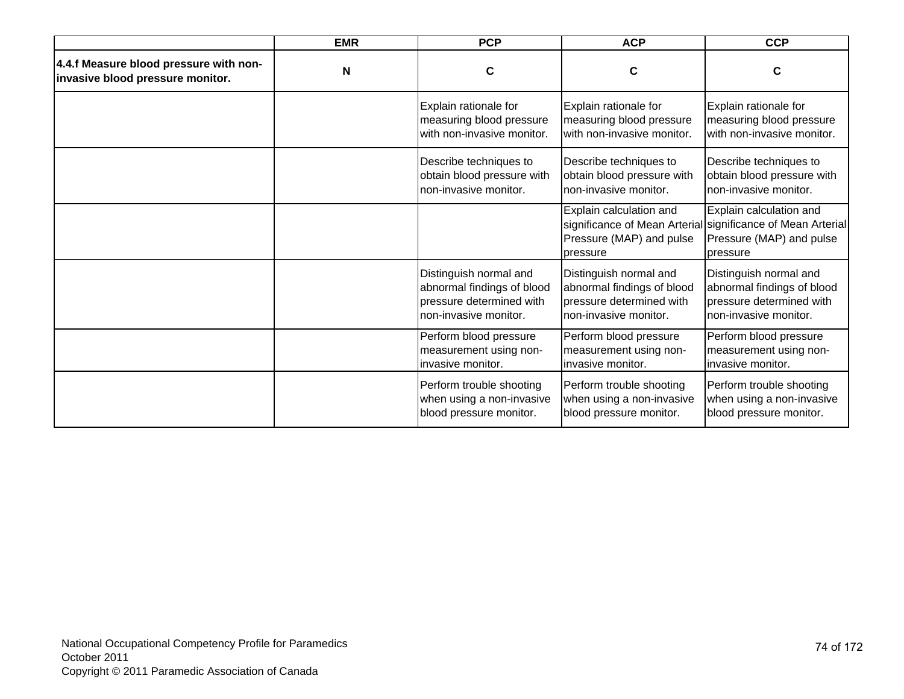| | EMR | PCP | ACP | CCP |
|---|---|---|---|---|
| **4.4.f Measure blood pressure with non-invasive blood pressure monitor.** | **N** | **C** | **C** | **C** |
| | | Explain rationale for measuring blood pressure with non-invasive monitor. | Explain rationale for measuring blood pressure with non-invasive monitor. | Explain rationale for measuring blood pressure with non-invasive monitor. |
| | | Describe techniques to obtain blood pressure with non-invasive monitor. | Describe techniques to obtain blood pressure with non-invasive monitor. | Describe techniques to obtain blood pressure with non-invasive monitor. |
| | | | Explain calculation and significance of Mean Arterial Pressure (MAP) and pulse pressure | Explain calculation and significance of Mean Arterial Pressure (MAP) and pulse pressure |
| | | Distinguish normal and abnormal findings of blood pressure determined with non-invasive monitor. | Distinguish normal and abnormal findings of blood pressure determined with non-invasive monitor. | Distinguish normal and abnormal findings of blood pressure determined with non-invasive monitor. |
| | | Perform blood pressure measurement using non-invasive monitor. | Perform blood pressure measurement using non-invasive monitor. | Perform blood pressure measurement using non-invasive monitor. |
| | | Perform trouble shooting when using a non-invasive blood pressure monitor. | Perform trouble shooting when using a non-invasive blood pressure monitor. | Perform trouble shooting when using a non-invasive blood pressure monitor. |

National Occupational Competency Profile for Paramedics
October 2011
Copyright © 2011 Paramedic Association of Canada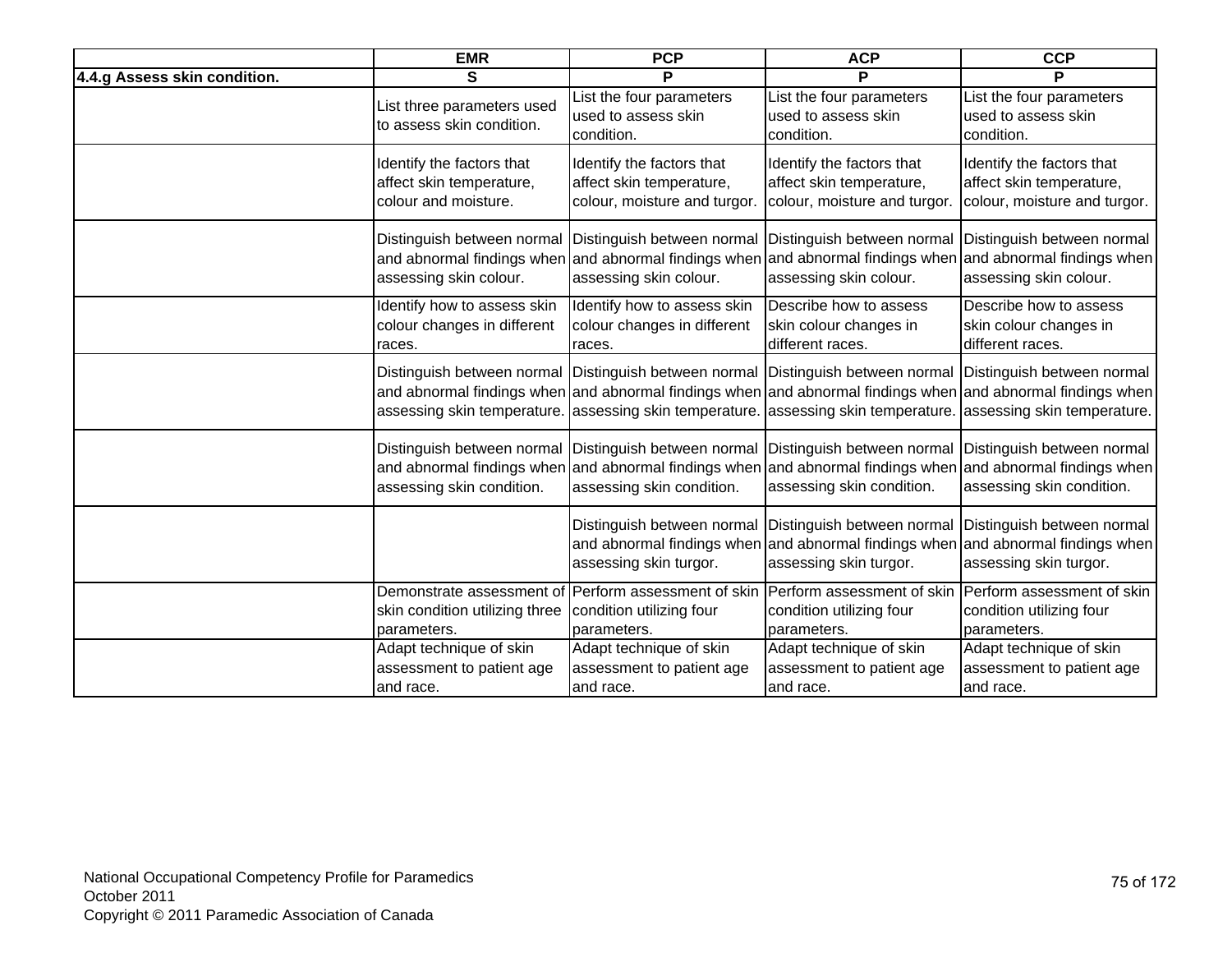| | EMR | PCP | ACP | CCP |
|---|---|---|---|---|
| **4.4.g Assess skin condition.** | **S** | **P** | **P** | **P** |
| | List three parameters used to assess skin condition. | List the four parameters used to assess skin condition. | List the four parameters used to assess skin condition. | List the four parameters used to assess skin condition. |
| | Identify the factors that affect skin temperature, colour and moisture. | Identify the factors that affect skin temperature, colour, moisture and turgor. | Identify the factors that affect skin temperature, colour, moisture and turgor. | Identify the factors that affect skin temperature, colour, moisture and turgor. |
| | Distinguish between normal and abnormal findings when assessing skin colour. | Distinguish between normal and abnormal findings when assessing skin colour. | Distinguish between normal and abnormal findings when assessing skin colour. | Distinguish between normal and abnormal findings when assessing skin colour. |
| | Identify how to assess skin colour changes in different races. | Identify how to assess skin colour changes in different races. | Describe how to assess skin colour changes in different races. | Describe how to assess skin colour changes in different races. |
| | Distinguish between normal and abnormal findings when assessing skin temperature. | Distinguish between normal and abnormal findings when assessing skin temperature. | Distinguish between normal and abnormal findings when assessing skin temperature. | Distinguish between normal and abnormal findings when assessing skin temperature. |
| | Distinguish between normal and abnormal findings when assessing skin condition. | Distinguish between normal and abnormal findings when assessing skin condition. | Distinguish between normal and abnormal findings when assessing skin condition. | Distinguish between normal and abnormal findings when assessing skin condition. |
| | | Distinguish between normal and abnormal findings when assessing skin turgor. | Distinguish between normal and abnormal findings when assessing skin turgor. | Distinguish between normal and abnormal findings when assessing skin turgor. |
| | Demonstrate assessment of skin condition utilizing three parameters. | Perform assessment of skin condition utilizing four parameters. | Perform assessment of skin condition utilizing four parameters. | Perform assessment of skin condition utilizing four parameters. |
| | Adapt technique of skin assessment to patient age and race. | Adapt technique of skin assessment to patient age and race. | Adapt technique of skin assessment to patient age and race. | Adapt technique of skin assessment to patient age and race. |

National Occupational Competency Profile for Paramedics
October 2011
Copyright © 2011 Paramedic Association of Canada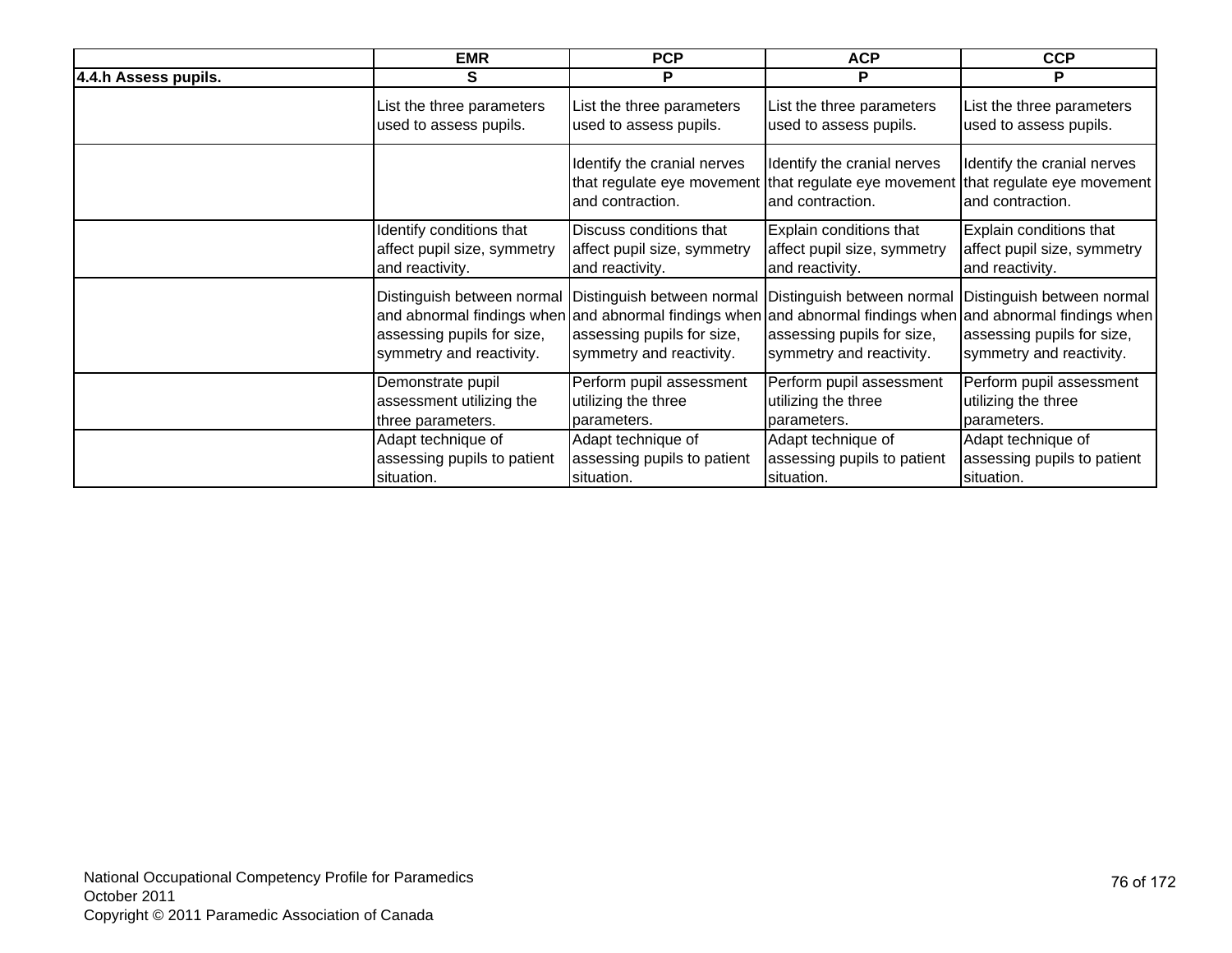| | EMR | PCP | ACP | CCP |
|---|---|---|---|---|
| **4.4.h Assess pupils.** | **S** | **P** | **P** | **P** |
| | List the three parameters used to assess pupils. | List the three parameters used to assess pupils. | List the three parameters used to assess pupils. | List the three parameters used to assess pupils. |
| | | Identify the cranial nerves that regulate eye movement and contraction. | Identify the cranial nerves that regulate eye movement and contraction. | Identify the cranial nerves that regulate eye movement and contraction. |
| | Identify conditions that affect pupil size, symmetry and reactivity. | Discuss conditions that affect pupil size, symmetry and reactivity. | Explain conditions that affect pupil size, symmetry and reactivity. | Explain conditions that affect pupil size, symmetry and reactivity. |
| | Distinguish between normal and abnormal findings when assessing pupils for size, symmetry and reactivity. | Distinguish between normal and abnormal findings when assessing pupils for size, symmetry and reactivity. | Distinguish between normal and abnormal findings when assessing pupils for size, symmetry and reactivity. | Distinguish between normal and abnormal findings when assessing pupils for size, symmetry and reactivity. |
| | Demonstrate pupil assessment utilizing the three parameters. | Perform pupil assessment utilizing the three parameters. | Perform pupil assessment utilizing the three parameters. | Perform pupil assessment utilizing the three parameters. |
| | Adapt technique of assessing pupils to patient situation. | Adapt technique of assessing pupils to patient situation. | Adapt technique of assessing pupils to patient situation. | Adapt technique of assessing pupils to patient situation. |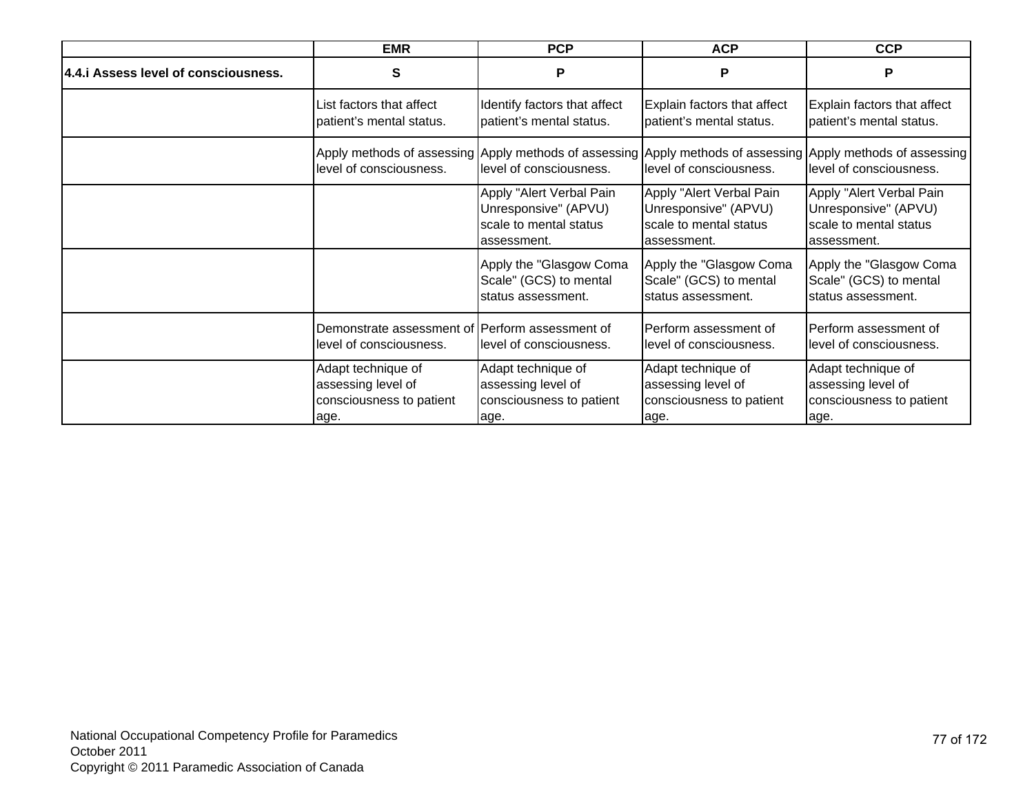| | EMR | PCP | ACP | CCP |
|---|---|---|---|---|
| **4.4.i Assess level of consciousness.** | **S** | **P** | **P** | **P** |
| | List factors that affect patient’s mental status. | Identify factors that affect patient’s mental status. | Explain factors that affect patient’s mental status. | Explain factors that affect patient’s mental status. |
| | Apply methods of assessing level of consciousness. | Apply methods of assessing level of consciousness. | Apply methods of assessing level of consciousness. | Apply methods of assessing level of consciousness. |
| | | Apply "Alert Verbal Pain Unresponsive" (APVU) scale to mental status assessment. | Apply "Alert Verbal Pain Unresponsive" (APVU) scale to mental status assessment. | Apply "Alert Verbal Pain Unresponsive" (APVU) scale to mental status assessment. |
| | | Apply the "Glasgow Coma Scale" (GCS) to mental status assessment. | Apply the "Glasgow Coma Scale" (GCS) to mental status assessment. | Apply the "Glasgow Coma Scale" (GCS) to mental status assessment. |
| | Demonstrate assessment of level of consciousness. | Perform assessment of level of consciousness. | Perform assessment of level of consciousness. | Perform assessment of level of consciousness. |
| | Adapt technique of assessing level of consciousness to patient age. | Adapt technique of assessing level of consciousness to patient age. | Adapt technique of assessing level of consciousness to patient age. | Adapt technique of assessing level of consciousness to patient age. |

National Occupational Competency Profile for Paramedics
October 2011
Copyright © 2011 Paramedic Association of Canada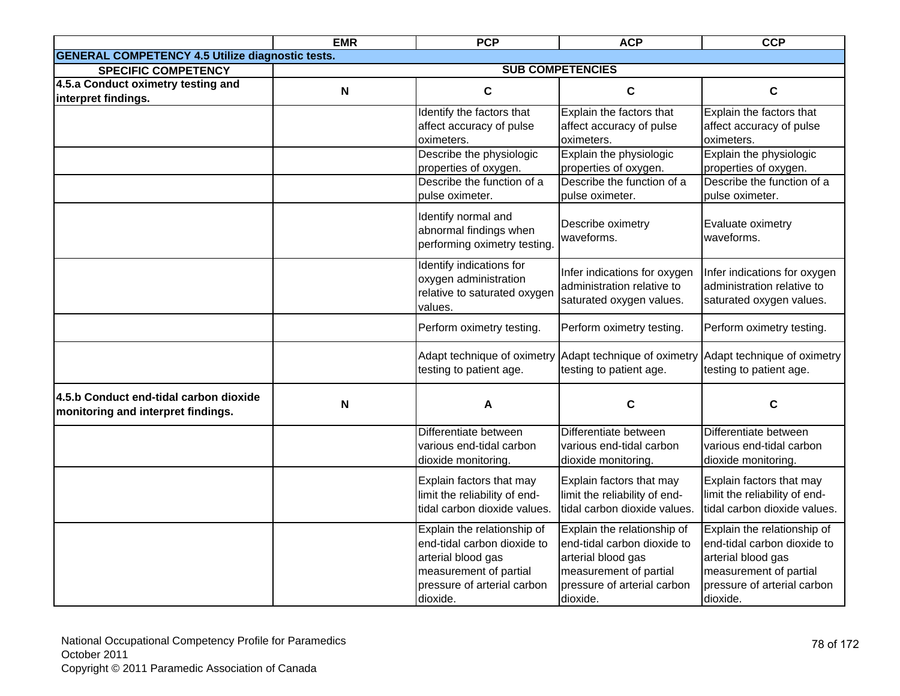| | EMR | PCP | ACP | CCP |
|---|---|---|---|---|
| **GENERAL COMPETENCY 4.5 Utilize diagnostic tests.** | | | | |
| **SPECIFIC COMPETENCY** | **SUB COMPETENCIES** | | | |
| **4.5.a Conduct oximetry testing and interpret findings.** | **N** | **C** | **C** | **C** |
| | | Identify the factors that affect accuracy of pulse oximeters. | Explain the factors that affect accuracy of pulse oximeters. | Explain the factors that affect accuracy of pulse oximeters. |
| | | Describe the physiologic properties of oxygen. | Explain the physiologic properties of oxygen. | Explain the physiologic properties of oxygen. |
| | | Describe the function of a pulse oximeter. | Describe the function of a pulse oximeter. | Describe the function of a pulse oximeter. |
| | | Identify normal and abnormal findings when performing oximetry testing. | Describe oximetry waveforms. | Evaluate oximetry waveforms. |
| | | Identify indications for oxygen administration relative to saturated oxygen values. | Infer indications for oxygen administration relative to saturated oxygen values. | Infer indications for oxygen administration relative to saturated oxygen values. |
| | | Perform oximetry testing. | Perform oximetry testing. | Perform oximetry testing. |
| | | Adapt technique of oximetry testing to patient age. | Adapt technique of oximetry testing to patient age. | Adapt technique of oximetry testing to patient age. |
| **4.5.b Conduct end-tidal carbon dioxide monitoring and interpret findings.** | **N** | **A** | **C** | **C** |
| | | Differentiate between various end-tidal carbon dioxide monitoring. | Differentiate between various end-tidal carbon dioxide monitoring. | Differentiate between various end-tidal carbon dioxide monitoring. |
| | | Explain factors that may limit the reliability of end-tidal carbon dioxide values. | Explain factors that may limit the reliability of end-tidal carbon dioxide values. | Explain factors that may limit the reliability of end-tidal carbon dioxide values. |
| | | Explain the relationship of end-tidal carbon dioxide to arterial blood gas measurement of partial pressure of arterial carbon dioxide. | Explain the relationship of end-tidal carbon dioxide to arterial blood gas measurement of partial pressure of arterial carbon dioxide. | Explain the relationship of end-tidal carbon dioxide to arterial blood gas measurement of partial pressure of arterial carbon dioxide. |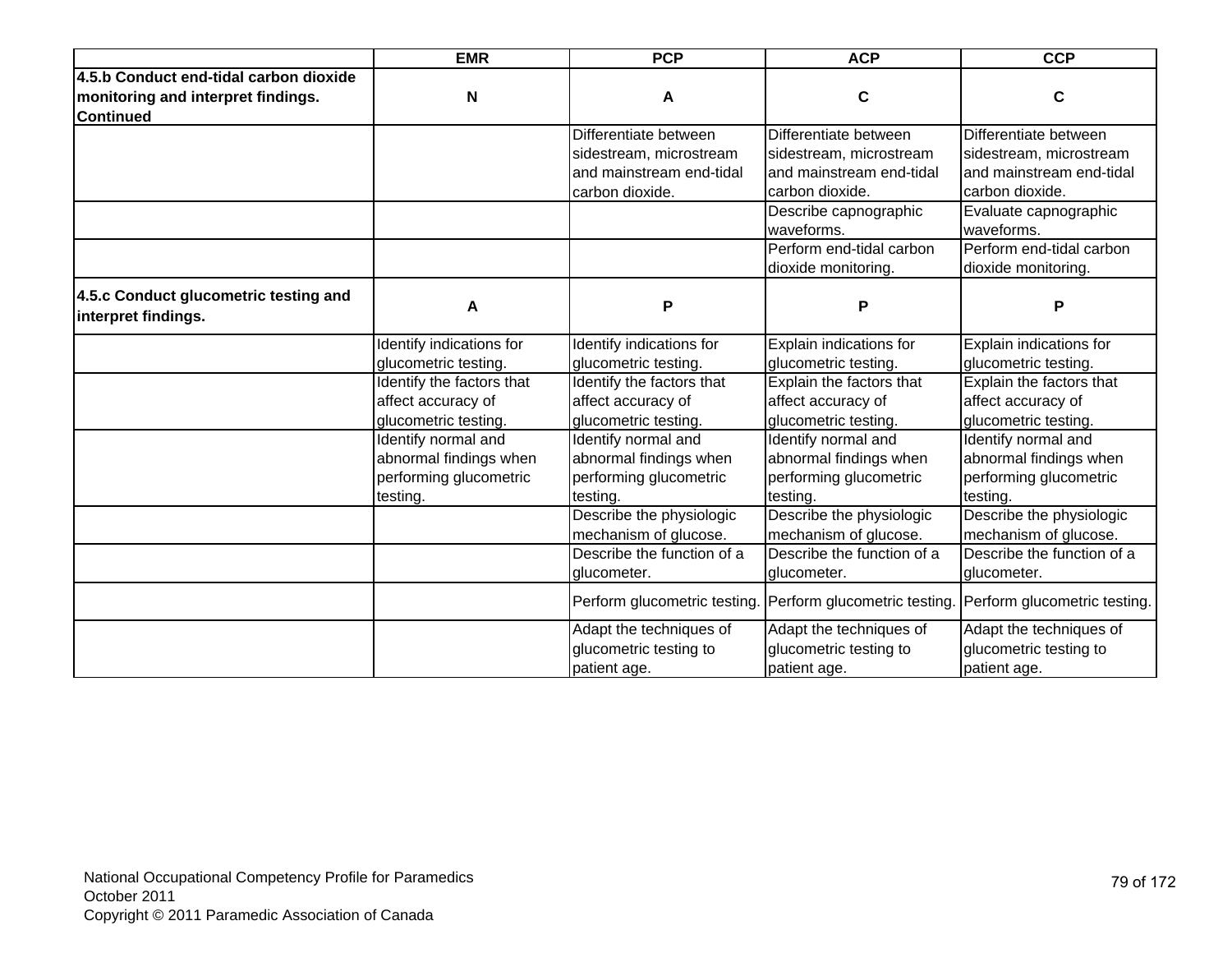| | EMR | PCP | ACP | CCP |
|---|---|---|---|---|
| **4.5.b Conduct end-tidal carbon dioxide monitoring and interpret findings. Continued** | **N** | **A** | **C** | **C** |
| | | Differentiate between sidestream, microstream and mainstream end-tidal carbon dioxide. | Differentiate between sidestream, microstream and mainstream end-tidal carbon dioxide. | Differentiate between sidestream, microstream and mainstream end-tidal carbon dioxide. |
| | | | Describe capnographic waveforms. | Evaluate capnographic waveforms. |
| | | | Perform end-tidal carbon dioxide monitoring. | Perform end-tidal carbon dioxide monitoring. |
| **4.5.c Conduct glucometric testing and interpret findings.** | **A** | **P** | **P** | **P** |
| | Identify indications for glucometric testing. | Identify indications for glucometric testing. | Explain indications for glucometric testing. | Explain indications for glucometric testing. |
| | Identify the factors that affect accuracy of glucometric testing. | Identify the factors that affect accuracy of glucometric testing. | Explain the factors that affect accuracy of glucometric testing. | Explain the factors that affect accuracy of glucometric testing. |
| | Identify normal and abnormal findings when performing glucometric testing. | Identify normal and abnormal findings when performing glucometric testing. | Identify normal and abnormal findings when performing glucometric testing. | Identify normal and abnormal findings when performing glucometric testing. |
| | | Describe the physiologic mechanism of glucose. | Describe the physiologic mechanism of glucose. | Describe the physiologic mechanism of glucose. |
| | | Describe the function of a glucometer. | Describe the function of a glucometer. | Describe the function of a glucometer. |
| | | Perform glucometric testing. | Perform glucometric testing. | Perform glucometric testing. |
| | | Adapt the techniques of glucometric testing to patient age. | Adapt the techniques of glucometric testing to patient age. | Adapt the techniques of glucometric testing to patient age. |

National Occupational Competency Profile for Paramedics
October 2011
Copyright © 2011 Paramedic Association of Canada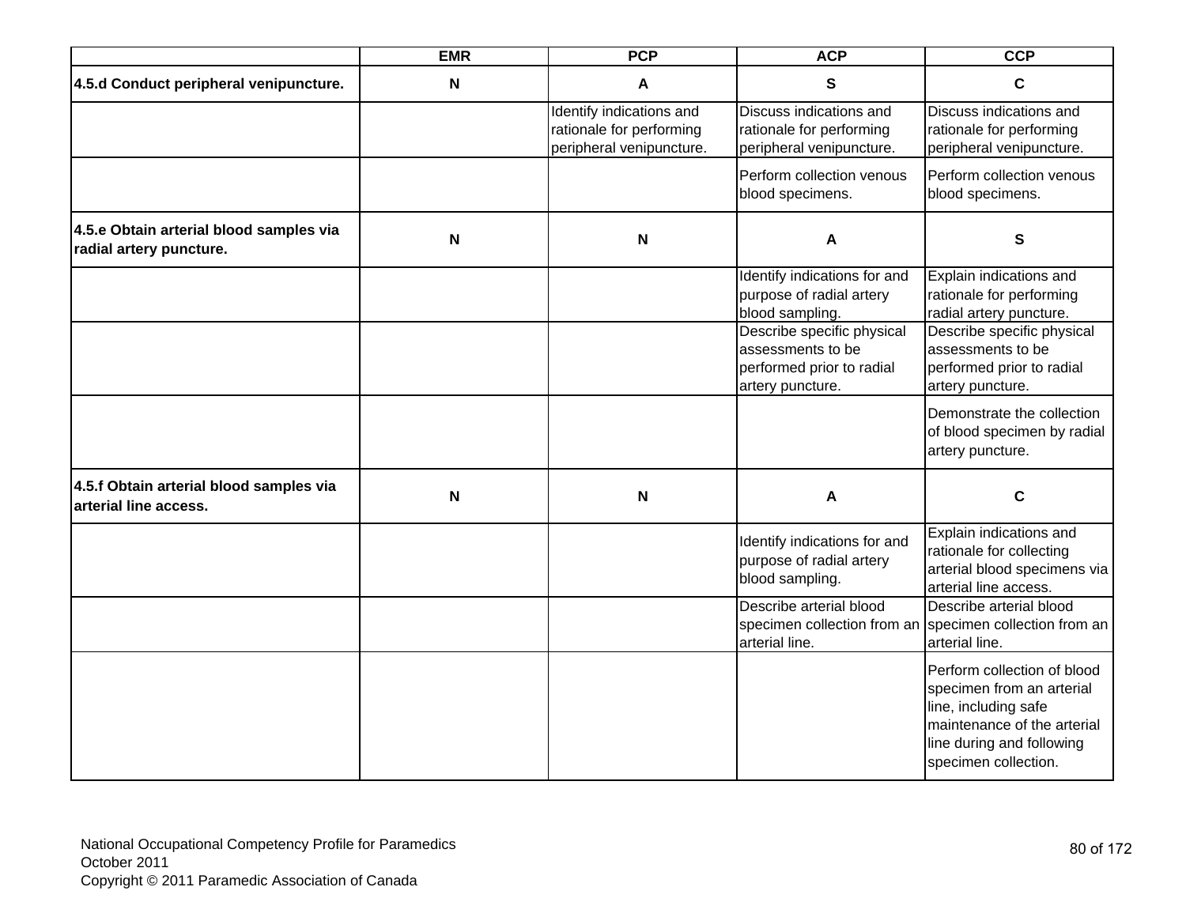| | EMR | PCP | ACP | CCP |
|---|---|---|---|---|
| **4.5.d Conduct peripheral venipuncture.** | **N** | **A** | **S** | **C** |
| | | Identify indications and rationale for performing peripheral venipuncture. | Discuss indications and rationale for performing peripheral venipuncture. | Discuss indications and rationale for performing peripheral venipuncture. |
| | | | Perform collection venous blood specimens. | Perform collection venous blood specimens. |
| **4.5.e Obtain arterial blood samples via radial artery puncture.** | **N** | **N** | **A** | **S** |
| | | | Identify indications for and purpose of radial artery blood sampling. | Explain indications and rationale for performing radial artery puncture. |
| | | | Describe specific physical assessments to be performed prior to radial artery puncture. | Describe specific physical assessments to be performed prior to radial artery puncture. |
| | | | | Demonstrate the collection of blood specimen by radial artery puncture. |
| **4.5.f Obtain arterial blood samples via arterial line access.** | **N** | **N** | **A** | **C** |
| | | | Identify indications for and purpose of radial artery blood sampling. | Explain indications and rationale for collecting arterial blood specimens via arterial line access. |
| | | | Describe arterial blood specimen collection from an arterial line. | Describe arterial blood specimen collection from an arterial line. |
| | | | | Perform collection of blood specimen from an arterial line, including safe maintenance of the arterial line during and following specimen collection. |

National Occupational Competency Profile for Paramedics
October 2011
Copyright © 2011 Paramedic Association of Canada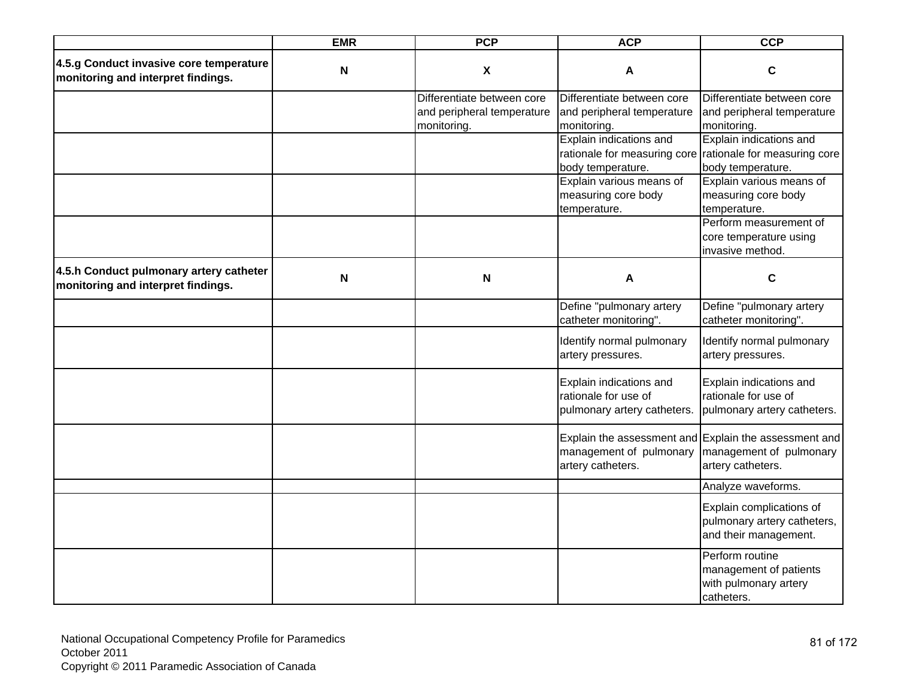| | EMR | PCP | ACP | CCP |
|---|---|---|---|---|
| **4.5.g Conduct invasive core temperature monitoring and interpret findings.** | **N** | **X** | **A** | **C** |
| | | Differentiate between core and peripheral temperature monitoring. | Differentiate between core and peripheral temperature monitoring. | Differentiate between core and peripheral temperature monitoring. |
| | | | Explain indications and rationale for measuring core body temperature. | Explain indications and rationale for measuring core body temperature. |
| | | | Explain various means of measuring core body temperature. | Explain various means of measuring core body temperature. |
| | | | | Perform measurement of core temperature using invasive method. |
| **4.5.h Conduct pulmonary artery catheter monitoring and interpret findings.** | **N** | **N** | **A** | **C** |
| | | | Define "pulmonary artery catheter monitoring". | Define "pulmonary artery catheter monitoring". |
| | | | Identify normal pulmonary artery pressures. | Identify normal pulmonary artery pressures. |
| | | | Explain indications and rationale for use of pulmonary artery catheters. | Explain indications and rationale for use of pulmonary artery catheters. |
| | | | Explain the assessment and management of pulmonary artery catheters. | Explain the assessment and management of pulmonary artery catheters. |
| | | | | Analyze waveforms. |
| | | | | Explain complications of pulmonary artery catheters, and their management. |
| | | | | Perform routine management of patients with pulmonary artery catheters. |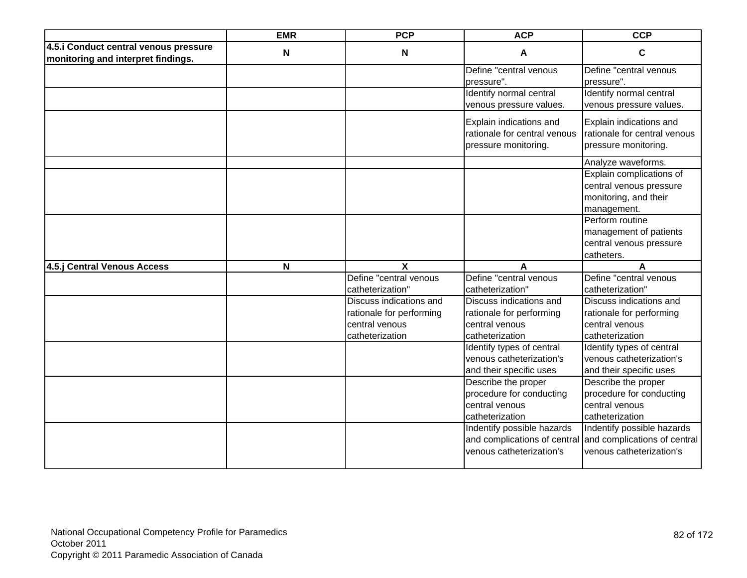| | EMR | PCP | ACP | CCP |
|---|---|---|---|---|
| **4.5.i Conduct central venous pressure monitoring and interpret findings.** | **N** | **N** | **A** | **C** |
| | | | Define "central venous pressure". | Define "central venous pressure". |
| | | | Identify normal central venous pressure values. | Identify normal central venous pressure values. |
| | | | Explain indications and rationale for central venous pressure monitoring. | Explain indications and rationale for central venous pressure monitoring. |
| | | | | Analyze waveforms. |
| | | | | Explain complications of central venous pressure monitoring, and their management. |
| | | | | Perform routine management of patients central venous pressure catheters. |
| **4.5.j Central Venous Access** | **N** | **X** | **A** | **A** |
| | | Define "central venous catheterization" | Define "central venous catheterization" | Define "central venous catheterization" |
| | | Discuss indications and rationale for performing central venous catheterization | Discuss indications and rationale for performing central venous catheterization | Discuss indications and rationale for performing central venous catheterization |
| | | | Identify types of central venous catheterization's and their specific uses | Identify types of central venous catheterization's and their specific uses |
| | | | Describe the proper procedure for conducting central venous catheterization | Describe the proper procedure for conducting central venous catheterization |
| | | | Indentify possible hazards and complications of central venous catheterization's | Indentify possible hazards and complications of central venous catheterization's |

National Occupational Competency Profile for Paramedics
October 2011
Copyright © 2011 Paramedic Association of Canada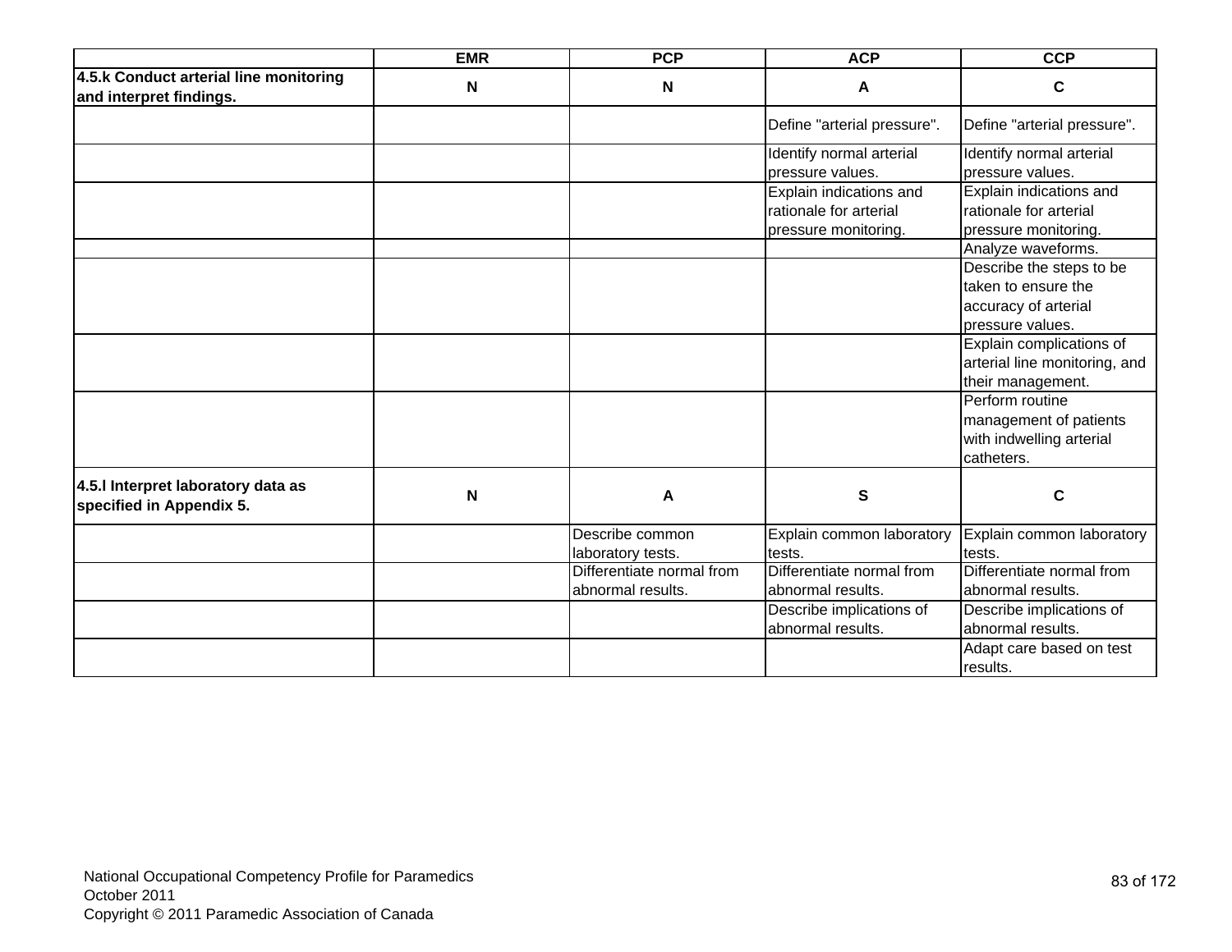| | EMR | PCP | ACP | CCP |
|---|---|---|---|---|
| **4.5.k Conduct arterial line monitoring and interpret findings.** | **N** | **N** | **A** | **C** |
| | | | Define "arterial pressure". | Define "arterial pressure". |
| | | | Identify normal arterial pressure values. | Identify normal arterial pressure values. |
| | | | Explain indications and rationale for arterial pressure monitoring. | Explain indications and rationale for arterial pressure monitoring. |
| | | | | Analyze waveforms. |
| | | | | Describe the steps to be taken to ensure the accuracy of arterial pressure values. |
| | | | | Explain complications of arterial line monitoring, and their management. |
| | | | | Perform routine management of patients with indwelling arterial catheters. |
| **4.5.l Interpret laboratory data as specified in Appendix 5.** | **N** | **A** | **S** | **C** |
| | | Describe common laboratory tests. | Explain common laboratory tests. | Explain common laboratory tests. |
| | | Differentiate normal from abnormal results. | Differentiate normal from abnormal results. | Differentiate normal from abnormal results. |
| | | | Describe implications of abnormal results. | Describe implications of abnormal results. |
| | | | | Adapt care based on test results. |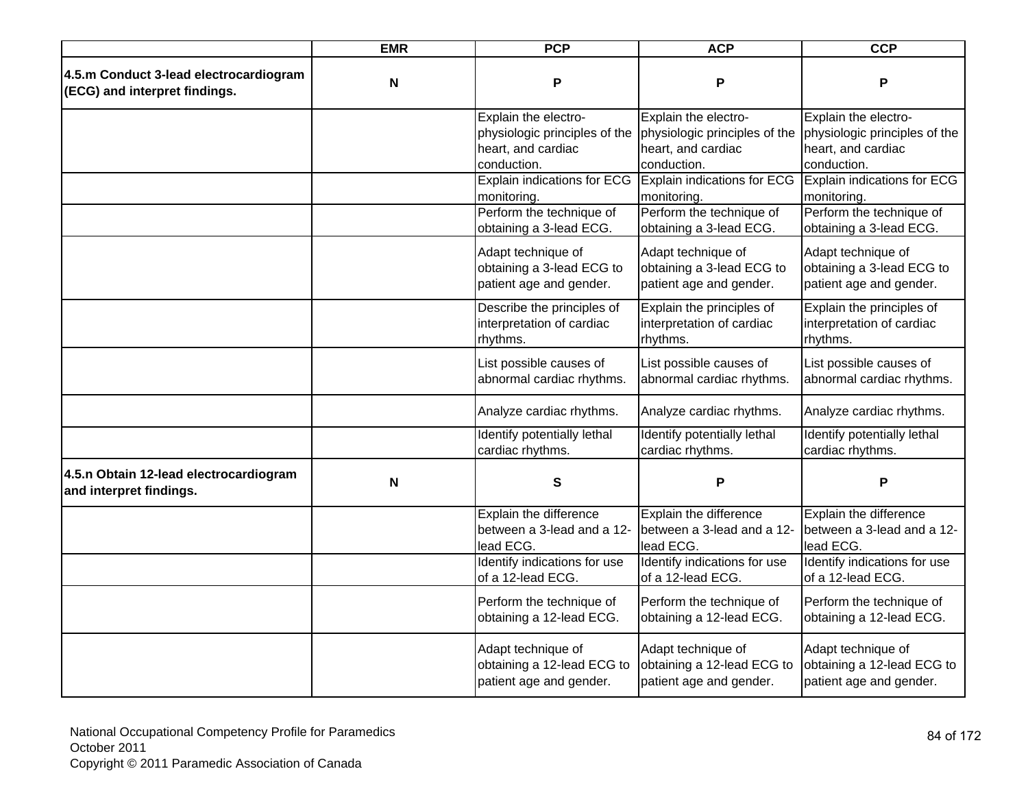| | EMR | PCP | ACP | CCP |
|---|---|---|---|---|
| **4.5.m Conduct 3-lead electrocardiogram (ECG) and interpret findings.** | **N** | **P** | **P** | **P** |
| | | Explain the electro-physiologic principles of the heart, and cardiac conduction. | Explain the electro-physiologic principles of the heart, and cardiac conduction. | Explain the electro-physiologic principles of the heart, and cardiac conduction. |
| | | Explain indications for ECG monitoring. | Explain indications for ECG monitoring. | Explain indications for ECG monitoring. |
| | | Perform the technique of obtaining a 3-lead ECG. | Perform the technique of obtaining a 3-lead ECG. | Perform the technique of obtaining a 3-lead ECG. |
| | | Adapt technique of obtaining a 3-lead ECG to patient age and gender. | Adapt technique of obtaining a 3-lead ECG to patient age and gender. | Adapt technique of obtaining a 3-lead ECG to patient age and gender. |
| | | Describe the principles of interpretation of cardiac rhythms. | Explain the principles of interpretation of cardiac rhythms. | Explain the principles of interpretation of cardiac rhythms. |
| | | List possible causes of abnormal cardiac rhythms. | List possible causes of abnormal cardiac rhythms. | List possible causes of abnormal cardiac rhythms. |
| | | Analyze cardiac rhythms. | Analyze cardiac rhythms. | Analyze cardiac rhythms. |
| | | Identify potentially lethal cardiac rhythms. | Identify potentially lethal cardiac rhythms. | Identify potentially lethal cardiac rhythms. |
| **4.5.n Obtain 12-lead electrocardiogram and interpret findings.** | **N** | **S** | **P** | **P** |
| | | Explain the difference between a 3-lead and a 12-lead ECG. | Explain the difference between a 3-lead and a 12-lead ECG. | Explain the difference between a 3-lead and a 12-lead ECG. |
| | | Identify indications for use of a 12-lead ECG. | Identify indications for use of a 12-lead ECG. | Identify indications for use of a 12-lead ECG. |
| | | Perform the technique of obtaining a 12-lead ECG. | Perform the technique of obtaining a 12-lead ECG. | Perform the technique of obtaining a 12-lead ECG. |
| | | Adapt technique of obtaining a 12-lead ECG to patient age and gender. | Adapt technique of obtaining a 12-lead ECG to patient age and gender. | Adapt technique of obtaining a 12-lead ECG to patient age and gender. |

National Occupational Competency Profile for Paramedics
October 2011
Copyright © 2011 Paramedic Association of Canada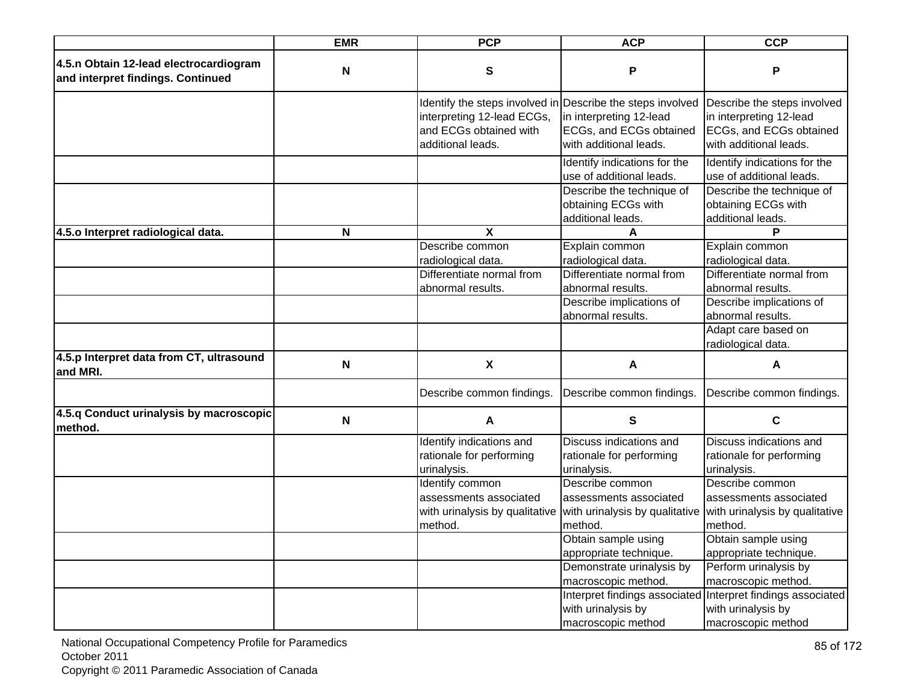| | EMR | PCP | ACP | CCP |
|---|---|---|---|---|
| **4.5.n Obtain 12-lead electrocardiogram and interpret findings. Continued** | **N** | **S** | **P** | **P** |
| | | Identify the steps involved in interpreting 12-lead ECGs, and ECGs obtained with additional leads. | Describe the steps involved in interpreting 12-lead ECGs, and ECGs obtained with additional leads. | Describe the steps involved in interpreting 12-lead ECGs, and ECGs obtained with additional leads. |
| | | | Identify indications for the use of additional leads. | Identify indications for the use of additional leads. |
| | | | Describe the technique of obtaining ECGs with additional leads. | Describe the technique of obtaining ECGs with additional leads. |
| **4.5.o Interpret radiological data.** | **N** | **X** | **A** | **P** |
| | | Describe common radiological data. | Explain common radiological data. | Explain common radiological data. |
| | | Differentiate normal from abnormal results. | Differentiate normal from abnormal results. | Differentiate normal from abnormal results. |
| | | | Describe implications of abnormal results. | Describe implications of abnormal results. |
| | | | | Adapt care based on radiological data. |
| **4.5.p Interpret data from CT, ultrasound and MRI.** | **N** | **X** | **A** | **A** |
| | | Describe common findings. | Describe common findings. | Describe common findings. |
| **4.5.q Conduct urinalysis by macroscopic method.** | **N** | **A** | **S** | **C** |
| | | Identify indications and rationale for performing urinalysis. | Discuss indications and rationale for performing urinalysis. | Discuss indications and rationale for performing urinalysis. |
| | | Identify common assessments associated with urinalysis by qualitative method. | Describe common assessments associated with urinalysis by qualitative method. | Describe common assessments associated with urinalysis by qualitative method. |
| | | | Obtain sample using appropriate technique. | Obtain sample using appropriate technique. |
| | | | Demonstrate urinalysis by macroscopic method. | Perform urinalysis by macroscopic method. |
| | | | Interpret findings associated with urinalysis by macroscopic method | Interpret findings associated with urinalysis by macroscopic method |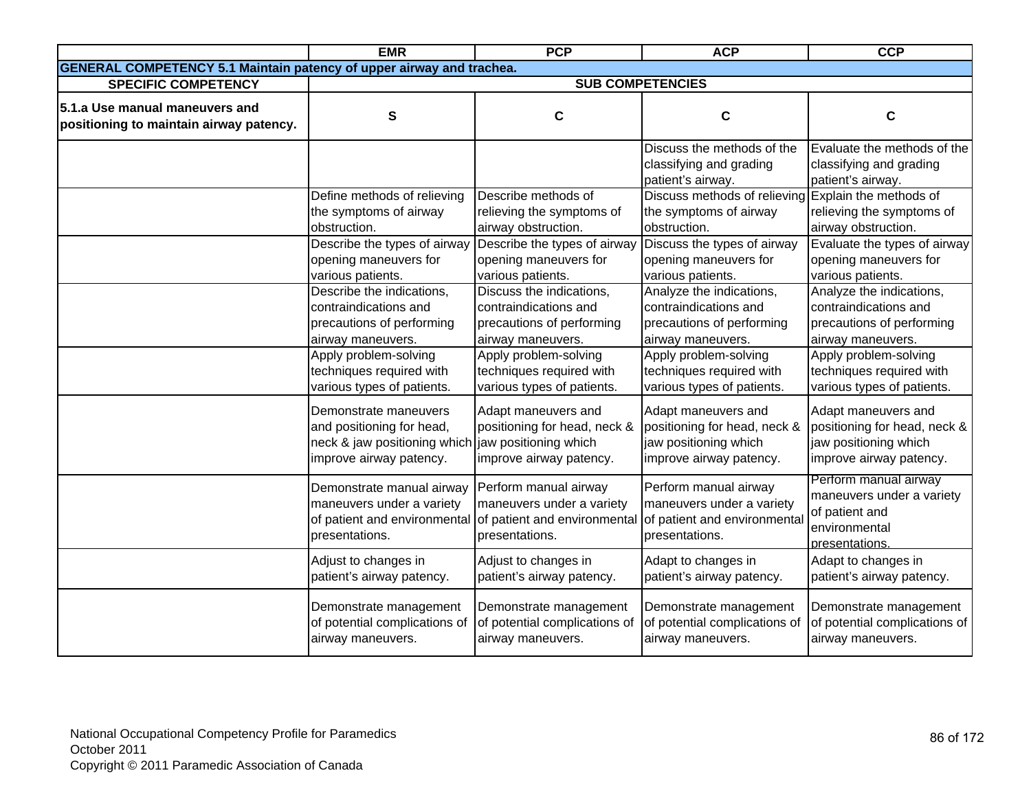| | EMR | PCP | ACP | CCP |
|---|---|---|---|---|
| **GENERAL COMPETENCY 5.1 Maintain patency of upper airway and trachea.** | | | | |
| **SPECIFIC COMPETENCY** | **SUB COMPETENCIES** | | | |
| **5.1.a Use manual maneuvers and positioning to maintain airway patency.** | **S** | **C** | **C** | **C** |
| | | | Discuss the methods of the classifying and grading patient's airway. | Evaluate the methods of the classifying and grading patient's airway. |
| | Define methods of relieving the symptoms of airway obstruction. | Describe methods of relieving the symptoms of airway obstruction. | Discuss methods of relieving the symptoms of airway obstruction. | Explain the methods of relieving the symptoms of airway obstruction. |
| | Describe the types of airway opening maneuvers for various patients. | Describe the types of airway opening maneuvers for various patients. | Discuss the types of airway opening maneuvers for various patients. | Evaluate the types of airway opening maneuvers for various patients. |
| | Describe the indications, contraindications and precautions of performing airway maneuvers. | Discuss the indications, contraindications and precautions of performing airway maneuvers. | Analyze the indications, contraindications and precautions of performing airway maneuvers. | Analyze the indications, contraindications and precautions of performing airway maneuvers. |
| | Apply problem-solving techniques required with various types of patients. | Apply problem-solving techniques required with various types of patients. | Apply problem-solving techniques required with various types of patients. | Apply problem-solving techniques required with various types of patients. |
| | Demonstrate maneuvers and positioning for head, neck & jaw positioning which improve airway patency. | Adapt maneuvers and positioning for head, neck & jaw positioning which improve airway patency. | Adapt maneuvers and positioning for head, neck & jaw positioning which improve airway patency. | Adapt maneuvers and positioning for head, neck & jaw positioning which improve airway patency. |
| | Demonstrate manual airway maneuvers under a variety of patient and environmental presentations. | Perform manual airway maneuvers under a variety of patient and environmental presentations. | Perform manual airway maneuvers under a variety of patient and environmental presentations. | Perform manual airway maneuvers under a variety of patient and environmental presentations. |
| | Adjust to changes in patient's airway patency. | Adjust to changes in patient's airway patency. | Adapt to changes in patient's airway patency. | Adapt to changes in patient's airway patency. |
| | Demonstrate management of potential complications of airway maneuvers. | Demonstrate management of potential complications of airway maneuvers. | Demonstrate management of potential complications of airway maneuvers. | Demonstrate management of potential complications of airway maneuvers. |

National Occupational Competency Profile for Paramedics
October 2011
Copyright © 2011 Paramedic Association of Canada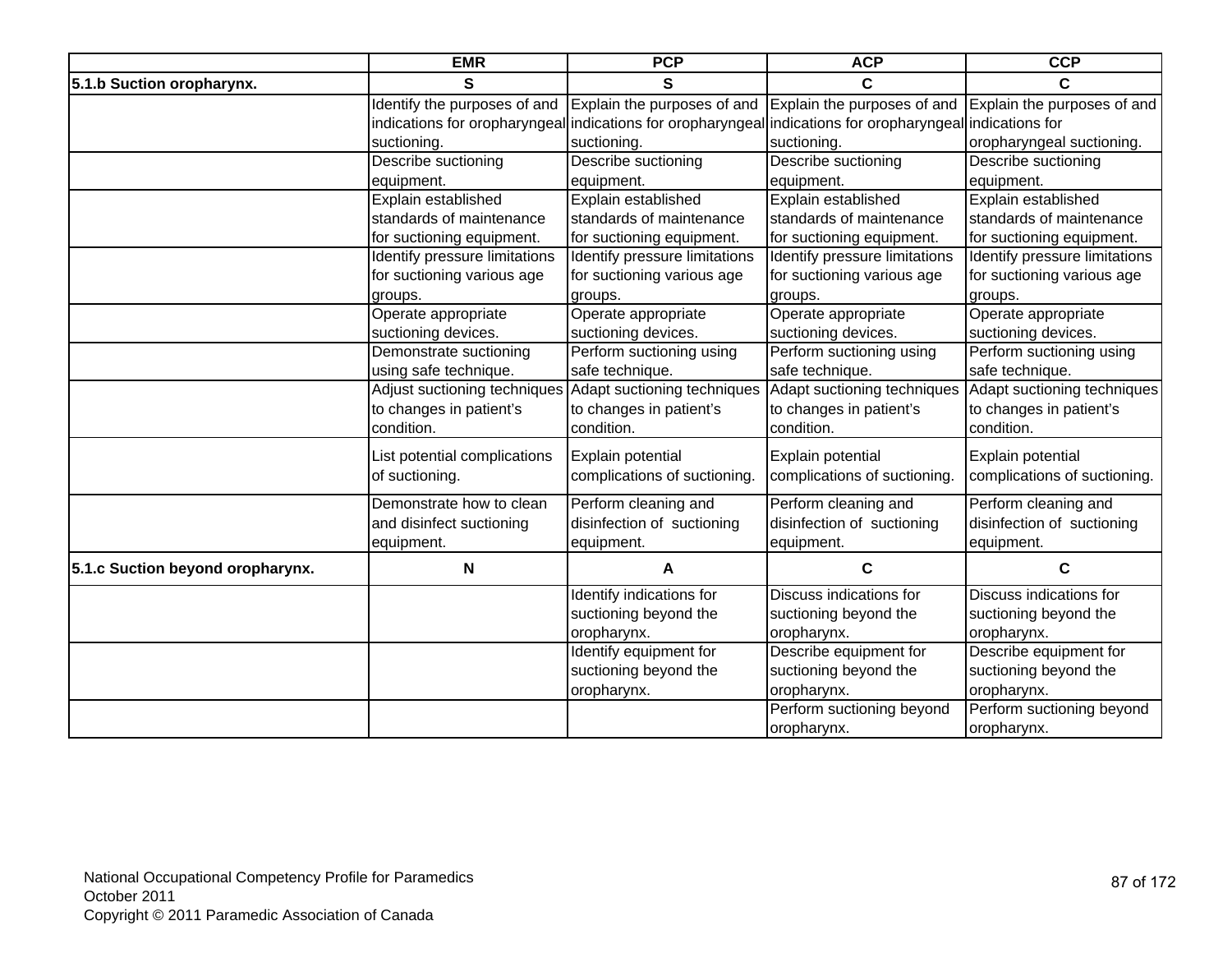| | EMR | PCP | ACP | CCP |
|---|---|---|---|---|
| **5.1.b Suction oropharynx.** | **S** | **S** | **C** | **C** |
| | Identify the purposes of and indications for oropharyngeal suctioning. | Explain the purposes of and indications for oropharyngeal suctioning. | Explain the purposes of and indications for oropharyngeal suctioning. | Explain the purposes of and indications for oropharyngeal suctioning. |
| | Describe suctioning equipment. | Describe suctioning equipment. | Describe suctioning equipment. | Describe suctioning equipment. |
| | Explain established standards of maintenance for suctioning equipment. | Explain established standards of maintenance for suctioning equipment. | Explain established standards of maintenance for suctioning equipment. | Explain established standards of maintenance for suctioning equipment. |
| | Identify pressure limitations for suctioning various age groups. | Identify pressure limitations for suctioning various age groups. | Identify pressure limitations for suctioning various age groups. | Identify pressure limitations for suctioning various age groups. |
| | Operate appropriate suctioning devices. | Operate appropriate suctioning devices. | Operate appropriate suctioning devices. | Operate appropriate suctioning devices. |
| | Demonstrate suctioning using safe technique. | Perform suctioning using safe technique. | Perform suctioning using safe technique. | Perform suctioning using safe technique. |
| | Adjust suctioning techniques to changes in patient's condition. | Adapt suctioning techniques to changes in patient's condition. | Adapt suctioning techniques to changes in patient's condition. | Adapt suctioning techniques to changes in patient's condition. |
| | List potential complications of suctioning. | Explain potential complications of suctioning. | Explain potential complications of suctioning. | Explain potential complications of suctioning. |
| | Demonstrate how to clean and disinfect suctioning equipment. | Perform cleaning and disinfection of suctioning equipment. | Perform cleaning and disinfection of suctioning equipment. | Perform cleaning and disinfection of suctioning equipment. |
| **5.1.c Suction beyond oropharynx.** | **N** | **A** | **C** | **C** |
| | | Identify indications for suctioning beyond the oropharynx. | Discuss indications for suctioning beyond the oropharynx. | Discuss indications for suctioning beyond the oropharynx. |
| | | Identify equipment for suctioning beyond the oropharynx. | Describe equipment for suctioning beyond the oropharynx. | Describe equipment for suctioning beyond the oropharynx. |
| | | | Perform suctioning beyond oropharynx. | Perform suctioning beyond oropharynx. |

National Occupational Competency Profile for Paramedics
October 2011
Copyright © 2011 Paramedic Association of Canada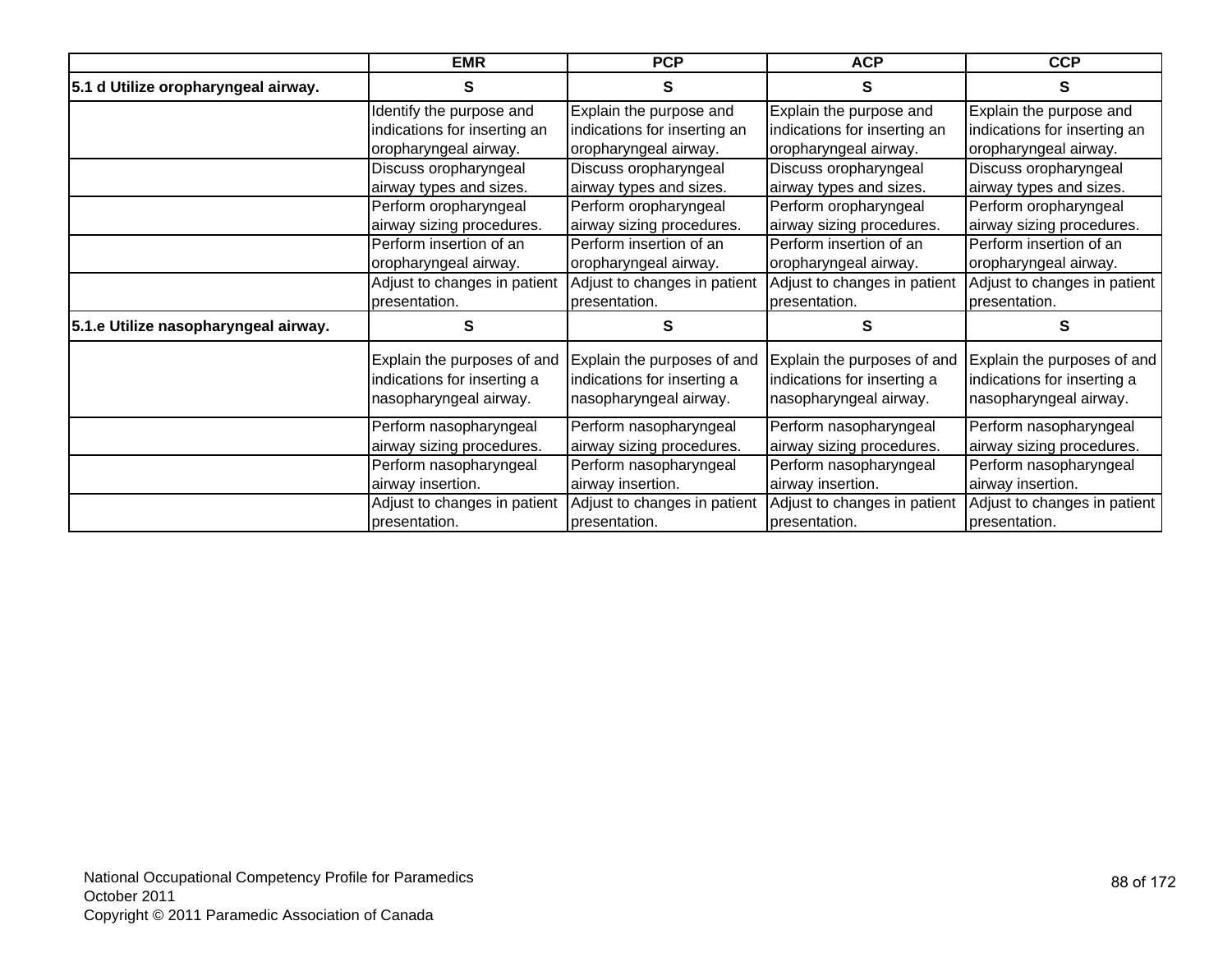| | EMR | PCP | ACP | CCP |
|---|---|---|---|---|
| **5.1 d Utilize oropharyngeal airway.** | **S** | **S** | **S** | **S** |
| | Identify the purpose and indications for inserting an oropharyngeal airway. | Explain the purpose and indications for inserting an oropharyngeal airway. | Explain the purpose and indications for inserting an oropharyngeal airway. | Explain the purpose and indications for inserting an oropharyngeal airway. |
| | Discuss oropharyngeal airway types and sizes. | Discuss oropharyngeal airway types and sizes. | Discuss oropharyngeal airway types and sizes. | Discuss oropharyngeal airway types and sizes. |
| | Perform oropharyngeal airway sizing procedures. | Perform oropharyngeal airway sizing procedures. | Perform oropharyngeal airway sizing procedures. | Perform oropharyngeal airway sizing procedures. |
| | Perform insertion of an oropharyngeal airway. | Perform insertion of an oropharyngeal airway. | Perform insertion of an oropharyngeal airway. | Perform insertion of an oropharyngeal airway. |
| | Adjust to changes in patient presentation. | Adjust to changes in patient presentation. | Adjust to changes in patient presentation. | Adjust to changes in patient presentation. |
| **5.1.e Utilize nasopharyngeal airway.** | **S** | **S** | **S** | **S** |
| | Explain the purposes of and indications for inserting a nasopharyngeal airway. | Explain the purposes of and indications for inserting a nasopharyngeal airway. | Explain the purposes of and indications for inserting a nasopharyngeal airway. | Explain the purposes of and indications for inserting a nasopharyngeal airway. |
| | Perform nasopharyngeal airway sizing procedures. | Perform nasopharyngeal airway sizing procedures. | Perform nasopharyngeal airway sizing procedures. | Perform nasopharyngeal airway sizing procedures. |
| | Perform nasopharyngeal airway insertion. | Perform nasopharyngeal airway insertion. | Perform nasopharyngeal airway insertion. | Perform nasopharyngeal airway insertion. |
| | Adjust to changes in patient presentation. | Adjust to changes in patient presentation. | Adjust to changes in patient presentation. | Adjust to changes in patient presentation. |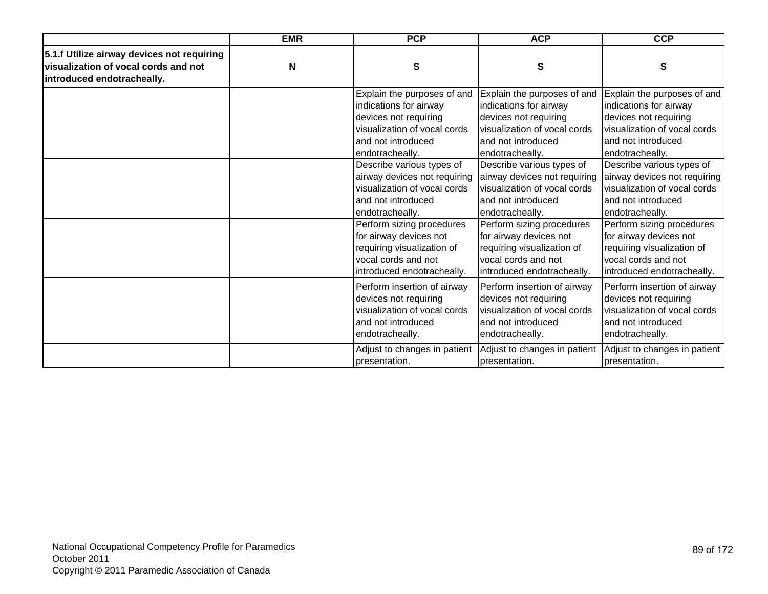| | EMR | PCP | ACP | CCP |
|---|---|---|---|---|
| **5.1.f Utilize airway devices not requiring visualization of vocal cords and not introduced endotracheally.** | **N** | **S** | **S** | **S** |
| | | Explain the purposes of and indications for airway devices not requiring visualization of vocal cords and not introduced endotracheally. | Explain the purposes of and indications for airway devices not requiring visualization of vocal cords and not introduced endotracheally. | Explain the purposes of and indications for airway devices not requiring visualization of vocal cords and not introduced endotracheally. |
| | | Describe various types of airway devices not requiring visualization of vocal cords and not introduced endotracheally. | Describe various types of airway devices not requiring visualization of vocal cords and not introduced endotracheally. | Describe various types of airway devices not requiring visualization of vocal cords and not introduced endotracheally. |
| | | Perform sizing procedures for airway devices not requiring visualization of vocal cords and not introduced endotracheally. | Perform sizing procedures for airway devices not requiring visualization of vocal cords and not introduced endotracheally. | Perform sizing procedures for airway devices not requiring visualization of vocal cords and not introduced endotracheally. |
| | | Perform insertion of airway devices not requiring visualization of vocal cords and not introduced endotracheally. | Perform insertion of airway devices not requiring visualization of vocal cords and not introduced endotracheally. | Perform insertion of airway devices not requiring visualization of vocal cords and not introduced endotracheally. |
| | | Adjust to changes in patient presentation. | Adjust to changes in patient presentation. | Adjust to changes in patient presentation. |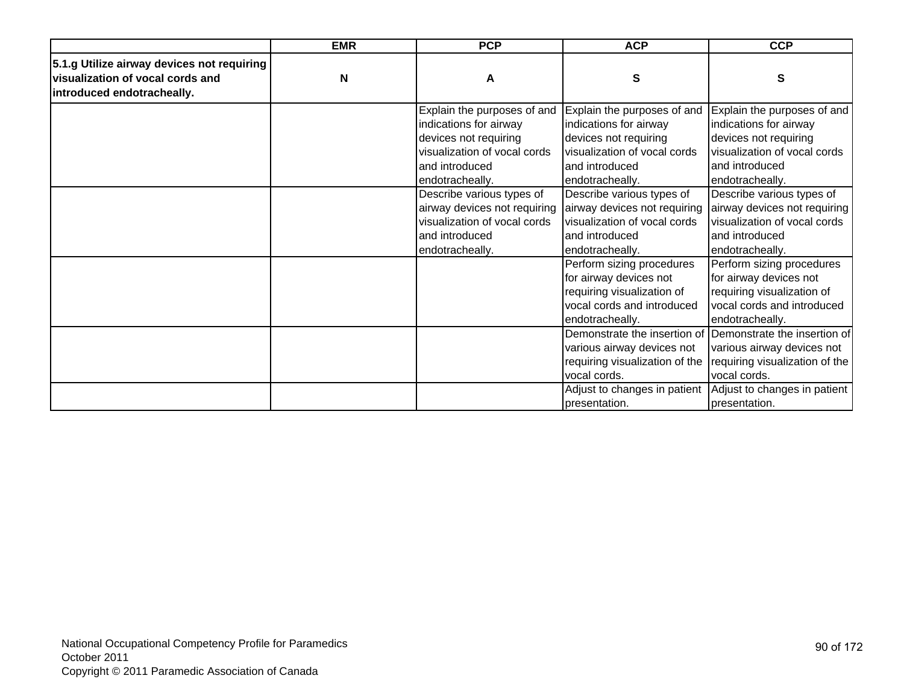| | EMR | PCP | ACP | CCP |
|---|---|---|---|---|
| **5.1.g Utilize airway devices not requiring visualization of vocal cords and introduced endotracheally.** | **N** | **A** | **S** | **S** |
| | | Explain the purposes of and indications for airway devices not requiring visualization of vocal cords and introduced endotracheally. | Explain the purposes of and indications for airway devices not requiring visualization of vocal cords and introduced endotracheally. | Explain the purposes of and indications for airway devices not requiring visualization of vocal cords and introduced endotracheally. |
| | | Describe various types of airway devices not requiring visualization of vocal cords and introduced endotracheally. | Describe various types of airway devices not requiring visualization of vocal cords and introduced endotracheally. | Describe various types of airway devices not requiring visualization of vocal cords and introduced endotracheally. |
| | | | Perform sizing procedures for airway devices not requiring visualization of vocal cords and introduced endotracheally. | Perform sizing procedures for airway devices not requiring visualization of vocal cords and introduced endotracheally. |
| | | | Demonstrate the insertion of various airway devices not requiring visualization of the vocal cords. | Demonstrate the insertion of various airway devices not requiring visualization of the vocal cords. |
| | | | Adjust to changes in patient presentation. | Adjust to changes in patient presentation. |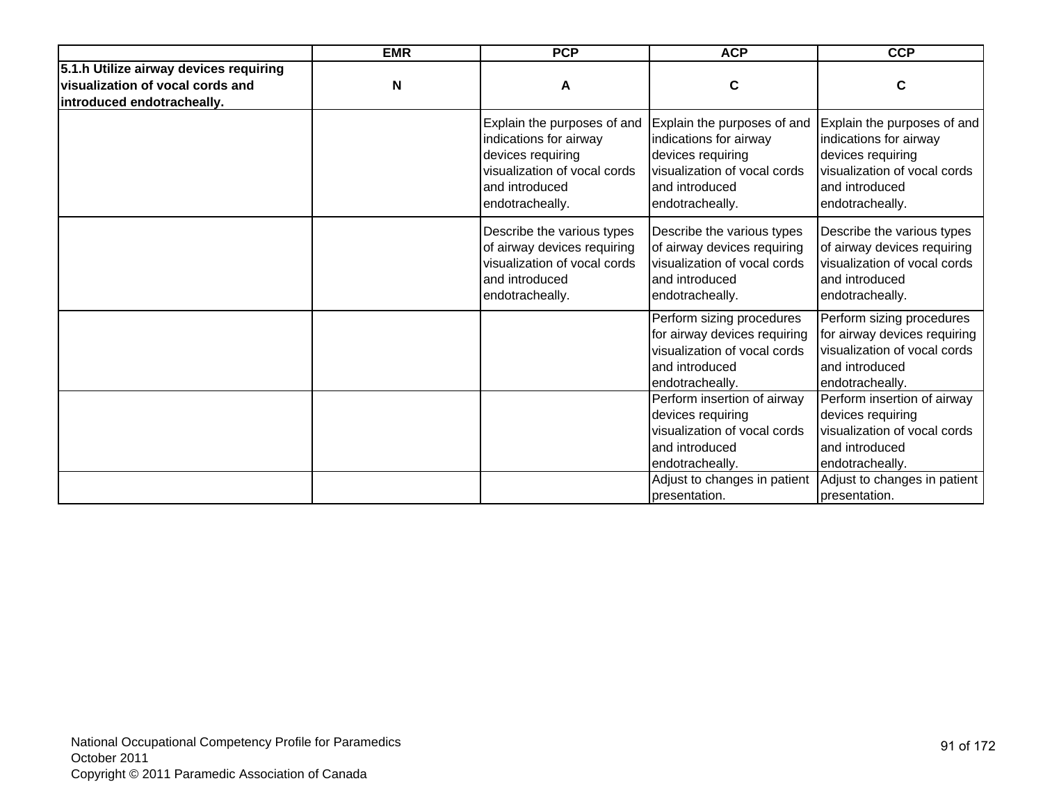| | EMR | PCP | ACP | CCP |
|---|---|---|---|---|
| **5.1.h Utilize airway devices requiring visualization of vocal cords and introduced endotracheally.** | **N** | **A** | **C** | **C** |
| | | Explain the purposes of and indications for airway devices requiring visualization of vocal cords and introduced endotracheally. | Explain the purposes of and indications for airway devices requiring visualization of vocal cords and introduced endotracheally. | Explain the purposes of and indications for airway devices requiring visualization of vocal cords and introduced endotracheally. |
| | | Describe the various types of airway devices requiring visualization of vocal cords and introduced endotracheally. | Describe the various types of airway devices requiring visualization of vocal cords and introduced endotracheally. | Describe the various types of airway devices requiring visualization of vocal cords and introduced endotracheally. |
| | | | Perform sizing procedures for airway devices requiring visualization of vocal cords and introduced endotracheally. | Perform sizing procedures for airway devices requiring visualization of vocal cords and introduced endotracheally. |
| | | | Perform insertion of airway devices requiring visualization of vocal cords and introduced endotracheally. | Perform insertion of airway devices requiring visualization of vocal cords and introduced endotracheally. |
| | | | Adjust to changes in patient presentation. | Adjust to changes in patient presentation. |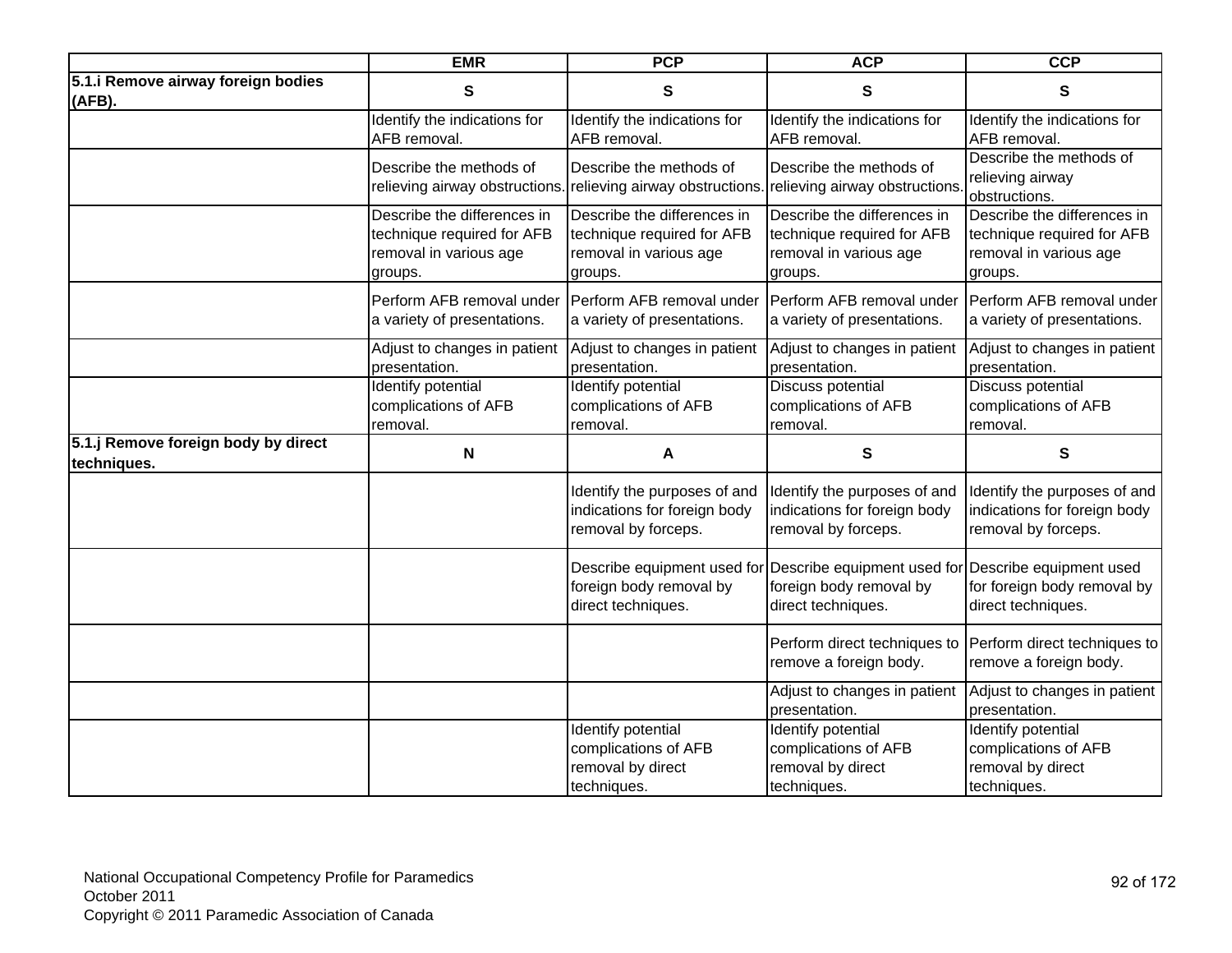| | EMR | PCP | ACP | CCP |
|---|---|---|---|---|
| **5.1.i Remove airway foreign bodies (AFB).** | **S** | **S** | **S** | **S** |
| | Identify the indications for AFB removal. | Identify the indications for AFB removal. | Identify the indications for AFB removal. | Identify the indications for AFB removal. |
| | Describe the methods of relieving airway obstructions. | Describe the methods of relieving airway obstructions. | Describe the methods of relieving airway obstructions. | Describe the methods of relieving airway obstructions. |
| | Describe the differences in technique required for AFB removal in various age groups. | Describe the differences in technique required for AFB removal in various age groups. | Describe the differences in technique required for AFB removal in various age groups. | Describe the differences in technique required for AFB removal in various age groups. |
| | Perform AFB removal under a variety of presentations. | Perform AFB removal under a variety of presentations. | Perform AFB removal under a variety of presentations. | Perform AFB removal under a variety of presentations. |
| | Adjust to changes in patient presentation. | Adjust to changes in patient presentation. | Adjust to changes in patient presentation. | Adjust to changes in patient presentation. |
| | Identify potential complications of AFB removal. | Identify potential complications of AFB removal. | Discuss potential complications of AFB removal. | Discuss potential complications of AFB removal. |
| **5.1.j Remove foreign body by direct techniques.** | **N** | **A** | **S** | **S** |
| | | Identify the purposes of and indications for foreign body removal by forceps. | Identify the purposes of and indications for foreign body removal by forceps. | Identify the purposes of and indications for foreign body removal by forceps. |
| | | Describe equipment used for foreign body removal by direct techniques. | Describe equipment used for foreign body removal by direct techniques. | Describe equipment used for foreign body removal by direct techniques. |
| | | | Perform direct techniques to remove a foreign body. | Perform direct techniques to remove a foreign body. |
| | | | Adjust to changes in patient presentation. | Adjust to changes in patient presentation. |
| | | Identify potential complications of AFB removal by direct techniques. | Identify potential complications of AFB removal by direct techniques. | Identify potential complications of AFB removal by direct techniques. |

National Occupational Competency Profile for Paramedics
October 2011
Copyright © 2011 Paramedic Association of Canada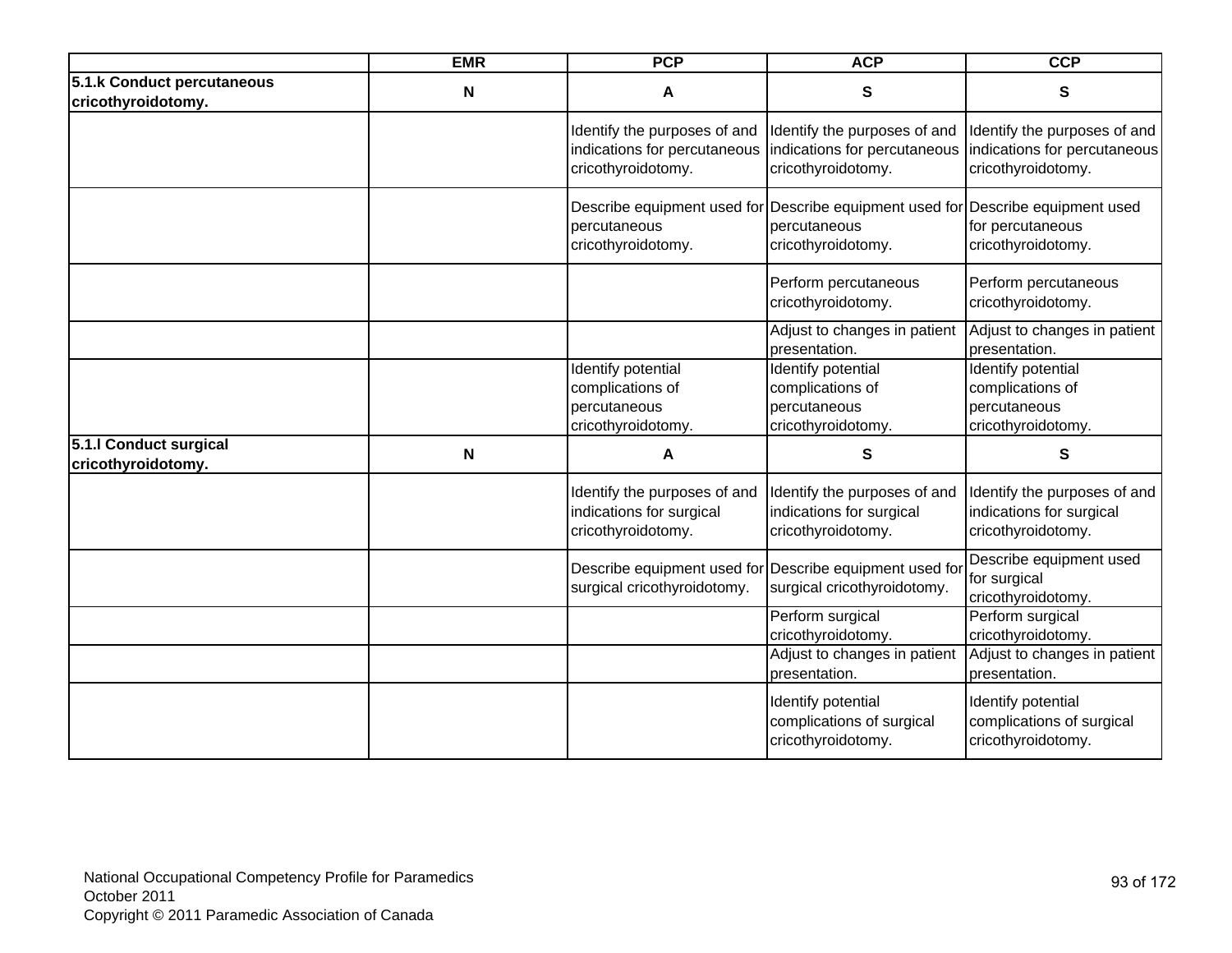| | EMR | PCP | ACP | CCP |
|---|---|---|---|---|
| **5.1.k Conduct percutaneous cricothyroidotomy.** | N | A | S | S |
| | | Identify the purposes of and indications for percutaneous cricothyroidotomy. | Identify the purposes of and indications for percutaneous cricothyroidotomy. | Identify the purposes of and indications for percutaneous cricothyroidotomy. |
| | | Describe equipment used for percutaneous cricothyroidotomy. | Describe equipment used for percutaneous cricothyroidotomy. | Describe equipment used for percutaneous cricothyroidotomy. |
| | | | Perform percutaneous cricothyroidotomy. | Perform percutaneous cricothyroidotomy. |
| | | | Adjust to changes in patient presentation. | Adjust to changes in patient presentation. |
| | | Identify potential complications of percutaneous cricothyroidotomy. | Identify potential complications of percutaneous cricothyroidotomy. | Identify potential complications of percutaneous cricothyroidotomy. |
| **5.1.l Conduct surgical cricothyroidotomy.** | N | A | S | S |
| | | Identify the purposes of and indications for surgical cricothyroidotomy. | Identify the purposes of and indications for surgical cricothyroidotomy. | Identify the purposes of and indications for surgical cricothyroidotomy. |
| | | Describe equipment used for surgical cricothyroidotomy. | Describe equipment used for surgical cricothyroidotomy. | Describe equipment used for surgical cricothyroidotomy. |
| | | | Perform surgical cricothyroidotomy. | Perform surgical cricothyroidotomy. |
| | | | Adjust to changes in patient presentation. | Adjust to changes in patient presentation. |
| | | | Identify potential complications of surgical cricothyroidotomy. | Identify potential complications of surgical cricothyroidotomy. |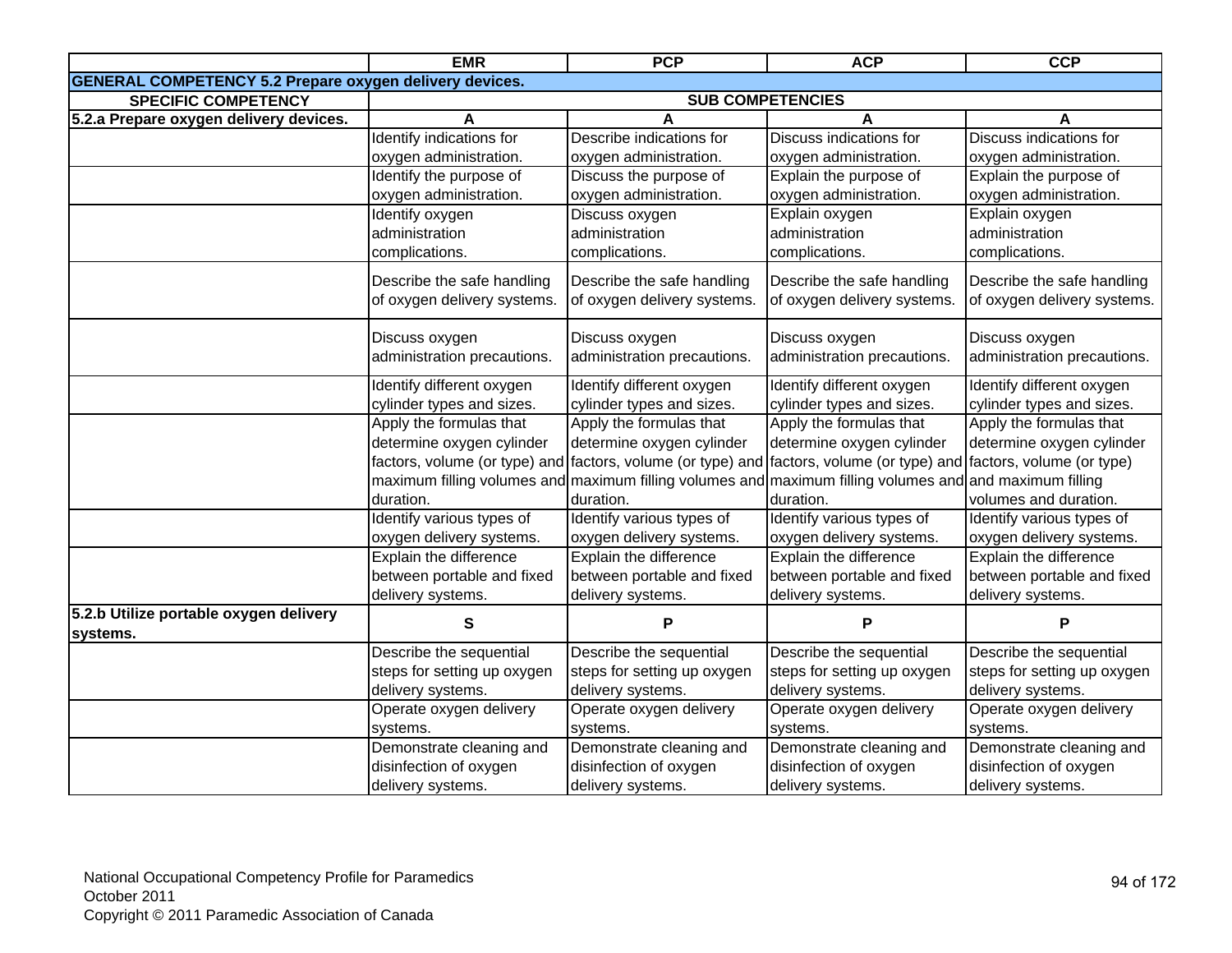| | EMR | PCP | ACP | CCP |
|---|---|---|---|---|
| **GENERAL COMPETENCY 5.2 Prepare oxygen delivery devices.** | | | | |
| **SPECIFIC COMPETENCY** | **SUB COMPETENCIES** | | | |
| **5.2.a Prepare oxygen delivery devices.** | **A** | **A** | **A** | **A** |
| | Identify indications for oxygen administration. | Describe indications for oxygen administration. | Discuss indications for oxygen administration. | Discuss indications for oxygen administration. |
| | Identify the purpose of oxygen administration. | Discuss the purpose of oxygen administration. | Explain the purpose of oxygen administration. | Explain the purpose of oxygen administration. |
| | Identify oxygen administration complications. | Discuss oxygen administration complications. | Explain oxygen administration complications. | Explain oxygen administration complications. |
| | Describe the safe handling of oxygen delivery systems. | Describe the safe handling of oxygen delivery systems. | Describe the safe handling of oxygen delivery systems. | Describe the safe handling of oxygen delivery systems. |
| | Discuss oxygen administration precautions. | Discuss oxygen administration precautions. | Discuss oxygen administration precautions. | Discuss oxygen administration precautions. |
| | Identify different oxygen cylinder types and sizes. | Identify different oxygen cylinder types and sizes. | Identify different oxygen cylinder types and sizes. | Identify different oxygen cylinder types and sizes. |
| | Apply the formulas that determine oxygen cylinder factors, volume (or type) and maximum filling volumes and duration. | Apply the formulas that determine oxygen cylinder factors, volume (or type) and maximum filling volumes and duration. | Apply the formulas that determine oxygen cylinder factors, volume (or type) and maximum filling volumes and duration. | Apply the formulas that determine oxygen cylinder factors, volume (or type) and maximum filling volumes and duration. |
| | Identify various types of oxygen delivery systems. | Identify various types of oxygen delivery systems. | Identify various types of oxygen delivery systems. | Identify various types of oxygen delivery systems. |
| | Explain the difference between portable and fixed delivery systems. | Explain the difference between portable and fixed delivery systems. | Explain the difference between portable and fixed delivery systems. | Explain the difference between portable and fixed delivery systems. |
| **5.2.b Utilize portable oxygen delivery systems.** | **S** | **P** | **P** | **P** |
| | Describe the sequential steps for setting up oxygen delivery systems. | Describe the sequential steps for setting up oxygen delivery systems. | Describe the sequential steps for setting up oxygen delivery systems. | Describe the sequential steps for setting up oxygen delivery systems. |
| | Operate oxygen delivery systems. | Operate oxygen delivery systems. | Operate oxygen delivery systems. | Operate oxygen delivery systems. |
| | Demonstrate cleaning and disinfection of oxygen delivery systems. | Demonstrate cleaning and disinfection of oxygen delivery systems. | Demonstrate cleaning and disinfection of oxygen delivery systems. | Demonstrate cleaning and disinfection of oxygen delivery systems. |

National Occupational Competency Profile for Paramedics
October 2011
Copyright © 2011 Paramedic Association of Canada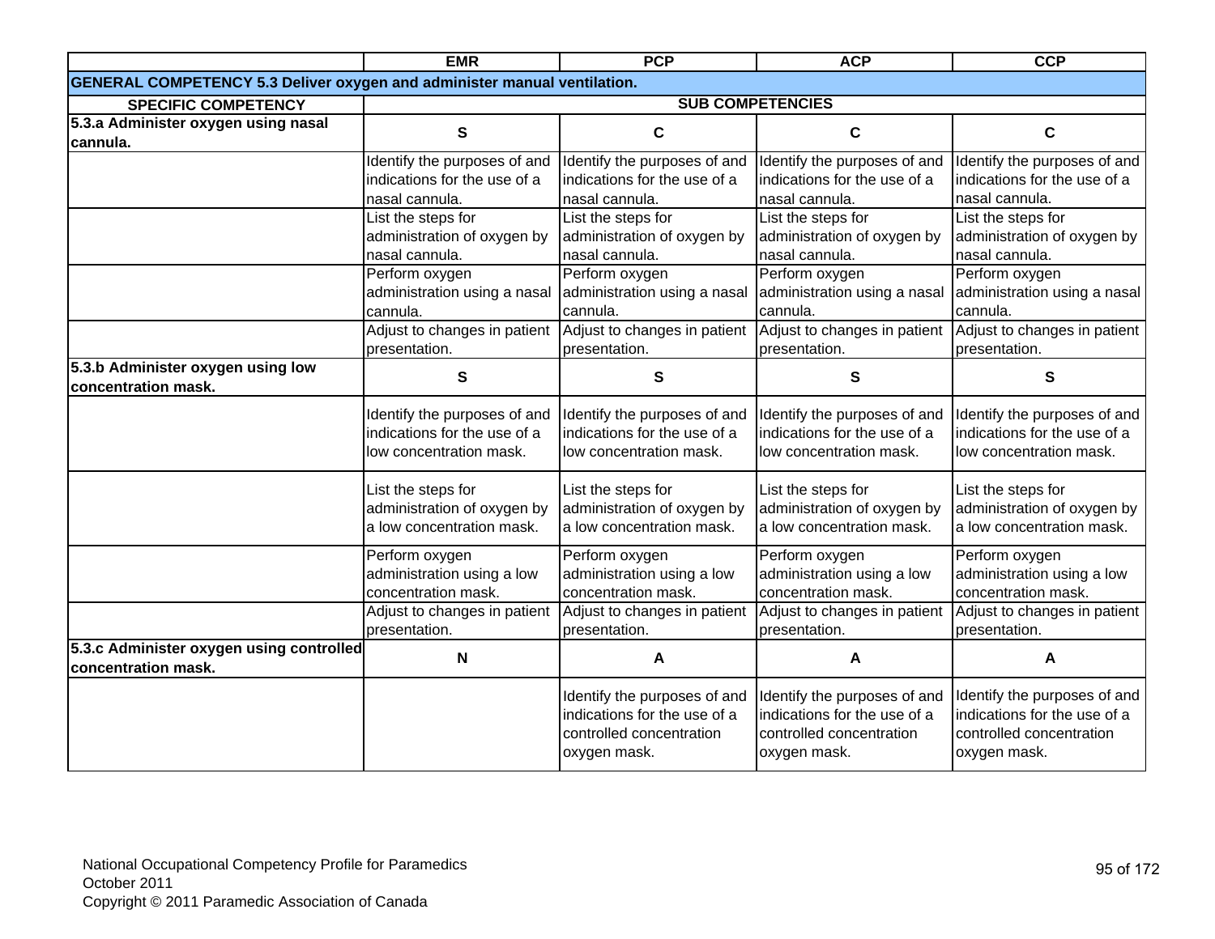| | EMR | PCP | ACP | CCP |
|---|---|---|---|---|
| **GENERAL COMPETENCY 5.3 Deliver oxygen and administer manual ventilation.** | | | | |
| **SPECIFIC COMPETENCY** | **SUB COMPETENCIES** | | | |
| **5.3.a Administer oxygen using nasal cannula.** | **S** | **C** | **C** | **C** |
| | Identify the purposes of and indications for the use of a nasal cannula. | Identify the purposes of and indications for the use of a nasal cannula. | Identify the purposes of and indications for the use of a nasal cannula. | Identify the purposes of and indications for the use of a nasal cannula. |
| | List the steps for administration of oxygen by nasal cannula. | List the steps for administration of oxygen by nasal cannula. | List the steps for administration of oxygen by nasal cannula. | List the steps for administration of oxygen by nasal cannula. |
| | Perform oxygen administration using a nasal cannula. | Perform oxygen administration using a nasal cannula. | Perform oxygen administration using a nasal cannula. | Perform oxygen administration using a nasal cannula. |
| | Adjust to changes in patient presentation. | Adjust to changes in patient presentation. | Adjust to changes in patient presentation. | Adjust to changes in patient presentation. |
| **5.3.b Administer oxygen using low concentration mask.** | **S** | **S** | **S** | **S** |
| | Identify the purposes of and indications for the use of a low concentration mask. | Identify the purposes of and indications for the use of a low concentration mask. | Identify the purposes of and indications for the use of a low concentration mask. | Identify the purposes of and indications for the use of a low concentration mask. |
| | List the steps for administration of oxygen by a low concentration mask. | List the steps for administration of oxygen by a low concentration mask. | List the steps for administration of oxygen by a low concentration mask. | List the steps for administration of oxygen by a low concentration mask. |
| | Perform oxygen administration using a low concentration mask. | Perform oxygen administration using a low concentration mask. | Perform oxygen administration using a low concentration mask. | Perform oxygen administration using a low concentration mask. |
| | Adjust to changes in patient presentation. | Adjust to changes in patient presentation. | Adjust to changes in patient presentation. | Adjust to changes in patient presentation. |
| **5.3.c Administer oxygen using controlled concentration mask.** | **N** | **A** | **A** | **A** |
| | | Identify the purposes of and indications for the use of a controlled concentration oxygen mask. | Identify the purposes of and indications for the use of a controlled concentration oxygen mask. | Identify the purposes of and indications for the use of a controlled concentration oxygen mask. |

National Occupational Competency Profile for Paramedics
October 2011
Copyright © 2011 Paramedic Association of Canada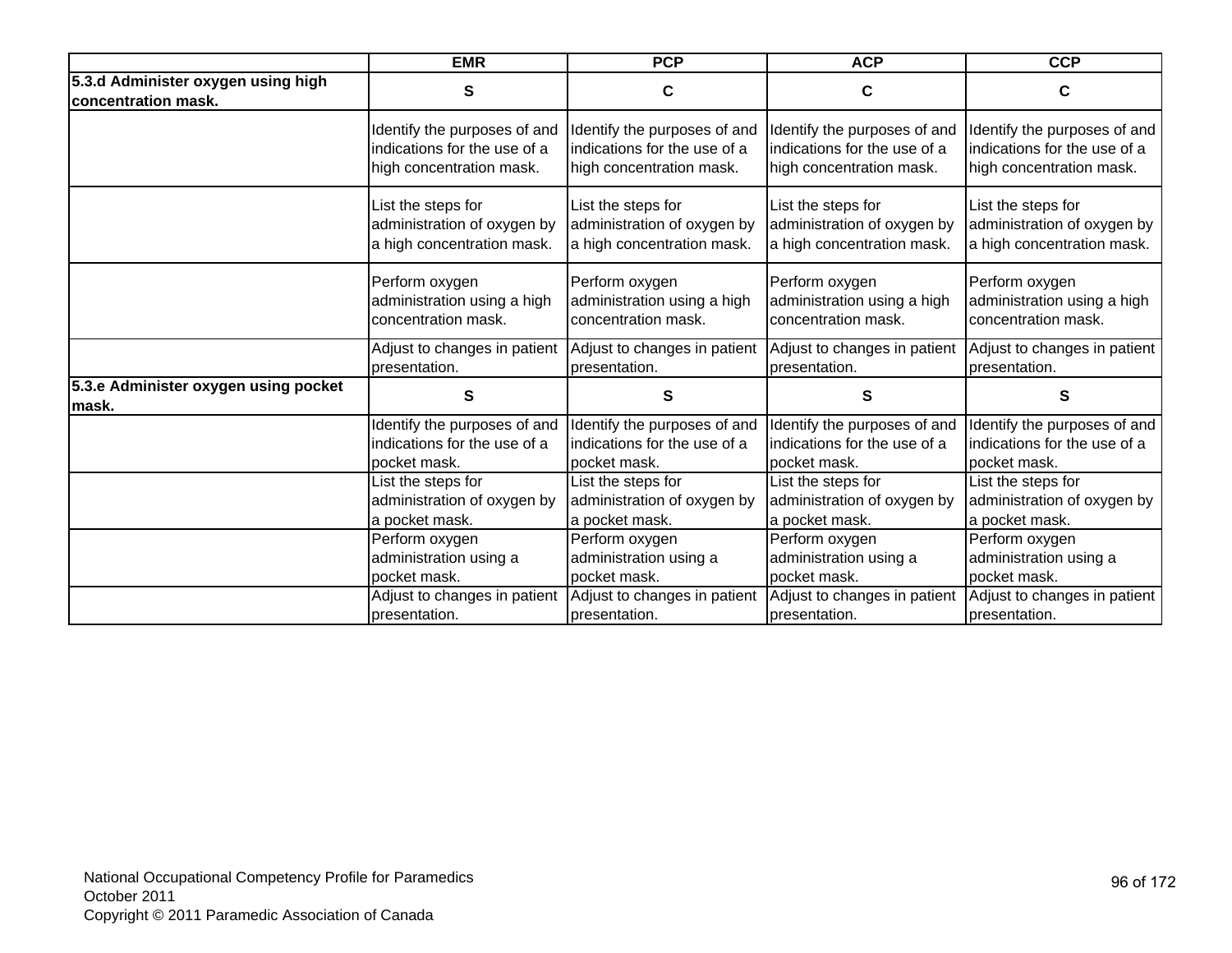| | EMR | PCP | ACP | CCP |
|---|---|---|---|---|
| **5.3.d Administer oxygen using high concentration mask.** | S | C | C | C |
| | Identify the purposes of and indications for the use of a high concentration mask. | Identify the purposes of and indications for the use of a high concentration mask. | Identify the purposes of and indications for the use of a high concentration mask. | Identify the purposes of and indications for the use of a high concentration mask. |
| | List the steps for administration of oxygen by a high concentration mask. | List the steps for administration of oxygen by a high concentration mask. | List the steps for administration of oxygen by a high concentration mask. | List the steps for administration of oxygen by a high concentration mask. |
| | Perform oxygen administration using a high concentration mask. | Perform oxygen administration using a high concentration mask. | Perform oxygen administration using a high concentration mask. | Perform oxygen administration using a high concentration mask. |
| | Adjust to changes in patient presentation. | Adjust to changes in patient presentation. | Adjust to changes in patient presentation. | Adjust to changes in patient presentation. |
| **5.3.e Administer oxygen using pocket mask.** | S | S | S | S |
| | Identify the purposes of and indications for the use of a pocket mask. | Identify the purposes of and indications for the use of a pocket mask. | Identify the purposes of and indications for the use of a pocket mask. | Identify the purposes of and indications for the use of a pocket mask. |
| | List the steps for administration of oxygen by a pocket mask. | List the steps for administration of oxygen by a pocket mask. | List the steps for administration of oxygen by a pocket mask. | List the steps for administration of oxygen by a pocket mask. |
| | Perform oxygen administration using a pocket mask. | Perform oxygen administration using a pocket mask. | Perform oxygen administration using a pocket mask. | Perform oxygen administration using a pocket mask. |
| | Adjust to changes in patient presentation. | Adjust to changes in patient presentation. | Adjust to changes in patient presentation. | Adjust to changes in patient presentation. |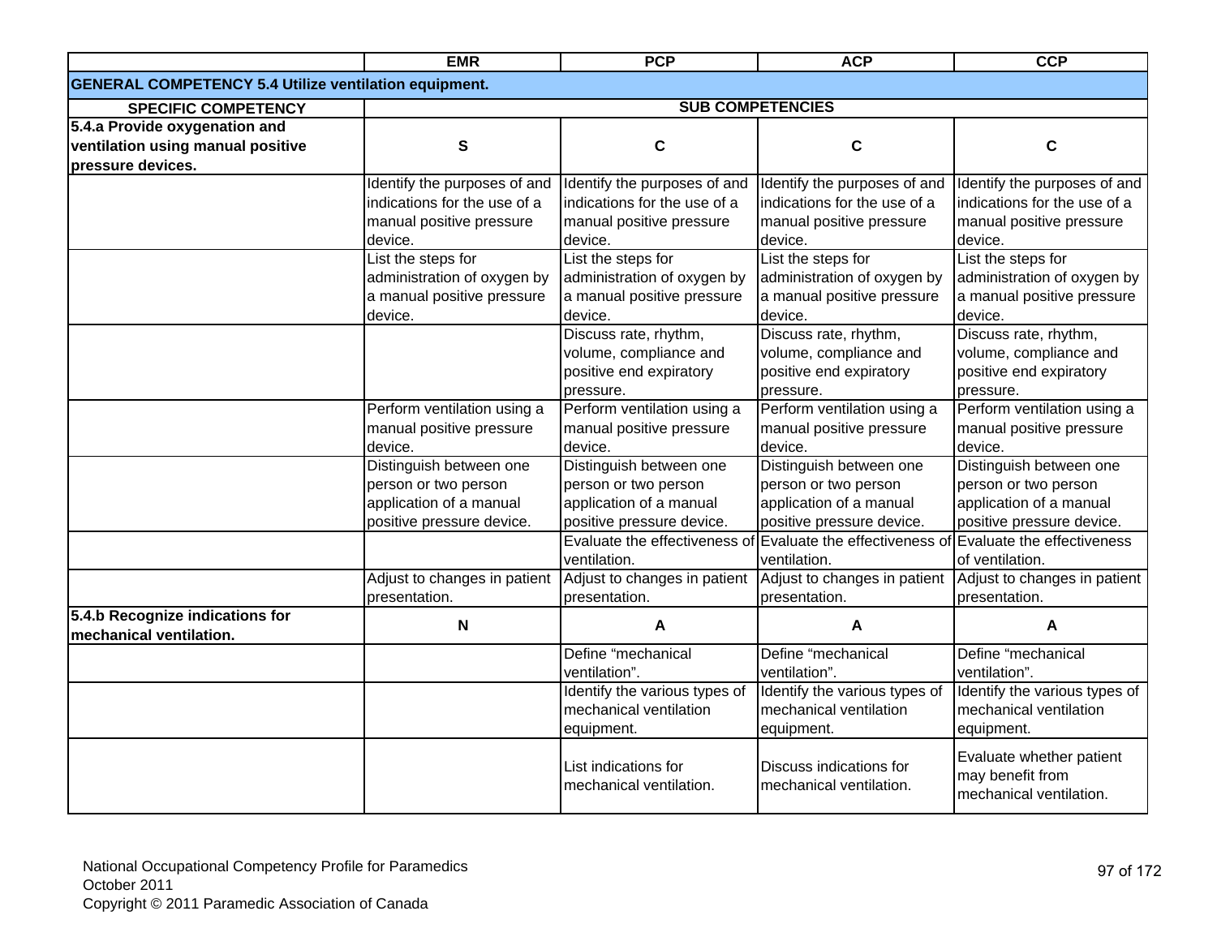| | EMR | PCP | ACP | CCP |
|---|---|---|---|---|
| **GENERAL COMPETENCY 5.4 Utilize ventilation equipment.** | | | | |
| **SPECIFIC COMPETENCY** | **SUB COMPETENCIES** | | | |
| **5.4.a Provide oxygenation and ventilation using manual positive pressure devices.** | **S** | **C** | **C** | **C** |
| | Identify the purposes of and indications for the use of a manual positive pressure device. | Identify the purposes of and indications for the use of a manual positive pressure device. | Identify the purposes of and indications for the use of a manual positive pressure device. | Identify the purposes of and indications for the use of a manual positive pressure device. |
| | List the steps for administration of oxygen by a manual positive pressure device. | List the steps for administration of oxygen by a manual positive pressure device. | List the steps for administration of oxygen by a manual positive pressure device. | List the steps for administration of oxygen by a manual positive pressure device. |
| | | Discuss rate, rhythm, volume, compliance and positive end expiratory pressure. | Discuss rate, rhythm, volume, compliance and positive end expiratory pressure. | Discuss rate, rhythm, volume, compliance and positive end expiratory pressure. |
| | Perform ventilation using a manual positive pressure device. | Perform ventilation using a manual positive pressure device. | Perform ventilation using a manual positive pressure device. | Perform ventilation using a manual positive pressure device. |
| | Distinguish between one person or two person application of a manual positive pressure device. | Distinguish between one person or two person application of a manual positive pressure device. | Distinguish between one person or two person application of a manual positive pressure device. | Distinguish between one person or two person application of a manual positive pressure device. |
| | | Evaluate the effectiveness of ventilation. | Evaluate the effectiveness of ventilation. | Evaluate the effectiveness of ventilation. |
| | Adjust to changes in patient presentation. | Adjust to changes in patient presentation. | Adjust to changes in patient presentation. | Adjust to changes in patient presentation. |
| **5.4.b Recognize indications for mechanical ventilation.** | **N** | **A** | **A** | **A** |
| | | Define "mechanical ventilation". | Define "mechanical ventilation". | Define "mechanical ventilation". |
| | | Identify the various types of mechanical ventilation equipment. | Identify the various types of mechanical ventilation equipment. | Identify the various types of mechanical ventilation equipment. |
| | | List indications for mechanical ventilation. | Discuss indications for mechanical ventilation. | Evaluate whether patient may benefit from mechanical ventilation. |

National Occupational Competency Profile for Paramedics
October 2011
Copyright © 2011 Paramedic Association of Canada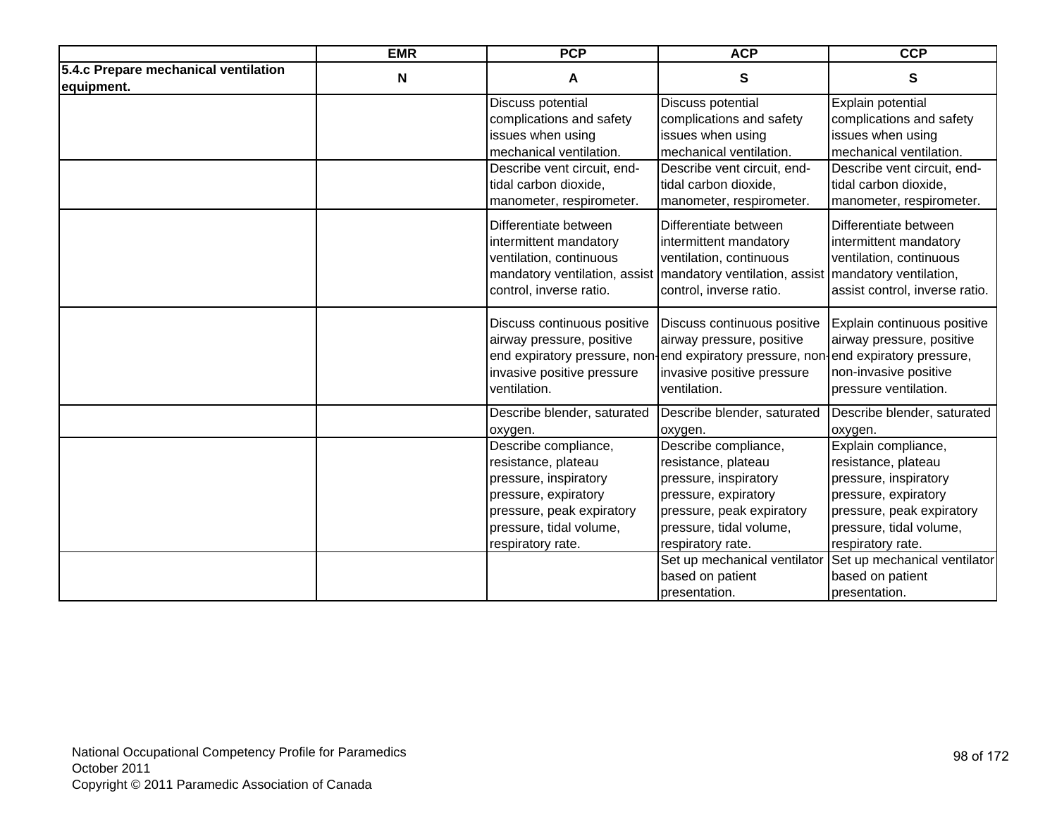| | EMR | PCP | ACP | CCP |
|---|---|---|---|---|
| **5.4.c Prepare mechanical ventilation equipment.** | **N** | **A** | **S** | **S** |
| | | Discuss potential complications and safety issues when using mechanical ventilation. | Discuss potential complications and safety issues when using mechanical ventilation. | Explain potential complications and safety issues when using mechanical ventilation. |
| | | Describe vent circuit, end-tidal carbon dioxide, manometer, respirometer. | Describe vent circuit, end-tidal carbon dioxide, manometer, respirometer. | Describe vent circuit, end-tidal carbon dioxide, manometer, respirometer. |
| | | Differentiate between intermittent mandatory ventilation, continuous mandatory ventilation, assist control, inverse ratio. | Differentiate between intermittent mandatory ventilation, continuous mandatory ventilation, assist control, inverse ratio. | Differentiate between intermittent mandatory ventilation, continuous mandatory ventilation, assist control, inverse ratio. |
| | | Discuss continuous positive airway pressure, positive end expiratory pressure, non-invasive positive pressure ventilation. | Discuss continuous positive airway pressure, positive end expiratory pressure, non-invasive positive pressure ventilation. | Explain continuous positive airway pressure, positive end expiratory pressure, non-invasive positive pressure ventilation. |
| | | Describe blender, saturated oxygen. | Describe blender, saturated oxygen. | Describe blender, saturated oxygen. |
| | | Describe compliance, resistance, plateau pressure, inspiratory pressure, expiratory pressure, peak expiratory pressure, tidal volume, respiratory rate. | Describe compliance, resistance, plateau pressure, inspiratory pressure, expiratory pressure, peak expiratory pressure, tidal volume, respiratory rate. | Explain compliance, resistance, plateau pressure, inspiratory pressure, expiratory pressure, peak expiratory pressure, tidal volume, respiratory rate. |
| | | | Set up mechanical ventilator based on patient presentation. | Set up mechanical ventilator based on patient presentation. |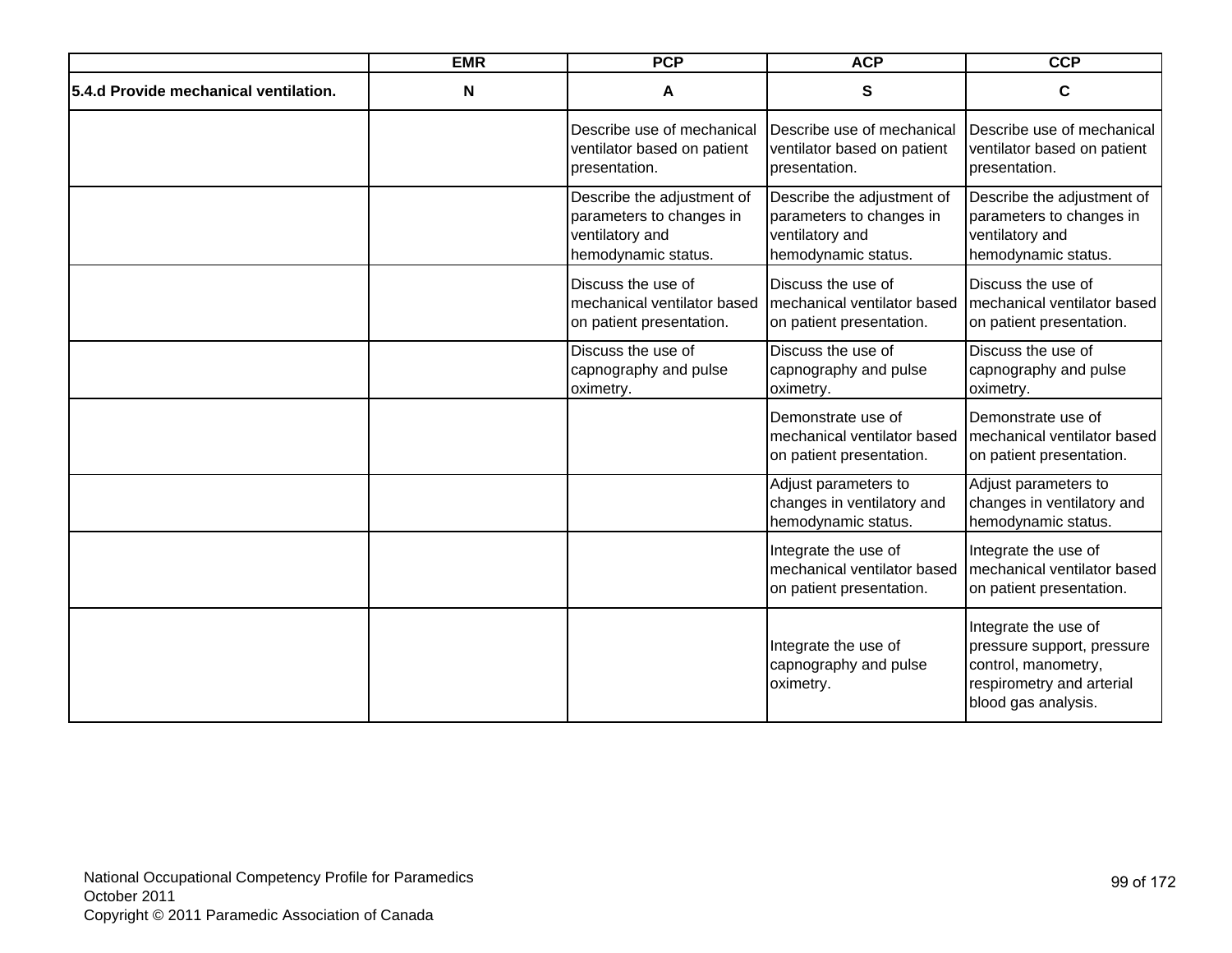| | EMR | PCP | ACP | CCP |
|---|---|---|---|---|
| **5.4.d Provide mechanical ventilation.** | N | A | S | C |
| | | Describe use of mechanical ventilator based on patient presentation. | Describe use of mechanical ventilator based on patient presentation. | Describe use of mechanical ventilator based on patient presentation. |
| | | Describe the adjustment of parameters to changes in ventilatory and hemodynamic status. | Describe the adjustment of parameters to changes in ventilatory and hemodynamic status. | Describe the adjustment of parameters to changes in ventilatory and hemodynamic status. |
| | | Discuss the use of mechanical ventilator based on patient presentation. | Discuss the use of mechanical ventilator based on patient presentation. | Discuss the use of mechanical ventilator based on patient presentation. |
| | | Discuss the use of capnography and pulse oximetry. | Discuss the use of capnography and pulse oximetry. | Discuss the use of capnography and pulse oximetry. |
| | | | Demonstrate use of mechanical ventilator based on patient presentation. | Demonstrate use of mechanical ventilator based on patient presentation. |
| | | | Adjust parameters to changes in ventilatory and hemodynamic status. | Adjust parameters to changes in ventilatory and hemodynamic status. |
| | | | Integrate the use of mechanical ventilator based on patient presentation. | Integrate the use of mechanical ventilator based on patient presentation. |
| | | | Integrate the use of capnography and pulse oximetry. | Integrate the use of pressure support, pressure control, manometry, respirometry and arterial blood gas analysis. |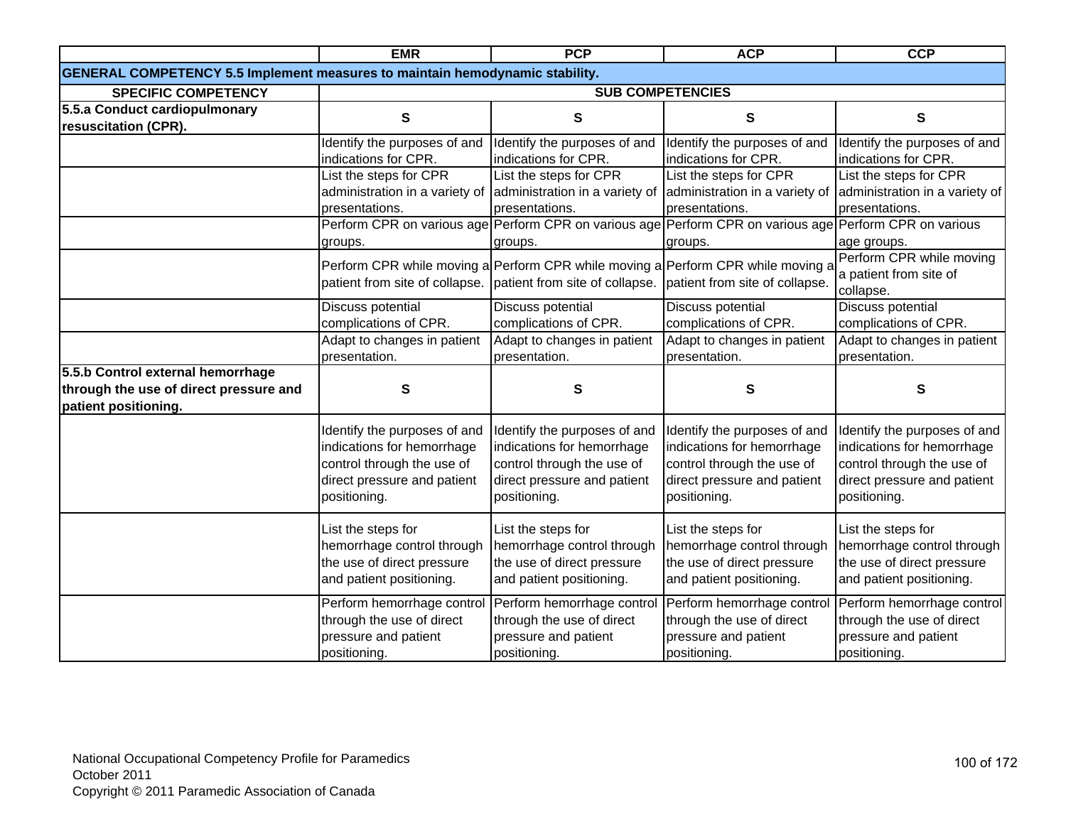| | EMR | PCP | ACP | CCP |
|---|---|---|---|---|
| **GENERAL COMPETENCY 5.5 Implement measures to maintain hemodynamic stability.** | | | | |
| **SPECIFIC COMPETENCY** | **SUB COMPETENCIES** | | | |
| **5.5.a Conduct cardiopulmonary resuscitation (CPR).** | **S** | **S** | **S** | **S** |
| | Identify the purposes of and indications for CPR. | Identify the purposes of and indications for CPR. | Identify the purposes of and indications for CPR. | Identify the purposes of and indications for CPR. |
| | List the steps for CPR administration in a variety of presentations. | List the steps for CPR administration in a variety of presentations. | List the steps for CPR administration in a variety of presentations. | List the steps for CPR administration in a variety of presentations. |
| | Perform CPR on various age groups. | Perform CPR on various age groups. | Perform CPR on various age groups. | Perform CPR on various age groups. |
| | Perform CPR while moving a patient from site of collapse. | Perform CPR while moving a patient from site of collapse. | Perform CPR while moving a patient from site of collapse. | Perform CPR while moving a patient from site of collapse. |
| | Discuss potential complications of CPR. | Discuss potential complications of CPR. | Discuss potential complications of CPR. | Discuss potential complications of CPR. |
| | Adapt to changes in patient presentation. | Adapt to changes in patient presentation. | Adapt to changes in patient presentation. | Adapt to changes in patient presentation. |
| **5.5.b Control external hemorrhage through the use of direct pressure and patient positioning.** | **S** | **S** | **S** | **S** |
| | Identify the purposes of and indications for hemorrhage control through the use of direct pressure and patient positioning. | Identify the purposes of and indications for hemorrhage control through the use of direct pressure and patient positioning. | Identify the purposes of and indications for hemorrhage control through the use of direct pressure and patient positioning. | Identify the purposes of and indications for hemorrhage control through the use of direct pressure and patient positioning. |
| | List the steps for hemorrhage control through the use of direct pressure and patient positioning. | List the steps for hemorrhage control through the use of direct pressure and patient positioning. | List the steps for hemorrhage control through the use of direct pressure and patient positioning. | List the steps for hemorrhage control through the use of direct pressure and patient positioning. |
| | Perform hemorrhage control through the use of direct pressure and patient positioning. | Perform hemorrhage control through the use of direct pressure and patient positioning. | Perform hemorrhage control through the use of direct pressure and patient positioning. | Perform hemorrhage control through the use of direct pressure and patient positioning. |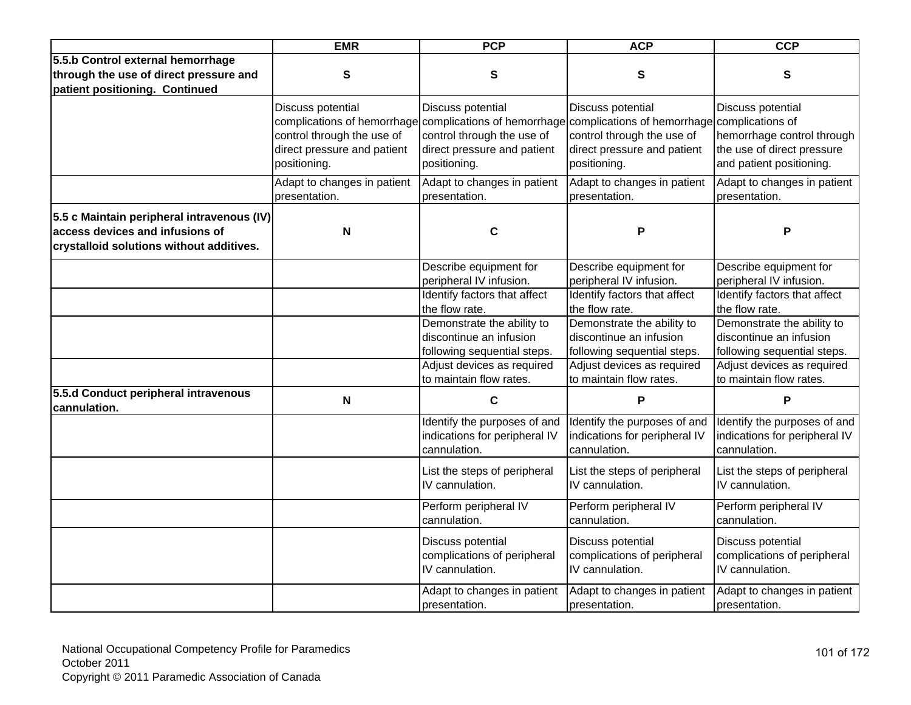| | EMR | PCP | ACP | CCP |
|---|---|---|---|---|
| **5.5.b Control external hemorrhage through the use of direct pressure and patient positioning. Continued** | **S** | **S** | **S** | **S** |
| | Discuss potential complications of hemorrhage control through the use of direct pressure and patient positioning. | Discuss potential complications of hemorrhage control through the use of direct pressure and patient positioning. | Discuss potential complications of hemorrhage control through the use of direct pressure and patient positioning. | Discuss potential complications of hemorrhage control through the use of direct pressure and patient positioning. |
| | Adapt to changes in patient presentation. | Adapt to changes in patient presentation. | Adapt to changes in patient presentation. | Adapt to changes in patient presentation. |
| **5.5 c Maintain peripheral intravenous (IV) access devices and infusions of crystalloid solutions without additives.** | **N** | **C** | **P** | **P** |
| | | Describe equipment for peripheral IV infusion. | Describe equipment for peripheral IV infusion. | Describe equipment for peripheral IV infusion. |
| | | Identify factors that affect the flow rate. | Identify factors that affect the flow rate. | Identify factors that affect the flow rate. |
| | | Demonstrate the ability to discontinue an infusion following sequential steps. | Demonstrate the ability to discontinue an infusion following sequential steps. | Demonstrate the ability to discontinue an infusion following sequential steps. |
| | | Adjust devices as required to maintain flow rates. | Adjust devices as required to maintain flow rates. | Adjust devices as required to maintain flow rates. |
| **5.5.d Conduct peripheral intravenous cannulation.** | **N** | **C** | **P** | **P** |
| | | Identify the purposes of and indications for peripheral IV cannulation. | Identify the purposes of and indications for peripheral IV cannulation. | Identify the purposes of and indications for peripheral IV cannulation. |
| | | List the steps of peripheral IV cannulation. | List the steps of peripheral IV cannulation. | List the steps of peripheral IV cannulation. |
| | | Perform peripheral IV cannulation. | Perform peripheral IV cannulation. | Perform peripheral IV cannulation. |
| | | Discuss potential complications of peripheral IV cannulation. | Discuss potential complications of peripheral IV cannulation. | Discuss potential complications of peripheral IV cannulation. |
| | | Adapt to changes in patient presentation. | Adapt to changes in patient presentation. | Adapt to changes in patient presentation. |

National Occupational Competency Profile for Paramedics
October 2011
Copyright © 2011 Paramedic Association of Canada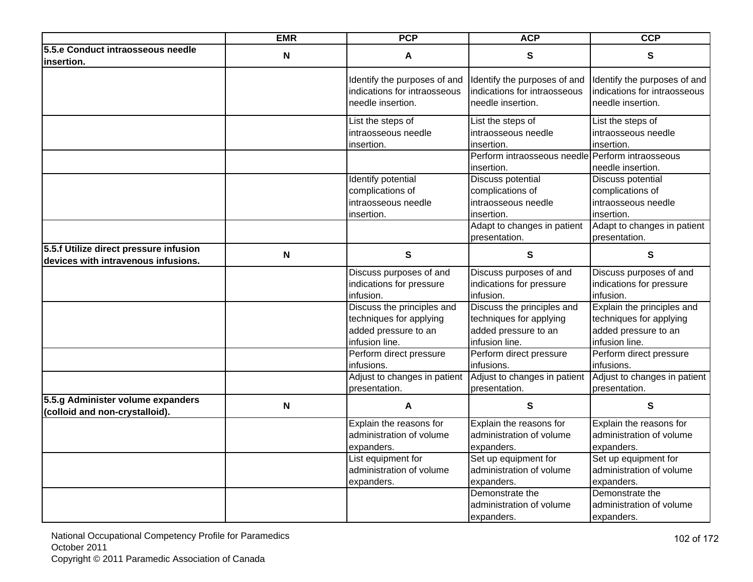| | EMR | PCP | ACP | CCP |
|---|---|---|---|---|
| **5.5.e Conduct intraosseous needle insertion.** | N | A | S | S |
| | | Identify the purposes of and indications for intraosseous needle insertion. | Identify the purposes of and indications for intraosseous needle insertion. | Identify the purposes of and indications for intraosseous needle insertion. |
| | | List the steps of intraosseous needle insertion. | List the steps of intraosseous needle insertion. | List the steps of intraosseous needle insertion. |
| | | | Perform intraosseous needle insertion. | Perform intraosseous needle insertion. |
| | | Identify potential complications of intraosseous needle insertion. | Discuss potential complications of intraosseous needle insertion. | Discuss potential complications of intraosseous needle insertion. |
| | | | Adapt to changes in patient presentation. | Adapt to changes in patient presentation. |
| **5.5.f Utilize direct pressure infusion devices with intravenous infusions.** | N | S | S | S |
| | | Discuss purposes of and indications for pressure infusion. | Discuss purposes of and indications for pressure infusion. | Discuss purposes of and indications for pressure infusion. |
| | | Discuss the principles and techniques for applying added pressure to an infusion line. | Discuss the principles and techniques for applying added pressure to an infusion line. | Explain the principles and techniques for applying added pressure to an infusion line. |
| | | Perform direct pressure infusions. | Perform direct pressure infusions. | Perform direct pressure infusions. |
| | | Adjust to changes in patient presentation. | Adjust to changes in patient presentation. | Adjust to changes in patient presentation. |
| **5.5.g Administer volume expanders (colloid and non-crystalloid).** | N | A | S | S |
| | | Explain the reasons for administration of volume expanders. | Explain the reasons for administration of volume expanders. | Explain the reasons for administration of volume expanders. |
| | | List equipment for administration of volume expanders. | Set up equipment for administration of volume expanders. | Set up equipment for administration of volume expanders. |
| | | | Demonstrate the administration of volume expanders. | Demonstrate the administration of volume expanders. |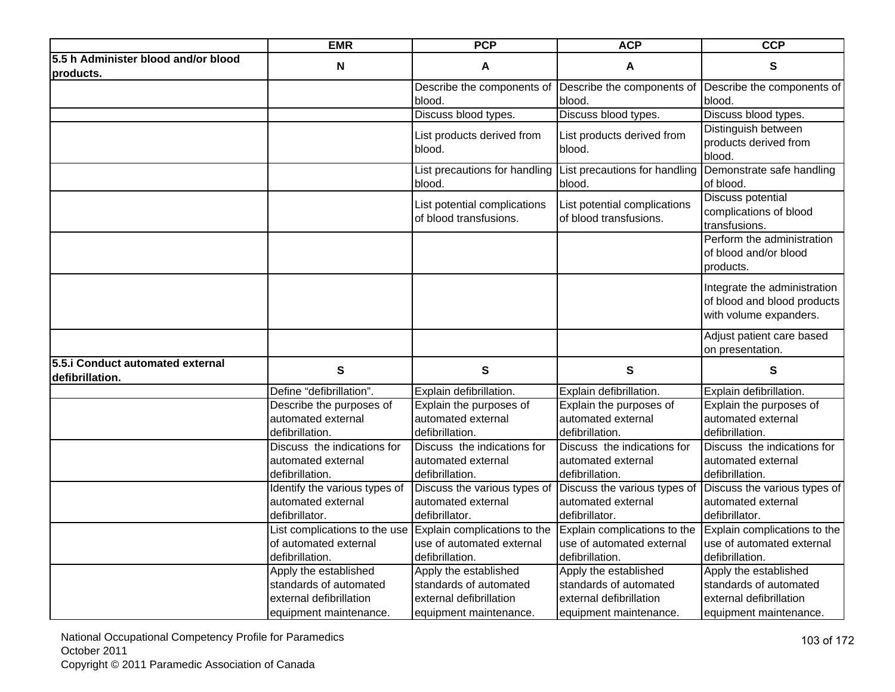| | EMR | PCP | ACP | CCP |
|---|---|---|---|---|
| **5.5 h Administer blood and/or blood products.** | **N** | **A** | **A** | **S** |
| | | Describe the components of blood. | Describe the components of blood. | Describe the components of blood. |
| | | Discuss blood types. | Discuss blood types. | Discuss blood types. |
| | | List products derived from blood. | List products derived from blood. | Distinguish between products derived from blood. |
| | | List precautions for handling blood. | List precautions for handling blood. | Demonstrate safe handling of blood. |
| | | List potential complications of blood transfusions. | List potential complications of blood transfusions. | Discuss potential complications of blood transfusions. |
| | | | | Perform the administration of blood and/or blood products. |
| | | | | Integrate the administration of blood and blood products with volume expanders. |
| | | | | Adjust patient care based on presentation. |
| **5.5.i Conduct automated external defibrillation.** | **S** | **S** | **S** | **S** |
| | Define “defibrillation”. | Explain defibrillation. | Explain defibrillation. | Explain defibrillation. |
| | Describe the purposes of automated external defibrillation. | Explain the purposes of automated external defibrillation. | Explain the purposes of automated external defibrillation. | Explain the purposes of automated external defibrillation. |
| | Discuss the indications for automated external defibrillation. | Discuss the indications for automated external defibrillation. | Discuss the indications for automated external defibrillation. | Discuss the indications for automated external defibrillation. |
| | Identify the various types of automated external defibrillator. | Discuss the various types of automated external defibrillator. | Discuss the various types of automated external defibrillator. | Discuss the various types of automated external defibrillator. |
| | List complications to the use of automated external defibrillation. | Explain complications to the use of automated external defibrillation. | Explain complications to the use of automated external defibrillation. | Explain complications to the use of automated external defibrillation. |
| | Apply the established standards of automated external defibrillation equipment maintenance. | Apply the established standards of automated external defibrillation equipment maintenance. | Apply the established standards of automated external defibrillation equipment maintenance. | Apply the established standards of automated external defibrillation equipment maintenance. |

National Occupational Competency Profile for Paramedics
October 2011
Copyright © 2011 Paramedic Association of Canada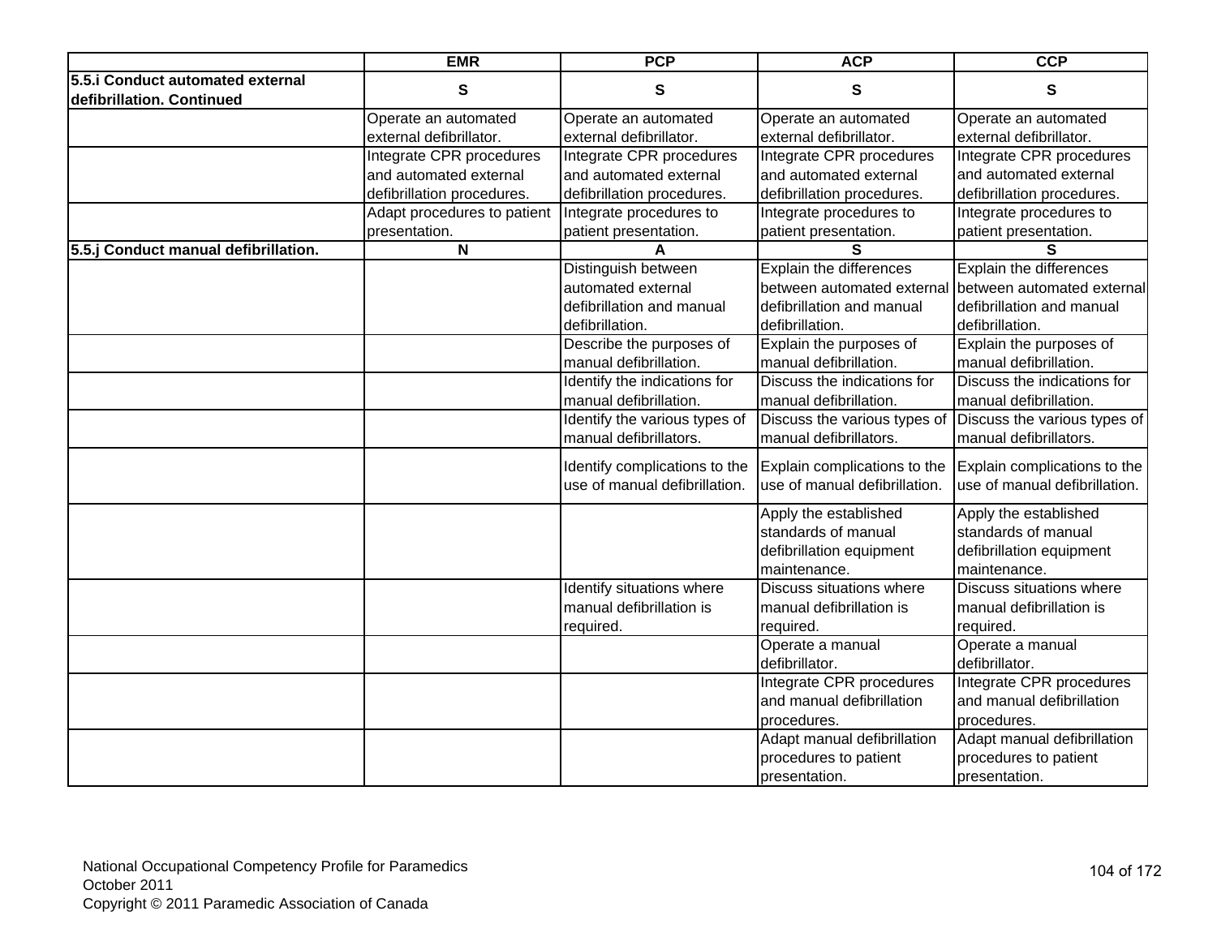| | EMR | PCP | ACP | CCP |
|---|---|---|---|---|
| **5.5.i Conduct automated external defibrillation. Continued** | **S** | **S** | **S** | **S** |
| | Operate an automated external defibrillator. | Operate an automated external defibrillator. | Operate an automated external defibrillator. | Operate an automated external defibrillator. |
| | Integrate CPR procedures and automated external defibrillation procedures. | Integrate CPR procedures and automated external defibrillation procedures. | Integrate CPR procedures and automated external defibrillation procedures. | Integrate CPR procedures and automated external defibrillation procedures. |
| | Adapt procedures to patient presentation. | Integrate procedures to patient presentation. | Integrate procedures to patient presentation. | Integrate procedures to patient presentation. |
| **5.5.j Conduct manual defibrillation.** | **N** | **A** | **S** | **S** |
| | | Distinguish between automated external defibrillation and manual defibrillation. | Explain the differences between automated external defibrillation and manual defibrillation. | Explain the differences between automated external defibrillation and manual defibrillation. |
| | | Describe the purposes of manual defibrillation. | Explain the purposes of manual defibrillation. | Explain the purposes of manual defibrillation. |
| | | Identify the indications for manual defibrillation. | Discuss the indications for manual defibrillation. | Discuss the indications for manual defibrillation. |
| | | Identify the various types of manual defibrillators. | Discuss the various types of manual defibrillators. | Discuss the various types of manual defibrillators. |
| | | Identify complications to the use of manual defibrillation. | Explain complications to the use of manual defibrillation. | Explain complications to the use of manual defibrillation. |
| | | | Apply the established standards of manual defibrillation equipment maintenance. | Apply the established standards of manual defibrillation equipment maintenance. |
| | | Identify situations where manual defibrillation is required. | Discuss situations where manual defibrillation is required. | Discuss situations where manual defibrillation is required. |
| | | | Operate a manual defibrillator. | Operate a manual defibrillator. |
| | | | Integrate CPR procedures and manual defibrillation procedures. | Integrate CPR procedures and manual defibrillation procedures. |
| | | | Adapt manual defibrillation procedures to patient presentation. | Adapt manual defibrillation procedures to patient presentation. |

National Occupational Competency Profile for Paramedics
October 2011
Copyright © 2011 Paramedic Association of Canada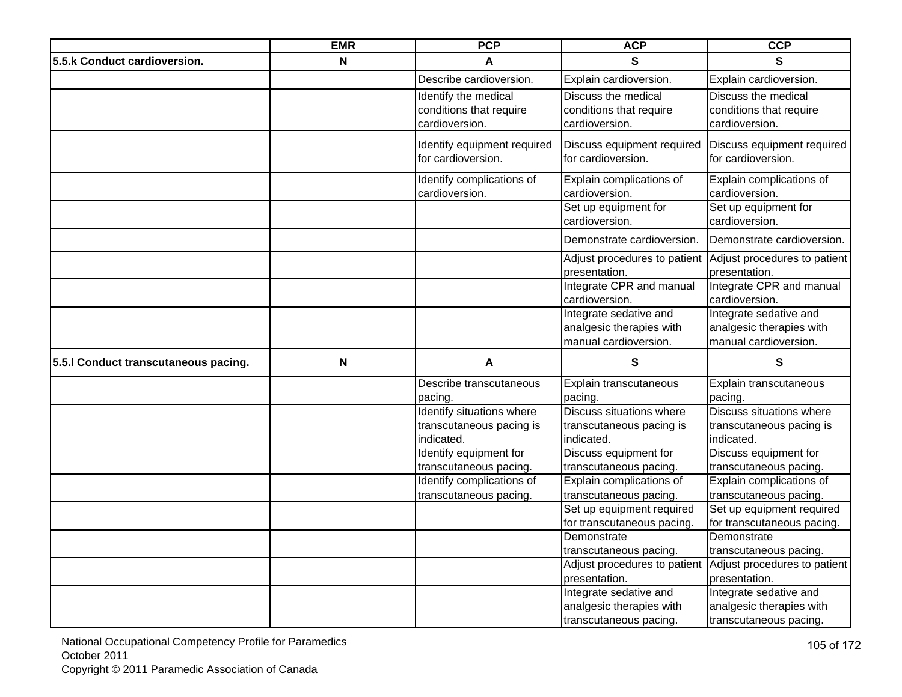| | EMR | PCP | ACP | CCP |
|---|---|---|---|---|
| **5.5.k Conduct cardioversion.** | **N** | **A** | **S** | **S** |
| | | Describe cardioversion. | Explain cardioversion. | Explain cardioversion. |
| | | Identify the medical conditions that require cardioversion. | Discuss the medical conditions that require cardioversion. | Discuss the medical conditions that require cardioversion. |
| | | Identify equipment required for cardioversion. | Discuss equipment required for cardioversion. | Discuss equipment required for cardioversion. |
| | | Identify complications of cardioversion. | Explain complications of cardioversion. | Explain complications of cardioversion. |
| | | | Set up equipment for cardioversion. | Set up equipment for cardioversion. |
| | | | Demonstrate cardioversion. | Demonstrate cardioversion. |
| | | | Adjust procedures to patient presentation. | Adjust procedures to patient presentation. |
| | | | Integrate CPR and manual cardioversion. | Integrate CPR and manual cardioversion. |
| | | | Integrate sedative and analgesic therapies with manual cardioversion. | Integrate sedative and analgesic therapies with manual cardioversion. |
| **5.5.l Conduct transcutaneous pacing.** | **N** | **A** | **S** | **S** |
| | | Describe transcutaneous pacing. | Explain transcutaneous pacing. | Explain transcutaneous pacing. |
| | | Identify situations where transcutaneous pacing is indicated. | Discuss situations where transcutaneous pacing is indicated. | Discuss situations where transcutaneous pacing is indicated. |
| | | Identify equipment for transcutaneous pacing. | Discuss equipment for transcutaneous pacing. | Discuss equipment for transcutaneous pacing. |
| | | Identify complications of transcutaneous pacing. | Explain complications of transcutaneous pacing. | Explain complications of transcutaneous pacing. |
| | | | Set up equipment required for transcutaneous pacing. | Set up equipment required for transcutaneous pacing. |
| | | | Demonstrate transcutaneous pacing. | Demonstrate transcutaneous pacing. |
| | | | Adjust procedures to patient presentation. | Adjust procedures to patient presentation. |
| | | | Integrate sedative and analgesic therapies with transcutaneous pacing. | Integrate sedative and analgesic therapies with transcutaneous pacing. |

National Occupational Competency Profile for Paramedics
October 2011
Copyright © 2011 Paramedic Association of Canada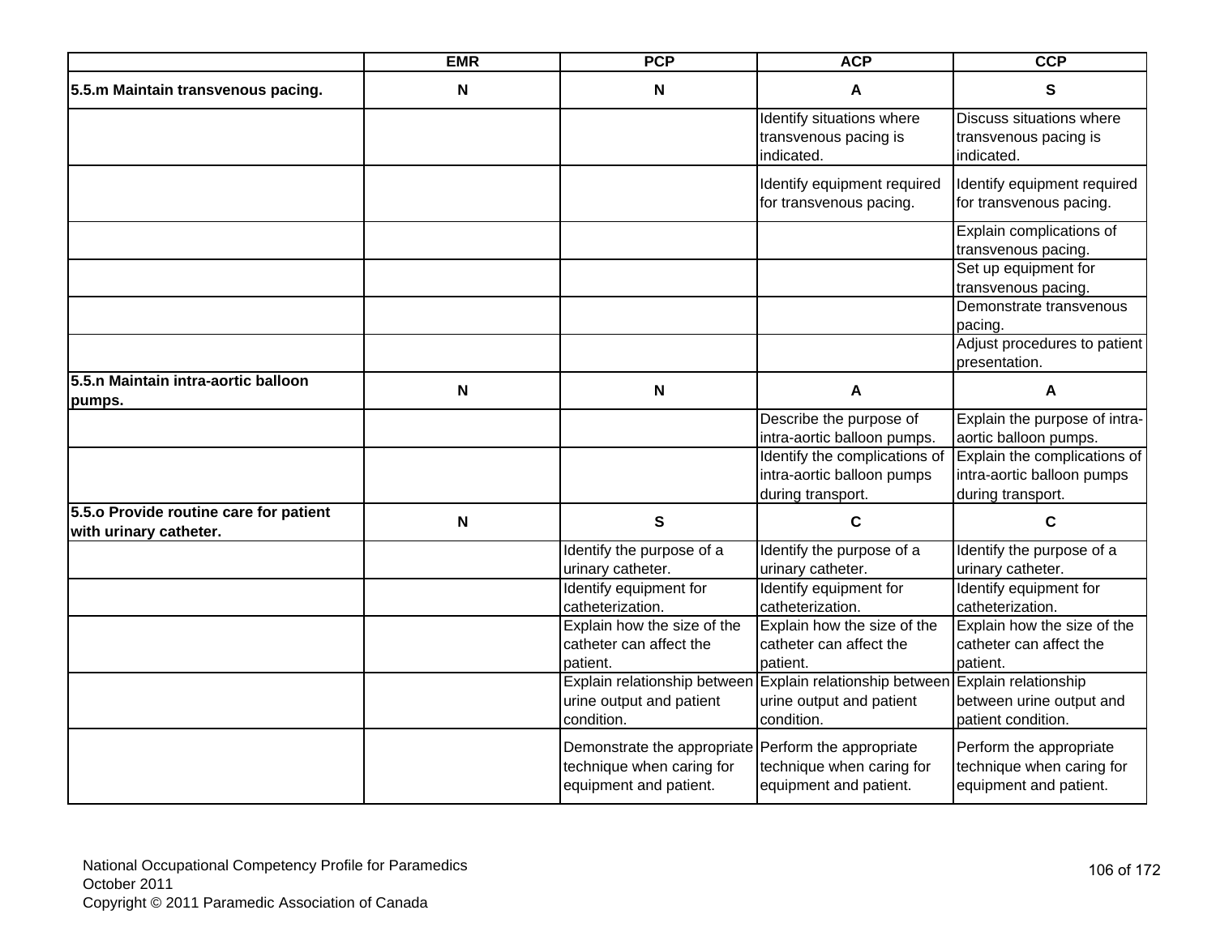| | EMR | PCP | ACP | CCP |
|---|---|---|---|---|
| **5.5.m Maintain transvenous pacing.** | **N** | **N** | **A** | **S** |
| | | | Identify situations where transvenous pacing is indicated. | Discuss situations where transvenous pacing is indicated. |
| | | | Identify equipment required for transvenous pacing. | Identify equipment required for transvenous pacing. |
| | | | | Explain complications of transvenous pacing. |
| | | | | Set up equipment for transvenous pacing. |
| | | | | Demonstrate transvenous pacing. |
| | | | | Adjust procedures to patient presentation. |
| **5.5.n Maintain intra-aortic balloon pumps.** | **N** | **N** | **A** | **A** |
| | | | Describe the purpose of intra-aortic balloon pumps. | Explain the purpose of intra-aortic balloon pumps. |
| | | | Identify the complications of intra-aortic balloon pumps during transport. | Explain the complications of intra-aortic balloon pumps during transport. |
| **5.5.o Provide routine care for patient with urinary catheter.** | **N** | **S** | **C** | **C** |
| | | Identify the purpose of a urinary catheter. | Identify the purpose of a urinary catheter. | Identify the purpose of a urinary catheter. |
| | | Identify equipment for catheterization. | Identify equipment for catheterization. | Identify equipment for catheterization. |
| | | Explain how the size of the catheter can affect the patient. | Explain how the size of the catheter can affect the patient. | Explain how the size of the catheter can affect the patient. |
| | | Explain relationship between urine output and patient condition. | Explain relationship between urine output and patient condition. | Explain relationship between urine output and patient condition. |
| | | Demonstrate the appropriate technique when caring for equipment and patient. | Perform the appropriate technique when caring for equipment and patient. | Perform the appropriate technique when caring for equipment and patient. |

National Occupational Competency Profile for Paramedics
October 2011
Copyright © 2011 Paramedic Association of Canada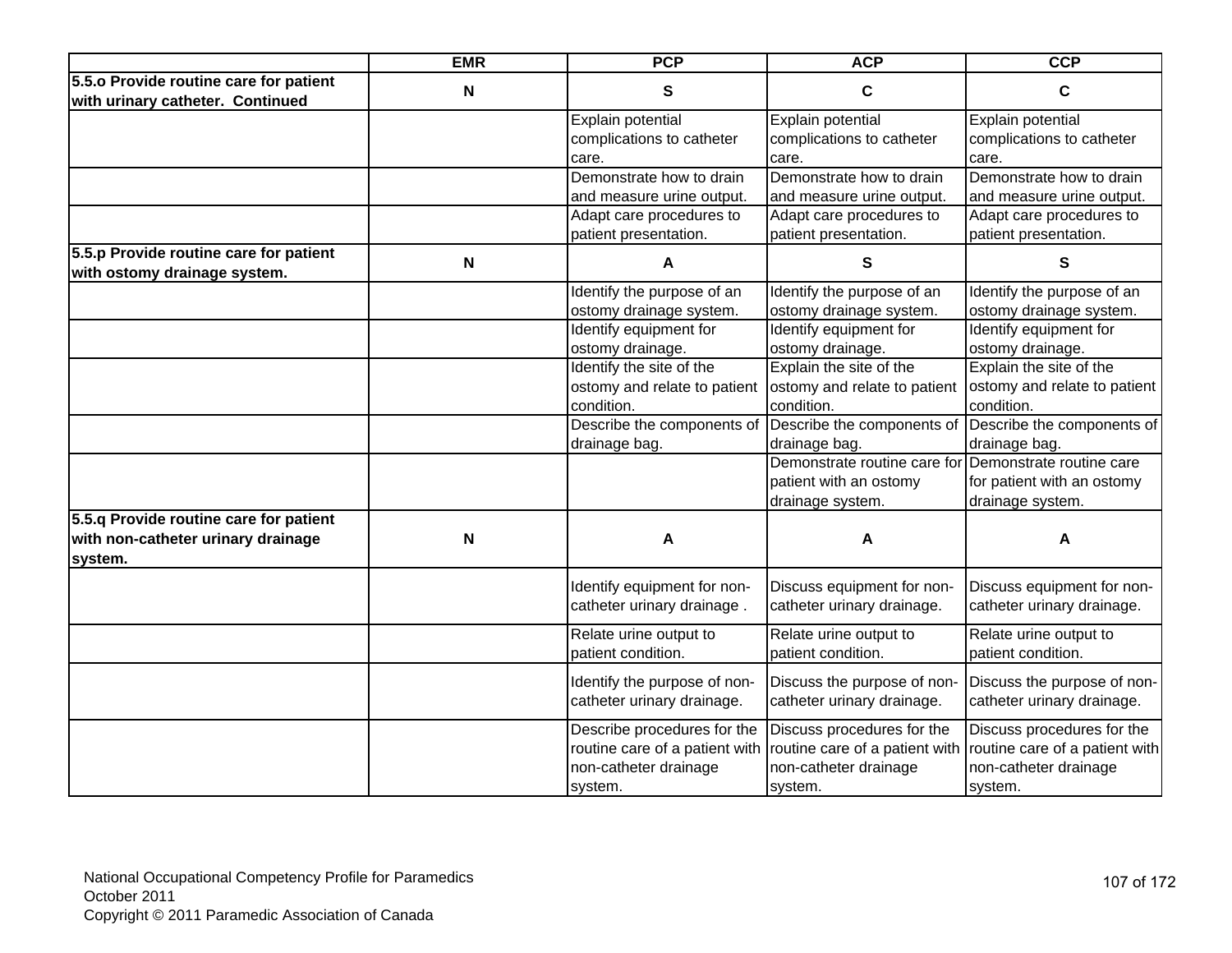| | EMR | PCP | ACP | CCP |
|---|---|---|---|---|
| **5.5.o Provide routine care for patient with urinary catheter.  Continued** | **N** | **S** | **C** | **C** |
| | | Explain potential complications to catheter care. | Explain potential complications to catheter care. | Explain potential complications to catheter care. |
| | | Demonstrate how to drain and measure urine output. | Demonstrate how to drain and measure urine output. | Demonstrate how to drain and measure urine output. |
| | | Adapt care procedures to patient presentation. | Adapt care procedures to patient presentation. | Adapt care procedures to patient presentation. |
| **5.5.p Provide routine care for patient with ostomy drainage system.** | **N** | **A** | **S** | **S** |
| | | Identify the purpose of an ostomy drainage system. | Identify the purpose of an ostomy drainage system. | Identify the purpose of an ostomy drainage system. |
| | | Identify equipment for ostomy drainage. | Identify equipment for ostomy drainage. | Identify equipment for ostomy drainage. |
| | | Identify the site of the ostomy and relate to patient condition. | Explain the site of the ostomy and relate to patient condition. | Explain the site of the ostomy and relate to patient condition. |
| | | Describe the components of drainage bag. | Describe the components of drainage bag. | Describe the components of drainage bag. |
| | | | Demonstrate routine care for patient with an ostomy drainage system. | Demonstrate routine care for patient with an ostomy drainage system. |
| **5.5.q Provide routine care for patient with non-catheter urinary drainage system.** | **N** | **A** | **A** | **A** |
| | | Identify equipment for non-catheter urinary drainage . | Discuss equipment for non-catheter urinary drainage. | Discuss equipment for non-catheter urinary drainage. |
| | | Relate urine output to patient condition. | Relate urine output to patient condition. | Relate urine output to patient condition. |
| | | Identify the purpose of non-catheter urinary drainage. | Discuss the purpose of non-catheter urinary drainage. | Discuss the purpose of non-catheter urinary drainage. |
| | | Describe procedures for the routine care of a patient with non-catheter drainage system. | Discuss procedures for the routine care of a patient with non-catheter drainage system. | Discuss procedures for the routine care of a patient with non-catheter drainage system. |

National Occupational Competency Profile for Paramedics
October 2011
Copyright © 2011 Paramedic Association of Canada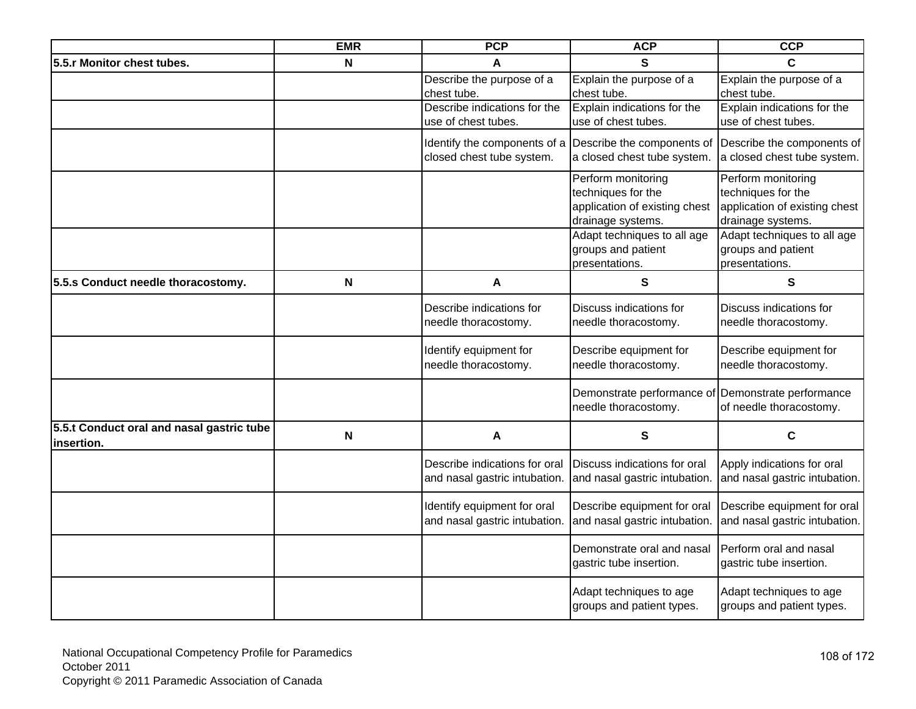| | EMR | PCP | ACP | CCP |
|---|---|---|---|---|
| **5.5.r Monitor chest tubes.** | N | A | S | C |
| | | Describe the purpose of a chest tube. | Explain the purpose of a chest tube. | Explain the purpose of a chest tube. |
| | | Describe indications for the use of chest tubes. | Explain indications for the use of chest tubes. | Explain indications for the use of chest tubes. |
| | | Identify the components of a closed chest tube system. | Describe the components of a closed chest tube system. | Describe the components of a closed chest tube system. |
| | | | Perform monitoring techniques for the application of existing chest drainage systems. | Perform monitoring techniques for the application of existing chest drainage systems. |
| | | | Adapt techniques to all age groups and patient presentations. | Adapt techniques to all age groups and patient presentations. |
| **5.5.s Conduct needle thoracostomy.** | N | A | S | S |
| | | Describe indications for needle thoracostomy. | Discuss indications for needle thoracostomy. | Discuss indications for needle thoracostomy. |
| | | Identify equipment for needle thoracostomy. | Describe equipment for needle thoracostomy. | Describe equipment for needle thoracostomy. |
| | | | Demonstrate performance of needle thoracostomy. | Demonstrate performance of needle thoracostomy. |
| **5.5.t Conduct oral and nasal gastric tube insertion.** | N | A | S | C |
| | | Describe indications for oral and nasal gastric intubation. | Discuss indications for oral and nasal gastric intubation. | Apply indications for oral and nasal gastric intubation. |
| | | Identify equipment for oral and nasal gastric intubation. | Describe equipment for oral and nasal gastric intubation. | Describe equipment for oral and nasal gastric intubation. |
| | | | Demonstrate oral and nasal gastric tube insertion. | Perform oral and nasal gastric tube insertion. |
| | | | Adapt techniques to age groups and patient types. | Adapt techniques to age groups and patient types. |

National Occupational Competency Profile for Paramedics
October 2011
Copyright © 2011 Paramedic Association of Canada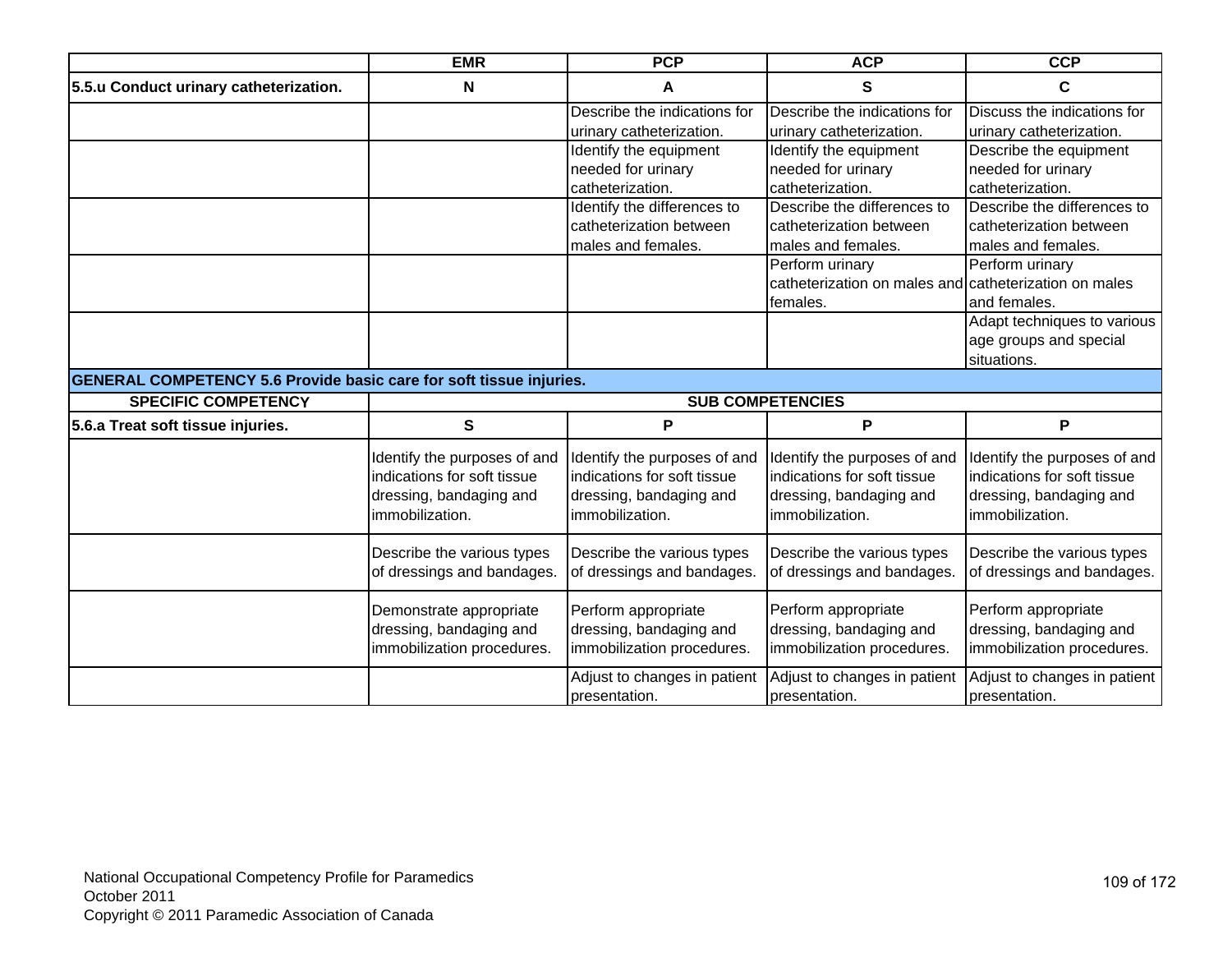| | EMR | PCP | ACP | CCP |
|---|---|---|---|---|
| **5.5.u Conduct urinary catheterization.** | **N** | **A** | **S** | **C** |
| | | Describe the indications for urinary catheterization. | Describe the indications for urinary catheterization. | Discuss the indications for urinary catheterization. |
| | | Identify the equipment needed for urinary catheterization. | Identify the equipment needed for urinary catheterization. | Describe the equipment needed for urinary catheterization. |
| | | Identify the differences to catheterization between males and females. | Describe the differences to catheterization between males and females. | Describe the differences to catheterization between males and females. |
| | | | Perform urinary catheterization on males and females. | Perform urinary catheterization on males and females. |
| | | | | Adapt techniques to various age groups and special situations. |
| **GENERAL COMPETENCY 5.6 Provide basic care for soft tissue injuries.** | | | | |
| **SPECIFIC COMPETENCY** | **SUB COMPETENCIES** | | | |
| **5.6.a Treat soft tissue injuries.** | **S** | **P** | **P** | **P** |
| | Identify the purposes of and indications for soft tissue dressing, bandaging and immobilization. | Identify the purposes of and indications for soft tissue dressing, bandaging and immobilization. | Identify the purposes of and indications for soft tissue dressing, bandaging and immobilization. | Identify the purposes of and indications for soft tissue dressing, bandaging and immobilization. |
| | Describe the various types of dressings and bandages. | Describe the various types of dressings and bandages. | Describe the various types of dressings and bandages. | Describe the various types of dressings and bandages. |
| | Demonstrate appropriate dressing, bandaging and immobilization procedures. | Perform appropriate dressing, bandaging and immobilization procedures. | Perform appropriate dressing, bandaging and immobilization procedures. | Perform appropriate dressing, bandaging and immobilization procedures. |
| | | Adjust to changes in patient presentation. | Adjust to changes in patient presentation. | Adjust to changes in patient presentation. |

National Occupational Competency Profile for Paramedics
October 2011
Copyright © 2011 Paramedic Association of Canada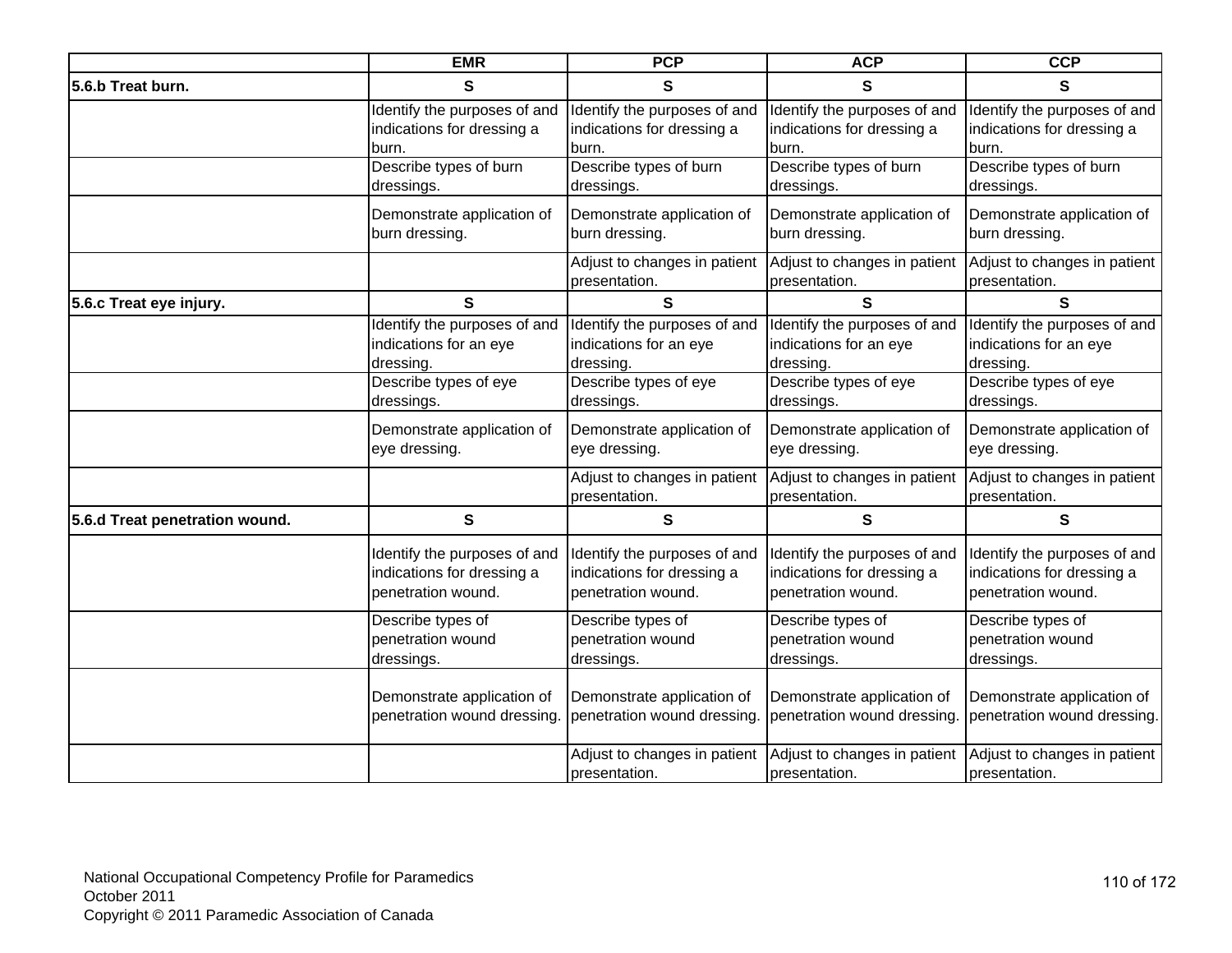| | EMR | PCP | ACP | CCP |
|---|---|---|---|---|
| **5.6.b Treat burn.** | S | S | S | S |
| | Identify the purposes of and indications for dressing a burn. | Identify the purposes of and indications for dressing a burn. | Identify the purposes of and indications for dressing a burn. | Identify the purposes of and indications for dressing a burn. |
| | Describe types of burn dressings. | Describe types of burn dressings. | Describe types of burn dressings. | Describe types of burn dressings. |
| | Demonstrate application of burn dressing. | Demonstrate application of burn dressing. | Demonstrate application of burn dressing. | Demonstrate application of burn dressing. |
| | | Adjust to changes in patient presentation. | Adjust to changes in patient presentation. | Adjust to changes in patient presentation. |
| **5.6.c Treat eye injury.** | S | S | S | S |
| | Identify the purposes of and indications for an eye dressing. | Identify the purposes of and indications for an eye dressing. | Identify the purposes of and indications for an eye dressing. | Identify the purposes of and indications for an eye dressing. |
| | Describe types of eye dressings. | Describe types of eye dressings. | Describe types of eye dressings. | Describe types of eye dressings. |
| | Demonstrate application of eye dressing. | Demonstrate application of eye dressing. | Demonstrate application of eye dressing. | Demonstrate application of eye dressing. |
| | | Adjust to changes in patient presentation. | Adjust to changes in patient presentation. | Adjust to changes in patient presentation. |
| **5.6.d Treat penetration wound.** | S | S | S | S |
| | Identify the purposes of and indications for dressing a penetration wound. | Identify the purposes of and indications for dressing a penetration wound. | Identify the purposes of and indications for dressing a penetration wound. | Identify the purposes of and indications for dressing a penetration wound. |
| | Describe types of penetration wound dressings. | Describe types of penetration wound dressings. | Describe types of penetration wound dressings. | Describe types of penetration wound dressings. |
| | Demonstrate application of penetration wound dressing. | Demonstrate application of penetration wound dressing. | Demonstrate application of penetration wound dressing. | Demonstrate application of penetration wound dressing. |
| | | Adjust to changes in patient presentation. | Adjust to changes in patient presentation. | Adjust to changes in patient presentation. |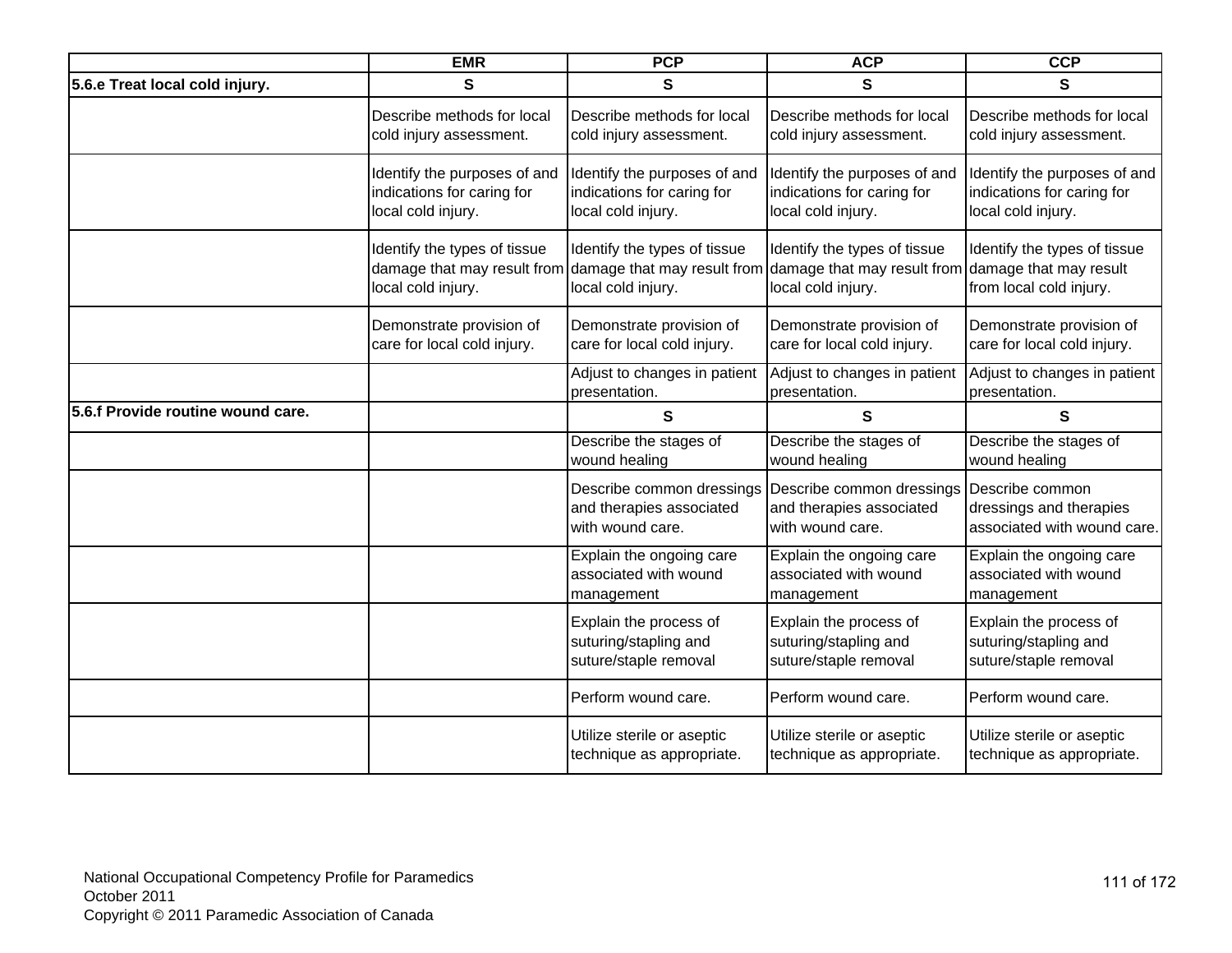| | EMR | PCP | ACP | CCP |
|---|---|---|---|---|
| **5.6.e Treat local cold injury.** | **S** | **S** | **S** | **S** |
| | Describe methods for local cold injury assessment. | Describe methods for local cold injury assessment. | Describe methods for local cold injury assessment. | Describe methods for local cold injury assessment. |
| | Identify the purposes of and indications for caring for local cold injury. | Identify the purposes of and indications for caring for local cold injury. | Identify the purposes of and indications for caring for local cold injury. | Identify the purposes of and indications for caring for local cold injury. |
| | Identify the types of tissue damage that may result from local cold injury. | Identify the types of tissue damage that may result from local cold injury. | Identify the types of tissue damage that may result from local cold injury. | Identify the types of tissue damage that may result from local cold injury. |
| | Demonstrate provision of care for local cold injury. | Demonstrate provision of care for local cold injury. | Demonstrate provision of care for local cold injury. | Demonstrate provision of care for local cold injury. |
| | | Adjust to changes in patient presentation. | Adjust to changes in patient presentation. | Adjust to changes in patient presentation. |
| **5.6.f Provide routine wound care.** | | **S** | **S** | **S** |
| | | Describe the stages of wound healing | Describe the stages of wound healing | Describe the stages of wound healing |
| | | Describe common dressings and therapies associated with wound care. | Describe common dressings and therapies associated with wound care. | Describe common dressings and therapies associated with wound care. |
| | | Explain the ongoing care associated with wound management | Explain the ongoing care associated with wound management | Explain the ongoing care associated with wound management |
| | | Explain the process of suturing/stapling and suture/staple removal | Explain the process of suturing/stapling and suture/staple removal | Explain the process of suturing/stapling and suture/staple removal |
| | | Perform wound care. | Perform wound care. | Perform wound care. |
| | | Utilize sterile or aseptic technique as appropriate. | Utilize sterile or aseptic technique as appropriate. | Utilize sterile or aseptic technique as appropriate. |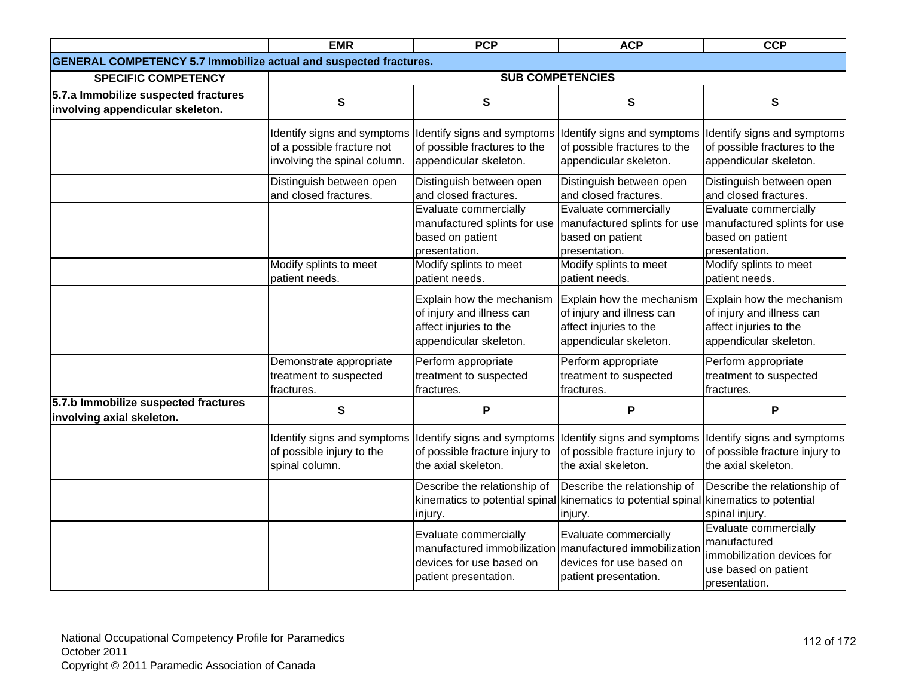| | EMR | PCP | ACP | CCP |
|---|---|---|---|---|
| **GENERAL COMPETENCY 5.7 Immobilize actual and suspected fractures.** | | | | |
| **SPECIFIC COMPETENCY** | **SUB COMPETENCIES** | | | |
| **5.7.a Immobilize suspected fractures involving appendicular skeleton.** | **S** | **S** | **S** | **S** |
| | Identify signs and symptoms of a possible fracture not involving the spinal column. | Identify signs and symptoms of possible fractures to the appendicular skeleton. | Identify signs and symptoms of possible fractures to the appendicular skeleton. | Identify signs and symptoms of possible fractures to the appendicular skeleton. |
| | Distinguish between open and closed fractures. | Distinguish between open and closed fractures. | Distinguish between open and closed fractures. | Distinguish between open and closed fractures. |
| | | Evaluate commercially manufactured splints for use based on patient presentation. | Evaluate commercially manufactured splints for use based on patient presentation. | Evaluate commercially manufactured splints for use based on patient presentation. |
| | Modify splints to meet patient needs. | Modify splints to meet patient needs. | Modify splints to meet patient needs. | Modify splints to meet patient needs. |
| | | Explain how the mechanism of injury and illness can affect injuries to the appendicular skeleton. | Explain how the mechanism of injury and illness can affect injuries to the appendicular skeleton. | Explain how the mechanism of injury and illness can affect injuries to the appendicular skeleton. |
| | Demonstrate appropriate treatment to suspected fractures. | Perform appropriate treatment to suspected fractures. | Perform appropriate treatment to suspected fractures. | Perform appropriate treatment to suspected fractures. |
| **5.7.b Immobilize suspected fractures involving axial skeleton.** | **S** | **P** | **P** | **P** |
| | Identify signs and symptoms of possible injury to the spinal column. | Identify signs and symptoms of possible fracture injury to the axial skeleton. | Identify signs and symptoms of possible fracture injury to the axial skeleton. | Identify signs and symptoms of possible fracture injury to the axial skeleton. |
| | | Describe the relationship of kinematics to potential spinal injury. | Describe the relationship of kinematics to potential spinal injury. | Describe the relationship of kinematics to potential spinal injury. |
| | | Evaluate commercially manufactured immobilization devices for use based on patient presentation. | Evaluate commercially manufactured immobilization devices for use based on patient presentation. | Evaluate commercially manufactured immobilization devices for use based on patient presentation. |

National Occupational Competency Profile for Paramedics
October 2011
Copyright © 2011 Paramedic Association of Canada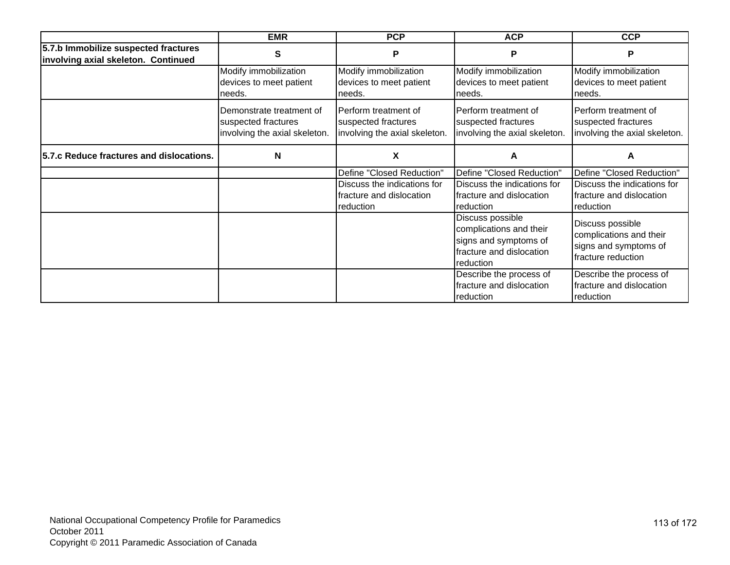| | EMR | PCP | ACP | CCP |
|---|---|---|---|---|
| **5.7.b Immobilize suspected fractures involving axial skeleton. Continued** | **S** | **P** | **P** | **P** |
| | Modify immobilization devices to meet patient needs. | Modify immobilization devices to meet patient needs. | Modify immobilization devices to meet patient needs. | Modify immobilization devices to meet patient needs. |
| | Demonstrate treatment of suspected fractures involving the axial skeleton. | Perform treatment of suspected fractures involving the axial skeleton. | Perform treatment of suspected fractures involving the axial skeleton. | Perform treatment of suspected fractures involving the axial skeleton. |
| **5.7.c Reduce fractures and dislocations.** | **N** | **X** | **A** | **A** |
| | | Define "Closed Reduction" | Define "Closed Reduction" | Define "Closed Reduction" |
| | | Discuss the indications for fracture and dislocation reduction | Discuss the indications for fracture and dislocation reduction | Discuss the indications for fracture and dislocation reduction |
| | | | Discuss possible complications and their signs and symptoms of fracture and dislocation reduction | Discuss possible complications and their signs and symptoms of fracture reduction |
| | | | Describe the process of fracture and dislocation reduction | Describe the process of fracture and dislocation reduction |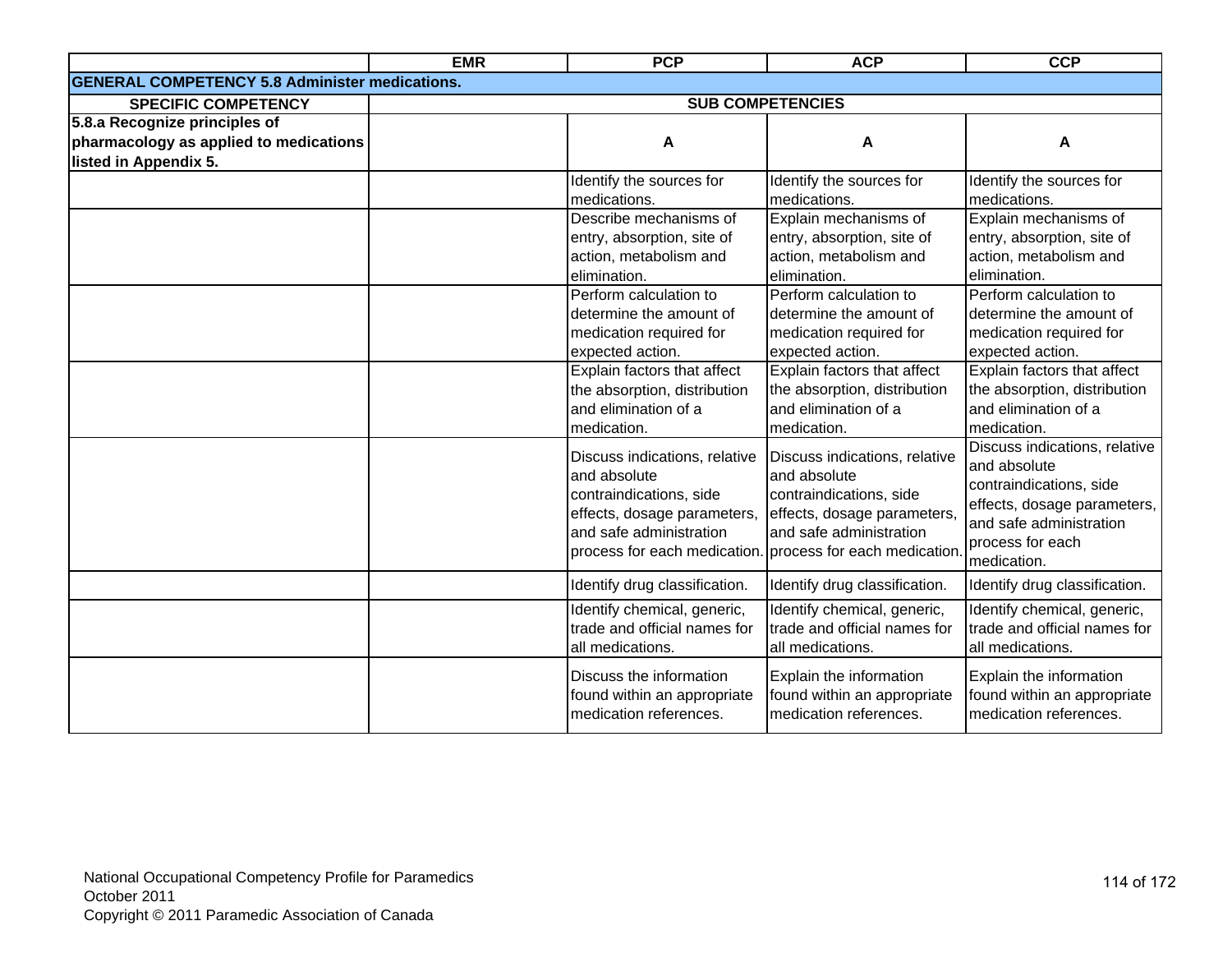| | EMR | PCP | ACP | CCP |
|---|---|---|---|---|
| **GENERAL COMPETENCY 5.8 Administer medications.** | | | | |
| **SPECIFIC COMPETENCY** | **SUB COMPETENCIES** | | | |
| **5.8.a Recognize principles of pharmacology as applied to medications listed in Appendix 5.** | | **A** | **A** | **A** |
| | | Identify the sources for medications. | Identify the sources for medications. | Identify the sources for medications. |
| | | Describe mechanisms of entry, absorption, site of action, metabolism and elimination. | Explain mechanisms of entry, absorption, site of action, metabolism and elimination. | Explain mechanisms of entry, absorption, site of action, metabolism and elimination. |
| | | Perform calculation to determine the amount of medication required for expected action. | Perform calculation to determine the amount of medication required for expected action. | Perform calculation to determine the amount of medication required for expected action. |
| | | Explain factors that affect the absorption, distribution and elimination of a medication. | Explain factors that affect the absorption, distribution and elimination of a medication. | Explain factors that affect the absorption, distribution and elimination of a medication. |
| | | Discuss indications, relative and absolute contraindications, side effects, dosage parameters, and safe administration process for each medication. | Discuss indications, relative and absolute contraindications, side effects, dosage parameters, and safe administration process for each medication. | Discuss indications, relative and absolute contraindications, side effects, dosage parameters, and safe administration process for each medication. |
| | | Identify drug classification. | Identify drug classification. | Identify drug classification. |
| | | Identify chemical, generic, trade and official names for all medications. | Identify chemical, generic, trade and official names for all medications. | Identify chemical, generic, trade and official names for all medications. |
| | | Discuss the information found within an appropriate medication references. | Explain the information found within an appropriate medication references. | Explain the information found within an appropriate medication references. |

National Occupational Competency Profile for Paramedics
October 2011
Copyright © 2011 Paramedic Association of Canada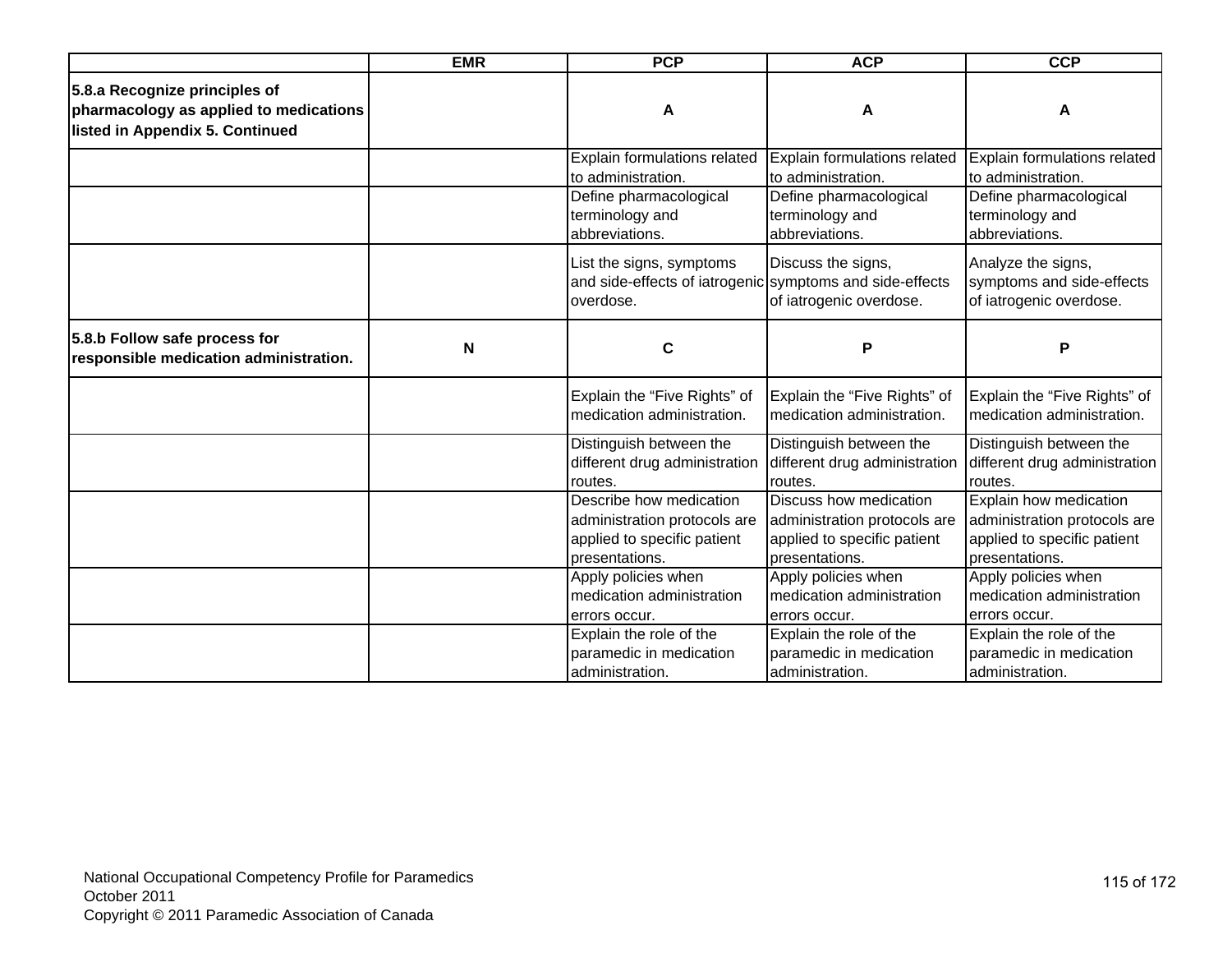| | EMR | PCP | ACP | CCP |
|---|---|---|---|---|
| **5.8.a Recognize principles of pharmacology as applied to medications listed in Appendix 5. Continued** | | **A** | **A** | **A** |
| | | Explain formulations related to administration. | Explain formulations related to administration. | Explain formulations related to administration. |
| | | Define pharmacological terminology and abbreviations. | Define pharmacological terminology and abbreviations. | Define pharmacological terminology and abbreviations. |
| | | List the signs, symptoms and side-effects of iatrogenic overdose. | Discuss the signs, symptoms and side-effects of iatrogenic overdose. | Analyze the signs, symptoms and side-effects of iatrogenic overdose. |
| **5.8.b Follow safe process for responsible medication administration.** | **N** | **C** | **P** | **P** |
| | | Explain the “Five Rights” of medication administration. | Explain the “Five Rights” of medication administration. | Explain the “Five Rights” of medication administration. |
| | | Distinguish between the different drug administration routes. | Distinguish between the different drug administration routes. | Distinguish between the different drug administration routes. |
| | | Describe how medication administration protocols are applied to specific patient presentations. | Discuss how medication administration protocols are applied to specific patient presentations. | Explain how medication administration protocols are applied to specific patient presentations. |
| | | Apply policies when medication administration errors occur. | Apply policies when medication administration errors occur. | Apply policies when medication administration errors occur. |
| | | Explain the role of the paramedic in medication administration. | Explain the role of the paramedic in medication administration. | Explain the role of the paramedic in medication administration. |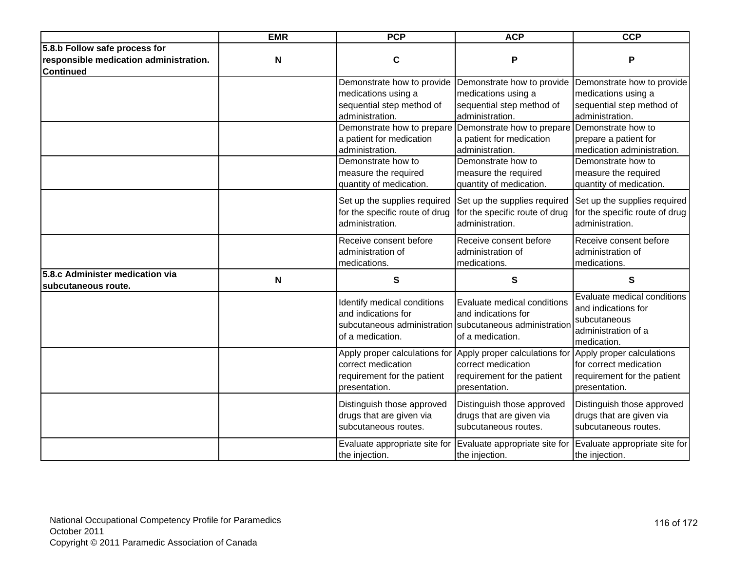| | EMR | PCP | ACP | CCP |
|---|---|---|---|---|
| **5.8.b Follow safe process for responsible medication administration. Continued** | **N** | **C** | **P** | **P** |
| | | Demonstrate how to provide medications using a sequential step method of administration. | Demonstrate how to provide medications using a sequential step method of administration. | Demonstrate how to provide medications using a sequential step method of administration. |
| | | Demonstrate how to prepare a patient for medication administration. | Demonstrate how to prepare a patient for medication administration. | Demonstrate how to prepare a patient for medication administration. |
| | | Demonstrate how to measure the required quantity of medication. | Demonstrate how to measure the required quantity of medication. | Demonstrate how to measure the required quantity of medication. |
| | | Set up the supplies required for the specific route of drug administration. | Set up the supplies required for the specific route of drug administration. | Set up the supplies required for the specific route of drug administration. |
| | | Receive consent before administration of medications. | Receive consent before administration of medications. | Receive consent before administration of medications. |
| **5.8.c Administer medication via subcutaneous route.** | **N** | **S** | **S** | **S** |
| | | Identify medical conditions and indications for subcutaneous administration of a medication. | Evaluate medical conditions and indications for subcutaneous administration of a medication. | Evaluate medical conditions and indications for subcutaneous administration of a medication. |
| | | Apply proper calculations for correct medication requirement for the patient presentation. | Apply proper calculations for correct medication requirement for the patient presentation. | Apply proper calculations for correct medication requirement for the patient presentation. |
| | | Distinguish those approved drugs that are given via subcutaneous routes. | Distinguish those approved drugs that are given via subcutaneous routes. | Distinguish those approved drugs that are given via subcutaneous routes. |
| | | Evaluate appropriate site for the injection. | Evaluate appropriate site for the injection. | Evaluate appropriate site for the injection. |

National Occupational Competency Profile for Paramedics
October 2011
Copyright © 2011 Paramedic Association of Canada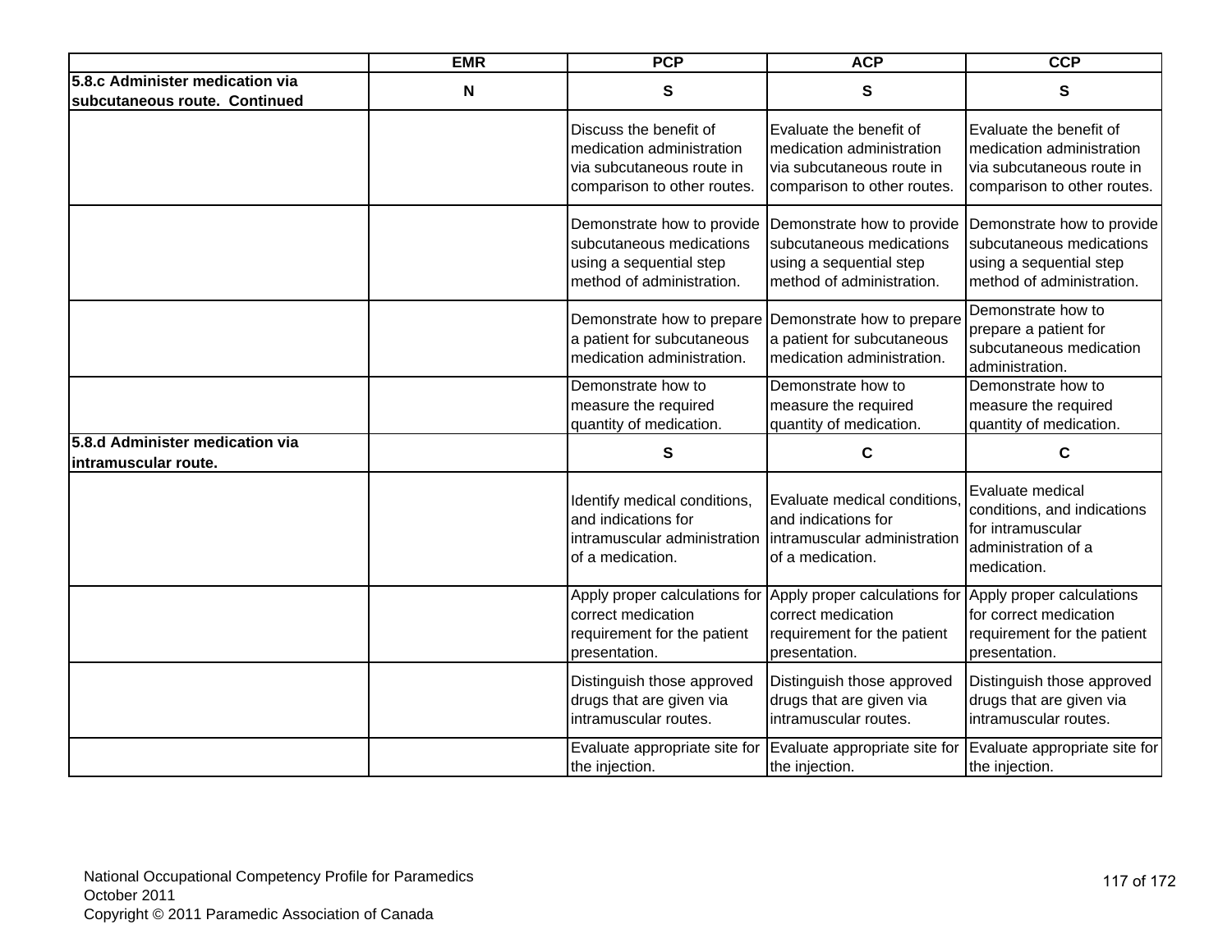| | EMR | PCP | ACP | CCP |
|---|---|---|---|---|
| **5.8.c Administer medication via subcutaneous route. Continued** | **N** | **S** | **S** | **S** |
| | | Discuss the benefit of medication administration via subcutaneous route in comparison to other routes. | Evaluate the benefit of medication administration via subcutaneous route in comparison to other routes. | Evaluate the benefit of medication administration via subcutaneous route in comparison to other routes. |
| | | Demonstrate how to provide subcutaneous medications using a sequential step method of administration. | Demonstrate how to provide subcutaneous medications using a sequential step method of administration. | Demonstrate how to provide subcutaneous medications using a sequential step method of administration. |
| | | Demonstrate how to prepare a patient for subcutaneous medication administration. | Demonstrate how to prepare a patient for subcutaneous medication administration. | Demonstrate how to prepare a patient for subcutaneous medication administration. |
| | | Demonstrate how to measure the required quantity of medication. | Demonstrate how to measure the required quantity of medication. | Demonstrate how to measure the required quantity of medication. |
| **5.8.d Administer medication via intramuscular route.** | | **S** | **C** | **C** |
| | | Identify medical conditions, and indications for intramuscular administration of a medication. | Evaluate medical conditions, and indications for intramuscular administration of a medication. | Evaluate medical conditions, and indications for intramuscular administration of a medication. |
| | | Apply proper calculations for correct medication requirement for the patient presentation. | Apply proper calculations for correct medication requirement for the patient presentation. | Apply proper calculations for correct medication requirement for the patient presentation. |
| | | Distinguish those approved drugs that are given via intramuscular routes. | Distinguish those approved drugs that are given via intramuscular routes. | Distinguish those approved drugs that are given via intramuscular routes. |
| | | Evaluate appropriate site for the injection. | Evaluate appropriate site for the injection. | Evaluate appropriate site for the injection. |

National Occupational Competency Profile for Paramedics
October 2011
Copyright © 2011 Paramedic Association of Canada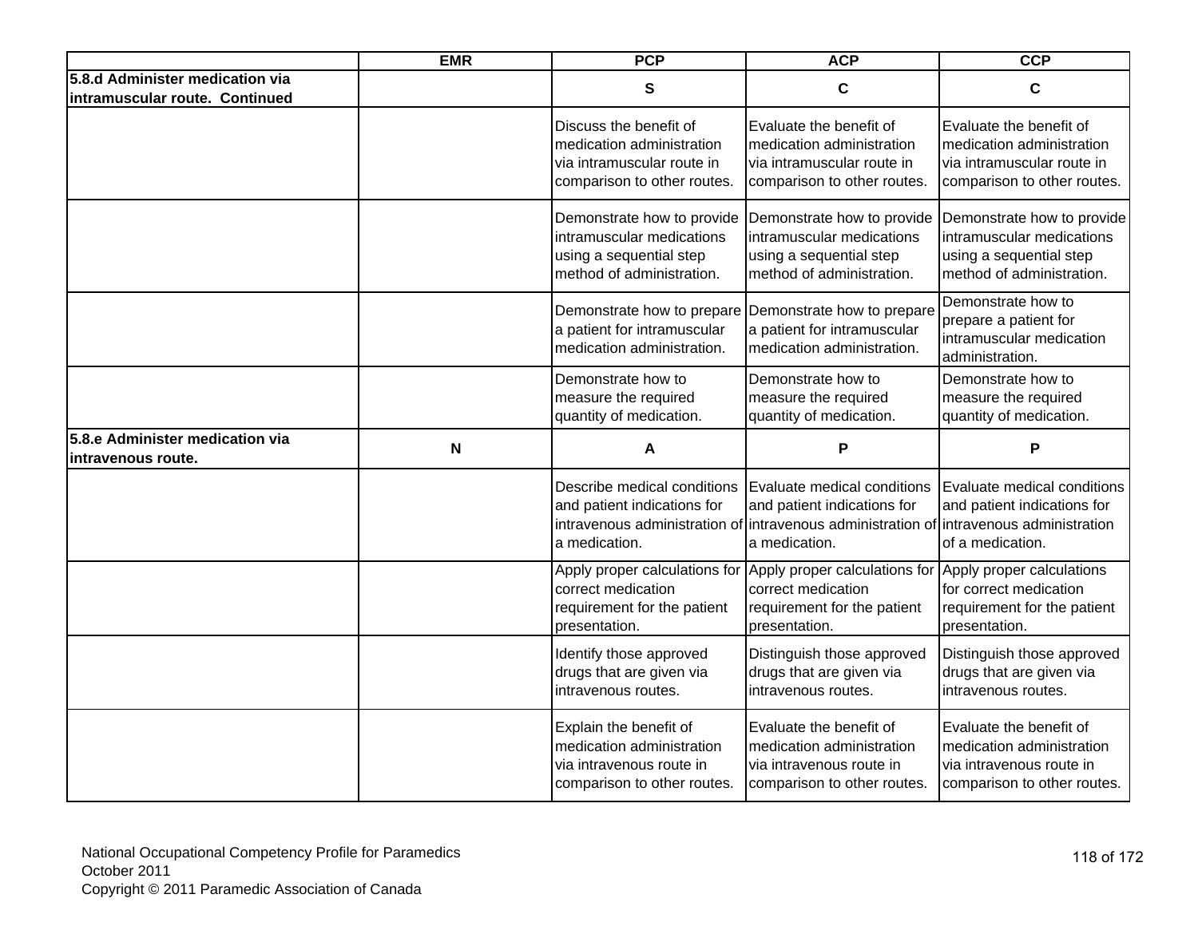| | EMR | PCP | ACP | CCP |
|---|---|---|---|---|
| **5.8.d Administer medication via intramuscular route. Continued** | | S | C | C |
| | | Discuss the benefit of medication administration via intramuscular route in comparison to other routes. | Evaluate the benefit of medication administration via intramuscular route in comparison to other routes. | Evaluate the benefit of medication administration via intramuscular route in comparison to other routes. |
| | | Demonstrate how to provide intramuscular medications using a sequential step method of administration. | Demonstrate how to provide intramuscular medications using a sequential step method of administration. | Demonstrate how to provide intramuscular medications using a sequential step method of administration. |
| | | Demonstrate how to prepare a patient for intramuscular medication administration. | Demonstrate how to prepare a patient for intramuscular medication administration. | Demonstrate how to prepare a patient for intramuscular medication administration. |
| | | Demonstrate how to measure the required quantity of medication. | Demonstrate how to measure the required quantity of medication. | Demonstrate how to measure the required quantity of medication. |
| **5.8.e Administer medication via intravenous route.** | N | A | P | P |
| | | Describe medical conditions and patient indications for intravenous administration of a medication. | Evaluate medical conditions and patient indications for intravenous administration of a medication. | Evaluate medical conditions and patient indications for intravenous administration of a medication. |
| | | Apply proper calculations for correct medication requirement for the patient presentation. | Apply proper calculations for correct medication requirement for the patient presentation. | Apply proper calculations for correct medication requirement for the patient presentation. |
| | | Identify those approved drugs that are given via intravenous routes. | Distinguish those approved drugs that are given via intravenous routes. | Distinguish those approved drugs that are given via intravenous routes. |
| | | Explain the benefit of medication administration via intravenous route in comparison to other routes. | Evaluate the benefit of medication administration via intravenous route in comparison to other routes. | Evaluate the benefit of medication administration via intravenous route in comparison to other routes. |

National Occupational Competency Profile for Paramedics
October 2011
Copyright © 2011 Paramedic Association of Canada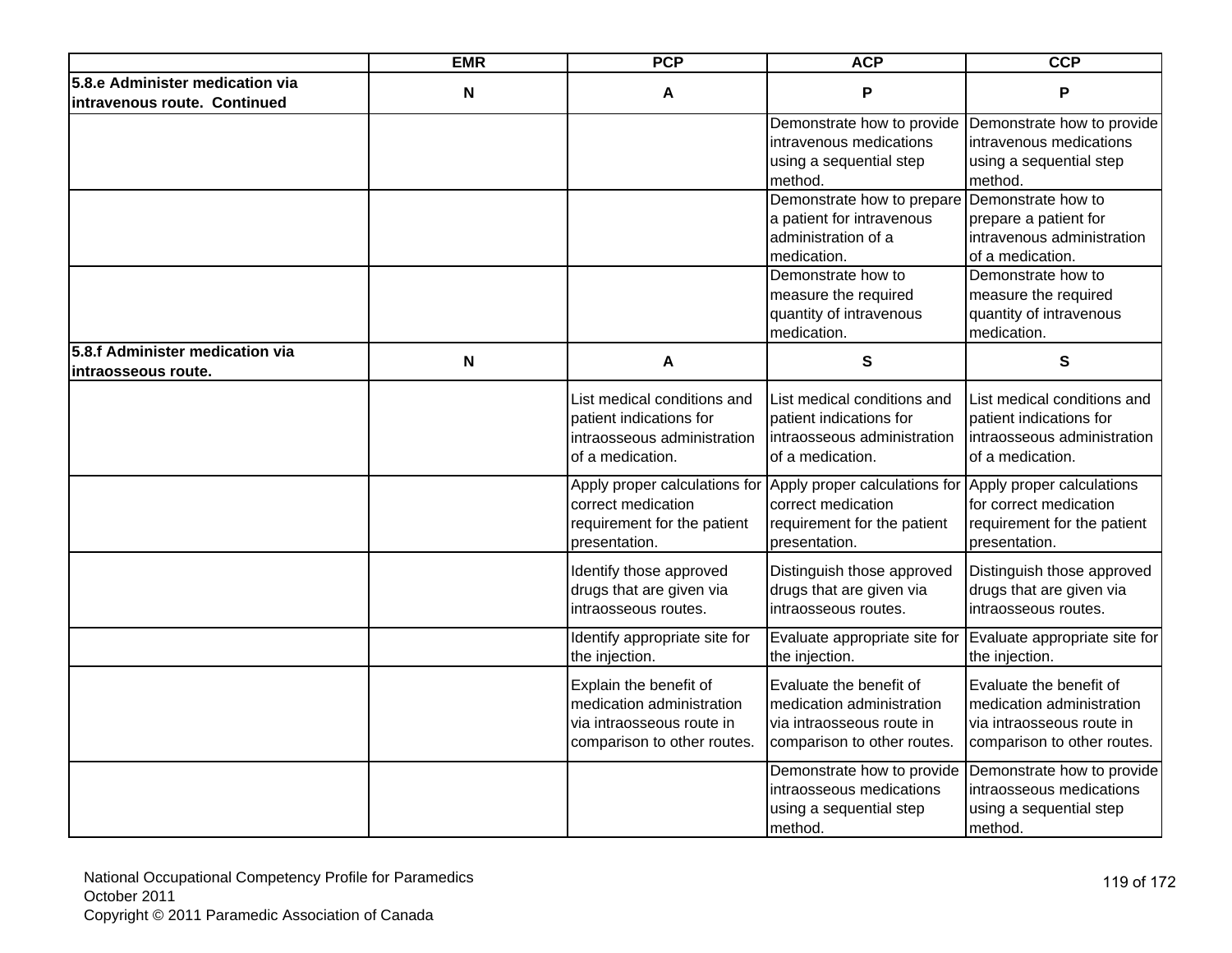| | EMR | PCP | ACP | CCP |
|---|---|---|---|---|
| **5.8.e Administer medication via intravenous route. Continued** | N | A | P | P |
| | | | Demonstrate how to provide intravenous medications using a sequential step method. | Demonstrate how to provide intravenous medications using a sequential step method. |
| | | | Demonstrate how to prepare a patient for intravenous administration of a medication. | Demonstrate how to prepare a patient for intravenous administration of a medication. |
| | | | Demonstrate how to measure the required quantity of intravenous medication. | Demonstrate how to measure the required quantity of intravenous medication. |
| **5.8.f Administer medication via intraosseous route.** | N | A | S | S |
| | | List medical conditions and patient indications for intraosseous administration of a medication. | List medical conditions and patient indications for intraosseous administration of a medication. | List medical conditions and patient indications for intraosseous administration of a medication. |
| | | Apply proper calculations for correct medication requirement for the patient presentation. | Apply proper calculations for correct medication requirement for the patient presentation. | Apply proper calculations for correct medication requirement for the patient presentation. |
| | | Identify those approved drugs that are given via intraosseous routes. | Distinguish those approved drugs that are given via intraosseous routes. | Distinguish those approved drugs that are given via intraosseous routes. |
| | | Identify appropriate site for the injection. | Evaluate appropriate site for the injection. | Evaluate appropriate site for the injection. |
| | | Explain the benefit of medication administration via intraosseous route in comparison to other routes. | Evaluate the benefit of medication administration via intraosseous route in comparison to other routes. | Evaluate the benefit of medication administration via intraosseous route in comparison to other routes. |
| | | | Demonstrate how to provide intraosseous medications using a sequential step method. | Demonstrate how to provide intraosseous medications using a sequential step method. |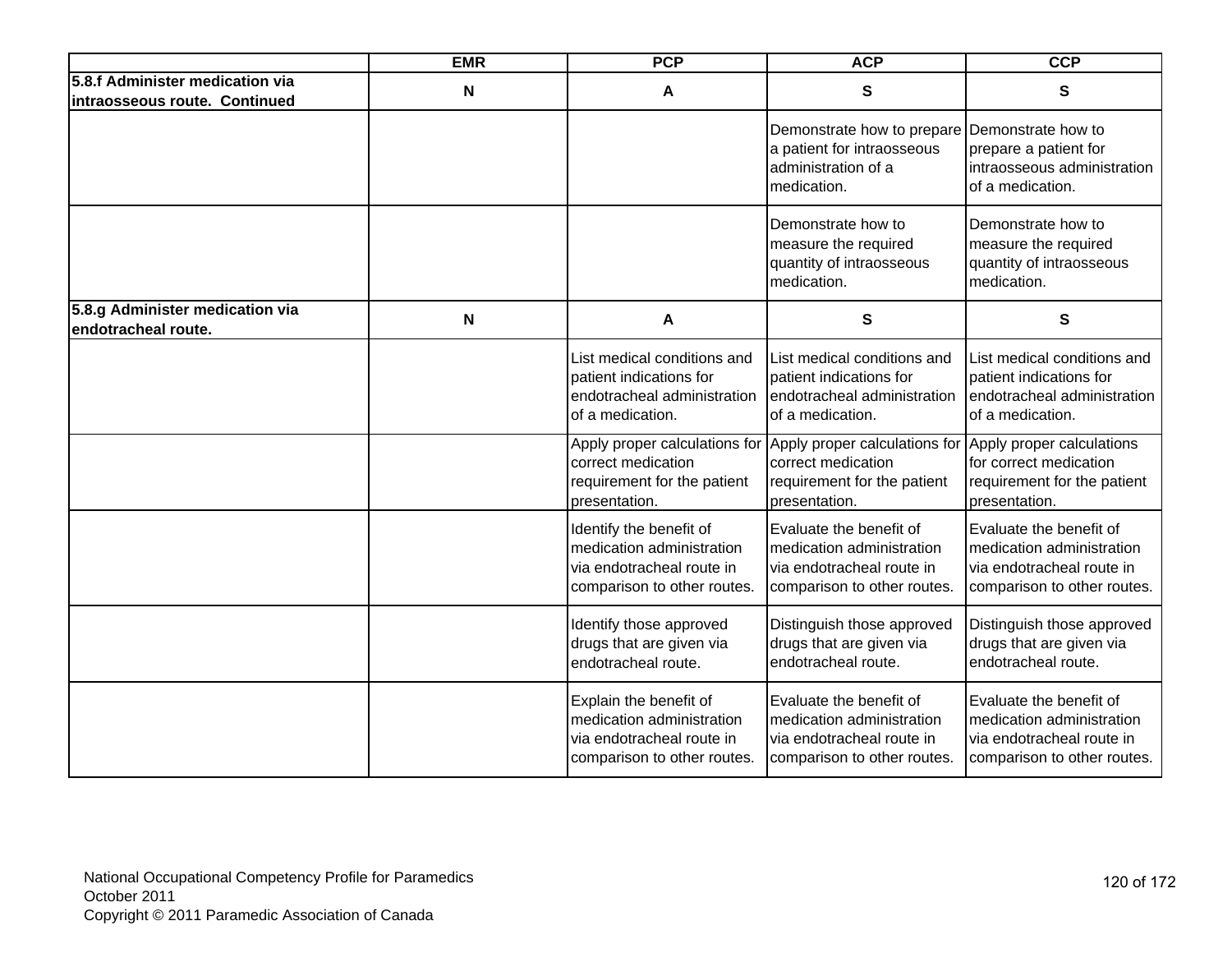| | EMR | PCP | ACP | CCP |
|---|---|---|---|---|
| **5.8.f Administer medication via intraosseous route. Continued** | **N** | **A** | **S** | **S** |
| | | | Demonstrate how to prepare a patient for intraosseous administration of a medication. | Demonstrate how to prepare a patient for intraosseous administration of a medication. |
| | | | Demonstrate how to measure the required quantity of intraosseous medication. | Demonstrate how to measure the required quantity of intraosseous medication. |
| **5.8.g Administer medication via endotracheal route.** | **N** | **A** | **S** | **S** |
| | | List medical conditions and patient indications for endotracheal administration of a medication. | List medical conditions and patient indications for endotracheal administration of a medication. | List medical conditions and patient indications for endotracheal administration of a medication. |
| | | Apply proper calculations for correct medication requirement for the patient presentation. | Apply proper calculations for correct medication requirement for the patient presentation. | Apply proper calculations for correct medication requirement for the patient presentation. |
| | | Identify the benefit of medication administration via endotracheal route in comparison to other routes. | Evaluate the benefit of medication administration via endotracheal route in comparison to other routes. | Evaluate the benefit of medication administration via endotracheal route in comparison to other routes. |
| | | Identify those approved drugs that are given via endotracheal route. | Distinguish those approved drugs that are given via endotracheal route. | Distinguish those approved drugs that are given via endotracheal route. |
| | | Explain the benefit of medication administration via endotracheal route in comparison to other routes. | Evaluate the benefit of medication administration via endotracheal route in comparison to other routes. | Evaluate the benefit of medication administration via endotracheal route in comparison to other routes. |

National Occupational Competency Profile for Paramedics
October 2011
Copyright © 2011 Paramedic Association of Canada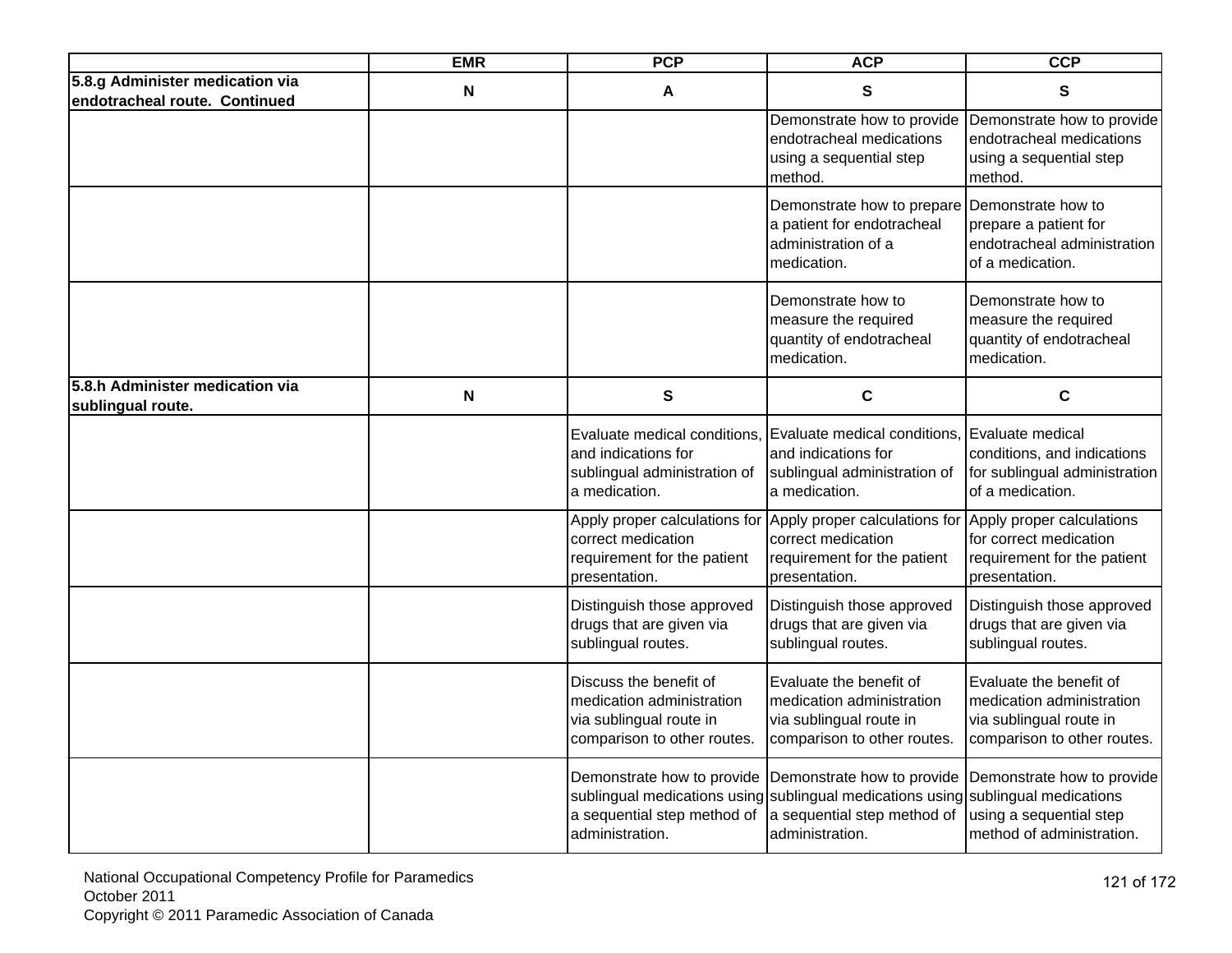| | EMR | PCP | ACP | CCP |
|---|---|---|---|---|
| **5.8.g Administer medication via endotracheal route. Continued** | N | A | S | S |
| | | | Demonstrate how to provide endotracheal medications using a sequential step method. | Demonstrate how to provide endotracheal medications using a sequential step method. |
| | | | Demonstrate how to prepare a patient for endotracheal administration of a medication. | Demonstrate how to prepare a patient for endotracheal administration of a medication. |
| | | | Demonstrate how to measure the required quantity of endotracheal medication. | Demonstrate how to measure the required quantity of endotracheal medication. |
| **5.8.h Administer medication via sublingual route.** | N | S | C | C |
| | | Evaluate medical conditions, and indications for sublingual administration of a medication. | Evaluate medical conditions, and indications for sublingual administration of a medication. | Evaluate medical conditions, and indications for sublingual administration of a medication. |
| | | Apply proper calculations for correct medication requirement for the patient presentation. | Apply proper calculations for correct medication requirement for the patient presentation. | Apply proper calculations for correct medication requirement for the patient presentation. |
| | | Distinguish those approved drugs that are given via sublingual routes. | Distinguish those approved drugs that are given via sublingual routes. | Distinguish those approved drugs that are given via sublingual routes. |
| | | Discuss the benefit of medication administration via sublingual route in comparison to other routes. | Evaluate the benefit of medication administration via sublingual route in comparison to other routes. | Evaluate the benefit of medication administration via sublingual route in comparison to other routes. |
| | | Demonstrate how to provide sublingual medications using a sequential step method of administration. | Demonstrate how to provide sublingual medications using a sequential step method of administration. | Demonstrate how to provide sublingual medications using a sequential step method of administration. |

National Occupational Competency Profile for Paramedics
October 2011
Copyright © 2011 Paramedic Association of Canada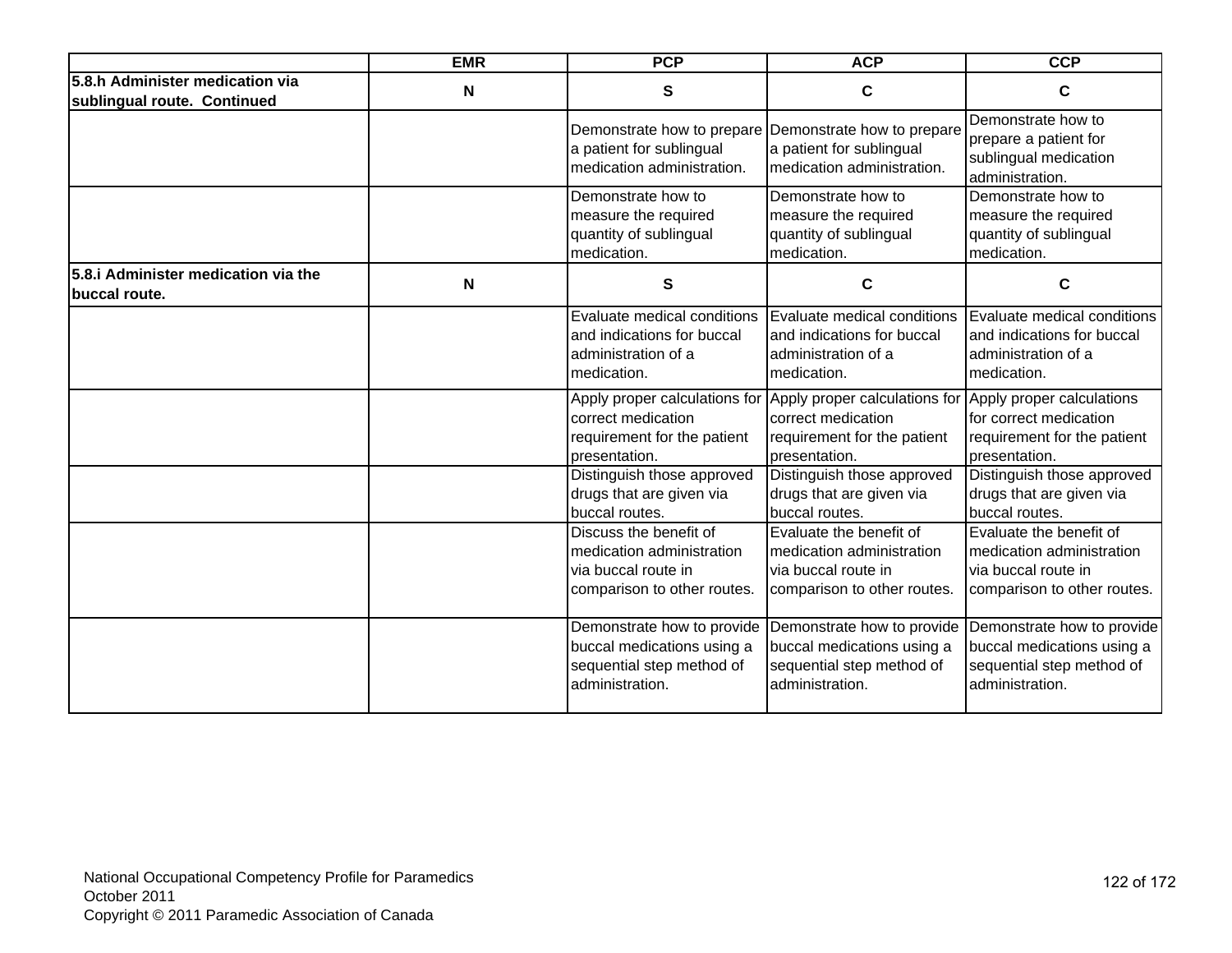| | EMR | PCP | ACP | CCP |
|---|---|---|---|---|
| **5.8.h Administer medication via sublingual route. Continued** | **N** | **S** | **C** | **C** |
| | | Demonstrate how to prepare a patient for sublingual medication administration. | Demonstrate how to prepare a patient for sublingual medication administration. | Demonstrate how to prepare a patient for sublingual medication administration. |
| | | Demonstrate how to measure the required quantity of sublingual medication. | Demonstrate how to measure the required quantity of sublingual medication. | Demonstrate how to measure the required quantity of sublingual medication. |
| **5.8.i Administer medication via the buccal route.** | **N** | **S** | **C** | **C** |
| | | Evaluate medical conditions and indications for buccal administration of a medication. | Evaluate medical conditions and indications for buccal administration of a medication. | Evaluate medical conditions and indications for buccal administration of a medication. |
| | | Apply proper calculations for correct medication requirement for the patient presentation. | Apply proper calculations for correct medication requirement for the patient presentation. | Apply proper calculations for correct medication requirement for the patient presentation. |
| | | Distinguish those approved drugs that are given via buccal routes. | Distinguish those approved drugs that are given via buccal routes. | Distinguish those approved drugs that are given via buccal routes. |
| | | Discuss the benefit of medication administration via buccal route in comparison to other routes. | Evaluate the benefit of medication administration via buccal route in comparison to other routes. | Evaluate the benefit of medication administration via buccal route in comparison to other routes. |
| | | Demonstrate how to provide buccal medications using a sequential step method of administration. | Demonstrate how to provide buccal medications using a sequential step method of administration. | Demonstrate how to provide buccal medications using a sequential step method of administration. |

National Occupational Competency Profile for Paramedics
October 2011
Copyright © 2011 Paramedic Association of Canada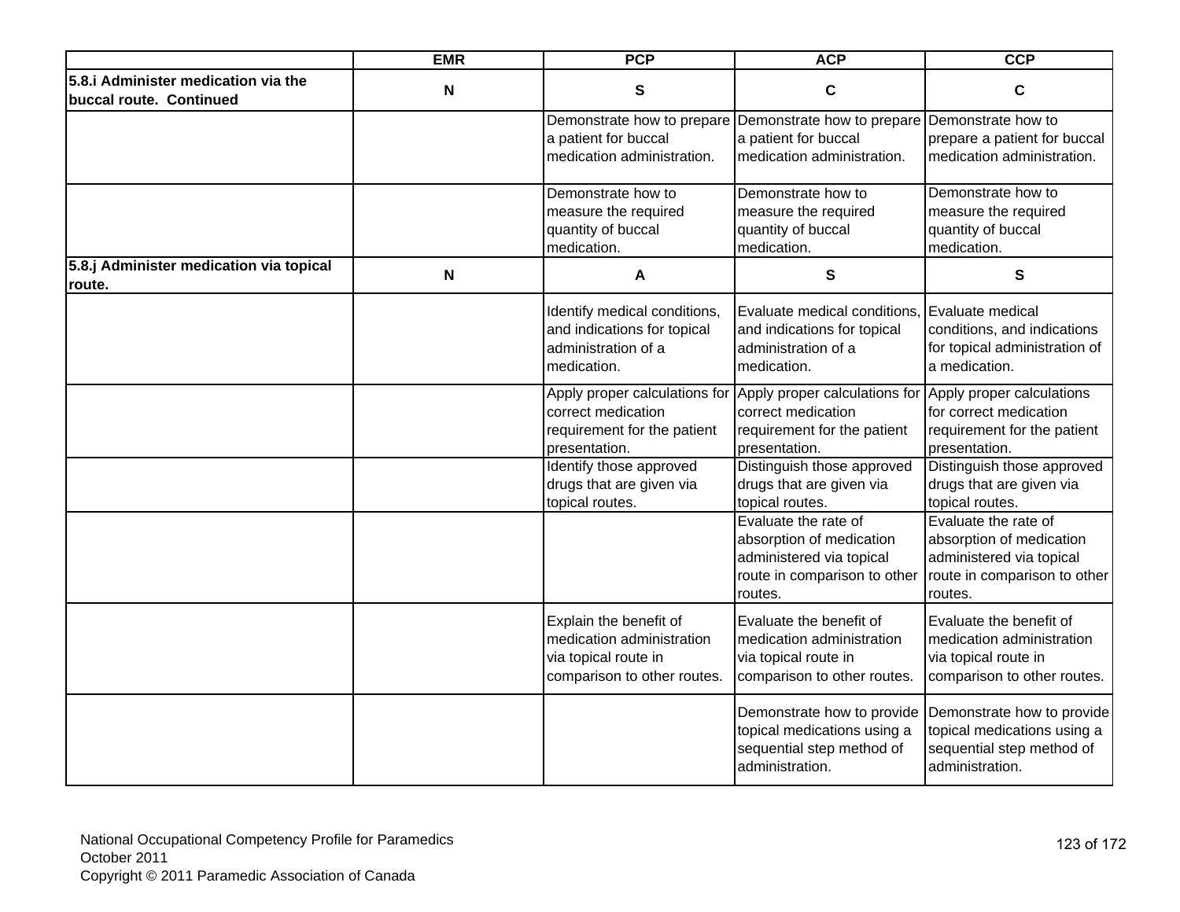| | EMR | PCP | ACP | CCP |
|---|---|---|---|---|
| **5.8.i Administer medication via the buccal route. Continued** | **N** | **S** | **C** | **C** |
| | | Demonstrate how to prepare a patient for buccal medication administration. | Demonstrate how to prepare a patient for buccal medication administration. | Demonstrate how to prepare a patient for buccal medication administration. |
| | | Demonstrate how to measure the required quantity of buccal medication. | Demonstrate how to measure the required quantity of buccal medication. | Demonstrate how to measure the required quantity of buccal medication. |
| **5.8.j Administer medication via topical route.** | **N** | **A** | **S** | **S** |
| | | Identify medical conditions, and indications for topical administration of a medication. | Evaluate medical conditions, and indications for topical administration of a medication. | Evaluate medical conditions, and indications for topical administration of a medication. |
| | | Apply proper calculations for correct medication requirement for the patient presentation. | Apply proper calculations for correct medication requirement for the patient presentation. | Apply proper calculations for correct medication requirement for the patient presentation. |
| | | Identify those approved drugs that are given via topical routes. | Distinguish those approved drugs that are given via topical routes. | Distinguish those approved drugs that are given via topical routes. |
| | | | Evaluate the rate of absorption of medication administered via topical route in comparison to other routes. | Evaluate the rate of absorption of medication administered via topical route in comparison to other routes. |
| | | Explain the benefit of medication administration via topical route in comparison to other routes. | Evaluate the benefit of medication administration via topical route in comparison to other routes. | Evaluate the benefit of medication administration via topical route in comparison to other routes. |
| | | | Demonstrate how to provide topical medications using a sequential step method of administration. | Demonstrate how to provide topical medications using a sequential step method of administration. |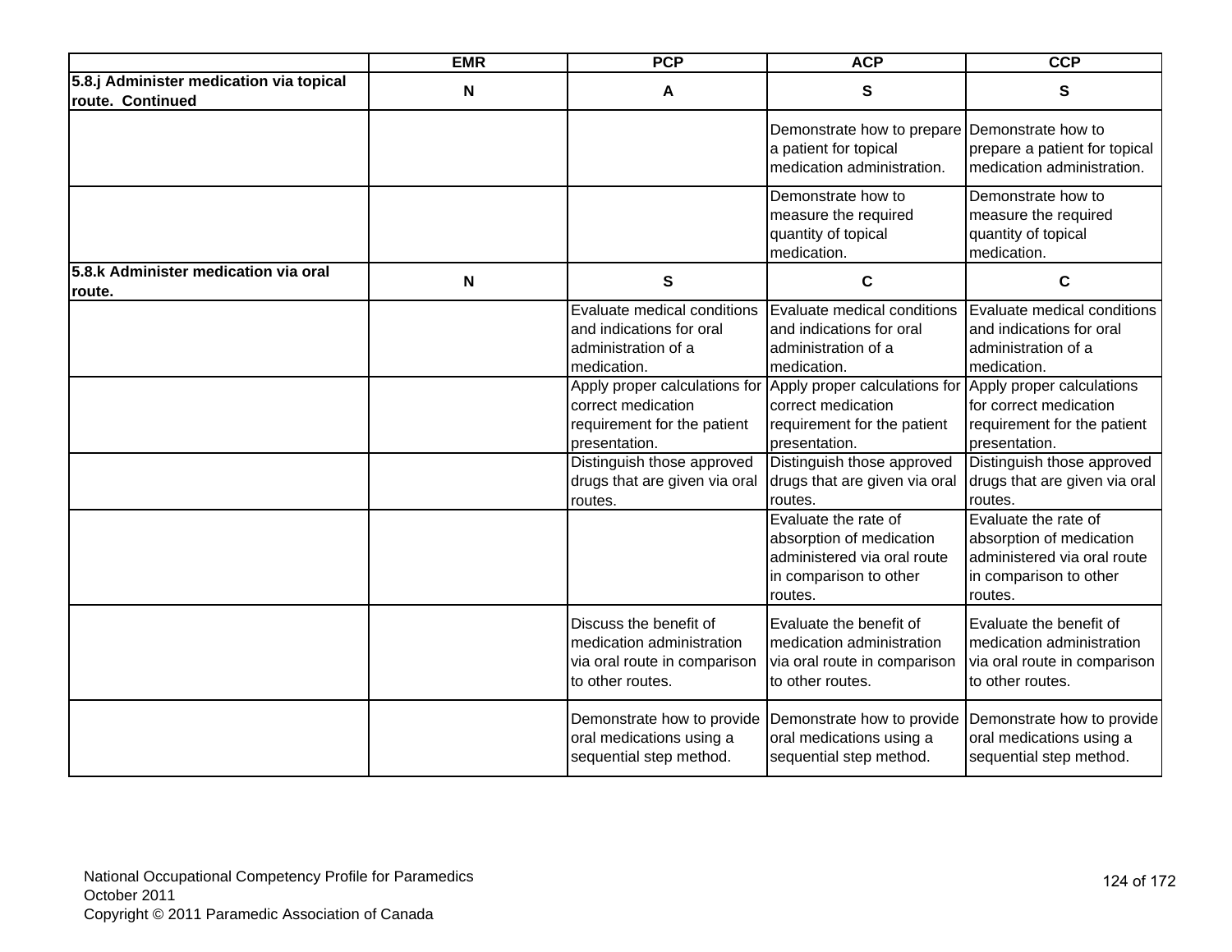| | EMR | PCP | ACP | CCP |
|---|---|---|---|---|
| **5.8.j Administer medication via topical route. Continued** | **N** | **A** | **S** | **S** |
| | | | Demonstrate how to prepare a patient for topical medication administration. | Demonstrate how to prepare a patient for topical medication administration. |
| | | | Demonstrate how to measure the required quantity of topical medication. | Demonstrate how to measure the required quantity of topical medication. |
| **5.8.k Administer medication via oral route.** | **N** | **S** | **C** | **C** |
| | | Evaluate medical conditions and indications for oral administration of a medication. | Evaluate medical conditions and indications for oral administration of a medication. | Evaluate medical conditions and indications for oral administration of a medication. |
| | | Apply proper calculations for correct medication requirement for the patient presentation. | Apply proper calculations for correct medication requirement for the patient presentation. | Apply proper calculations for correct medication requirement for the patient presentation. |
| | | Distinguish those approved drugs that are given via oral routes. | Distinguish those approved drugs that are given via oral routes. | Distinguish those approved drugs that are given via oral routes. |
| | | | Evaluate the rate of absorption of medication administered via oral route in comparison to other routes. | Evaluate the rate of absorption of medication administered via oral route in comparison to other routes. |
| | | Discuss the benefit of medication administration via oral route in comparison to other routes. | Evaluate the benefit of medication administration via oral route in comparison to other routes. | Evaluate the benefit of medication administration via oral route in comparison to other routes. |
| | | Demonstrate how to provide oral medications using a sequential step method. | Demonstrate how to provide oral medications using a sequential step method. | Demonstrate how to provide oral medications using a sequential step method. |

National Occupational Competency Profile for Paramedics
October 2011
Copyright © 2011 Paramedic Association of Canada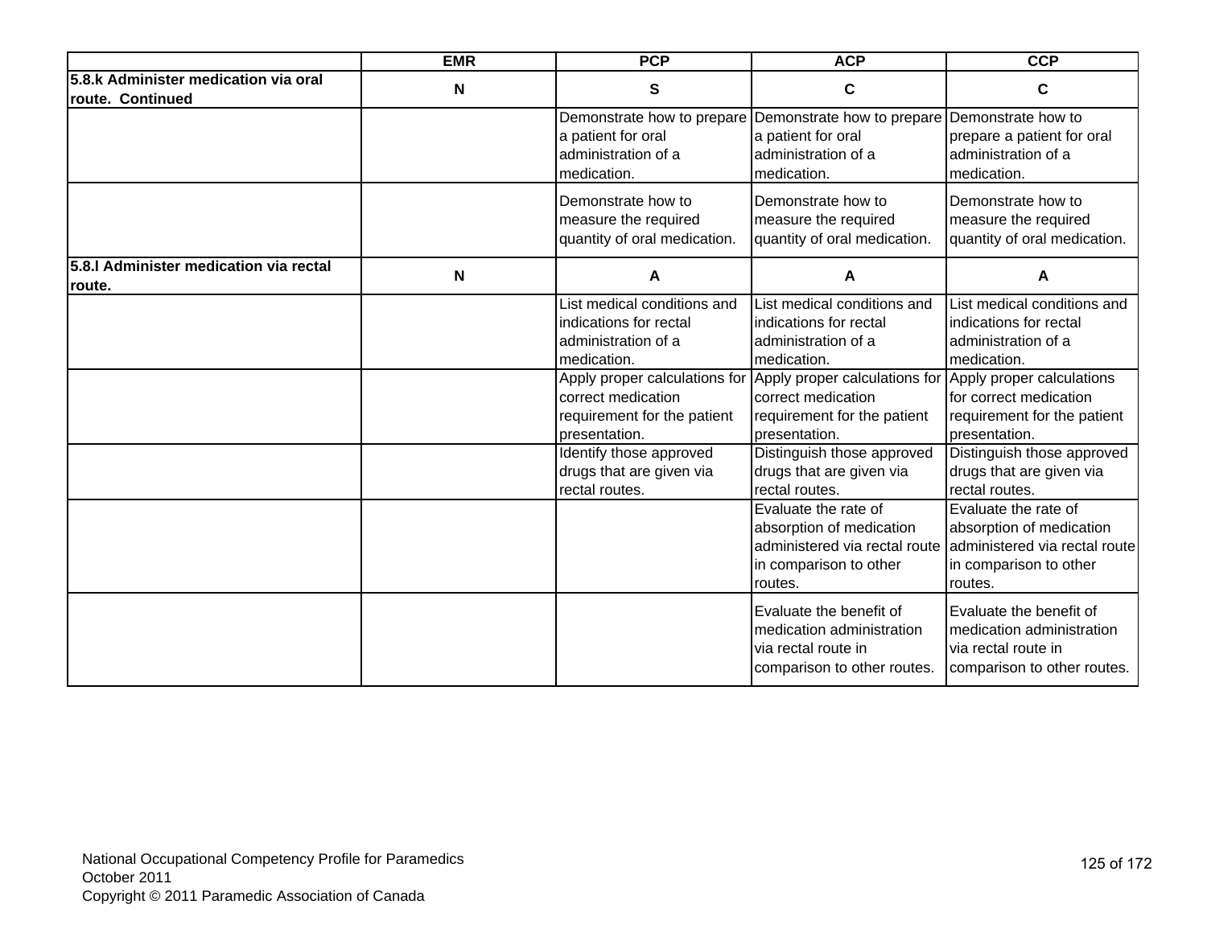| | EMR | PCP | ACP | CCP |
|---|---|---|---|---|
| **5.8.k Administer medication via oral route. Continued** | **N** | **S** | **C** | **C** |
| | | Demonstrate how to prepare a patient for oral administration of a medication. | Demonstrate how to prepare a patient for oral administration of a medication. | Demonstrate how to prepare a patient for oral administration of a medication. |
| | | Demonstrate how to measure the required quantity of oral medication. | Demonstrate how to measure the required quantity of oral medication. | Demonstrate how to measure the required quantity of oral medication. |
| **5.8.l Administer medication via rectal route.** | **N** | **A** | **A** | **A** |
| | | List medical conditions and indications for rectal administration of a medication. | List medical conditions and indications for rectal administration of a medication. | List medical conditions and indications for rectal administration of a medication. |
| | | Apply proper calculations for correct medication requirement for the patient presentation. | Apply proper calculations for correct medication requirement for the patient presentation. | Apply proper calculations for correct medication requirement for the patient presentation. |
| | | Identify those approved drugs that are given via rectal routes. | Distinguish those approved drugs that are given via rectal routes. | Distinguish those approved drugs that are given via rectal routes. |
| | | | Evaluate the rate of absorption of medication administered via rectal route in comparison to other routes. | Evaluate the rate of absorption of medication administered via rectal route in comparison to other routes. |
| | | | Evaluate the benefit of medication administration via rectal route in comparison to other routes. | Evaluate the benefit of medication administration via rectal route in comparison to other routes. |

National Occupational Competency Profile for Paramedics
October 2011
Copyright © 2011 Paramedic Association of Canada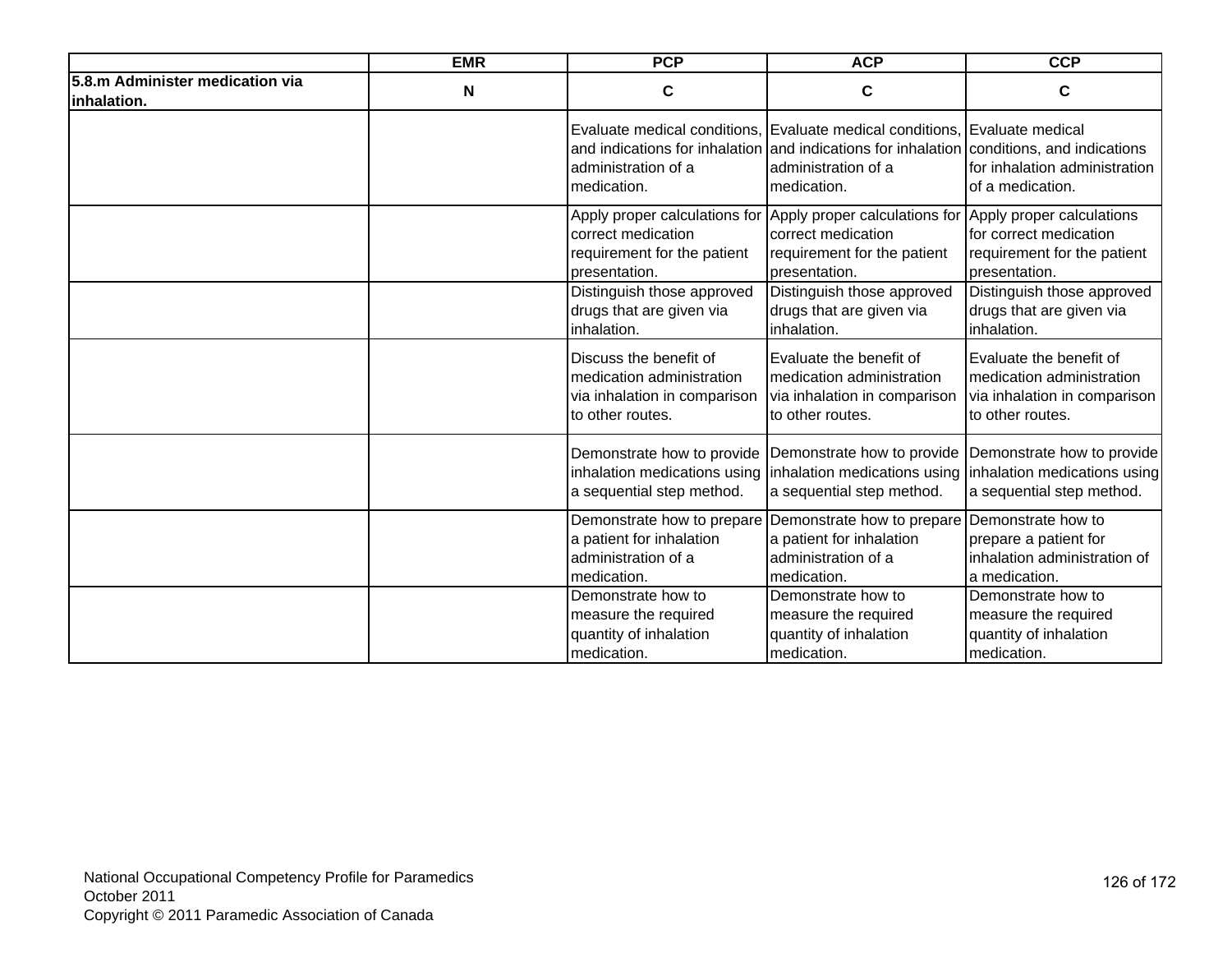| | EMR | PCP | ACP | CCP |
|---|---|---|---|---|
| **5.8.m Administer medication via inhalation.** | **N** | **C** | **C** | **C** |
| | | Evaluate medical conditions, and indications for inhalation administration of a medication. | Evaluate medical conditions, and indications for inhalation administration of a medication. | Evaluate medical conditions, and indications for inhalation administration of a medication. |
| | | Apply proper calculations for correct medication requirement for the patient presentation. | Apply proper calculations for correct medication requirement for the patient presentation. | Apply proper calculations for correct medication requirement for the patient presentation. |
| | | Distinguish those approved drugs that are given via inhalation. | Distinguish those approved drugs that are given via inhalation. | Distinguish those approved drugs that are given via inhalation. |
| | | Discuss the benefit of medication administration via inhalation in comparison to other routes. | Evaluate the benefit of medication administration via inhalation in comparison to other routes. | Evaluate the benefit of medication administration via inhalation in comparison to other routes. |
| | | Demonstrate how to provide inhalation medications using a sequential step method. | Demonstrate how to provide inhalation medications using a sequential step method. | Demonstrate how to provide inhalation medications using a sequential step method. |
| | | Demonstrate how to prepare a patient for inhalation administration of a medication. | Demonstrate how to prepare a patient for inhalation administration of a medication. | Demonstrate how to prepare a patient for inhalation administration of a medication. |
| | | Demonstrate how to measure the required quantity of inhalation medication. | Demonstrate how to measure the required quantity of inhalation medication. | Demonstrate how to measure the required quantity of inhalation medication. |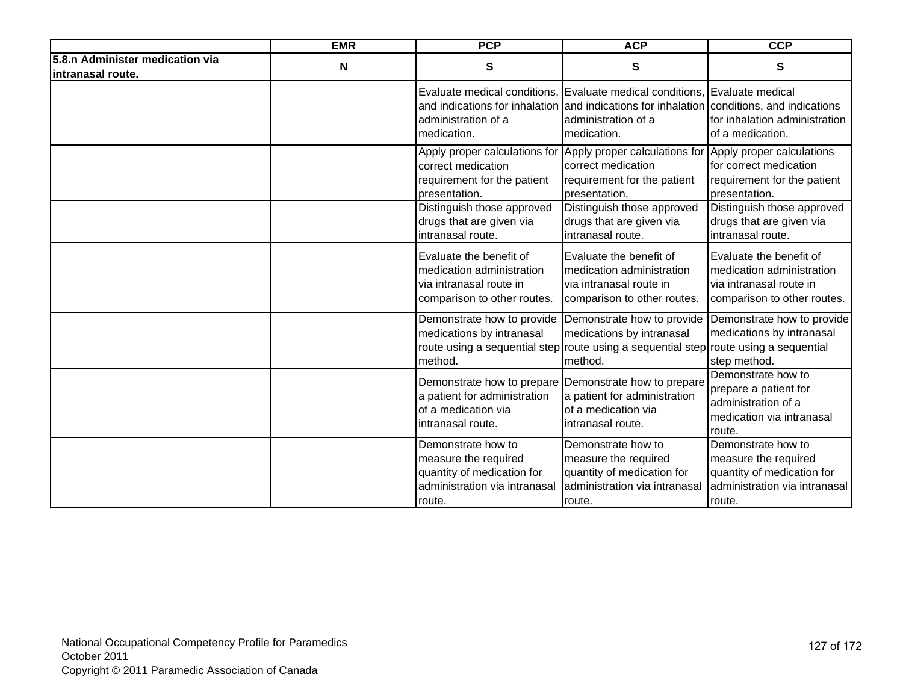| | EMR | PCP | ACP | CCP |
|---|---|---|---|---|
| **5.8.n Administer medication via intranasal route.** | **N** | **S** | **S** | **S** |
| | | Evaluate medical conditions, and indications for inhalation administration of a medication. | Evaluate medical conditions, and indications for inhalation administration of a medication. | Evaluate medical conditions, and indications for inhalation administration of a medication. |
| | | Apply proper calculations for correct medication requirement for the patient presentation. | Apply proper calculations for correct medication requirement for the patient presentation. | Apply proper calculations for correct medication requirement for the patient presentation. |
| | | Distinguish those approved drugs that are given via intranasal route. | Distinguish those approved drugs that are given via intranasal route. | Distinguish those approved drugs that are given via intranasal route. |
| | | Evaluate the benefit of medication administration via intranasal route in comparison to other routes. | Evaluate the benefit of medication administration via intranasal route in comparison to other routes. | Evaluate the benefit of medication administration via intranasal route in comparison to other routes. |
| | | Demonstrate how to provide medications by intranasal route using a sequential step method. | Demonstrate how to provide medications by intranasal route using a sequential step method. | Demonstrate how to provide medications by intranasal route using a sequential step method. |
| | | Demonstrate how to prepare a patient for administration of a medication via intranasal route. | Demonstrate how to prepare a patient for administration of a medication via intranasal route. | Demonstrate how to prepare a patient for administration of a medication via intranasal route. |
| | | Demonstrate how to measure the required quantity of medication for administration via intranasal route. | Demonstrate how to measure the required quantity of medication for administration via intranasal route. | Demonstrate how to measure the required quantity of medication for administration via intranasal route. |

National Occupational Competency Profile for Paramedics
October 2011
Copyright © 2011 Paramedic Association of Canada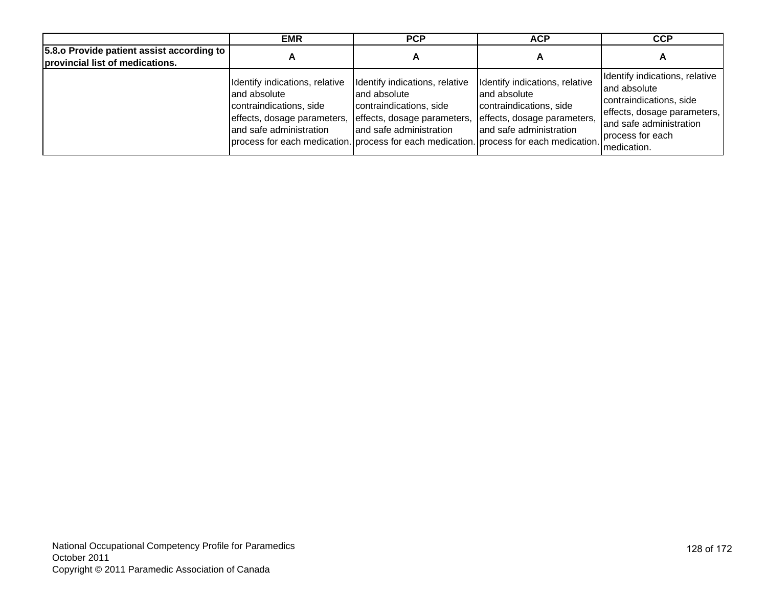| | EMR | PCP | ACP | CCP |
|---|---|---|---|---|
| **5.8.o Provide patient assist according to provincial list of medications.** | **A** | **A** | **A** | **A** |
| | Identify indications, relative and absolute contraindications, side effects, dosage parameters, and safe administration process for each medication. | Identify indications, relative and absolute contraindications, side effects, dosage parameters, and safe administration process for each medication. | Identify indications, relative and absolute contraindications, side effects, dosage parameters, and safe administration process for each medication. | Identify indications, relative and absolute contraindications, side effects, dosage parameters, and safe administration process for each medication. |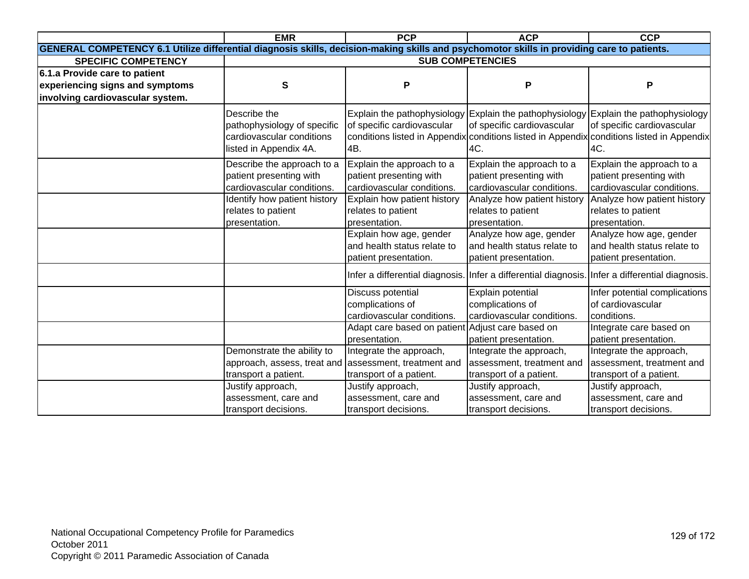| | EMR | PCP | ACP | CCP |
|---|---|---|---|---|
| **GENERAL COMPETENCY 6.1 Utilize differential diagnosis skills, decision-making skills and psychomotor skills in providing care to patients.** | | | | |
| **SPECIFIC COMPETENCY** | **SUB COMPETENCIES** | | | |
| **6.1.a Provide care to patient experiencing signs and symptoms involving cardiovascular system.** | **S** | **P** | **P** | **P** |
| | Describe the pathophysiology of specific cardiovascular conditions listed in Appendix 4A. | Explain the pathophysiology of specific cardiovascular conditions listed in Appendix 4B. | Explain the pathophysiology of specific cardiovascular conditions listed in Appendix 4C. | Explain the pathophysiology of specific cardiovascular conditions listed in Appendix 4C. |
| | Describe the approach to a patient presenting with cardiovascular conditions. | Explain the approach to a patient presenting with cardiovascular conditions. | Explain the approach to a patient presenting with cardiovascular conditions. | Explain the approach to a patient presenting with cardiovascular conditions. |
| | Identify how patient history relates to patient presentation. | Explain how patient history relates to patient presentation. | Analyze how patient history relates to patient presentation. | Analyze how patient history relates to patient presentation. |
| | | Explain how age, gender and health status relate to patient presentation. | Analyze how age, gender and health status relate to patient presentation. | Analyze how age, gender and health status relate to patient presentation. |
| | | Infer a differential diagnosis. | Infer a differential diagnosis. | Infer a differential diagnosis. |
| | | Discuss potential complications of cardiovascular conditions. | Explain potential complications of cardiovascular conditions. | Infer potential complications of cardiovascular conditions. |
| | | Adapt care based on patient presentation. | Adjust care based on patient presentation. | Integrate care based on patient presentation. |
| | Demonstrate the ability to approach, assess, treat and transport a patient. | Integrate the approach, assessment, treatment and transport of a patient. | Integrate the approach, assessment, treatment and transport of a patient. | Integrate the approach, assessment, treatment and transport of a patient. |
| | Justify approach, assessment, care and transport decisions. | Justify approach, assessment, care and transport decisions. | Justify approach, assessment, care and transport decisions. | Justify approach, assessment, care and transport decisions. |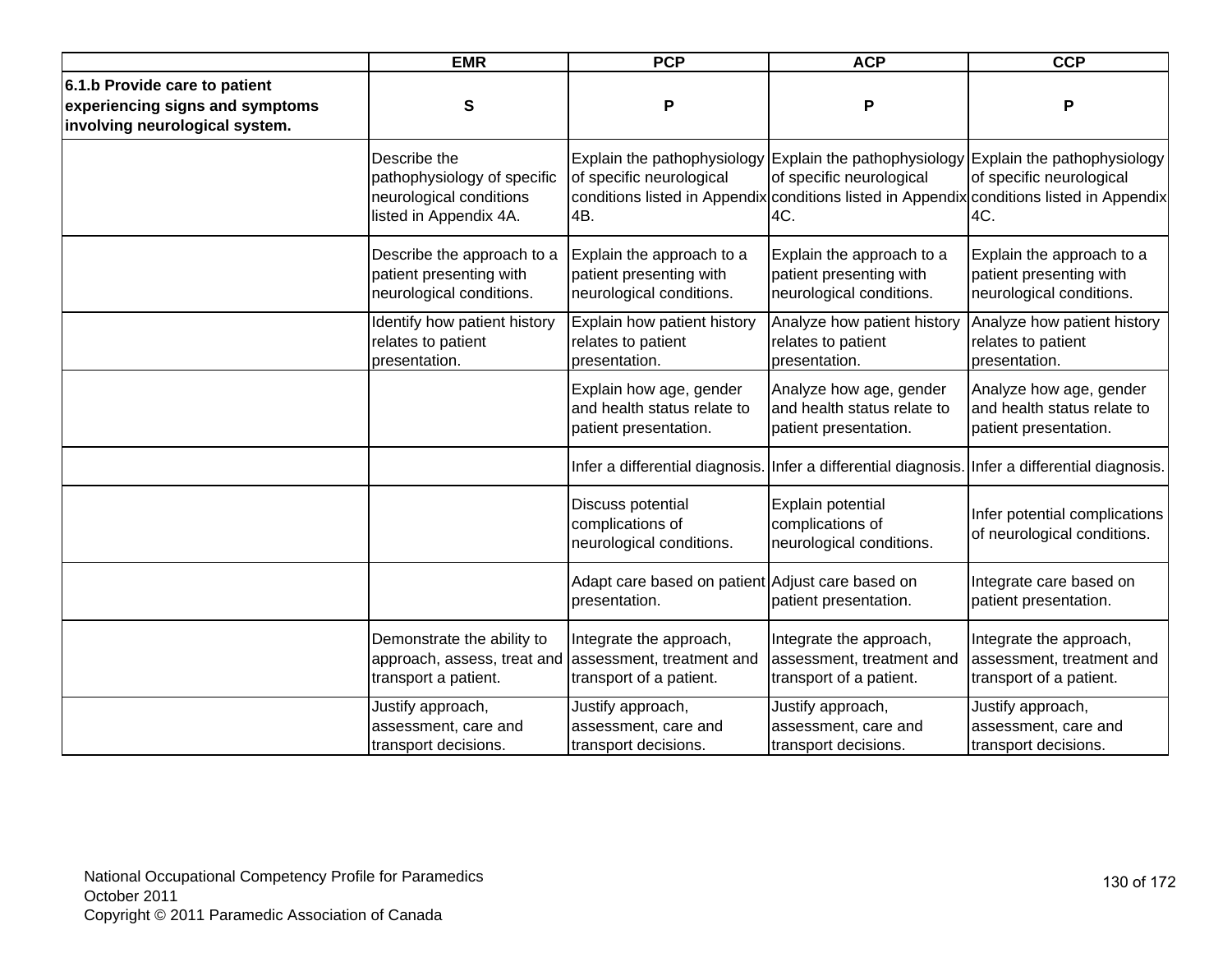| | EMR | PCP | ACP | CCP |
|---|---|---|---|---|
| **6.1.b Provide care to patient experiencing signs and symptoms involving neurological system.** | **S** | **P** | **P** | **P** |
| | Describe the pathophysiology of specific neurological conditions listed in Appendix 4A. | Explain the pathophysiology of specific neurological conditions listed in Appendix 4B. | Explain the pathophysiology of specific neurological conditions listed in Appendix 4C. | Explain the pathophysiology of specific neurological conditions listed in Appendix 4C. |
| | Describe the approach to a patient presenting with neurological conditions. | Explain the approach to a patient presenting with neurological conditions. | Explain the approach to a patient presenting with neurological conditions. | Explain the approach to a patient presenting with neurological conditions. |
| | Identify how patient history relates to patient presentation. | Explain how patient history relates to patient presentation. | Analyze how patient history relates to patient presentation. | Analyze how patient history relates to patient presentation. |
| | | Explain how age, gender and health status relate to patient presentation. | Analyze how age, gender and health status relate to patient presentation. | Analyze how age, gender and health status relate to patient presentation. |
| | | Infer a differential diagnosis. | Infer a differential diagnosis. | Infer a differential diagnosis. |
| | | Discuss potential complications of neurological conditions. | Explain potential complications of neurological conditions. | Infer potential complications of neurological conditions. |
| | | Adapt care based on patient presentation. | Adjust care based on patient presentation. | Integrate care based on patient presentation. |
| | Demonstrate the ability to approach, assess, treat and transport a patient. | Integrate the approach, assessment, treatment and transport of a patient. | Integrate the approach, assessment, treatment and transport of a patient. | Integrate the approach, assessment, treatment and transport of a patient. |
| | Justify approach, assessment, care and transport decisions. | Justify approach, assessment, care and transport decisions. | Justify approach, assessment, care and transport decisions. | Justify approach, assessment, care and transport decisions. |

National Occupational Competency Profile for Paramedics
October 2011
Copyright © 2011 Paramedic Association of Canada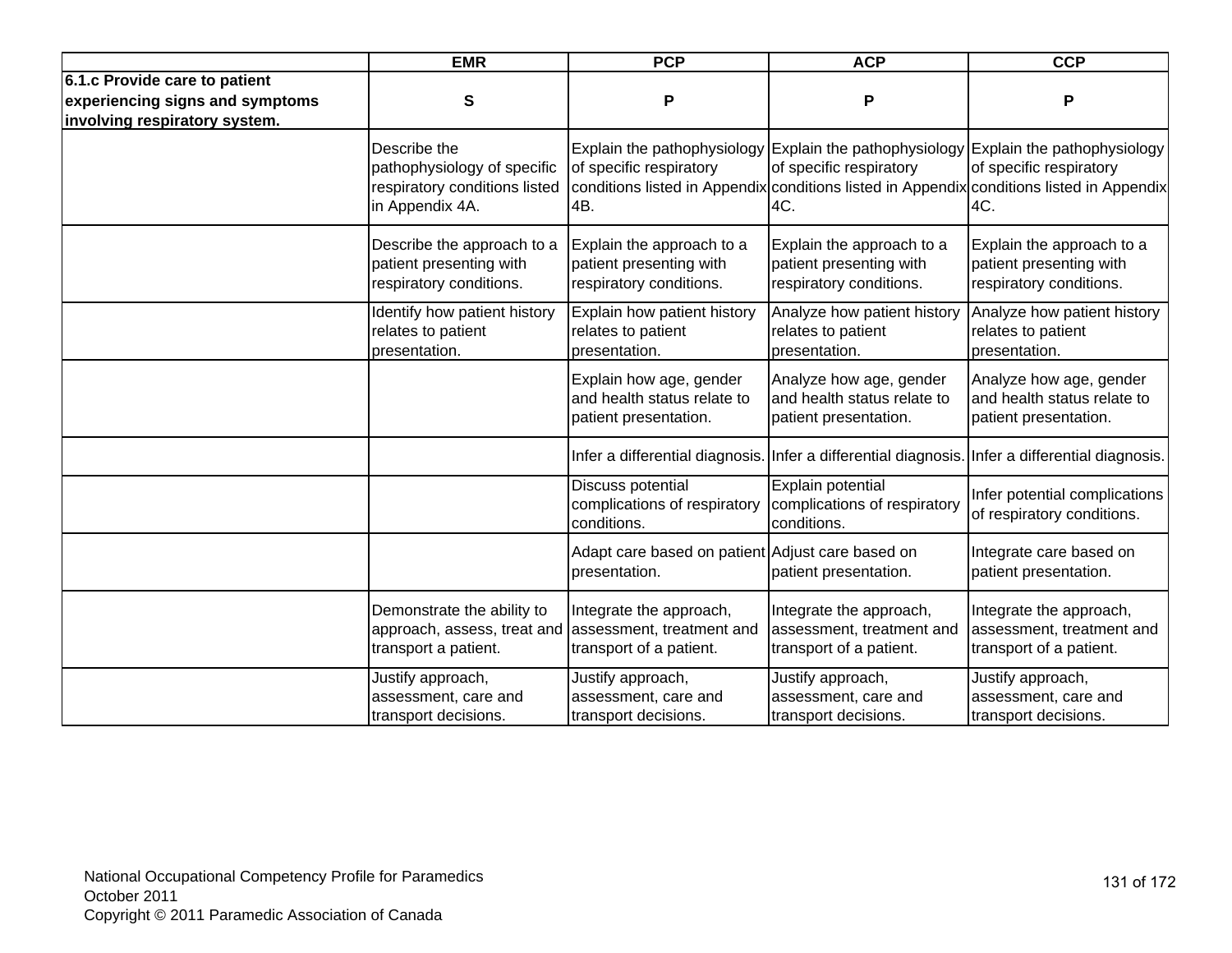| | EMR | PCP | ACP | CCP |
|---|---|---|---|---|
| **6.1.c Provide care to patient experiencing signs and symptoms involving respiratory system.** | **S** | **P** | **P** | **P** |
| | Describe the pathophysiology of specific respiratory conditions listed in Appendix 4A. | Explain the pathophysiology of specific respiratory conditions listed in Appendix 4B. | Explain the pathophysiology of specific respiratory conditions listed in Appendix 4C. | Explain the pathophysiology of specific respiratory conditions listed in Appendix 4C. |
| | Describe the approach to a patient presenting with respiratory conditions. | Explain the approach to a patient presenting with respiratory conditions. | Explain the approach to a patient presenting with respiratory conditions. | Explain the approach to a patient presenting with respiratory conditions. |
| | Identify how patient history relates to patient presentation. | Explain how patient history relates to patient presentation. | Analyze how patient history relates to patient presentation. | Analyze how patient history relates to patient presentation. |
| | | Explain how age, gender and health status relate to patient presentation. | Analyze how age, gender and health status relate to patient presentation. | Analyze how age, gender and health status relate to patient presentation. |
| | | Infer a differential diagnosis. | Infer a differential diagnosis. | Infer a differential diagnosis. |
| | | Discuss potential complications of respiratory conditions. | Explain potential complications of respiratory conditions. | Infer potential complications of respiratory conditions. |
| | | Adapt care based on patient presentation. | Adjust care based on patient presentation. | Integrate care based on patient presentation. |
| | Demonstrate the ability to approach, assess, treat and transport a patient. | Integrate the approach, assessment, treatment and transport of a patient. | Integrate the approach, assessment, treatment and transport of a patient. | Integrate the approach, assessment, treatment and transport of a patient. |
| | Justify approach, assessment, care and transport decisions. | Justify approach, assessment, care and transport decisions. | Justify approach, assessment, care and transport decisions. | Justify approach, assessment, care and transport decisions. |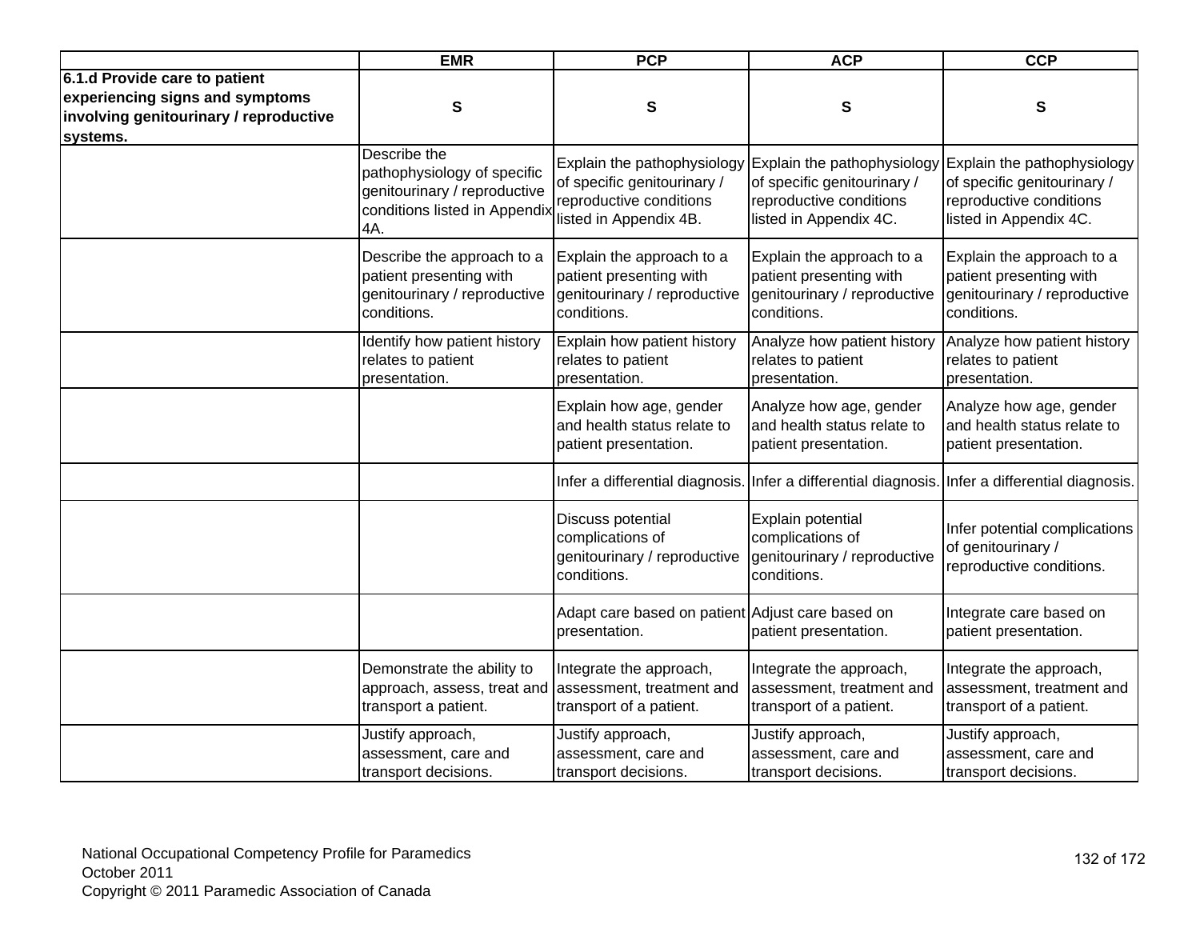| | EMR | PCP | ACP | CCP |
|---|---|---|---|---|
| **6.1.d Provide care to patient experiencing signs and symptoms involving genitourinary / reproductive systems.** | **S** | **S** | **S** | **S** |
| | Describe the pathophysiology of specific genitourinary / reproductive conditions listed in Appendix 4A. | Explain the pathophysiology of specific genitourinary / reproductive conditions listed in Appendix 4B. | Explain the pathophysiology of specific genitourinary / reproductive conditions listed in Appendix 4C. | Explain the pathophysiology of specific genitourinary / reproductive conditions listed in Appendix 4C. |
| | Describe the approach to a patient presenting with genitourinary / reproductive conditions. | Explain the approach to a patient presenting with genitourinary / reproductive conditions. | Explain the approach to a patient presenting with genitourinary / reproductive conditions. | Explain the approach to a patient presenting with genitourinary / reproductive conditions. |
| | Identify how patient history relates to patient presentation. | Explain how patient history relates to patient presentation. | Analyze how patient history relates to patient presentation. | Analyze how patient history relates to patient presentation. |
| | | Explain how age, gender and health status relate to patient presentation. | Analyze how age, gender and health status relate to patient presentation. | Analyze how age, gender and health status relate to patient presentation. |
| | | Infer a differential diagnosis. | Infer a differential diagnosis. | Infer a differential diagnosis. |
| | | Discuss potential complications of genitourinary / reproductive conditions. | Explain potential complications of genitourinary / reproductive conditions. | Infer potential complications of genitourinary / reproductive conditions. |
| | | Adapt care based on patient presentation. | Adjust care based on patient presentation. | Integrate care based on patient presentation. |
| | Demonstrate the ability to approach, assess, treat and transport a patient. | Integrate the approach, assessment, treatment and transport of a patient. | Integrate the approach, assessment, treatment and transport of a patient. | Integrate the approach, assessment, treatment and transport of a patient. |
| | Justify approach, assessment, care and transport decisions. | Justify approach, assessment, care and transport decisions. | Justify approach, assessment, care and transport decisions. | Justify approach, assessment, care and transport decisions. |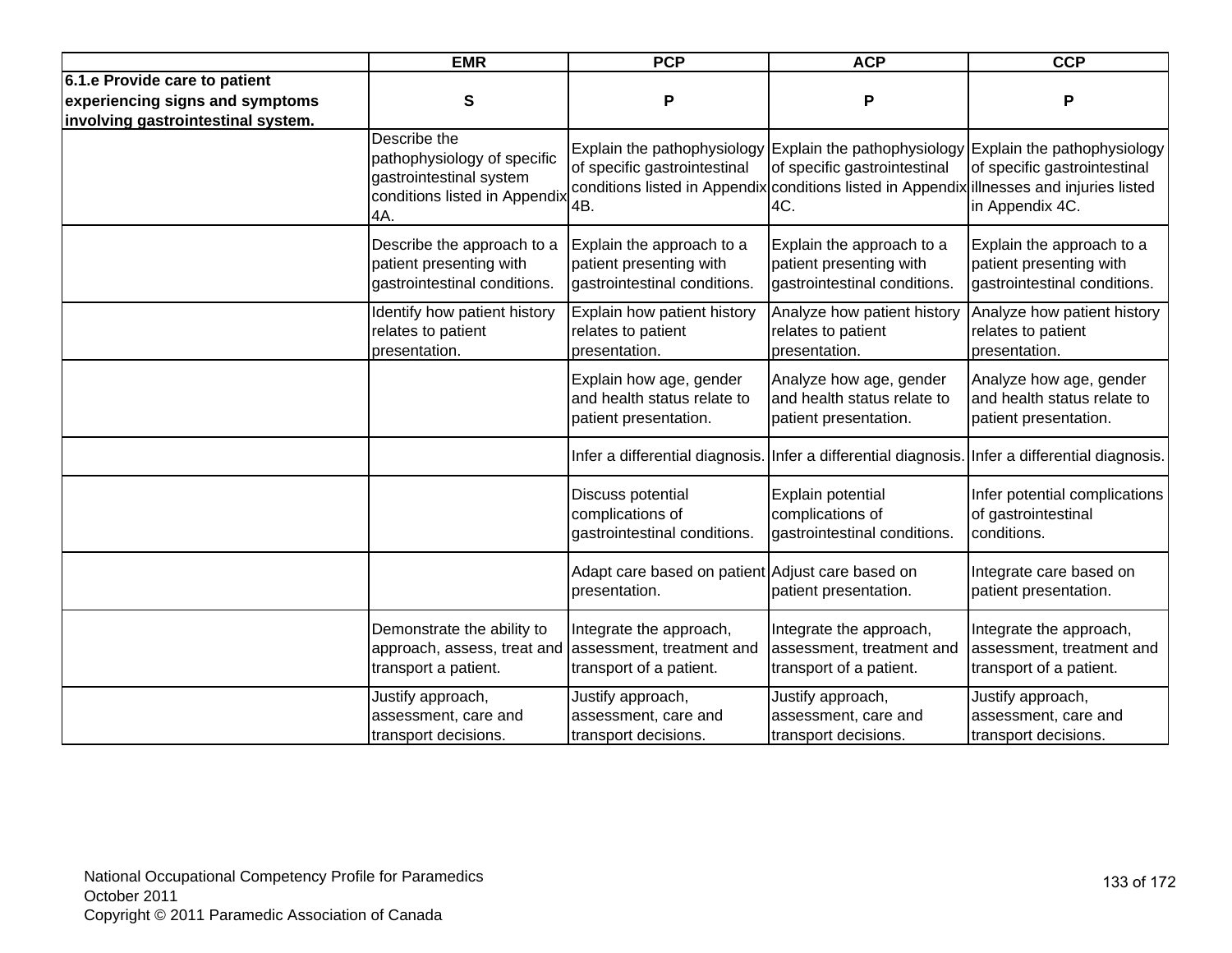| | EMR | PCP | ACP | CCP |
|---|---|---|---|---|
| **6.1.e Provide care to patient experiencing signs and symptoms involving gastrointestinal system.** | **S** | **P** | **P** | **P** |
| | Describe the pathophysiology of specific gastrointestinal system conditions listed in Appendix 4A. | Explain the pathophysiology of specific gastrointestinal conditions listed in Appendix 4B. | Explain the pathophysiology of specific gastrointestinal conditions listed in Appendix 4C. | Explain the pathophysiology of specific gastrointestinal illnesses and injuries listed in Appendix 4C. |
| | Describe the approach to a patient presenting with gastrointestinal conditions. | Explain the approach to a patient presenting with gastrointestinal conditions. | Explain the approach to a patient presenting with gastrointestinal conditions. | Explain the approach to a patient presenting with gastrointestinal conditions. |
| | Identify how patient history relates to patient presentation. | Explain how patient history relates to patient presentation. | Analyze how patient history relates to patient presentation. | Analyze how patient history relates to patient presentation. |
| | | Explain how age, gender and health status relate to patient presentation. | Analyze how age, gender and health status relate to patient presentation. | Analyze how age, gender and health status relate to patient presentation. |
| | | Infer a differential diagnosis. | Infer a differential diagnosis. | Infer a differential diagnosis. |
| | | Discuss potential complications of gastrointestinal conditions. | Explain potential complications of gastrointestinal conditions. | Infer potential complications of gastrointestinal conditions. |
| | | Adapt care based on patient presentation. | Adjust care based on patient presentation. | Integrate care based on patient presentation. |
| | Demonstrate the ability to approach, assess, treat and transport a patient. | Integrate the approach, assessment, treatment and transport of a patient. | Integrate the approach, assessment, treatment and transport of a patient. | Integrate the approach, assessment, treatment and transport of a patient. |
| | Justify approach, assessment, care and transport decisions. | Justify approach, assessment, care and transport decisions. | Justify approach, assessment, care and transport decisions. | Justify approach, assessment, care and transport decisions. |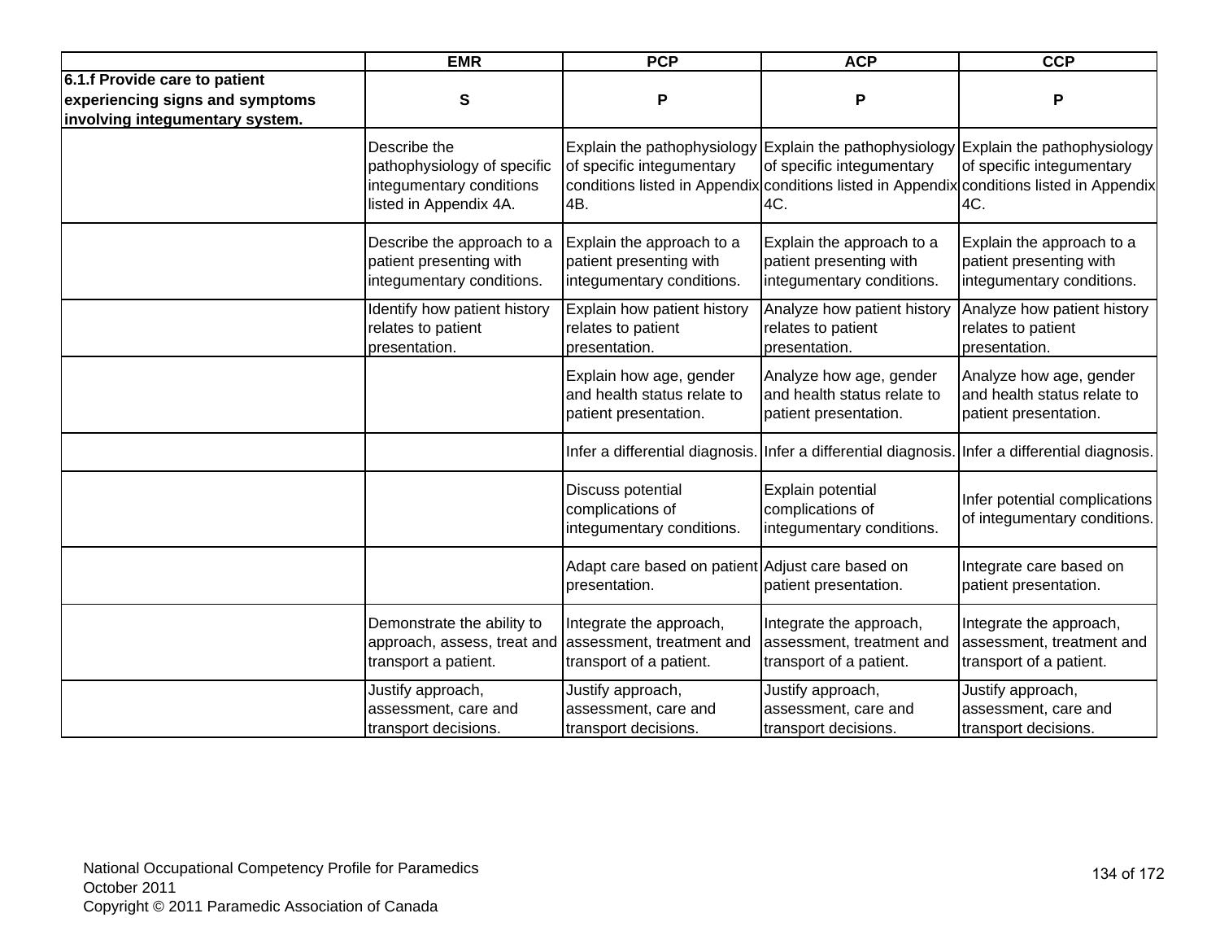| | EMR | PCP | ACP | CCP |
|---|---|---|---|---|
| **6.1.f Provide care to patient experiencing signs and symptoms involving integumentary system.** | **S** | **P** | **P** | **P** |
| | Describe the pathophysiology of specific integumentary conditions listed in Appendix 4A. | Explain the pathophysiology of specific integumentary conditions listed in Appendix 4B. | Explain the pathophysiology of specific integumentary conditions listed in Appendix 4C. | Explain the pathophysiology of specific integumentary conditions listed in Appendix 4C. |
| | Describe the approach to a patient presenting with integumentary conditions. | Explain the approach to a patient presenting with integumentary conditions. | Explain the approach to a patient presenting with integumentary conditions. | Explain the approach to a patient presenting with integumentary conditions. |
| | Identify how patient history relates to patient presentation. | Explain how patient history relates to patient presentation. | Analyze how patient history relates to patient presentation. | Analyze how patient history relates to patient presentation. |
| | | Explain how age, gender and health status relate to patient presentation. | Analyze how age, gender and health status relate to patient presentation. | Analyze how age, gender and health status relate to patient presentation. |
| | | Infer a differential diagnosis. | Infer a differential diagnosis. | Infer a differential diagnosis. |
| | | Discuss potential complications of integumentary conditions. | Explain potential complications of integumentary conditions. | Infer potential complications of integumentary conditions. |
| | | Adapt care based on patient presentation. | Adjust care based on patient presentation. | Integrate care based on patient presentation. |
| | Demonstrate the ability to approach, assess, treat and transport a patient. | Integrate the approach, assessment, treatment and transport of a patient. | Integrate the approach, assessment, treatment and transport of a patient. | Integrate the approach, assessment, treatment and transport of a patient. |
| | Justify approach, assessment, care and transport decisions. | Justify approach, assessment, care and transport decisions. | Justify approach, assessment, care and transport decisions. | Justify approach, assessment, care and transport decisions. |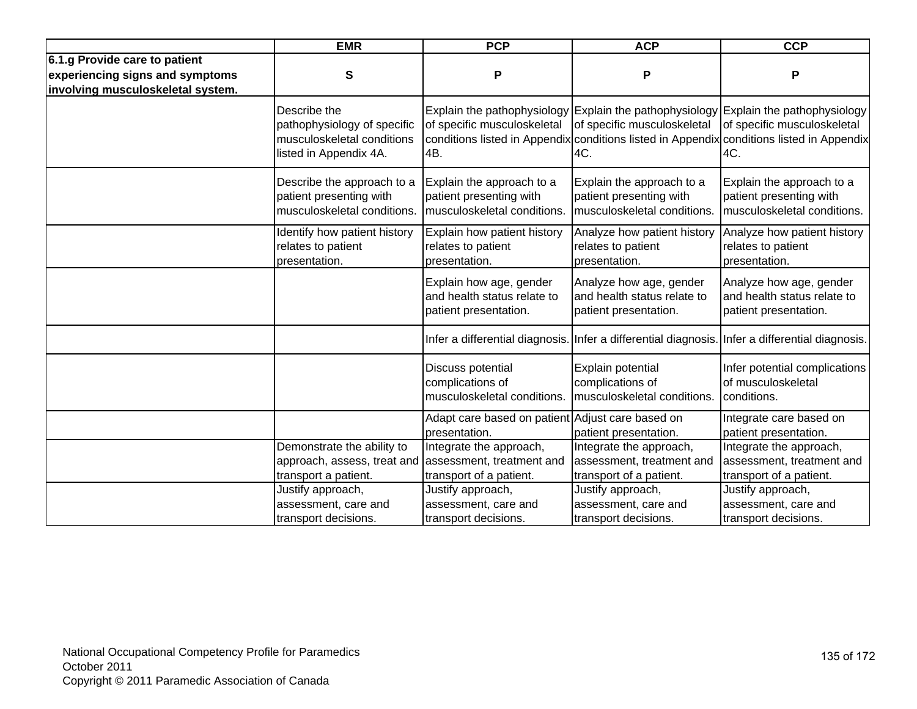| | EMR | PCP | ACP | CCP |
|---|---|---|---|---|
| **6.1.g Provide care to patient experiencing signs and symptoms involving musculoskeletal system.** | **S** | **P** | **P** | **P** |
| | Describe the pathophysiology of specific musculoskeletal conditions listed in Appendix 4A. | Explain the pathophysiology of specific musculoskeletal conditions listed in Appendix 4B. | Explain the pathophysiology of specific musculoskeletal conditions listed in Appendix 4C. | Explain the pathophysiology of specific musculoskeletal conditions listed in Appendix 4C. |
| | Describe the approach to a patient presenting with musculoskeletal conditions. | Explain the approach to a patient presenting with musculoskeletal conditions. | Explain the approach to a patient presenting with musculoskeletal conditions. | Explain the approach to a patient presenting with musculoskeletal conditions. |
| | Identify how patient history relates to patient presentation. | Explain how patient history relates to patient presentation. | Analyze how patient history relates to patient presentation. | Analyze how patient history relates to patient presentation. |
| | | Explain how age, gender and health status relate to patient presentation. | Analyze how age, gender and health status relate to patient presentation. | Analyze how age, gender and health status relate to patient presentation. |
| | | Infer a differential diagnosis. | Infer a differential diagnosis. | Infer a differential diagnosis. |
| | | Discuss potential complications of musculoskeletal conditions. | Explain potential complications of musculoskeletal conditions. | Infer potential complications of musculoskeletal conditions. |
| | | Adapt care based on patient presentation. | Adjust care based on patient presentation. | Integrate care based on patient presentation. |
| | Demonstrate the ability to approach, assess, treat and transport a patient. | Integrate the approach, assessment, treatment and transport of a patient. | Integrate the approach, assessment, treatment and transport of a patient. | Integrate the approach, assessment, treatment and transport of a patient. |
| | Justify approach, assessment, care and transport decisions. | Justify approach, assessment, care and transport decisions. | Justify approach, assessment, care and transport decisions. | Justify approach, assessment, care and transport decisions. |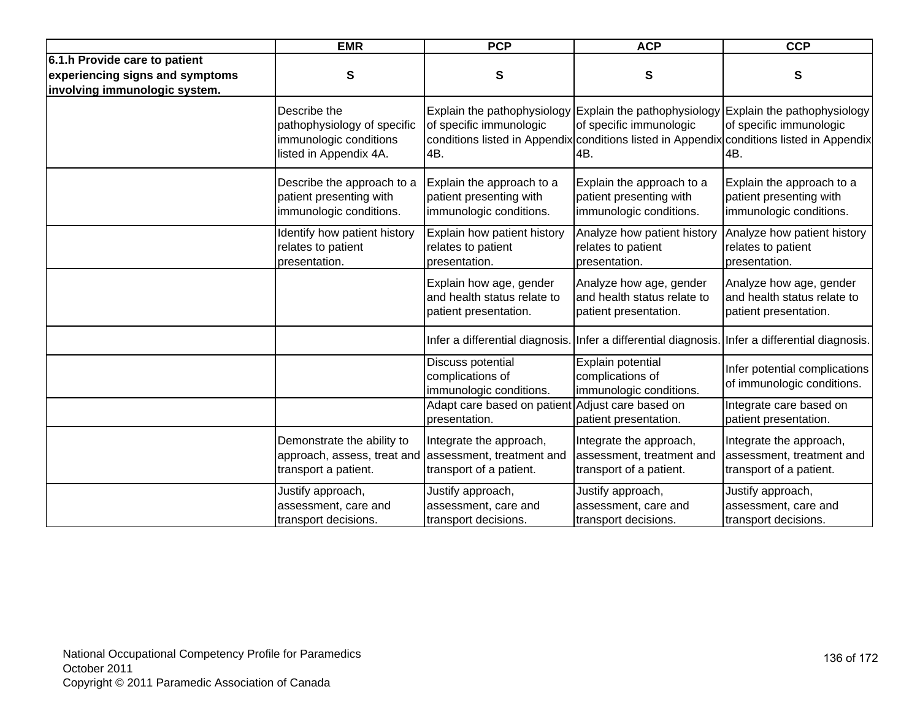| | EMR | PCP | ACP | CCP |
|---|---|---|---|---|
| **6.1.h Provide care to patient experiencing signs and symptoms involving immunologic system.** | **S** | **S** | **S** | **S** |
| | Describe the pathophysiology of specific immunologic conditions listed in Appendix 4A. | Explain the pathophysiology of specific immunologic conditions listed in Appendix 4B. | Explain the pathophysiology of specific immunologic conditions listed in Appendix 4B. | Explain the pathophysiology of specific immunologic conditions listed in Appendix 4B. |
| | Describe the approach to a patient presenting with immunologic conditions. | Explain the approach to a patient presenting with immunologic conditions. | Explain the approach to a patient presenting with immunologic conditions. | Explain the approach to a patient presenting with immunologic conditions. |
| | Identify how patient history relates to patient presentation. | Explain how patient history relates to patient presentation. | Analyze how patient history relates to patient presentation. | Analyze how patient history relates to patient presentation. |
| | | Explain how age, gender and health status relate to patient presentation. | Analyze how age, gender and health status relate to patient presentation. | Analyze how age, gender and health status relate to patient presentation. |
| | | Infer a differential diagnosis. | Infer a differential diagnosis. | Infer a differential diagnosis. |
| | | Discuss potential complications of immunologic conditions. | Explain potential complications of immunologic conditions. | Infer potential complications of immunologic conditions. |
| | | Adapt care based on patient presentation. | Adjust care based on patient presentation. | Integrate care based on patient presentation. |
| | Demonstrate the ability to approach, assess, treat and transport a patient. | Integrate the approach, assessment, treatment and transport of a patient. | Integrate the approach, assessment, treatment and transport of a patient. | Integrate the approach, assessment, treatment and transport of a patient. |
| | Justify approach, assessment, care and transport decisions. | Justify approach, assessment, care and transport decisions. | Justify approach, assessment, care and transport decisions. | Justify approach, assessment, care and transport decisions. |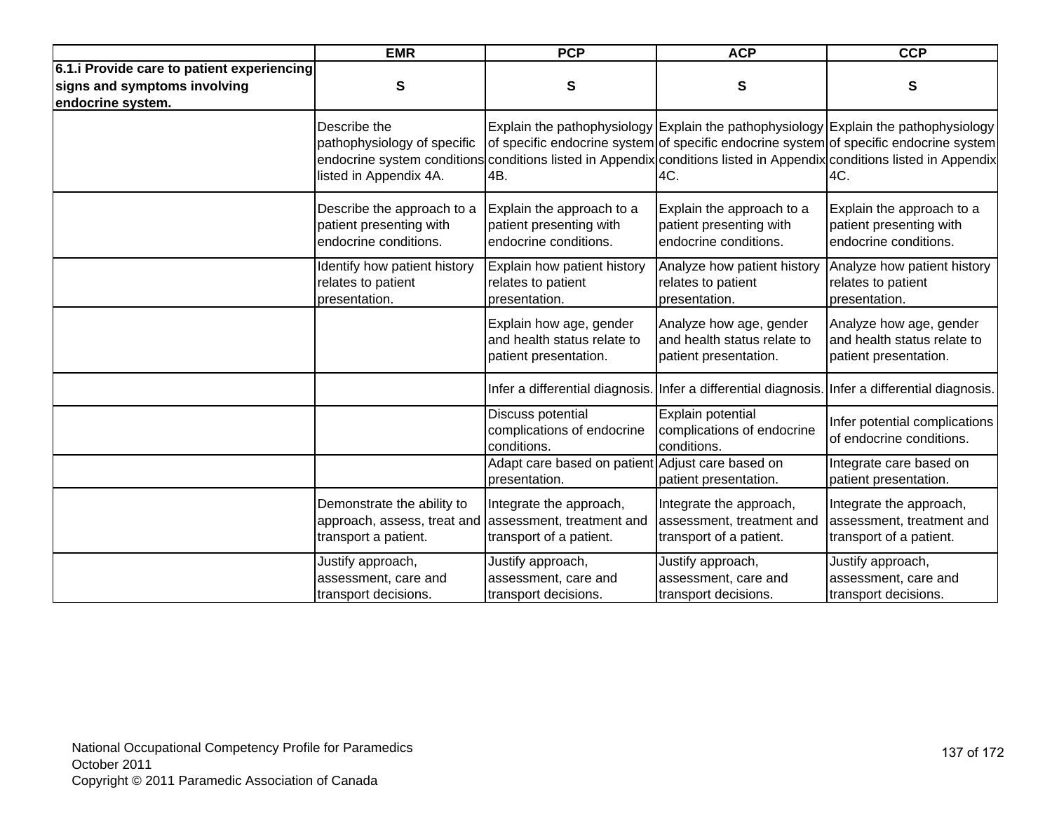| | EMR | PCP | ACP | CCP |
|---|---|---|---|---|
| **6.1.i Provide care to patient experiencing signs and symptoms involving endocrine system.** | **S** | **S** | **S** | **S** |
| | Describe the pathophysiology of specific endocrine system conditions listed in Appendix 4A. | Explain the pathophysiology of specific endocrine system conditions listed in Appendix 4B. | Explain the pathophysiology of specific endocrine system conditions listed in Appendix 4C. | Explain the pathophysiology of specific endocrine system conditions listed in Appendix 4C. |
| | Describe the approach to a patient presenting with endocrine conditions. | Explain the approach to a patient presenting with endocrine conditions. | Explain the approach to a patient presenting with endocrine conditions. | Explain the approach to a patient presenting with endocrine conditions. |
| | Identify how patient history relates to patient presentation. | Explain how patient history relates to patient presentation. | Analyze how patient history relates to patient presentation. | Analyze how patient history relates to patient presentation. |
| | | Explain how age, gender and health status relate to patient presentation. | Analyze how age, gender and health status relate to patient presentation. | Analyze how age, gender and health status relate to patient presentation. |
| | | Infer a differential diagnosis. | Infer a differential diagnosis. | Infer a differential diagnosis. |
| | | Discuss potential complications of endocrine conditions. | Explain potential complications of endocrine conditions. | Infer potential complications of endocrine conditions. |
| | | Adapt care based on patient presentation. | Adjust care based on patient presentation. | Integrate care based on patient presentation. |
| | Demonstrate the ability to approach, assess, treat and transport a patient. | Integrate the approach, assessment, treatment and transport of a patient. | Integrate the approach, assessment, treatment and transport of a patient. | Integrate the approach, assessment, treatment and transport of a patient. |
| | Justify approach, assessment, care and transport decisions. | Justify approach, assessment, care and transport decisions. | Justify approach, assessment, care and transport decisions. | Justify approach, assessment, care and transport decisions. |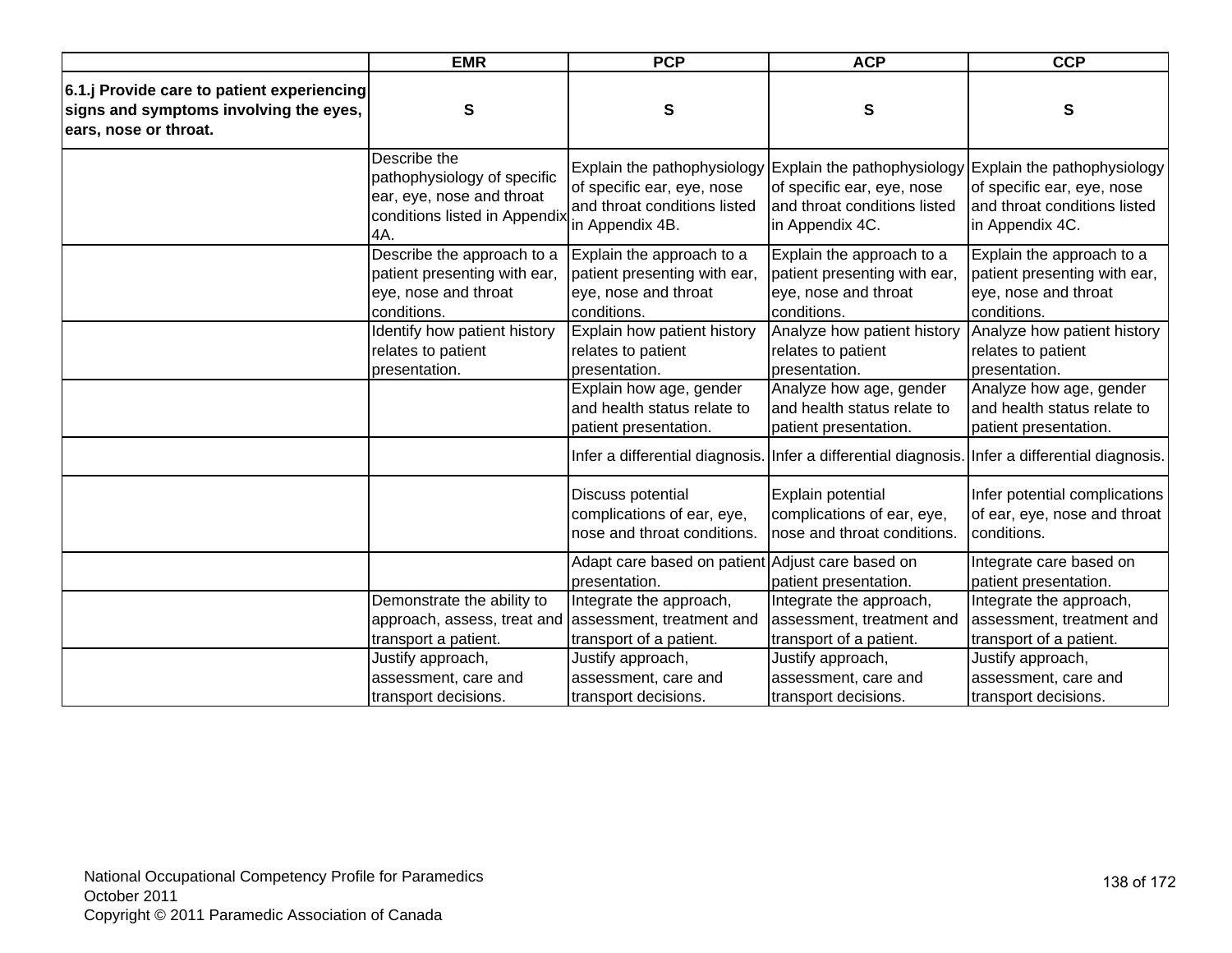| | EMR | PCP | ACP | CCP |
|---|---|---|---|---|
| **6.1.j Provide care to patient experiencing signs and symptoms involving the eyes, ears, nose or throat.** | **S** | **S** | **S** | **S** |
| | Describe the pathophysiology of specific ear, eye, nose and throat conditions listed in Appendix 4A. | Explain the pathophysiology of specific ear, eye, nose and throat conditions listed in Appendix 4B. | Explain the pathophysiology of specific ear, eye, nose and throat conditions listed in Appendix 4C. | Explain the pathophysiology of specific ear, eye, nose and throat conditions listed in Appendix 4C. |
| | Describe the approach to a patient presenting with ear, eye, nose and throat conditions. | Explain the approach to a patient presenting with ear, eye, nose and throat conditions. | Explain the approach to a patient presenting with ear, eye, nose and throat conditions. | Explain the approach to a patient presenting with ear, eye, nose and throat conditions. |
| | Identify how patient history relates to patient presentation. | Explain how patient history relates to patient presentation. | Analyze how patient history relates to patient presentation. | Analyze how patient history relates to patient presentation. |
| | | Explain how age, gender and health status relate to patient presentation. | Analyze how age, gender and health status relate to patient presentation. | Analyze how age, gender and health status relate to patient presentation. |
| | | Infer a differential diagnosis. | Infer a differential diagnosis. | Infer a differential diagnosis. |
| | | Discuss potential complications of ear, eye, nose and throat conditions. | Explain potential complications of ear, eye, nose and throat conditions. | Infer potential complications of ear, eye, nose and throat conditions. |
| | | Adapt care based on patient presentation. | Adjust care based on patient presentation. | Integrate care based on patient presentation. |
| | Demonstrate the ability to approach, assess, treat and transport a patient. | Integrate the approach, assessment, treatment and transport of a patient. | Integrate the approach, assessment, treatment and transport of a patient. | Integrate the approach, assessment, treatment and transport of a patient. |
| | Justify approach, assessment, care and transport decisions. | Justify approach, assessment, care and transport decisions. | Justify approach, assessment, care and transport decisions. | Justify approach, assessment, care and transport decisions. |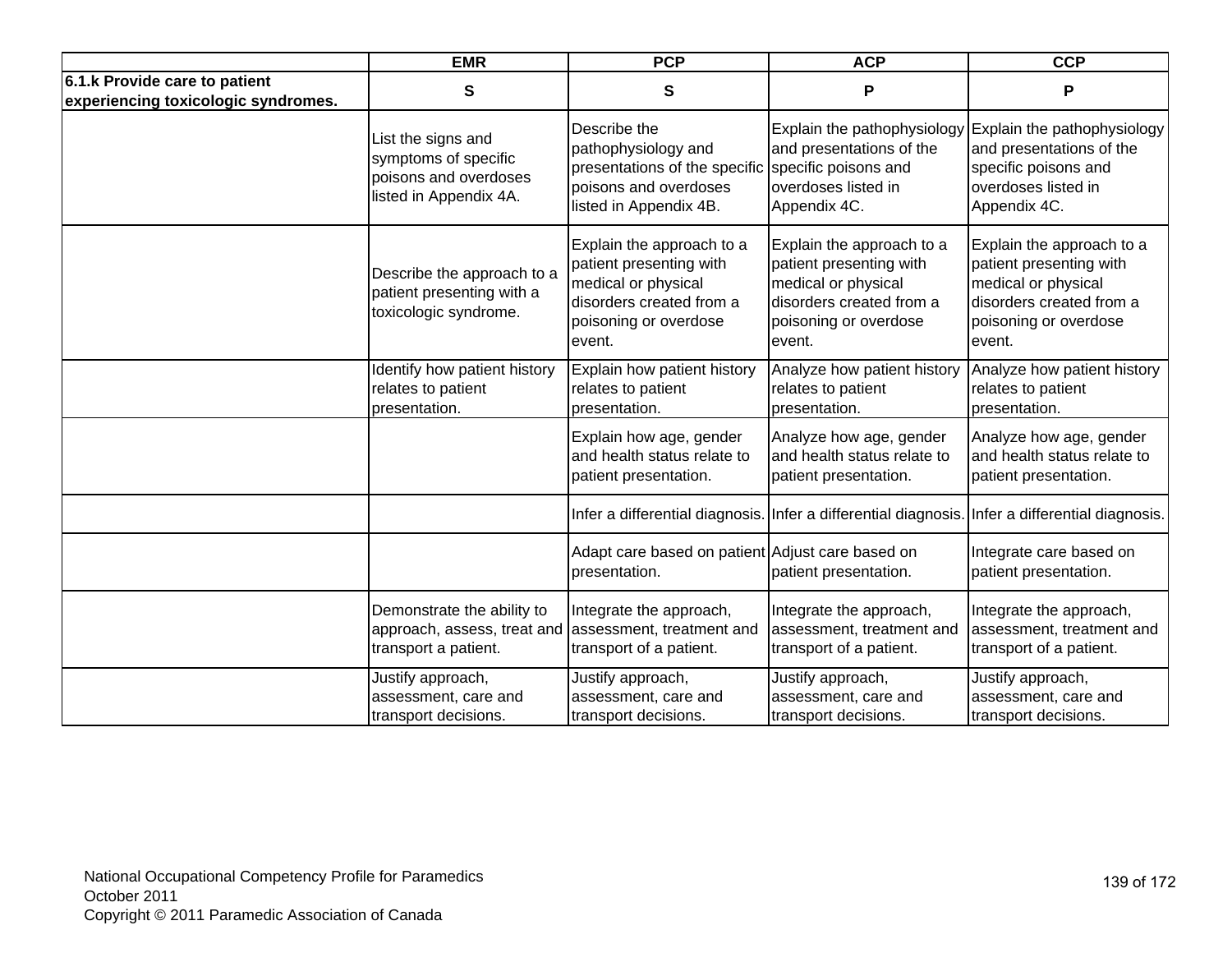| | EMR | PCP | ACP | CCP |
|---|---|---|---|---|
| **6.1.k Provide care to patient experiencing toxicologic syndromes.** | **S** | **S** | **P** | **P** |
| | List the signs and symptoms of specific poisons and overdoses listed in Appendix 4A. | Describe the pathophysiology and presentations of the specific poisons and overdoses listed in Appendix 4B. | Explain the pathophysiology and presentations of the specific poisons and overdoses listed in Appendix 4C. | Explain the pathophysiology and presentations of the specific poisons and overdoses listed in Appendix 4C. |
| | Describe the approach to a patient presenting with a toxicologic syndrome. | Explain the approach to a patient presenting with medical or physical disorders created from a poisoning or overdose event. | Explain the approach to a patient presenting with medical or physical disorders created from a poisoning or overdose event. | Explain the approach to a patient presenting with medical or physical disorders created from a poisoning or overdose event. |
| | Identify how patient history relates to patient presentation. | Explain how patient history relates to patient presentation. | Analyze how patient history relates to patient presentation. | Analyze how patient history relates to patient presentation. |
| | | Explain how age, gender and health status relate to patient presentation. | Analyze how age, gender and health status relate to patient presentation. | Analyze how age, gender and health status relate to patient presentation. |
| | | Infer a differential diagnosis. | Infer a differential diagnosis. | Infer a differential diagnosis. |
| | | Adapt care based on patient presentation. | Adjust care based on patient presentation. | Integrate care based on patient presentation. |
| | Demonstrate the ability to approach, assess, treat and transport a patient. | Integrate the approach, assessment, treatment and transport of a patient. | Integrate the approach, assessment, treatment and transport of a patient. | Integrate the approach, assessment, treatment and transport of a patient. |
| | Justify approach, assessment, care and transport decisions. | Justify approach, assessment, care and transport decisions. | Justify approach, assessment, care and transport decisions. | Justify approach, assessment, care and transport decisions. |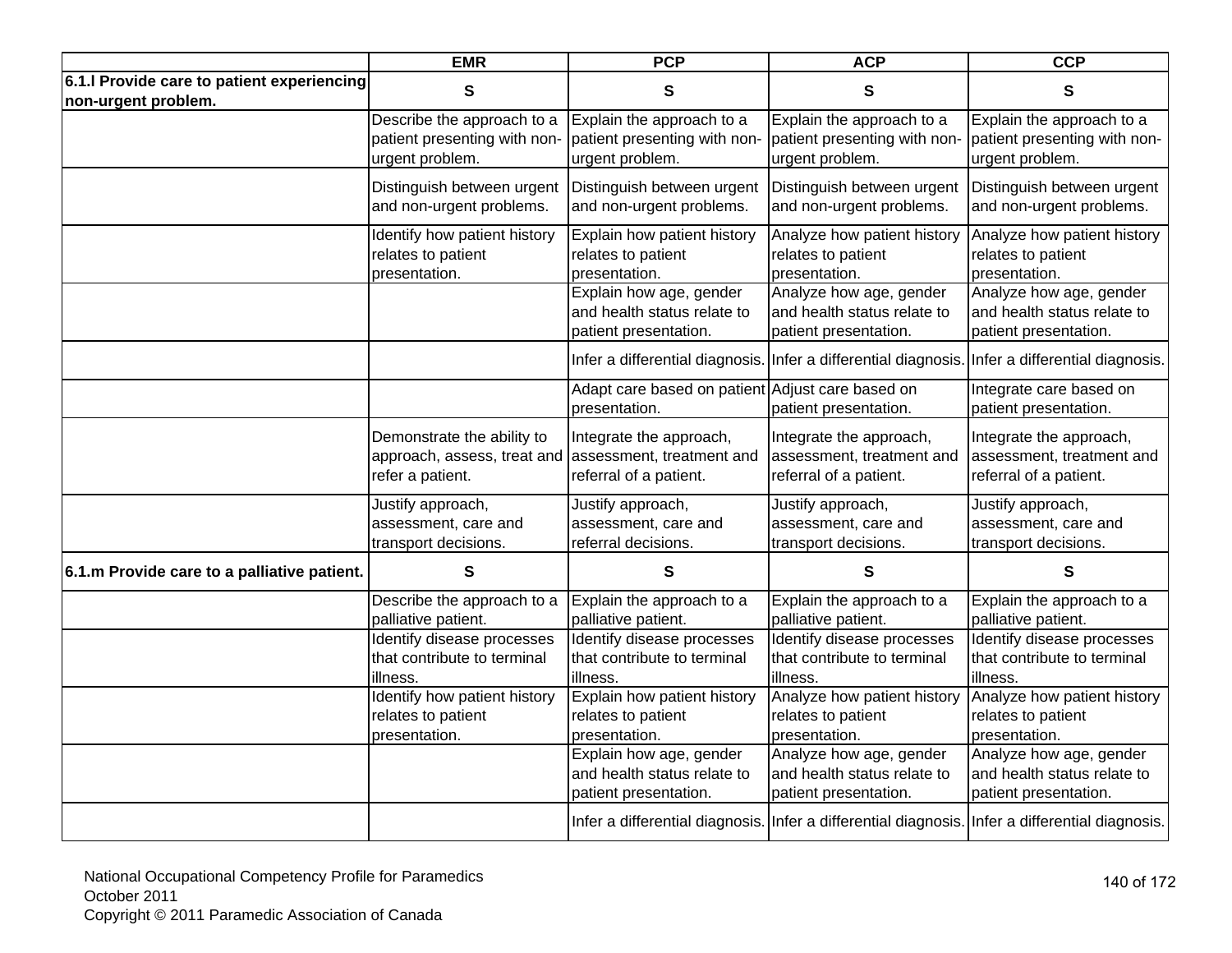| | EMR | PCP | ACP | CCP |
|---|---|---|---|---|
| **6.1.l Provide care to patient experiencing non-urgent problem.** | **S** | **S** | **S** | **S** |
| | Describe the approach to a patient presenting with non-urgent problem. | Explain the approach to a patient presenting with non-urgent problem. | Explain the approach to a patient presenting with non-urgent problem. | Explain the approach to a patient presenting with non-urgent problem. |
| | Distinguish between urgent and non-urgent problems. | Distinguish between urgent and non-urgent problems. | Distinguish between urgent and non-urgent problems. | Distinguish between urgent and non-urgent problems. |
| | Identify how patient history relates to patient presentation. | Explain how patient history relates to patient presentation. | Analyze how patient history relates to patient presentation. | Analyze how patient history relates to patient presentation. |
| | | Explain how age, gender and health status relate to patient presentation. | Analyze how age, gender and health status relate to patient presentation. | Analyze how age, gender and health status relate to patient presentation. |
| | | Infer a differential diagnosis. | Infer a differential diagnosis. | Infer a differential diagnosis. |
| | | Adapt care based on patient presentation. | Adjust care based on patient presentation. | Integrate care based on patient presentation. |
| | Demonstrate the ability to approach, assess, treat and refer a patient. | Integrate the approach, assessment, treatment and referral of a patient. | Integrate the approach, assessment, treatment and referral of a patient. | Integrate the approach, assessment, treatment and referral of a patient. |
| | Justify approach, assessment, care and transport decisions. | Justify approach, assessment, care and referral decisions. | Justify approach, assessment, care and transport decisions. | Justify approach, assessment, care and transport decisions. |
| **6.1.m Provide care to a palliative patient.** | **S** | **S** | **S** | **S** |
| | Describe the approach to a palliative patient. | Explain the approach to a palliative patient. | Explain the approach to a palliative patient. | Explain the approach to a palliative patient. |
| | Identify disease processes that contribute to terminal illness. | Identify disease processes that contribute to terminal illness. | Identify disease processes that contribute to terminal illness. | Identify disease processes that contribute to terminal illness. |
| | Identify how patient history relates to patient presentation. | Explain how patient history relates to patient presentation. | Analyze how patient history relates to patient presentation. | Analyze how patient history relates to patient presentation. |
| | | Explain how age, gender and health status relate to patient presentation. | Analyze how age, gender and health status relate to patient presentation. | Analyze how age, gender and health status relate to patient presentation. |
| | | Infer a differential diagnosis. | Infer a differential diagnosis. | Infer a differential diagnosis. |

National Occupational Competency Profile for Paramedics
October 2011
Copyright © 2011 Paramedic Association of Canada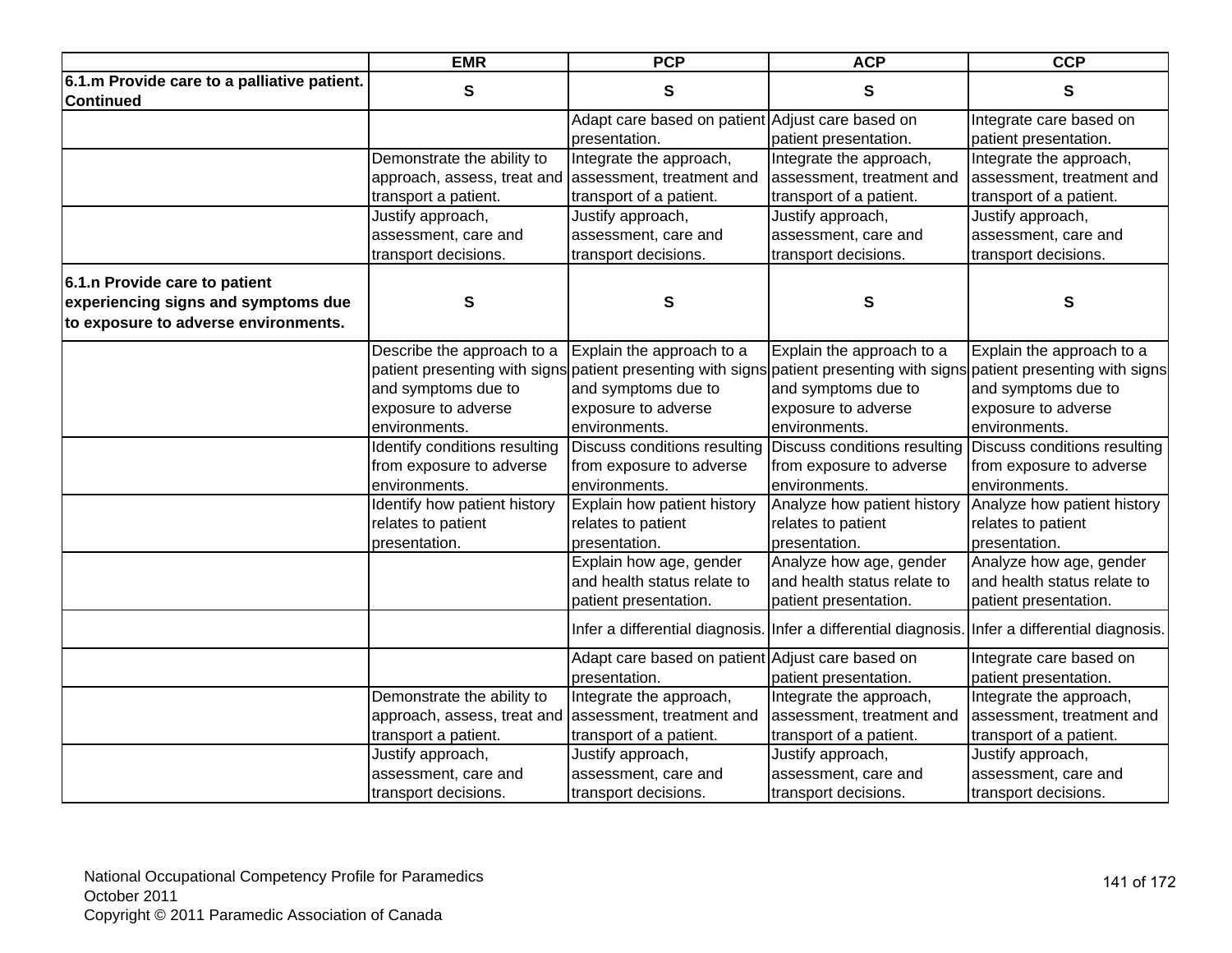| | EMR | PCP | ACP | CCP |
|---|---|---|---|---|
| **6.1.m Provide care to a palliative patient. Continued** | **S** | **S** | **S** | **S** |
| | | Adapt care based on patient presentation. | Adjust care based on patient presentation. | Integrate care based on patient presentation. |
| | Demonstrate the ability to approach, assess, treat and transport a patient. | Integrate the approach, assessment, treatment and transport of a patient. | Integrate the approach, assessment, treatment and transport of a patient. | Integrate the approach, assessment, treatment and transport of a patient. |
| | Justify approach, assessment, care and transport decisions. | Justify approach, assessment, care and transport decisions. | Justify approach, assessment, care and transport decisions. | Justify approach, assessment, care and transport decisions. |
| **6.1.n Provide care to patient experiencing signs and symptoms due to exposure to adverse environments.** | **S** | **S** | **S** | **S** |
| | Describe the approach to a patient presenting with signs and symptoms due to exposure to adverse environments. | Explain the approach to a patient presenting with signs and symptoms due to exposure to adverse environments. | Explain the approach to a patient presenting with signs and symptoms due to exposure to adverse environments. | Explain the approach to a patient presenting with signs and symptoms due to exposure to adverse environments. |
| | Identify conditions resulting from exposure to adverse environments. | Discuss conditions resulting from exposure to adverse environments. | Discuss conditions resulting from exposure to adverse environments. | Discuss conditions resulting from exposure to adverse environments. |
| | Identify how patient history relates to patient presentation. | Explain how patient history relates to patient presentation. | Analyze how patient history relates to patient presentation. | Analyze how patient history relates to patient presentation. |
| | | Explain how age, gender and health status relate to patient presentation. | Analyze how age, gender and health status relate to patient presentation. | Analyze how age, gender and health status relate to patient presentation. |
| | | Infer a differential diagnosis. | Infer a differential diagnosis. | Infer a differential diagnosis. |
| | | Adapt care based on patient presentation. | Adjust care based on patient presentation. | Integrate care based on patient presentation. |
| | Demonstrate the ability to approach, assess, treat and transport a patient. | Integrate the approach, assessment, treatment and transport of a patient. | Integrate the approach, assessment, treatment and transport of a patient. | Integrate the approach, assessment, treatment and transport of a patient. |
| | Justify approach, assessment, care and transport decisions. | Justify approach, assessment, care and transport decisions. | Justify approach, assessment, care and transport decisions. | Justify approach, assessment, care and transport decisions. |

National Occupational Competency Profile for Paramedics
October 2011
Copyright © 2011 Paramedic Association of Canada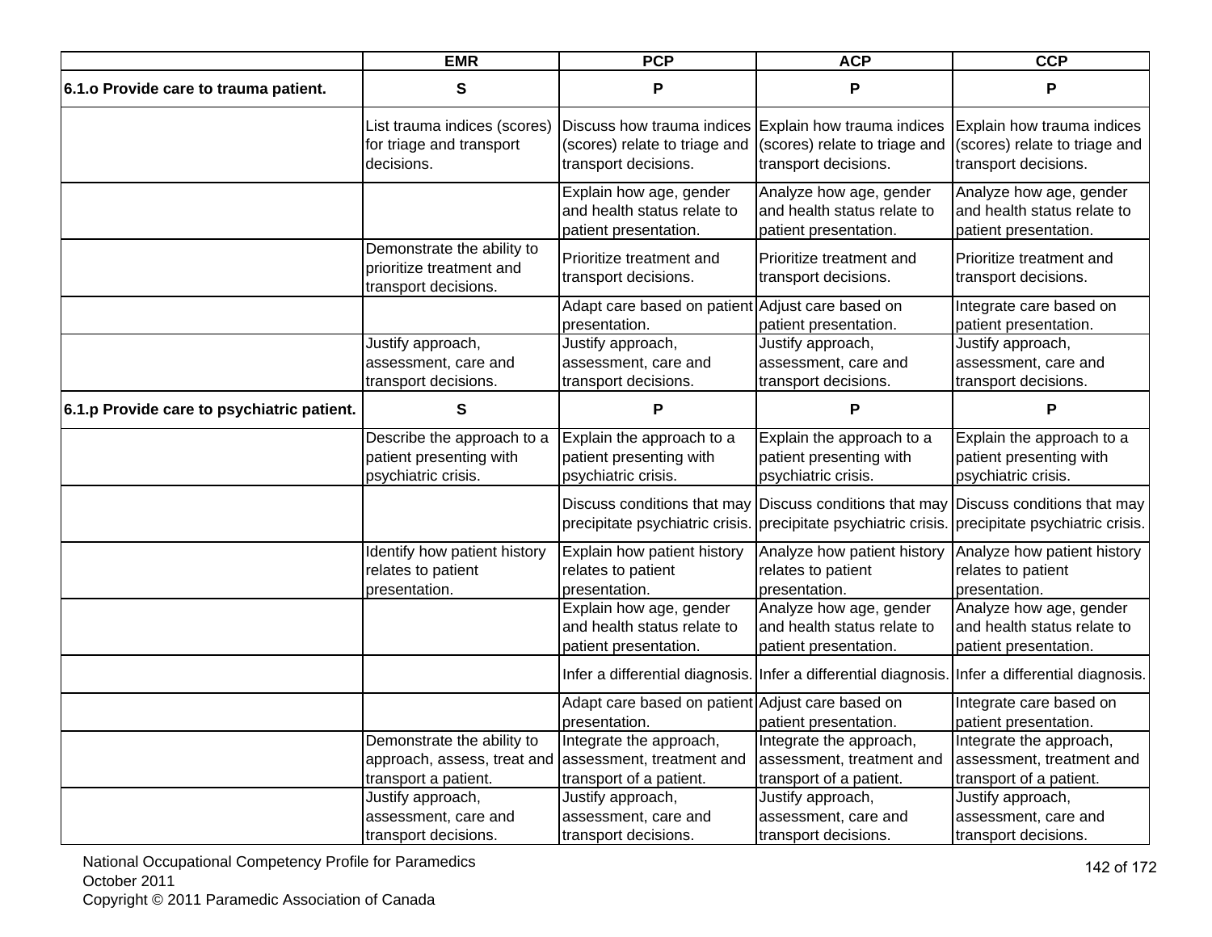| | EMR | PCP | ACP | CCP |
|---|---|---|---|---|
| **6.1.o Provide care to trauma patient.** | **S** | **P** | **P** | **P** |
| | List trauma indices (scores) for triage and transport decisions. | Discuss how trauma indices (scores) relate to triage and transport decisions. | Explain how trauma indices (scores) relate to triage and transport decisions. | Explain how trauma indices (scores) relate to triage and transport decisions. |
| | | Explain how age, gender and health status relate to patient presentation. | Analyze how age, gender and health status relate to patient presentation. | Analyze how age, gender and health status relate to patient presentation. |
| | Demonstrate the ability to prioritize treatment and transport decisions. | Prioritize treatment and transport decisions. | Prioritize treatment and transport decisions. | Prioritize treatment and transport decisions. |
| | | Adapt care based on patient presentation. | Adjust care based on patient presentation. | Integrate care based on patient presentation. |
| | Justify approach, assessment, care and transport decisions. | Justify approach, assessment, care and transport decisions. | Justify approach, assessment, care and transport decisions. | Justify approach, assessment, care and transport decisions. |
| **6.1.p Provide care to psychiatric patient.** | **S** | **P** | **P** | **P** |
| | Describe the approach to a patient presenting with psychiatric crisis. | Explain the approach to a patient presenting with psychiatric crisis. | Explain the approach to a patient presenting with psychiatric crisis. | Explain the approach to a patient presenting with psychiatric crisis. |
| | | Discuss conditions that may precipitate psychiatric crisis. | Discuss conditions that may precipitate psychiatric crisis. | Discuss conditions that may precipitate psychiatric crisis. |
| | Identify how patient history relates to patient presentation. | Explain how patient history relates to patient presentation. | Analyze how patient history relates to patient presentation. | Analyze how patient history relates to patient presentation. |
| | | Explain how age, gender and health status relate to patient presentation. | Analyze how age, gender and health status relate to patient presentation. | Analyze how age, gender and health status relate to patient presentation. |
| | | Infer a differential diagnosis. | Infer a differential diagnosis. | Infer a differential diagnosis. |
| | | Adapt care based on patient presentation. | Adjust care based on patient presentation. | Integrate care based on patient presentation. |
| | Demonstrate the ability to approach, assess, treat and transport a patient. | Integrate the approach, assessment, treatment and transport of a patient. | Integrate the approach, assessment, treatment and transport of a patient. | Integrate the approach, assessment, treatment and transport of a patient. |
| | Justify approach, assessment, care and transport decisions. | Justify approach, assessment, care and transport decisions. | Justify approach, assessment, care and transport decisions. | Justify approach, assessment, care and transport decisions. |

National Occupational Competency Profile for Paramedics
October 2011
Copyright © 2011 Paramedic Association of Canada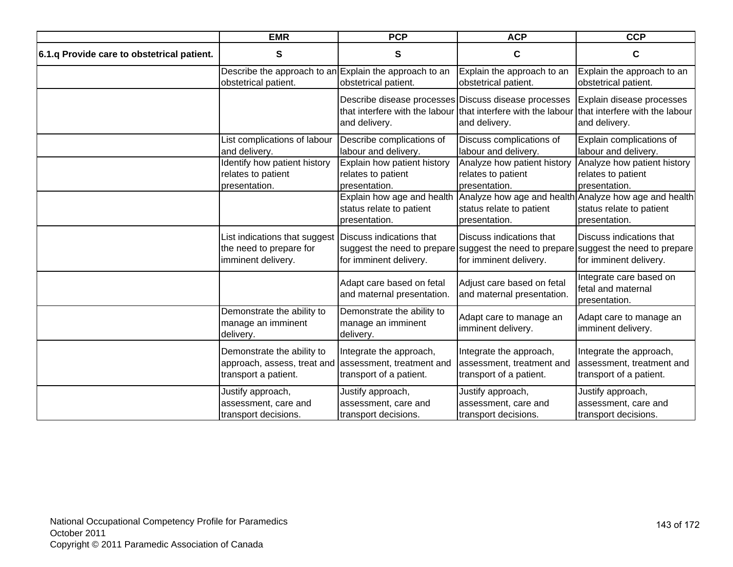| | EMR | PCP | ACP | CCP |
|---|---|---|---|---|
| **6.1.q Provide care to obstetrical patient.** | S | S | C | C |
| | Describe the approach to an obstetrical patient. | Explain the approach to an obstetrical patient. | Explain the approach to an obstetrical patient. | Explain the approach to an obstetrical patient. |
| | | Describe disease processes that interfere with the labour and delivery. | Discuss disease processes that interfere with the labour and delivery. | Explain disease processes that interfere with the labour and delivery. |
| | List complications of labour and delivery. | Describe complications of labour and delivery. | Discuss complications of labour and delivery. | Explain complications of labour and delivery. |
| | Identify how patient history relates to patient presentation. | Explain how patient history relates to patient presentation. | Analyze how patient history relates to patient presentation. | Analyze how patient history relates to patient presentation. |
| | | Explain how age and health status relate to patient presentation. | Analyze how age and health status relate to patient presentation. | Analyze how age and health status relate to patient presentation. |
| | List indications that suggest the need to prepare for imminent delivery. | Discuss indications that suggest the need to prepare for imminent delivery. | Discuss indications that suggest the need to prepare for imminent delivery. | Discuss indications that suggest the need to prepare for imminent delivery. |
| | | Adapt care based on fetal and maternal presentation. | Adjust care based on fetal and maternal presentation. | Integrate care based on fetal and maternal presentation. |
| | Demonstrate the ability to manage an imminent delivery. | Demonstrate the ability to manage an imminent delivery. | Adapt care to manage an imminent delivery. | Adapt care to manage an imminent delivery. |
| | Demonstrate the ability to approach, assess, treat and transport a patient. | Integrate the approach, assessment, treatment and transport of a patient. | Integrate the approach, assessment, treatment and transport of a patient. | Integrate the approach, assessment, treatment and transport of a patient. |
| | Justify approach, assessment, care and transport decisions. | Justify approach, assessment, care and transport decisions. | Justify approach, assessment, care and transport decisions. | Justify approach, assessment, care and transport decisions. |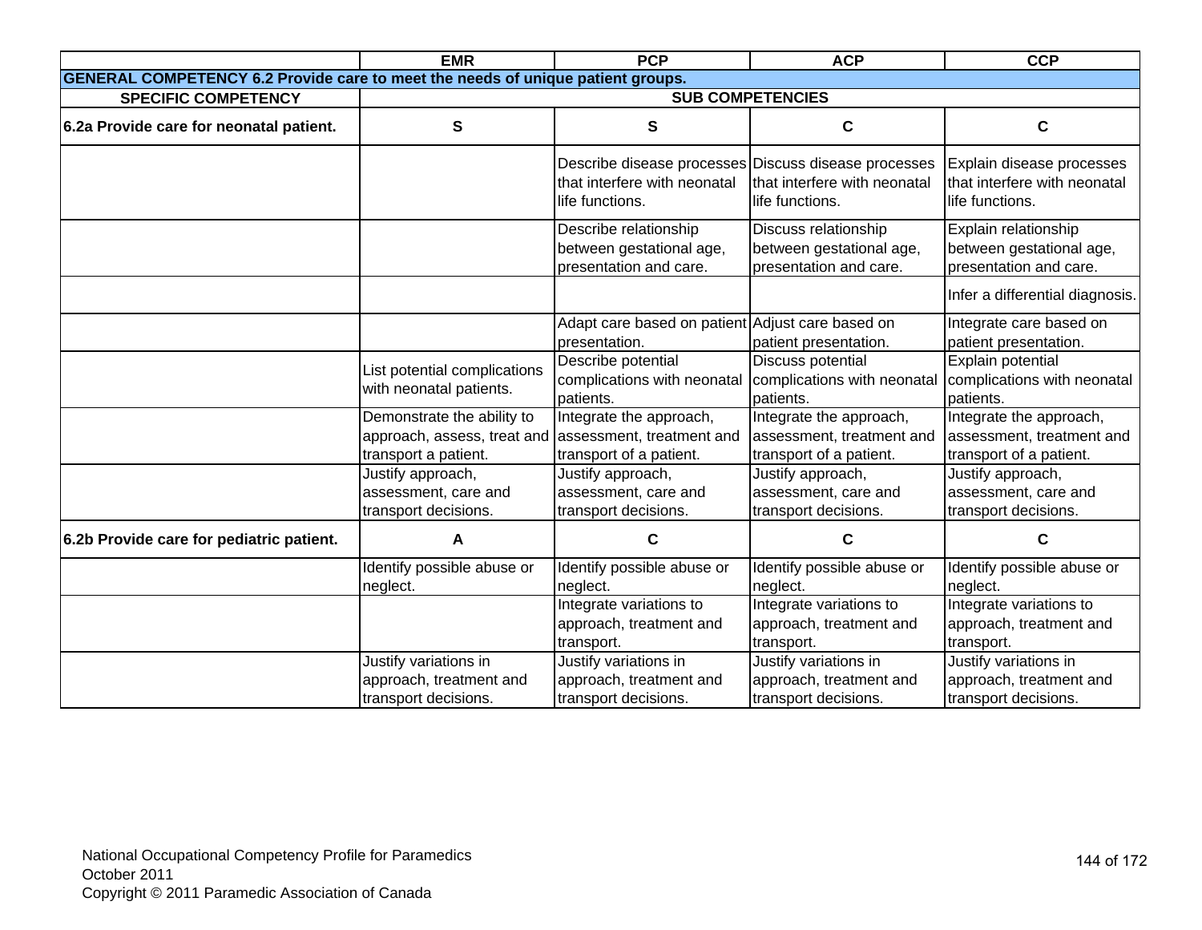| | EMR | PCP | ACP | CCP |
|---|---|---|---|---|
| **GENERAL COMPETENCY 6.2 Provide care to meet the needs of unique patient groups.** | | | | |
| **SPECIFIC COMPETENCY** | **SUB COMPETENCIES** | | | |
| **6.2a Provide care for neonatal patient.** | **S** | **S** | **C** | **C** |
| | | Describe disease processes that interfere with neonatal life functions. | Discuss disease processes that interfere with neonatal life functions. | Explain disease processes that interfere with neonatal life functions. |
| | | Describe relationship between gestational age, presentation and care. | Discuss relationship between gestational age, presentation and care. | Explain relationship between gestational age, presentation and care. |
| | | | | Infer a differential diagnosis. |
| | | Adapt care based on patient presentation. | Adjust care based on patient presentation. | Integrate care based on patient presentation. |
| | List potential complications with neonatal patients. | Describe potential complications with neonatal patients. | Discuss potential complications with neonatal patients. | Explain potential complications with neonatal patients. |
| | Demonstrate the ability to approach, assess, treat and transport a patient. | Integrate the approach, assessment, treatment and transport of a patient. | Integrate the approach, assessment, treatment and transport of a patient. | Integrate the approach, assessment, treatment and transport of a patient. |
| | Justify approach, assessment, care and transport decisions. | Justify approach, assessment, care and transport decisions. | Justify approach, assessment, care and transport decisions. | Justify approach, assessment, care and transport decisions. |
| **6.2b Provide care for pediatric patient.** | **A** | **C** | **C** | **C** |
| | Identify possible abuse or neglect. | Identify possible abuse or neglect. | Identify possible abuse or neglect. | Identify possible abuse or neglect. |
| | | Integrate variations to approach, treatment and transport. | Integrate variations to approach, treatment and transport. | Integrate variations to approach, treatment and transport. |
| | Justify variations in approach, treatment and transport decisions. | Justify variations in approach, treatment and transport decisions. | Justify variations in approach, treatment and transport decisions. | Justify variations in approach, treatment and transport decisions. |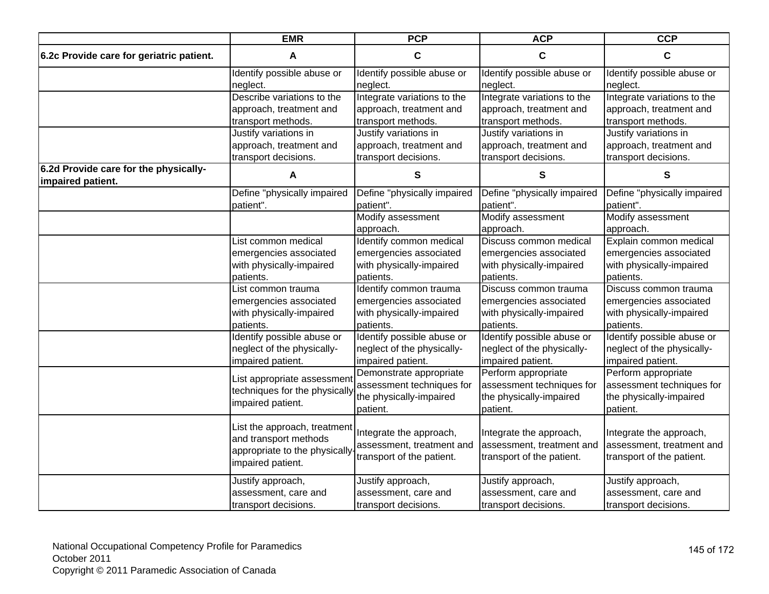| | EMR | PCP | ACP | CCP |
|---|---|---|---|---|
| **6.2c Provide care for geriatric patient.** | **A** | **C** | **C** | **C** |
| | Identify possible abuse or neglect. | Identify possible abuse or neglect. | Identify possible abuse or neglect. | Identify possible abuse or neglect. |
| | Describe variations to the approach, treatment and transport methods. | Integrate variations to the approach, treatment and transport methods. | Integrate variations to the approach, treatment and transport methods. | Integrate variations to the approach, treatment and transport methods. |
| | Justify variations in approach, treatment and transport decisions. | Justify variations in approach, treatment and transport decisions. | Justify variations in approach, treatment and transport decisions. | Justify variations in approach, treatment and transport decisions. |
| **6.2d Provide care for the physically-impaired patient.** | **A** | **S** | **S** | **S** |
| | Define "physically impaired patient". | Define "physically impaired patient". | Define "physically impaired patient". | Define "physically impaired patient". |
| | | Modify assessment approach. | Modify assessment approach. | Modify assessment approach. |
| | List common medical emergencies associated with physically-impaired patients. | Identify common medical emergencies associated with physically-impaired patients. | Discuss common medical emergencies associated with physically-impaired patients. | Explain common medical emergencies associated with physically-impaired patients. |
| | List common trauma emergencies associated with physically-impaired patients. | Identify common trauma emergencies associated with physically-impaired patients. | Discuss common trauma emergencies associated with physically-impaired patients. | Discuss common trauma emergencies associated with physically-impaired patients. |
| | Identify possible abuse or neglect of the physically-impaired patient. | Identify possible abuse or neglect of the physically-impaired patient. | Identify possible abuse or neglect of the physically-impaired patient. | Identify possible abuse or neglect of the physically-impaired patient. |
| | List appropriate assessment techniques for the physically-impaired patient. | Demonstrate appropriate assessment techniques for the physically-impaired patient. | Perform appropriate assessment techniques for the physically-impaired patient. | Perform appropriate assessment techniques for the physically-impaired patient. |
| | List the approach, treatment and transport methods appropriate to the physically-impaired patient. | Integrate the approach, assessment, treatment and transport of the patient. | Integrate the approach, assessment, treatment and transport of the patient. | Integrate the approach, assessment, treatment and transport of the patient. |
| | Justify approach, assessment, care and transport decisions. | Justify approach, assessment, care and transport decisions. | Justify approach, assessment, care and transport decisions. | Justify approach, assessment, care and transport decisions. |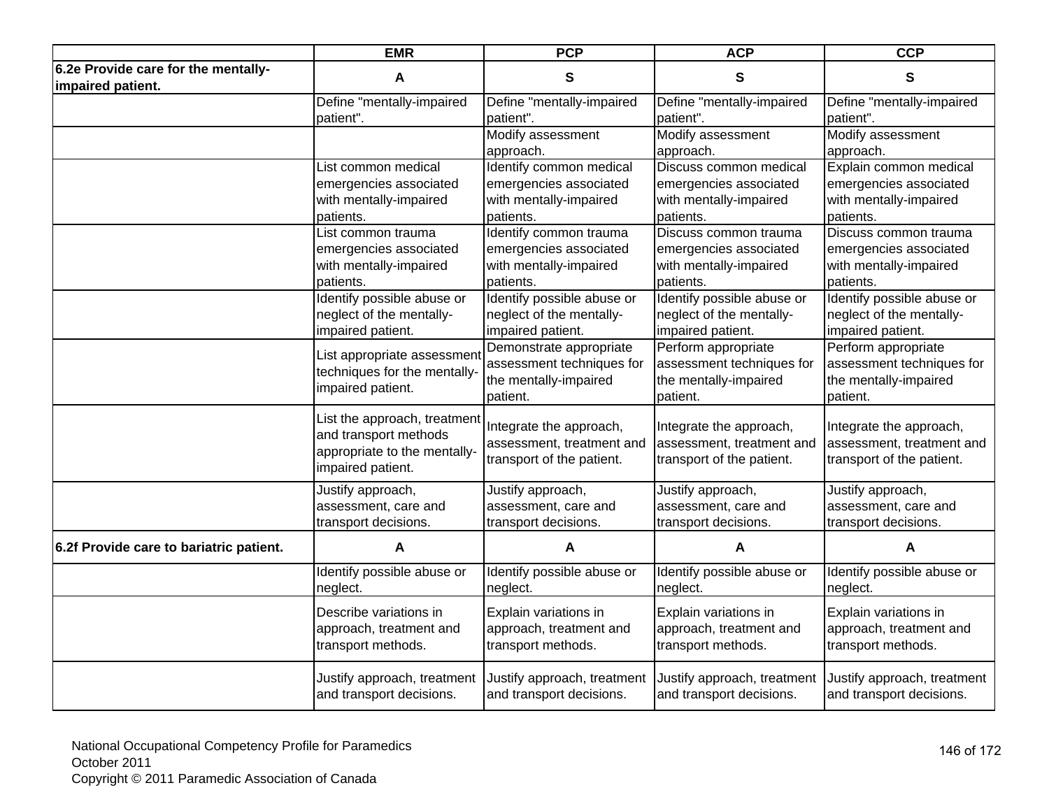| | EMR | PCP | ACP | CCP |
|---|---|---|---|---|
| **6.2e Provide care for the mentally-impaired patient.** | **A** | **S** | **S** | **S** |
| | Define "mentally-impaired patient". | Define "mentally-impaired patient". | Define "mentally-impaired patient". | Define "mentally-impaired patient". |
| | | Modify assessment approach. | Modify assessment approach. | Modify assessment approach. |
| | List common medical emergencies associated with mentally-impaired patients. | Identify common medical emergencies associated with mentally-impaired patients. | Discuss common medical emergencies associated with mentally-impaired patients. | Explain common medical emergencies associated with mentally-impaired patients. |
| | List common trauma emergencies associated with mentally-impaired patients. | Identify common trauma emergencies associated with mentally-impaired patients. | Discuss common trauma emergencies associated with mentally-impaired patients. | Discuss common trauma emergencies associated with mentally-impaired patients. |
| | Identify possible abuse or neglect of the mentally-impaired patient. | Identify possible abuse or neglect of the mentally-impaired patient. | Identify possible abuse or neglect of the mentally-impaired patient. | Identify possible abuse or neglect of the mentally-impaired patient. |
| | List appropriate assessment techniques for the mentally-impaired patient. | Demonstrate appropriate assessment techniques for the mentally-impaired patient. | Perform appropriate assessment techniques for the mentally-impaired patient. | Perform appropriate assessment techniques for the mentally-impaired patient. |
| | List the approach, treatment and transport methods appropriate to the mentally-impaired patient. | Integrate the approach, assessment, treatment and transport of the patient. | Integrate the approach, assessment, treatment and transport of the patient. | Integrate the approach, assessment, treatment and transport of the patient. |
| | Justify approach, assessment, care and transport decisions. | Justify approach, assessment, care and transport decisions. | Justify approach, assessment, care and transport decisions. | Justify approach, assessment, care and transport decisions. |
| **6.2f Provide care to bariatric patient.** | **A** | **A** | **A** | **A** |
| | Identify possible abuse or neglect. | Identify possible abuse or neglect. | Identify possible abuse or neglect. | Identify possible abuse or neglect. |
| | Describe variations in approach, treatment and transport methods. | Explain variations in approach, treatment and transport methods. | Explain variations in approach, treatment and transport methods. | Explain variations in approach, treatment and transport methods. |
| | Justify approach, treatment and transport decisions. | Justify approach, treatment and transport decisions. | Justify approach, treatment and transport decisions. | Justify approach, treatment and transport decisions. |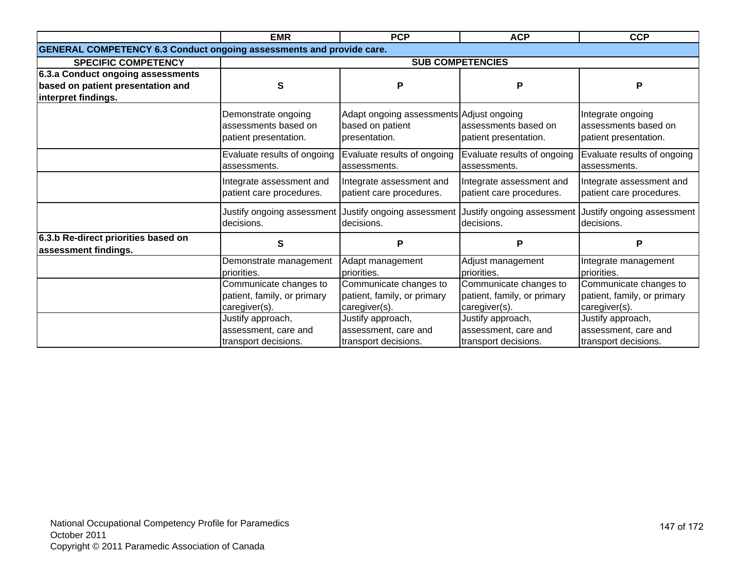| | EMR | PCP | ACP | CCP |
|---|---|---|---|---|
| **GENERAL COMPETENCY 6.3 Conduct ongoing assessments and provide care.** | | | | |
| **SPECIFIC COMPETENCY** | **SUB COMPETENCIES** | | | |
| **6.3.a Conduct ongoing assessments based on patient presentation and interpret findings.** | **S** | **P** | **P** | **P** |
| | Demonstrate ongoing assessments based on patient presentation. | Adapt ongoing assessments based on patient presentation. | Adjust ongoing assessments based on patient presentation. | Integrate ongoing assessments based on patient presentation. |
| | Evaluate results of ongoing assessments. | Evaluate results of ongoing assessments. | Evaluate results of ongoing assessments. | Evaluate results of ongoing assessments. |
| | Integrate assessment and patient care procedures. | Integrate assessment and patient care procedures. | Integrate assessment and patient care procedures. | Integrate assessment and patient care procedures. |
| | Justify ongoing assessment decisions. | Justify ongoing assessment decisions. | Justify ongoing assessment decisions. | Justify ongoing assessment decisions. |
| **6.3.b Re-direct priorities based on assessment findings.** | **S** | **P** | **P** | **P** |
| | Demonstrate management priorities. | Adapt management priorities. | Adjust management priorities. | Integrate management priorities. |
| | Communicate changes to patient, family, or primary caregiver(s). | Communicate changes to patient, family, or primary caregiver(s). | Communicate changes to patient, family, or primary caregiver(s). | Communicate changes to patient, family, or primary caregiver(s). |
| | Justify approach, assessment, care and transport decisions. | Justify approach, assessment, care and transport decisions. | Justify approach, assessment, care and transport decisions. | Justify approach, assessment, care and transport decisions. |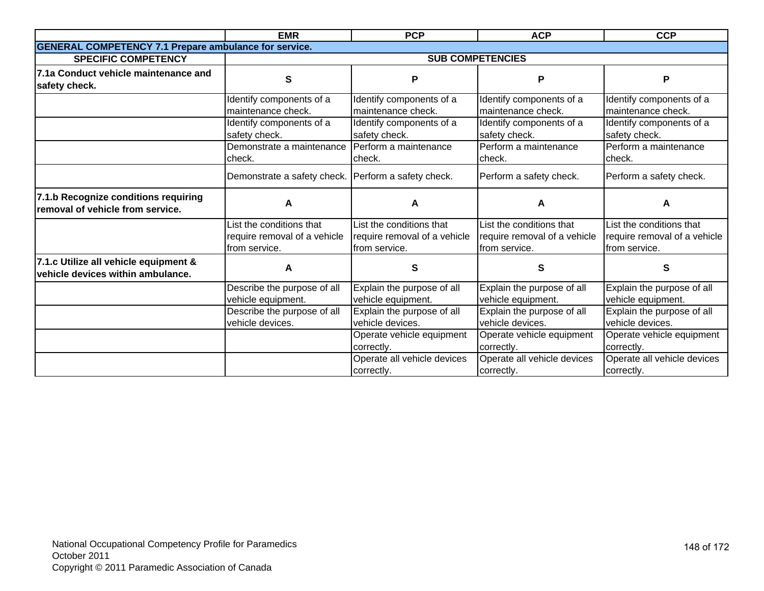| | EMR | PCP | ACP | CCP |
|---|---|---|---|---|
| **GENERAL COMPETENCY 7.1 Prepare ambulance for service.** | | | | |
| **SPECIFIC COMPETENCY** | **SUB COMPETENCIES** | | | |
| **7.1a Conduct vehicle maintenance and safety check.** | **S** | **P** | **P** | **P** |
| | Identify components of a maintenance check. | Identify components of a maintenance check. | Identify components of a maintenance check. | Identify components of a maintenance check. |
| | Identify components of a safety check. | Identify components of a safety check. | Identify components of a safety check. | Identify components of a safety check. |
| | Demonstrate a maintenance check. | Perform a maintenance check. | Perform a maintenance check. | Perform a maintenance check. |
| | Demonstrate a safety check. | Perform a safety check. | Perform a safety check. | Perform a safety check. |
| **7.1.b Recognize conditions requiring removal of vehicle from service.** | **A** | **A** | **A** | **A** |
| | List the conditions that require removal of a vehicle from service. | List the conditions that require removal of a vehicle from service. | List the conditions that require removal of a vehicle from service. | List the conditions that require removal of a vehicle from service. |
| **7.1.c Utilize all vehicle equipment & vehicle devices within ambulance.** | **A** | **S** | **S** | **S** |
| | Describe the purpose of all vehicle equipment. | Explain the purpose of all vehicle equipment. | Explain the purpose of all vehicle equipment. | Explain the purpose of all vehicle equipment. |
| | Describe the purpose of all vehicle devices. | Explain the purpose of all vehicle devices. | Explain the purpose of all vehicle devices. | Explain the purpose of all vehicle devices. |
| | | Operate vehicle equipment correctly. | Operate vehicle equipment correctly. | Operate vehicle equipment correctly. |
| | | Operate all vehicle devices correctly. | Operate all vehicle devices correctly. | Operate all vehicle devices correctly. |

National Occupational Competency Profile for Paramedics
October 2011
Copyright © 2011 Paramedic Association of Canada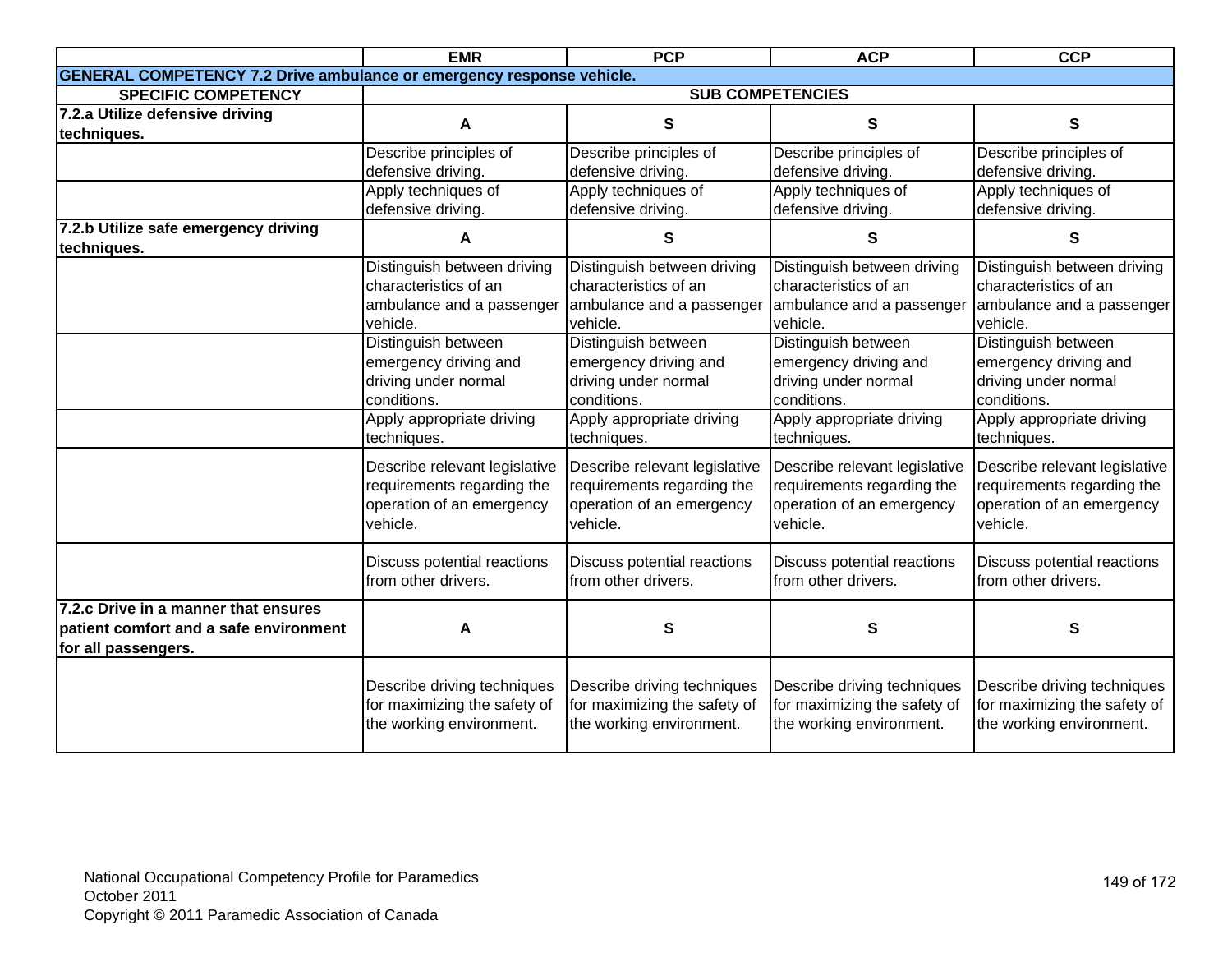| | EMR | PCP | ACP | CCP |
|---|---|---|---|---|
| **GENERAL COMPETENCY 7.2 Drive ambulance or emergency response vehicle.** | | | | |
| **SPECIFIC COMPETENCY** | **SUB COMPETENCIES** | | | |
| **7.2.a Utilize defensive driving techniques.** | **A** | **S** | **S** | **S** |
| | Describe principles of defensive driving. | Describe principles of defensive driving. | Describe principles of defensive driving. | Describe principles of defensive driving. |
| | Apply techniques of defensive driving. | Apply techniques of defensive driving. | Apply techniques of defensive driving. | Apply techniques of defensive driving. |
| **7.2.b Utilize safe emergency driving techniques.** | **A** | **S** | **S** | **S** |
| | Distinguish between driving characteristics of an ambulance and a passenger vehicle. | Distinguish between driving characteristics of an ambulance and a passenger vehicle. | Distinguish between driving characteristics of an ambulance and a passenger vehicle. | Distinguish between driving characteristics of an ambulance and a passenger vehicle. |
| | Distinguish between emergency driving and driving under normal conditions. | Distinguish between emergency driving and driving under normal conditions. | Distinguish between emergency driving and driving under normal conditions. | Distinguish between emergency driving and driving under normal conditions. |
| | Apply appropriate driving techniques. | Apply appropriate driving techniques. | Apply appropriate driving techniques. | Apply appropriate driving techniques. |
| | Describe relevant legislative requirements regarding the operation of an emergency vehicle. | Describe relevant legislative requirements regarding the operation of an emergency vehicle. | Describe relevant legislative requirements regarding the operation of an emergency vehicle. | Describe relevant legislative requirements regarding the operation of an emergency vehicle. |
| | Discuss potential reactions from other drivers. | Discuss potential reactions from other drivers. | Discuss potential reactions from other drivers. | Discuss potential reactions from other drivers. |
| **7.2.c Drive in a manner that ensures patient comfort and a safe environment for all passengers.** | **A** | **S** | **S** | **S** |
| | Describe driving techniques for maximizing the safety of the working environment. | Describe driving techniques for maximizing the safety of the working environment. | Describe driving techniques for maximizing the safety of the working environment. | Describe driving techniques for maximizing the safety of the working environment. |

National Occupational Competency Profile for Paramedics
October 2011
Copyright © 2011 Paramedic Association of Canada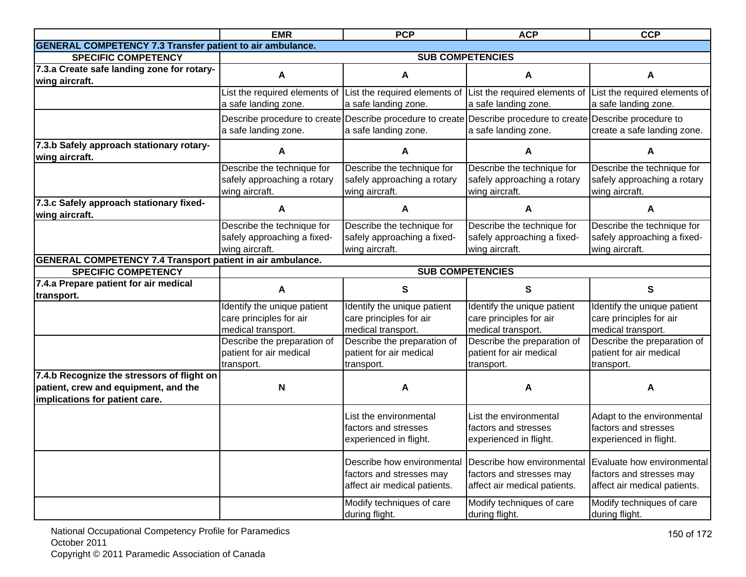| | EMR | PCP | ACP | CCP |
|---|---|---|---|---|
| **GENERAL COMPETENCY 7.3 Transfer patient to air ambulance.** | | | | |
| **SPECIFIC COMPETENCY** | **SUB COMPETENCIES** | | | |
| **7.3.a Create safe landing zone for rotary-wing aircraft.** | **A** | **A** | **A** | **A** |
| | List the required elements of a safe landing zone. | List the required elements of a safe landing zone. | List the required elements of a safe landing zone. | List the required elements of a safe landing zone. |
| | Describe procedure to create a safe landing zone. | Describe procedure to create a safe landing zone. | Describe procedure to create a safe landing zone. | Describe procedure to create a safe landing zone. |
| **7.3.b Safely approach stationary rotary-wing aircraft.** | **A** | **A** | **A** | **A** |
| | Describe the technique for safely approaching a rotary wing aircraft. | Describe the technique for safely approaching a rotary wing aircraft. | Describe the technique for safely approaching a rotary wing aircraft. | Describe the technique for safely approaching a rotary wing aircraft. |
| **7.3.c Safely approach stationary fixed-wing aircraft.** | **A** | **A** | **A** | **A** |
| | Describe the technique for safely approaching a fixed-wing aircraft. | Describe the technique for safely approaching a fixed-wing aircraft. | Describe the technique for safely approaching a fixed-wing aircraft. | Describe the technique for safely approaching a fixed-wing aircraft. |
| **GENERAL COMPETENCY 7.4 Transport patient in air ambulance.** | | | | |
| **SPECIFIC COMPETENCY** | **SUB COMPETENCIES** | | | |
| **7.4.a Prepare patient for air medical transport.** | **A** | **S** | **S** | **S** |
| | Identify the unique patient care principles for air medical transport. | Identify the unique patient care principles for air medical transport. | Identify the unique patient care principles for air medical transport. | Identify the unique patient care principles for air medical transport. |
| | Describe the preparation of patient for air medical transport. | Describe the preparation of patient for air medical transport. | Describe the preparation of patient for air medical transport. | Describe the preparation of patient for air medical transport. |
| **7.4.b Recognize the stressors of flight on patient, crew and equipment, and the implications for patient care.** | **N** | **A** | **A** | **A** |
| | | List the environmental factors and stresses experienced in flight. | List the environmental factors and stresses experienced in flight. | Adapt to the environmental factors and stresses experienced in flight. |
| | | Describe how environmental factors and stresses may affect air medical patients. | Describe how environmental factors and stresses may affect air medical patients. | Evaluate how environmental factors and stresses may affect air medical patients. |
| | | Modify techniques of care during flight. | Modify techniques of care during flight. | Modify techniques of care during flight. |

National Occupational Competency Profile for Paramedics
October 2011
Copyright © 2011 Paramedic Association of Canada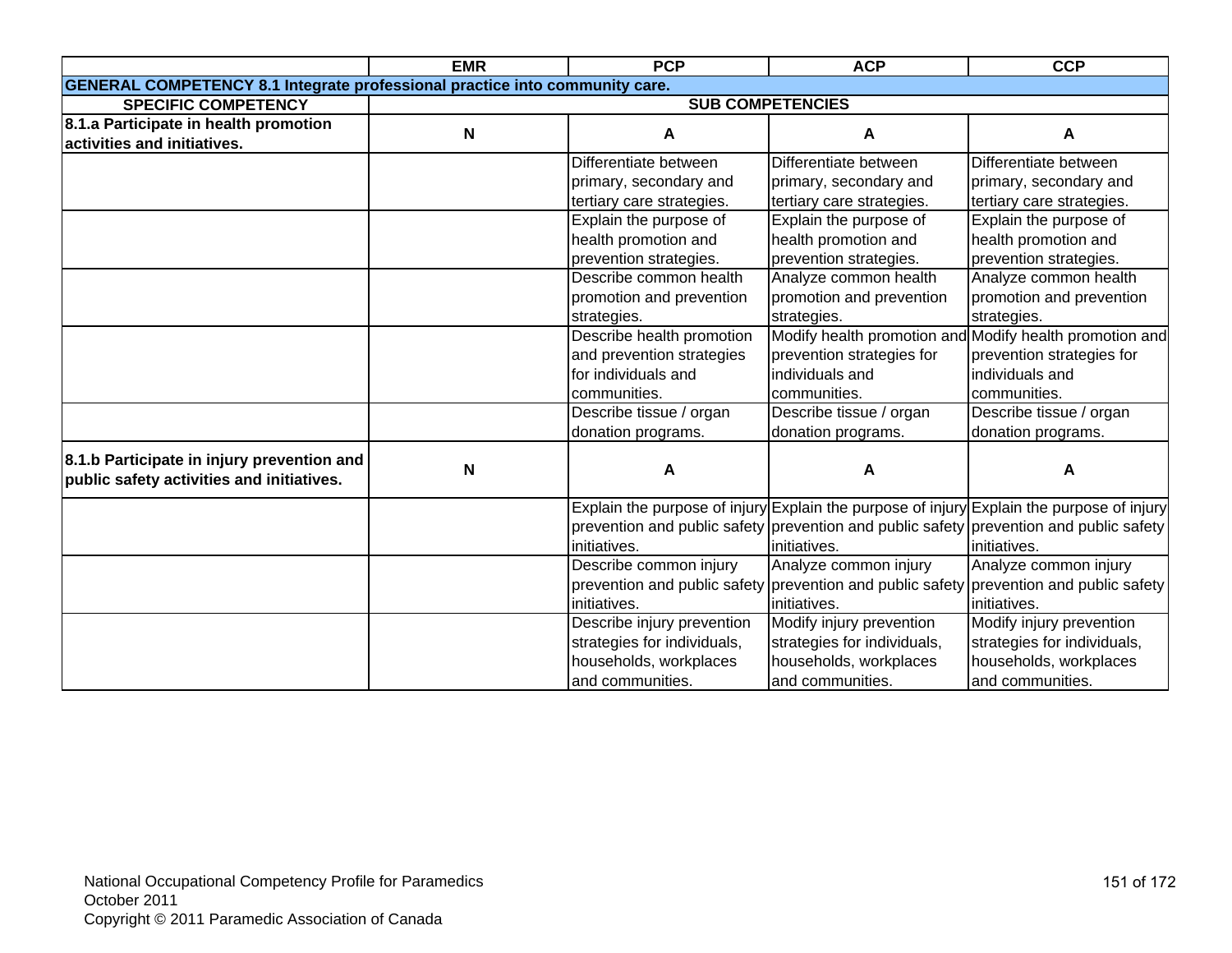| | EMR | PCP | ACP | CCP |
|---|---|---|---|---|
| **GENERAL COMPETENCY 8.1 Integrate professional practice into community care.** | | | | |
| **SPECIFIC COMPETENCY** | **SUB COMPETENCIES** | | | |
| **8.1.a Participate in health promotion activities and initiatives.** | **N** | **A** | **A** | **A** |
| | | Differentiate between primary, secondary and tertiary care strategies. | Differentiate between primary, secondary and tertiary care strategies. | Differentiate between primary, secondary and tertiary care strategies. |
| | | Explain the purpose of health promotion and prevention strategies. | Explain the purpose of health promotion and prevention strategies. | Explain the purpose of health promotion and prevention strategies. |
| | | Describe common health promotion and prevention strategies. | Analyze common health promotion and prevention strategies. | Analyze common health promotion and prevention strategies. |
| | | Describe health promotion and prevention strategies for individuals and communities. | Modify health promotion and prevention strategies for individuals and communities. | Modify health promotion and prevention strategies for individuals and communities. |
| | | Describe tissue / organ donation programs. | Describe tissue / organ donation programs. | Describe tissue / organ donation programs. |
| **8.1.b Participate in injury prevention and public safety activities and initiatives.** | **N** | **A** | **A** | **A** |
| | | Explain the purpose of injury prevention and public safety initiatives. | Explain the purpose of injury prevention and public safety initiatives. | Explain the purpose of injury prevention and public safety initiatives. |
| | | Describe common injury prevention and public safety initiatives. | Analyze common injury prevention and public safety initiatives. | Analyze common injury prevention and public safety initiatives. |
| | | Describe injury prevention strategies for individuals, households, workplaces and communities. | Modify injury prevention strategies for individuals, households, workplaces and communities. | Modify injury prevention strategies for individuals, households, workplaces and communities. |

National Occupational Competency Profile for Paramedics
October 2011
Copyright © 2011 Paramedic Association of Canada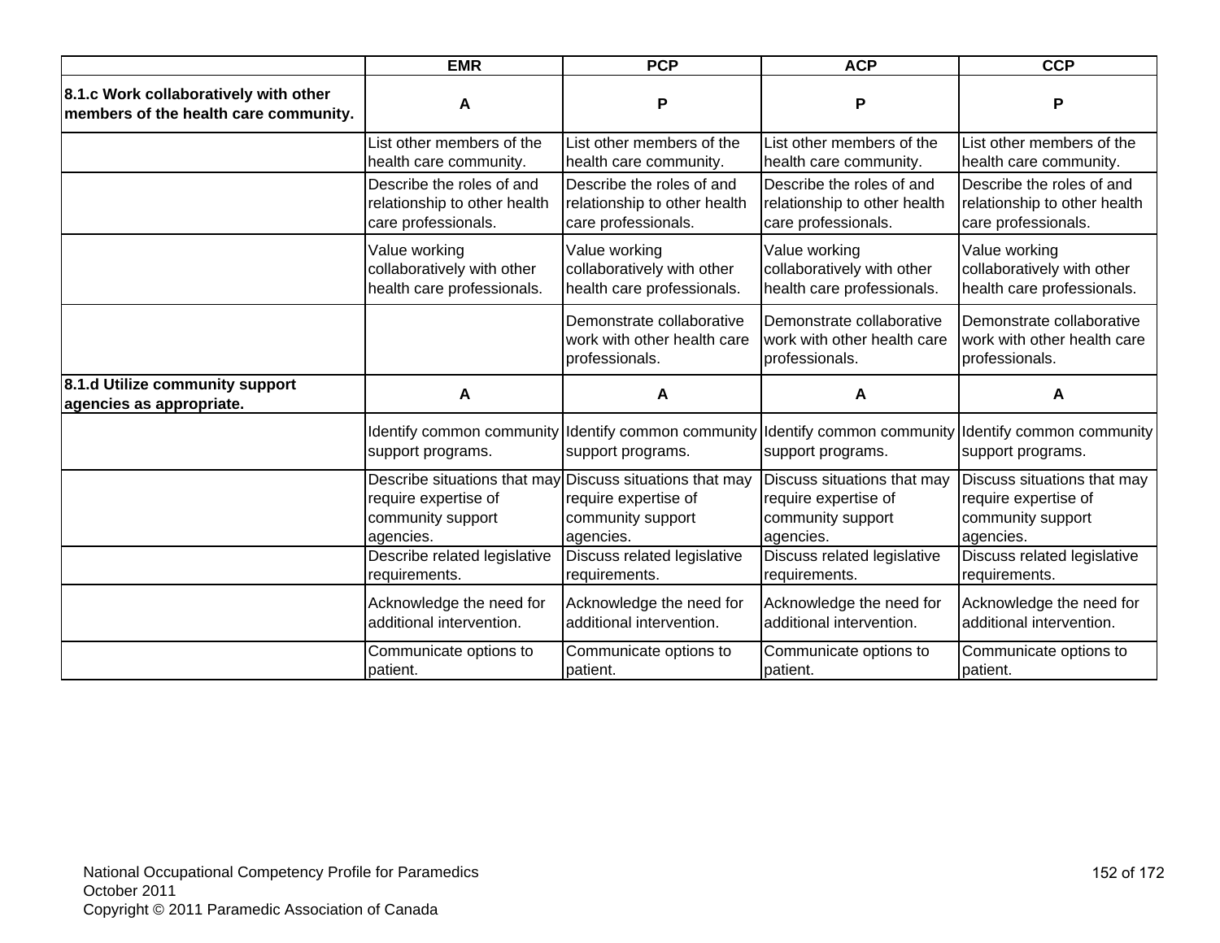| | EMR | PCP | ACP | CCP |
|---|---|---|---|---|
| **8.1.c Work collaboratively with other members of the health care community.** | **A** | **P** | **P** | **P** |
| | List other members of the health care community. | List other members of the health care community. | List other members of the health care community. | List other members of the health care community. |
| | Describe the roles of and relationship to other health care professionals. | Describe the roles of and relationship to other health care professionals. | Describe the roles of and relationship to other health care professionals. | Describe the roles of and relationship to other health care professionals. |
| | Value working collaboratively with other health care professionals. | Value working collaboratively with other health care professionals. | Value working collaboratively with other health care professionals. | Value working collaboratively with other health care professionals. |
| | | Demonstrate collaborative work with other health care professionals. | Demonstrate collaborative work with other health care professionals. | Demonstrate collaborative work with other health care professionals. |
| **8.1.d Utilize community support agencies as appropriate.** | **A** | **A** | **A** | **A** |
| | Identify common community support programs. | Identify common community support programs. | Identify common community support programs. | Identify common community support programs. |
| | Describe situations that may require expertise of community support agencies. | Discuss situations that may require expertise of community support agencies. | Discuss situations that may require expertise of community support agencies. | Discuss situations that may require expertise of community support agencies. |
| | Describe related legislative requirements. | Discuss related legislative requirements. | Discuss related legislative requirements. | Discuss related legislative requirements. |
| | Acknowledge the need for additional intervention. | Acknowledge the need for additional intervention. | Acknowledge the need for additional intervention. | Acknowledge the need for additional intervention. |
| | Communicate options to patient. | Communicate options to patient. | Communicate options to patient. | Communicate options to patient. |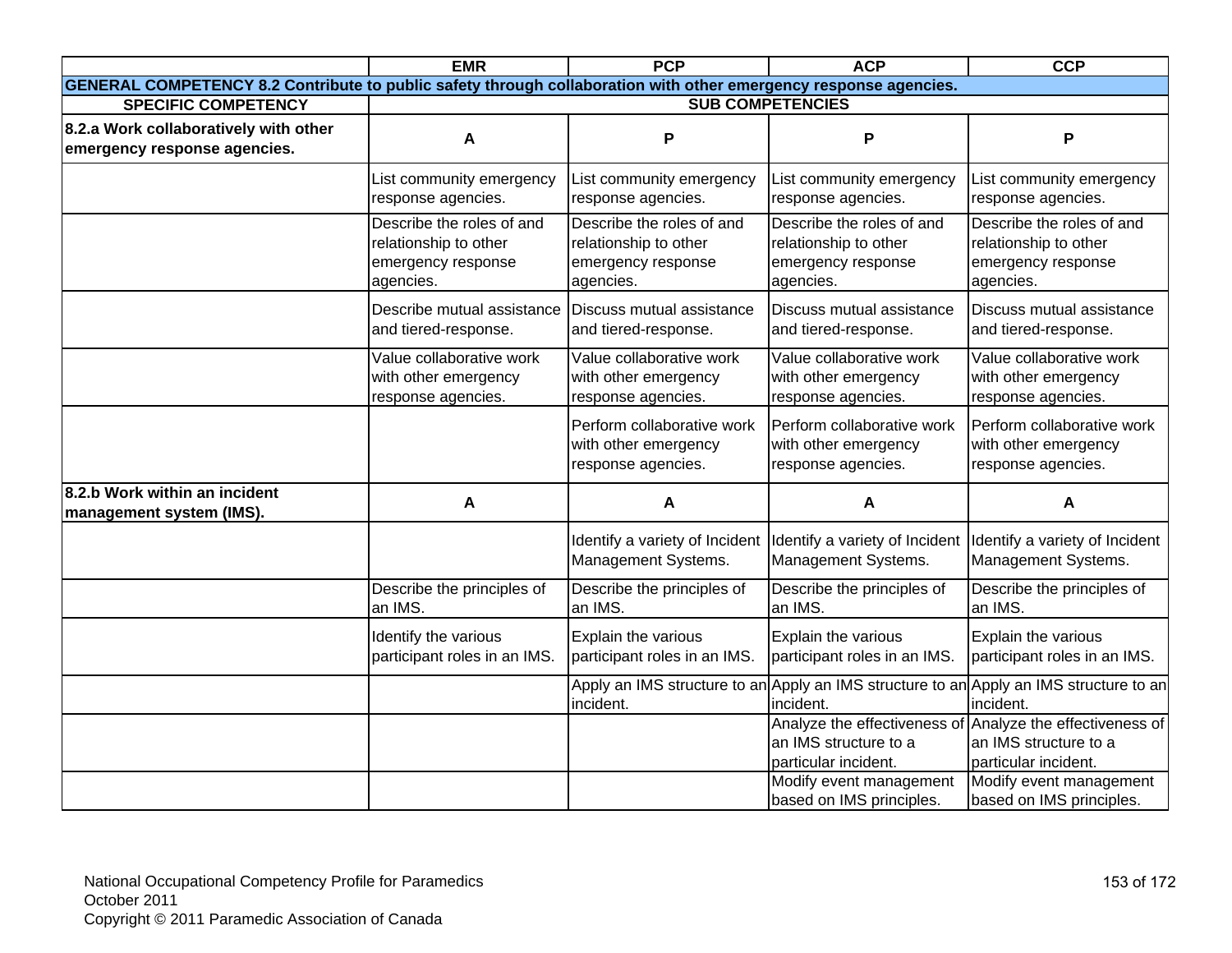| | EMR | PCP | ACP | CCP |
|---|---|---|---|---|
| **GENERAL COMPETENCY 8.2 Contribute to public safety through collaboration with other emergency response agencies.** | | | | |
| **SPECIFIC COMPETENCY** | **SUB COMPETENCIES** | | | |
| **8.2.a Work collaboratively with other emergency response agencies.** | **A** | **P** | **P** | **P** |
| | List community emergency response agencies. | List community emergency response agencies. | List community emergency response agencies. | List community emergency response agencies. |
| | Describe the roles of and relationship to other emergency response agencies. | Describe the roles of and relationship to other emergency response agencies. | Describe the roles of and relationship to other emergency response agencies. | Describe the roles of and relationship to other emergency response agencies. |
| | Describe mutual assistance and tiered-response. | Discuss mutual assistance and tiered-response. | Discuss mutual assistance and tiered-response. | Discuss mutual assistance and tiered-response. |
| | Value collaborative work with other emergency response agencies. | Value collaborative work with other emergency response agencies. | Value collaborative work with other emergency response agencies. | Value collaborative work with other emergency response agencies. |
| | | Perform collaborative work with other emergency response agencies. | Perform collaborative work with other emergency response agencies. | Perform collaborative work with other emergency response agencies. |
| **8.2.b Work within an incident management system (IMS).** | **A** | **A** | **A** | **A** |
| | | Identify a variety of Incident Management Systems. | Identify a variety of Incident Management Systems. | Identify a variety of Incident Management Systems. |
| | Describe the principles of an IMS. | Describe the principles of an IMS. | Describe the principles of an IMS. | Describe the principles of an IMS. |
| | Identify the various participant roles in an IMS. | Explain the various participant roles in an IMS. | Explain the various participant roles in an IMS. | Explain the various participant roles in an IMS. |
| | | Apply an IMS structure to an incident. | Apply an IMS structure to an incident. | Apply an IMS structure to an incident. |
| | | | Analyze the effectiveness of an IMS structure to a particular incident. | Analyze the effectiveness of an IMS structure to a particular incident. |
| | | | Modify event management based on IMS principles. | Modify event management based on IMS principles. |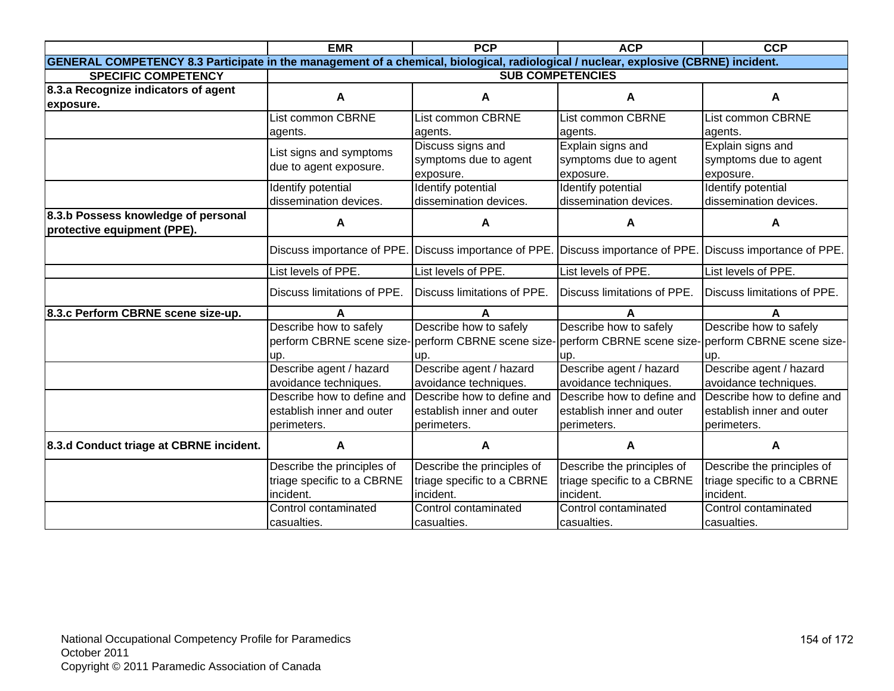| | EMR | PCP | ACP | CCP |
|---|---|---|---|---|
| **GENERAL COMPETENCY 8.3 Participate in the management of a chemical, biological, radiological / nuclear, explosive (CBRNE) incident.** | | | | |
| **SPECIFIC COMPETENCY** | **SUB COMPETENCIES** | | | |
| **8.3.a Recognize indicators of agent exposure.** | **A** | **A** | **A** | **A** |
| | List common CBRNE agents. | List common CBRNE agents. | List common CBRNE agents. | List common CBRNE agents. |
| | List signs and symptoms due to agent exposure. | Discuss signs and symptoms due to agent exposure. | Explain signs and symptoms due to agent exposure. | Explain signs and symptoms due to agent exposure. |
| | Identify potential dissemination devices. | Identify potential dissemination devices. | Identify potential dissemination devices. | Identify potential dissemination devices. |
| **8.3.b Possess knowledge of personal protective equipment (PPE).** | **A** | **A** | **A** | **A** |
| | Discuss importance of PPE. | Discuss importance of PPE. | Discuss importance of PPE. | Discuss importance of PPE. |
| | List levels of PPE. | List levels of PPE. | List levels of PPE. | List levels of PPE. |
| | Discuss limitations of PPE. | Discuss limitations of PPE. | Discuss limitations of PPE. | Discuss limitations of PPE. |
| **8.3.c Perform CBRNE scene size-up.** | **A** | **A** | **A** | **A** |
| | Describe how to safely perform CBRNE scene size-up. | Describe how to safely perform CBRNE scene size-up. | Describe how to safely perform CBRNE scene size-up. | Describe how to safely perform CBRNE scene size-up. |
| | Describe agent / hazard avoidance techniques. | Describe agent / hazard avoidance techniques. | Describe agent / hazard avoidance techniques. | Describe agent / hazard avoidance techniques. |
| | Describe how to define and establish inner and outer perimeters. | Describe how to define and establish inner and outer perimeters. | Describe how to define and establish inner and outer perimeters. | Describe how to define and establish inner and outer perimeters. |
| **8.3.d Conduct triage at CBRNE incident.** | **A** | **A** | **A** | **A** |
| | Describe the principles of triage specific to a CBRNE incident. | Describe the principles of triage specific to a CBRNE incident. | Describe the principles of triage specific to a CBRNE incident. | Describe the principles of triage specific to a CBRNE incident. |
| | Control contaminated casualties. | Control contaminated casualties. | Control contaminated casualties. | Control contaminated casualties. |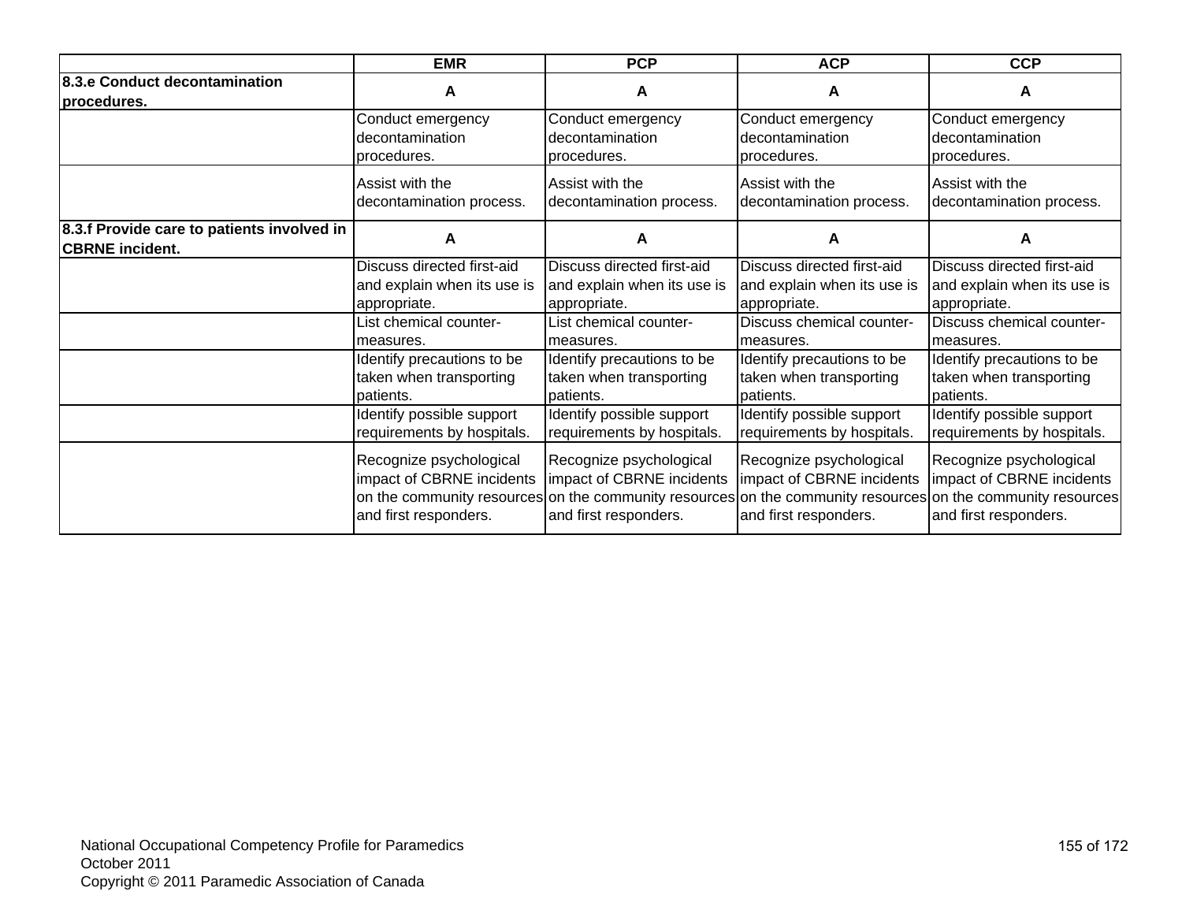| | EMR | PCP | ACP | CCP |
|---|---|---|---|---|
| **8.3.e Conduct decontamination procedures.** | **A** | **A** | **A** | **A** |
| | Conduct emergency decontamination procedures. | Conduct emergency decontamination procedures. | Conduct emergency decontamination procedures. | Conduct emergency decontamination procedures. |
| | Assist with the decontamination process. | Assist with the decontamination process. | Assist with the decontamination process. | Assist with the decontamination process. |
| **8.3.f Provide care to patients involved in CBRNE incident.** | **A** | **A** | **A** | **A** |
| | Discuss directed first-aid and explain when its use is appropriate. | Discuss directed first-aid and explain when its use is appropriate. | Discuss directed first-aid and explain when its use is appropriate. | Discuss directed first-aid and explain when its use is appropriate. |
| | List chemical counter-measures. | List chemical counter-measures. | Discuss chemical counter-measures. | Discuss chemical counter-measures. |
| | Identify precautions to be taken when transporting patients. | Identify precautions to be taken when transporting patients. | Identify precautions to be taken when transporting patients. | Identify precautions to be taken when transporting patients. |
| | Identify possible support requirements by hospitals. | Identify possible support requirements by hospitals. | Identify possible support requirements by hospitals. | Identify possible support requirements by hospitals. |
| | Recognize psychological impact of CBRNE incidents on the community resources and first responders. | Recognize psychological impact of CBRNE incidents on the community resources and first responders. | Recognize psychological impact of CBRNE incidents on the community resources and first responders. | Recognize psychological impact of CBRNE incidents on the community resources and first responders. |

National Occupational Competency Profile for Paramedics
October 2011
Copyright © 2011 Paramedic Association of Canada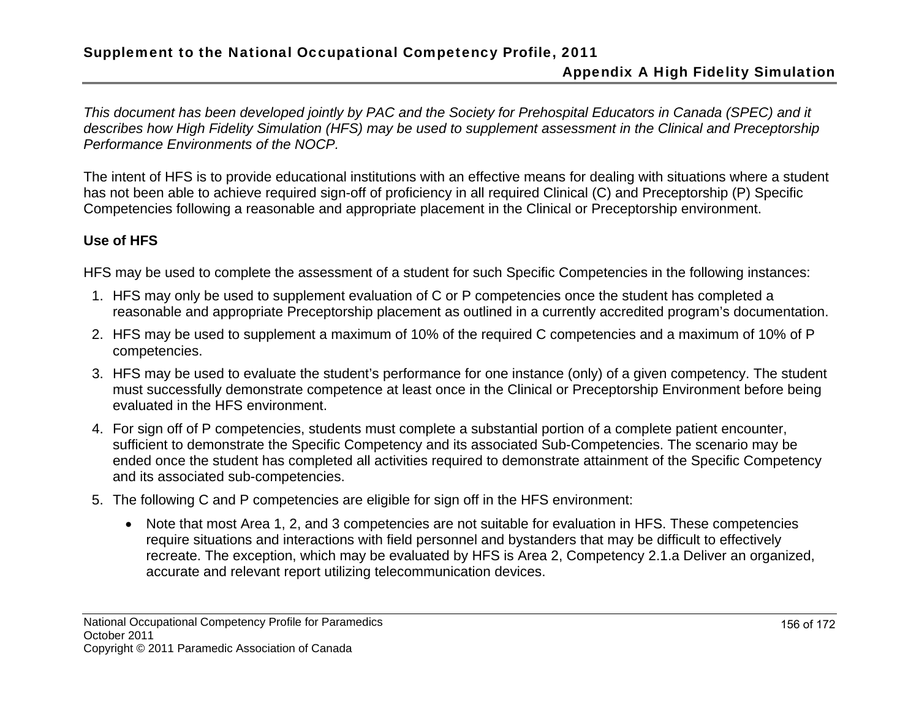*This document has been developed jointly by PAC and the Society for Prehospital Educators in Canada (SPEC) and it describes how High Fidelity Simulation (HFS) may be used to supplement assessment in the Clinical and Preceptorship Performance Environments of the NOCP.*

The intent of HFS is to provide educational institutions with an effective means for dealing with situations where a student has not been able to achieve required sign-off of proficiency in all required Clinical (C) and Preceptorship (P) Specific Competencies following a reasonable and appropriate placement in the Clinical or Preceptorship environment.

**Use of HFS**

HFS may be used to complete the assessment of a student for such Specific Competencies in the following instances:

1. HFS may only be used to supplement evaluation of C or P competencies once the student has completed a reasonable and appropriate Preceptorship placement as outlined in a currently accredited program's documentation.
2. HFS may be used to supplement a maximum of 10% of the required C competencies and a maximum of 10% of P competencies.
3. HFS may be used to evaluate the student's performance for one instance (only) of a given competency. The student must successfully demonstrate competence at least once in the Clinical or Preceptorship Environment before being evaluated in the HFS environment.
4. For sign off of P competencies, students must complete a substantial portion of a complete patient encounter, sufficient to demonstrate the Specific Competency and its associated Sub-Competencies. The scenario may be ended once the student has completed all activities required to demonstrate attainment of the Specific Competency and its associated sub-competencies.
5. The following C and P competencies are eligible for sign off in the HFS environment:

    - Note that most Area 1, 2, and 3 competencies are not suitable for evaluation in HFS. These competencies require situations and interactions with field personnel and bystanders that may be difficult to effectively recreate. The exception, which may be evaluated by HFS is Area 2, Competency 2.1.a Deliver an organized, accurate and relevant report utilizing telecommunication devices.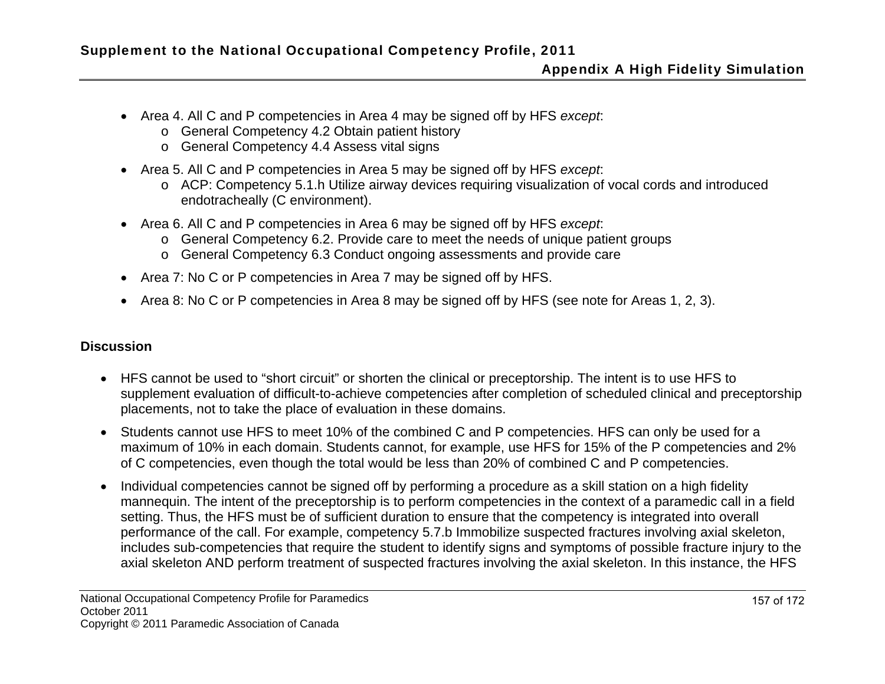- Area 4. All C and P competencies in Area 4 may be signed off by HFS *except*:
    - General Competency 4.2 Obtain patient history
    - General Competency 4.4 Assess vital signs
- Area 5. All C and P competencies in Area 5 may be signed off by HFS *except*:
    - ACP: Competency 5.1.h Utilize airway devices requiring visualization of vocal cords and introduced endotracheally (C environment).
- Area 6. All C and P competencies in Area 6 may be signed off by HFS *except*:
    - General Competency 6.2. Provide care to meet the needs of unique patient groups
    - General Competency 6.3 Conduct ongoing assessments and provide care
- Area 7: No C or P competencies in Area 7 may be signed off by HFS.
- Area 8: No C or P competencies in Area 8 may be signed off by HFS (see note for Areas 1, 2, 3).

**Discussion**

- HFS cannot be used to “short circuit” or shorten the clinical or preceptorship. The intent is to use HFS to supplement evaluation of difficult-to-achieve competencies after completion of scheduled clinical and preceptorship placements, not to take the place of evaluation in these domains.
- Students cannot use HFS to meet 10% of the combined C and P competencies. HFS can only be used for a maximum of 10% in each domain. Students cannot, for example, use HFS for 15% of the P competencies and 2% of C competencies, even though the total would be less than 20% of combined C and P competencies.
- Individual competencies cannot be signed off by performing a procedure as a skill station on a high fidelity mannequin. The intent of the preceptorship is to perform competencies in the context of a paramedic call in a field setting. Thus, the HFS must be of sufficient duration to ensure that the competency is integrated into overall performance of the call. For example, competency 5.7.b Immobilize suspected fractures involving axial skeleton, includes sub-competencies that require the student to identify signs and symptoms of possible fracture injury to the axial skeleton AND perform treatment of suspected fractures involving the axial skeleton. In this instance, the HFS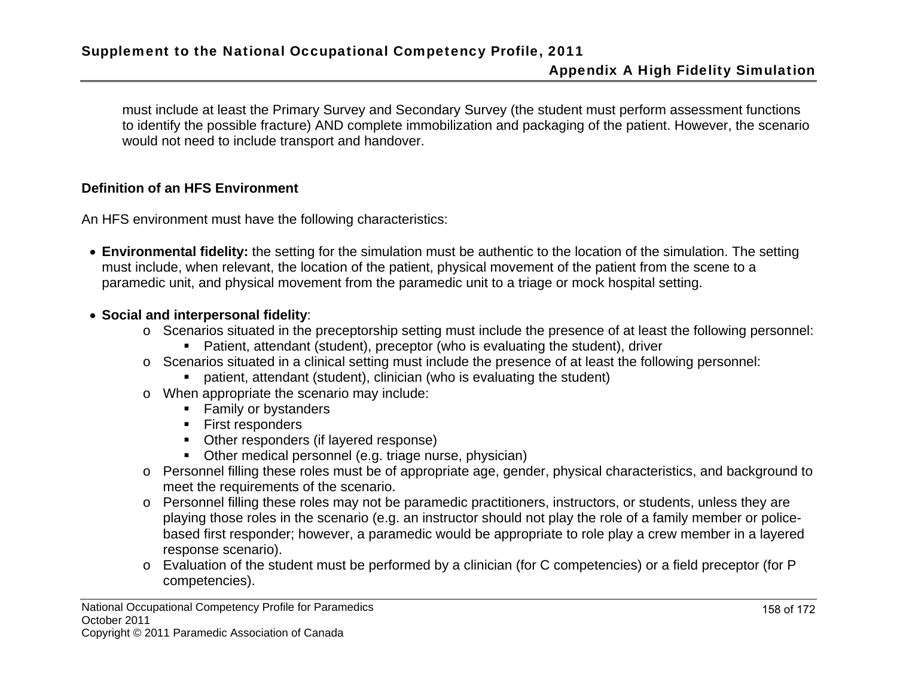must include at least the Primary Survey and Secondary Survey (the student must perform assessment functions to identify the possible fracture) AND complete immobilization and packaging of the patient. However, the scenario would not need to include transport and handover.

### Definition of an HFS Environment

An HFS environment must have the following characteristics:

- **Environmental fidelity:** the setting for the simulation must be authentic to the location of the simulation. The setting must include, when relevant, the location of the patient, physical movement of the patient from the scene to a paramedic unit, and physical movement from the paramedic unit to a triage or mock hospital setting.

- **Social and interpersonal fidelity**:
  - Scenarios situated in the preceptorship setting must include the presence of at least the following personnel:
    - Patient, attendant (student), preceptor (who is evaluating the student), driver
  - Scenarios situated in a clinical setting must include the presence of at least the following personnel:
    - patient, attendant (student), clinician (who is evaluating the student)
  - When appropriate the scenario may include:
    - Family or bystanders
    - First responders
    - Other responders (if layered response)
    - Other medical personnel (e.g. triage nurse, physician)
  - Personnel filling these roles must be of appropriate age, gender, physical characteristics, and background to meet the requirements of the scenario.
  - Personnel filling these roles may not be paramedic practitioners, instructors, or students, unless they are playing those roles in the scenario (e.g. an instructor should not play the role of a family member or police-based first responder; however, a paramedic would be appropriate to role play a crew member in a layered response scenario).
  - Evaluation of the student must be performed by a clinician (for C competencies) or a field preceptor (for P competencies).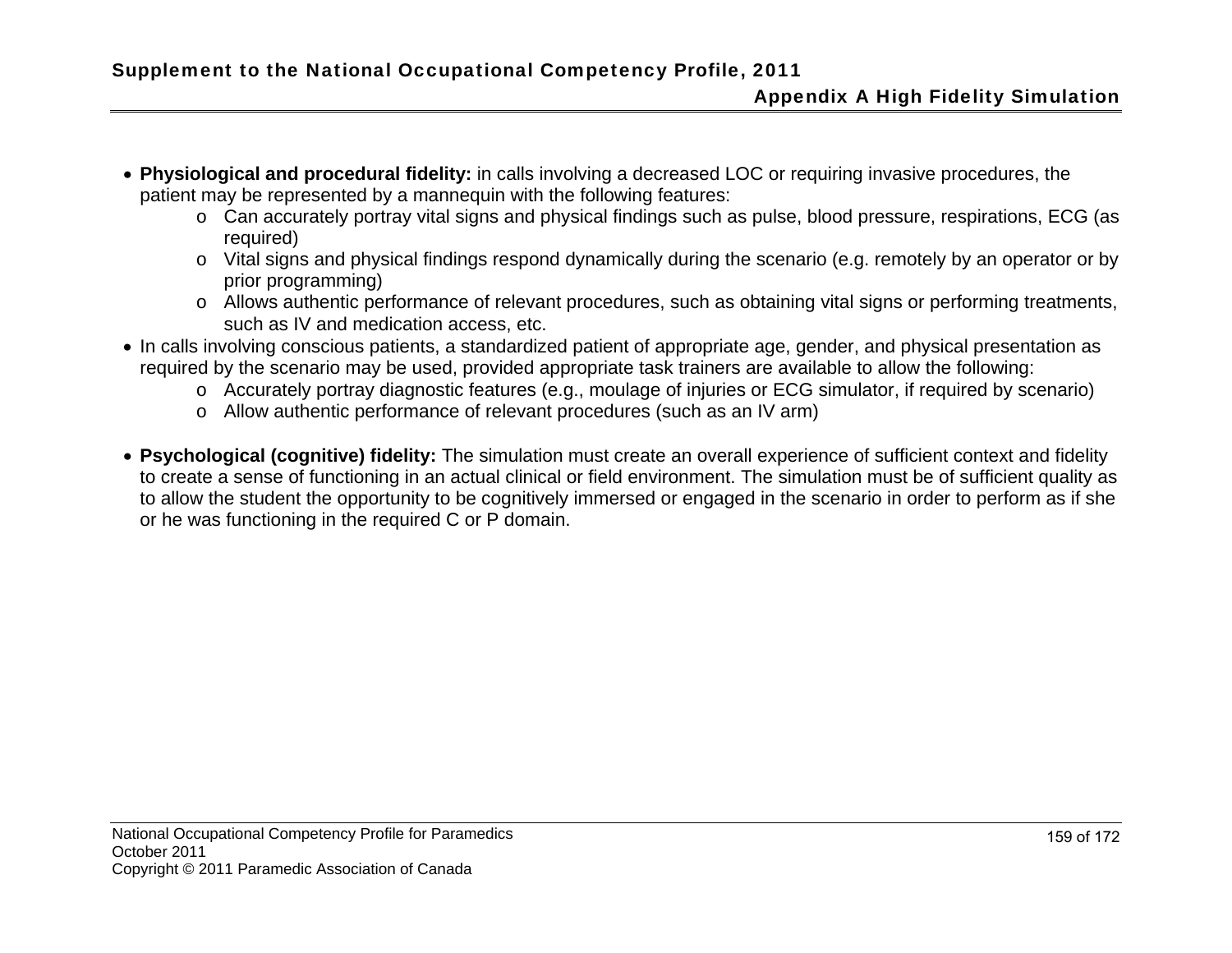- **Physiological and procedural fidelity:** in calls involving a decreased LOC or requiring invasive procedures, the patient may be represented by a mannequin with the following features:
    - Can accurately portray vital signs and physical findings such as pulse, blood pressure, respirations, ECG (as required)
    - Vital signs and physical findings respond dynamically during the scenario (e.g. remotely by an operator or by prior programming)
    - Allows authentic performance of relevant procedures, such as obtaining vital signs or performing treatments, such as IV and medication access, etc.
- In calls involving conscious patients, a standardized patient of appropriate age, gender, and physical presentation as required by the scenario may be used, provided appropriate task trainers are available to allow the following:
    - Accurately portray diagnostic features (e.g., moulage of injuries or ECG simulator, if required by scenario)
    - Allow authentic performance of relevant procedures (such as an IV arm)

- **Psychological (cognitive) fidelity:** The simulation must create an overall experience of sufficient context and fidelity to create a sense of functioning in an actual clinical or field environment. The simulation must be of sufficient quality as to allow the student the opportunity to be cognitively immersed or engaged in the scenario in order to perform as if she or he was functioning in the required C or P domain.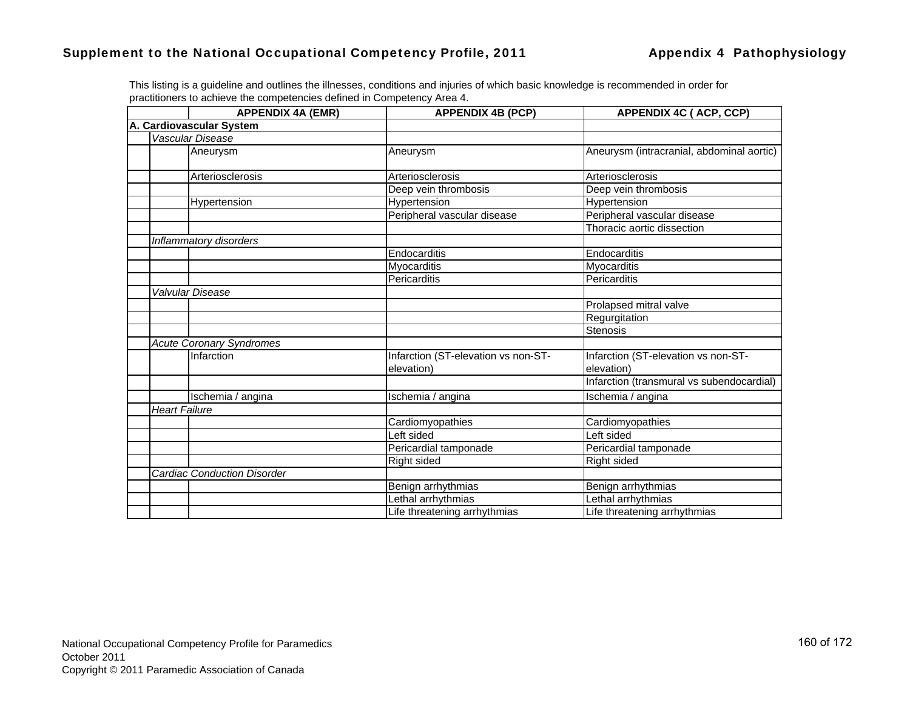This listing is a guideline and outlines the illnesses, conditions and injuries of which basic knowledge is recommended in order for practitioners to achieve the competencies defined in Competency Area 4.

| | | APPENDIX 4A (EMR) | APPENDIX 4B (PCP) | APPENDIX 4C ( ACP, CCP) |
|---|---|---|---|---|
| **A. Cardiovascular System** | | | | |
| | *Vascular Disease* | | | |
| | | Aneurysm | Aneurysm | Aneurysm (intracranial, abdominal aortic) |
| | | Arteriosclerosis | Arteriosclerosis | Arteriosclerosis |
| | | | Deep vein thrombosis | Deep vein thrombosis |
| | | Hypertension | Hypertension | Hypertension |
| | | | Peripheral vascular disease | Peripheral vascular disease |
| | | | | Thoracic aortic dissection |
| | *Inflammatory disorders* | | | |
| | | | Endocarditis | Endocarditis |
| | | | Myocarditis | Myocarditis |
| | | | Pericarditis | Pericarditis |
| | *Valvular Disease* | | | |
| | | | | Prolapsed mitral valve |
| | | | | Regurgitation |
| | | | | Stenosis |
| | *Acute Coronary Syndromes* | | | |
| | | Infarction | Infarction (ST-elevation vs non-ST-elevation) | Infarction (ST-elevation vs non-ST-elevation) |
| | | | | Infarction (transmural vs subendocardial) |
| | | Ischemia / angina | Ischemia / angina | Ischemia / angina |
| | *Heart Failure* | | | |
| | | | Cardiomyopathies | Cardiomyopathies |
| | | | Left sided | Left sided |
| | | | Pericardial tamponade | Pericardial tamponade |
| | | | Right sided | Right sided |
| | *Cardiac Conduction Disorder* | | | |
| | | | Benign arrhythmias | Benign arrhythmias |
| | | | Lethal arrhythmias | Lethal arrhythmias |
| | | | Life threatening arrhythmias | Life threatening arrhythmias |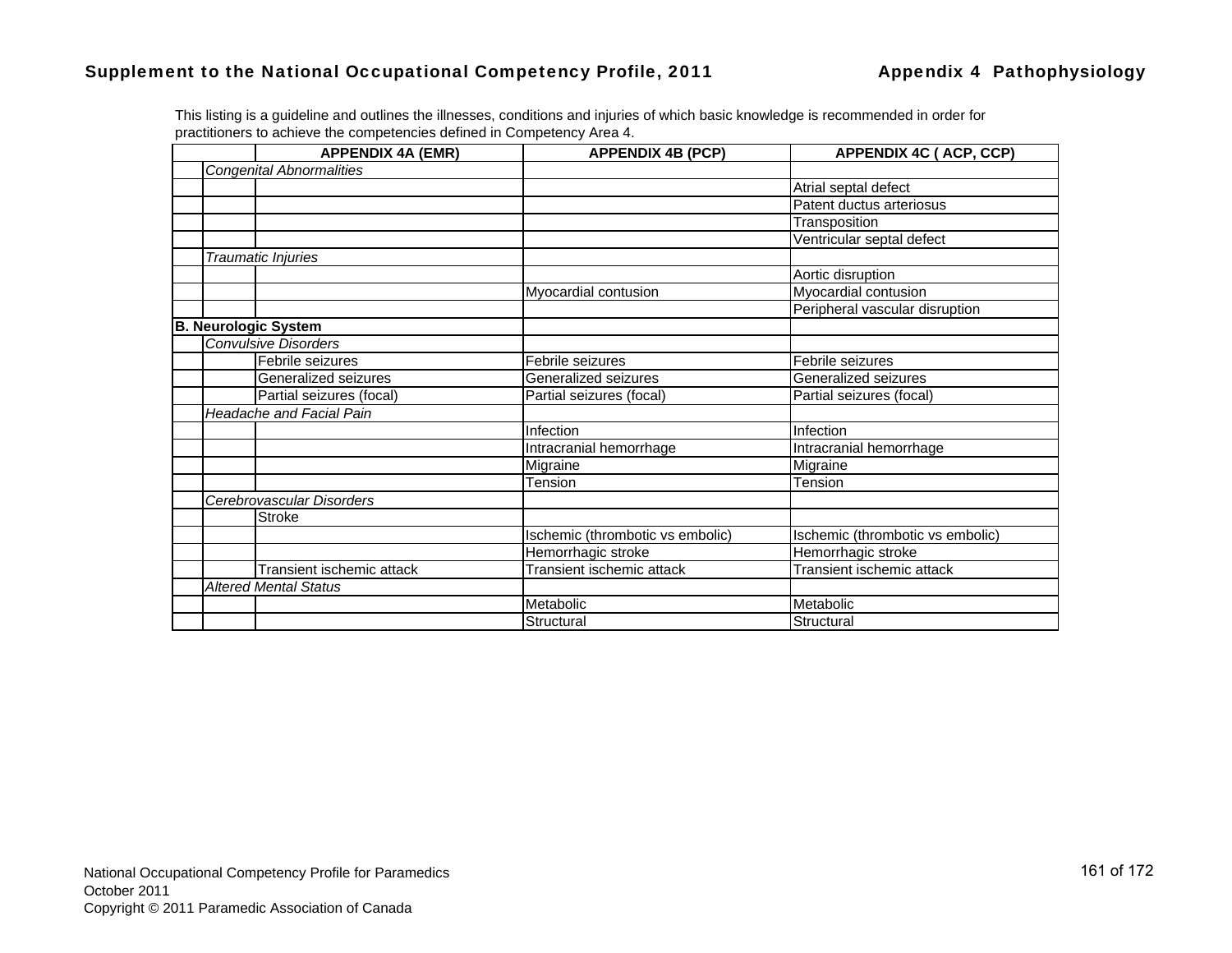This listing is a guideline and outlines the illnesses, conditions and injuries of which basic knowledge is recommended in order for practitioners to achieve the competencies defined in Competency Area 4.

| | | APPENDIX 4A (EMR) | APPENDIX 4B (PCP) | APPENDIX 4C ( ACP, CCP) |
|---|---|---|---|---|
| | *Congenital Abnormalities* | | | |
| | | | | Atrial septal defect |
| | | | | Patent ductus arteriosus |
| | | | | Transposition |
| | | | | Ventricular septal defect |
| | *Traumatic Injuries* | | | |
| | | | | Aortic disruption |
| | | | Myocardial contusion | Myocardial contusion |
| | | | | Peripheral vascular disruption |
| **B. Neurologic System** | | | | |
| | *Convulsive Disorders* | | | |
| | | Febrile seizures | Febrile seizures | Febrile seizures |
| | | Generalized seizures | Generalized seizures | Generalized seizures |
| | | Partial seizures (focal) | Partial seizures (focal) | Partial seizures (focal) |
| | *Headache and Facial Pain* | | | |
| | | | Infection | Infection |
| | | | Intracranial hemorrhage | Intracranial hemorrhage |
| | | | Migraine | Migraine |
| | | | Tension | Tension |
| | *Cerebrovascular Disorders* | | | |
| | | Stroke | | |
| | | | Ischemic (thrombotic vs embolic) | Ischemic (thrombotic vs embolic) |
| | | | Hemorrhagic stroke | Hemorrhagic stroke |
| | | Transient ischemic attack | Transient ischemic attack | Transient ischemic attack |
| | *Altered Mental Status* | | | |
| | | | Metabolic | Metabolic |
| | | | Structural | Structural |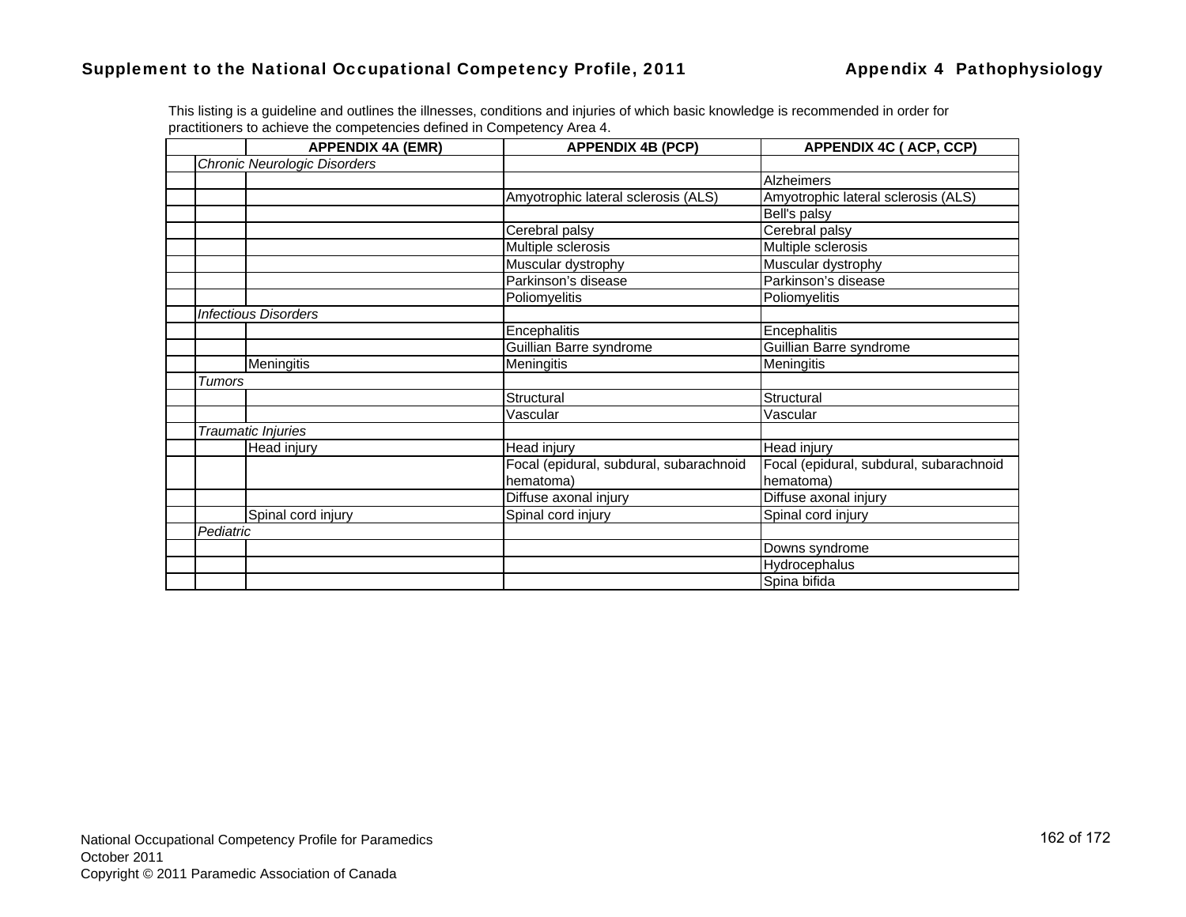This listing is a guideline and outlines the illnesses, conditions and injuries of which basic knowledge is recommended in order for practitioners to achieve the competencies defined in Competency Area 4.

| | | APPENDIX 4A (EMR) | APPENDIX 4B (PCP) | APPENDIX 4C ( ACP, CCP) |
|---|---|---|---|---|
| | *Chronic Neurologic Disorders* | | | |
| | | | | Alzheimers |
| | | | Amyotrophic lateral sclerosis (ALS) | Amyotrophic lateral sclerosis (ALS) |
| | | | | Bell's palsy |
| | | | Cerebral palsy | Cerebral palsy |
| | | | Multiple sclerosis | Multiple sclerosis |
| | | | Muscular dystrophy | Muscular dystrophy |
| | | | Parkinson's disease | Parkinson's disease |
| | | | Poliomyelitis | Poliomyelitis |
| | *Infectious Disorders* | | | |
| | | | Encephalitis | Encephalitis |
| | | | Guillian Barre syndrome | Guillian Barre syndrome |
| | | Meningitis | Meningitis | Meningitis |
| | *Tumors* | | | |
| | | | Structural | Structural |
| | | | Vascular | Vascular |
| | *Traumatic Injuries* | | | |
| | | Head injury | Head injury | Head injury |
| | | | Focal (epidural, subdural, subarachnoid hematoma) | Focal (epidural, subdural, subarachnoid hematoma) |
| | | | Diffuse axonal injury | Diffuse axonal injury |
| | | Spinal cord injury | Spinal cord injury | Spinal cord injury |
| | *Pediatric* | | | |
| | | | | Downs syndrome |
| | | | | Hydrocephalus |
| | | | | Spina bifida |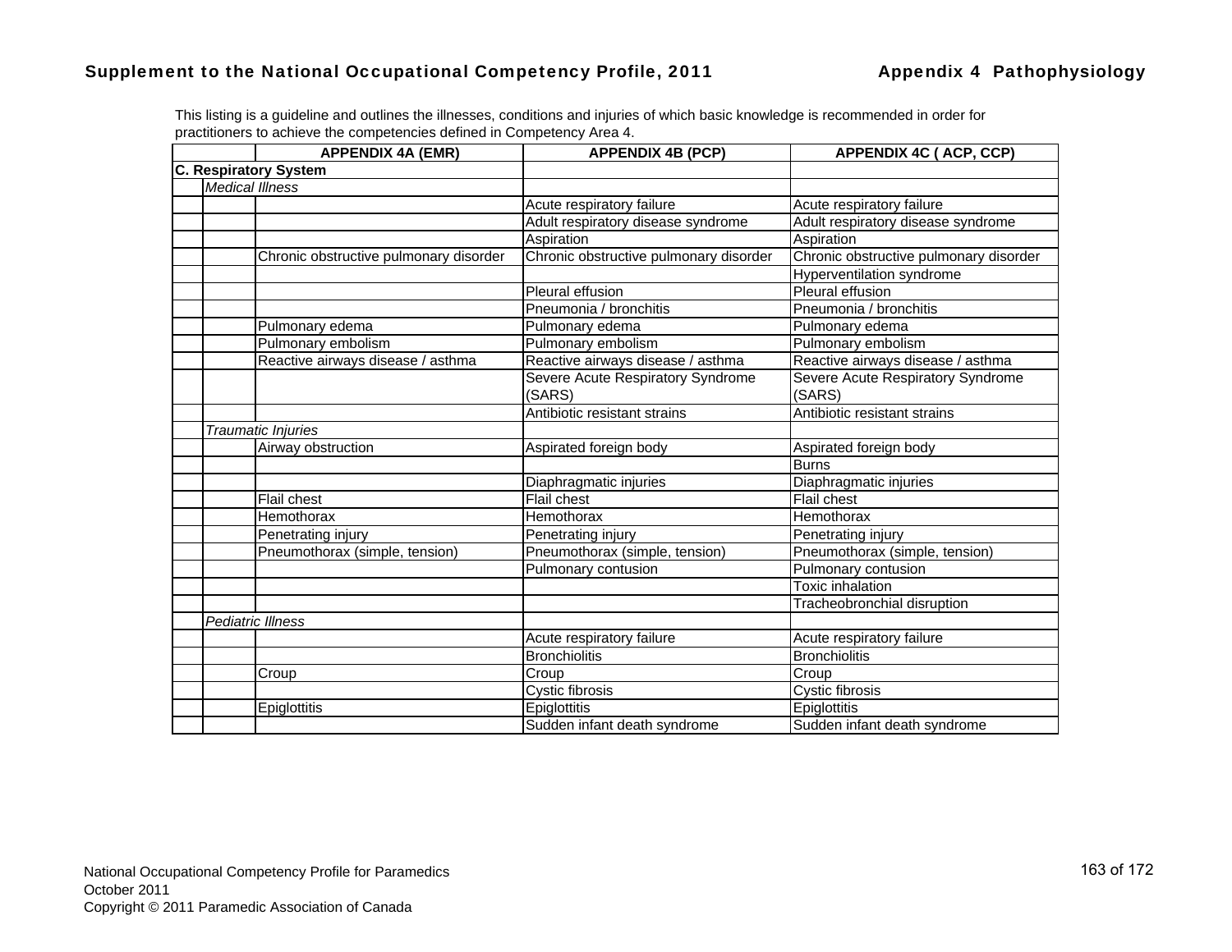This listing is a guideline and outlines the illnesses, conditions and injuries of which basic knowledge is recommended in order for practitioners to achieve the competencies defined in Competency Area 4.

| | | APPENDIX 4A (EMR) | APPENDIX 4B (PCP) | APPENDIX 4C ( ACP, CCP) |
|---|---|---|---|---|
| **C. Respiratory System** | | | | |
| | *Medical Illness* | | | |
| | | | Acute respiratory failure | Acute respiratory failure |
| | | | Adult respiratory disease syndrome | Adult respiratory disease syndrome |
| | | | Aspiration | Aspiration |
| | | Chronic obstructive pulmonary disorder | Chronic obstructive pulmonary disorder | Chronic obstructive pulmonary disorder |
| | | | | Hyperventilation syndrome |
| | | | Pleural effusion | Pleural effusion |
| | | | Pneumonia / bronchitis | Pneumonia / bronchitis |
| | | Pulmonary edema | Pulmonary edema | Pulmonary edema |
| | | Pulmonary embolism | Pulmonary embolism | Pulmonary embolism |
| | | Reactive airways disease / asthma | Reactive airways disease / asthma | Reactive airways disease / asthma |
| | | | Severe Acute Respiratory Syndrome (SARS) | Severe Acute Respiratory Syndrome (SARS) |
| | | | Antibiotic resistant strains | Antibiotic resistant strains |
| | *Traumatic Injuries* | | | |
| | | Airway obstruction | Aspirated foreign body | Aspirated foreign body |
| | | | | Burns |
| | | | Diaphragmatic injuries | Diaphragmatic injuries |
| | | Flail chest | Flail chest | Flail chest |
| | | Hemothorax | Hemothorax | Hemothorax |
| | | Penetrating injury | Penetrating injury | Penetrating injury |
| | | Pneumothorax (simple, tension) | Pneumothorax (simple, tension) | Pneumothorax (simple, tension) |
| | | | Pulmonary contusion | Pulmonary contusion |
| | | | | Toxic inhalation |
| | | | | Tracheobronchial disruption |
| | *Pediatric Illness* | | | |
| | | | Acute respiratory failure | Acute respiratory failure |
| | | | Bronchiolitis | Bronchiolitis |
| | | Croup | Croup | Croup |
| | | | Cystic fibrosis | Cystic fibrosis |
| | | Epiglottitis | Epiglottitis | Epiglottitis |
| | | | Sudden infant death syndrome | Sudden infant death syndrome |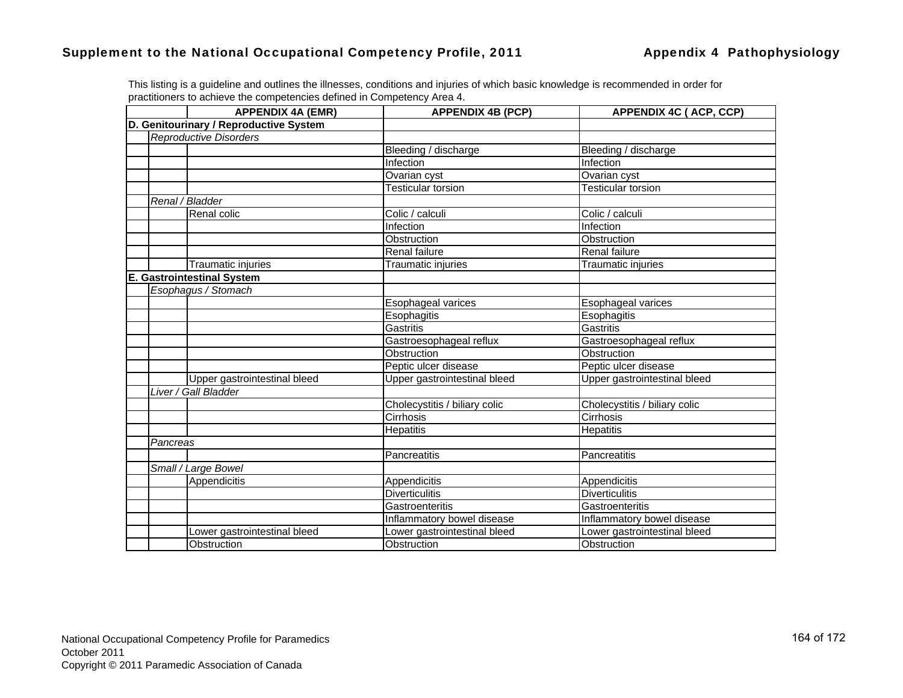This listing is a guideline and outlines the illnesses, conditions and injuries of which basic knowledge is recommended in order for practitioners to achieve the competencies defined in Competency Area 4.

| | | APPENDIX 4A (EMR) | APPENDIX 4B (PCP) | APPENDIX 4C ( ACP, CCP) |
|---|---|---|---|---|
| **D. Genitourinary / Reproductive System** | | | | |
| | *Reproductive Disorders* | | | |
| | | | Bleeding / discharge | Bleeding / discharge |
| | | | Infection | Infection |
| | | | Ovarian cyst | Ovarian cyst |
| | | | Testicular torsion | Testicular torsion |
| | *Renal / Bladder* | | | |
| | | Renal colic | Colic / calculi | Colic / calculi |
| | | | Infection | Infection |
| | | | Obstruction | Obstruction |
| | | | Renal failure | Renal failure |
| | | Traumatic injuries | Traumatic injuries | Traumatic injuries |
| **E. Gastrointestinal System** | | | | |
| | *Esophagus / Stomach* | | | |
| | | | Esophageal varices | Esophageal varices |
| | | | Esophagitis | Esophagitis |
| | | | Gastritis | Gastritis |
| | | | Gastroesophageal reflux | Gastroesophageal reflux |
| | | | Obstruction | Obstruction |
| | | | Peptic ulcer disease | Peptic ulcer disease |
| | | Upper gastrointestinal bleed | Upper gastrointestinal bleed | Upper gastrointestinal bleed |
| | *Liver / Gall Bladder* | | | |
| | | | Cholecystitis / biliary colic | Cholecystitis / biliary colic |
| | | | Cirrhosis | Cirrhosis |
| | | | Hepatitis | Hepatitis |
| | *Pancreas* | | | |
| | | | Pancreatitis | Pancreatitis |
| | *Small / Large Bowel* | | | |
| | | Appendicitis | Appendicitis | Appendicitis |
| | | | Diverticulitis | Diverticulitis |
| | | | Gastroenteritis | Gastroenteritis |
| | | | Inflammatory bowel disease | Inflammatory bowel disease |
| | | Lower gastrointestinal bleed | Lower gastrointestinal bleed | Lower gastrointestinal bleed |
| | | Obstruction | Obstruction | Obstruction |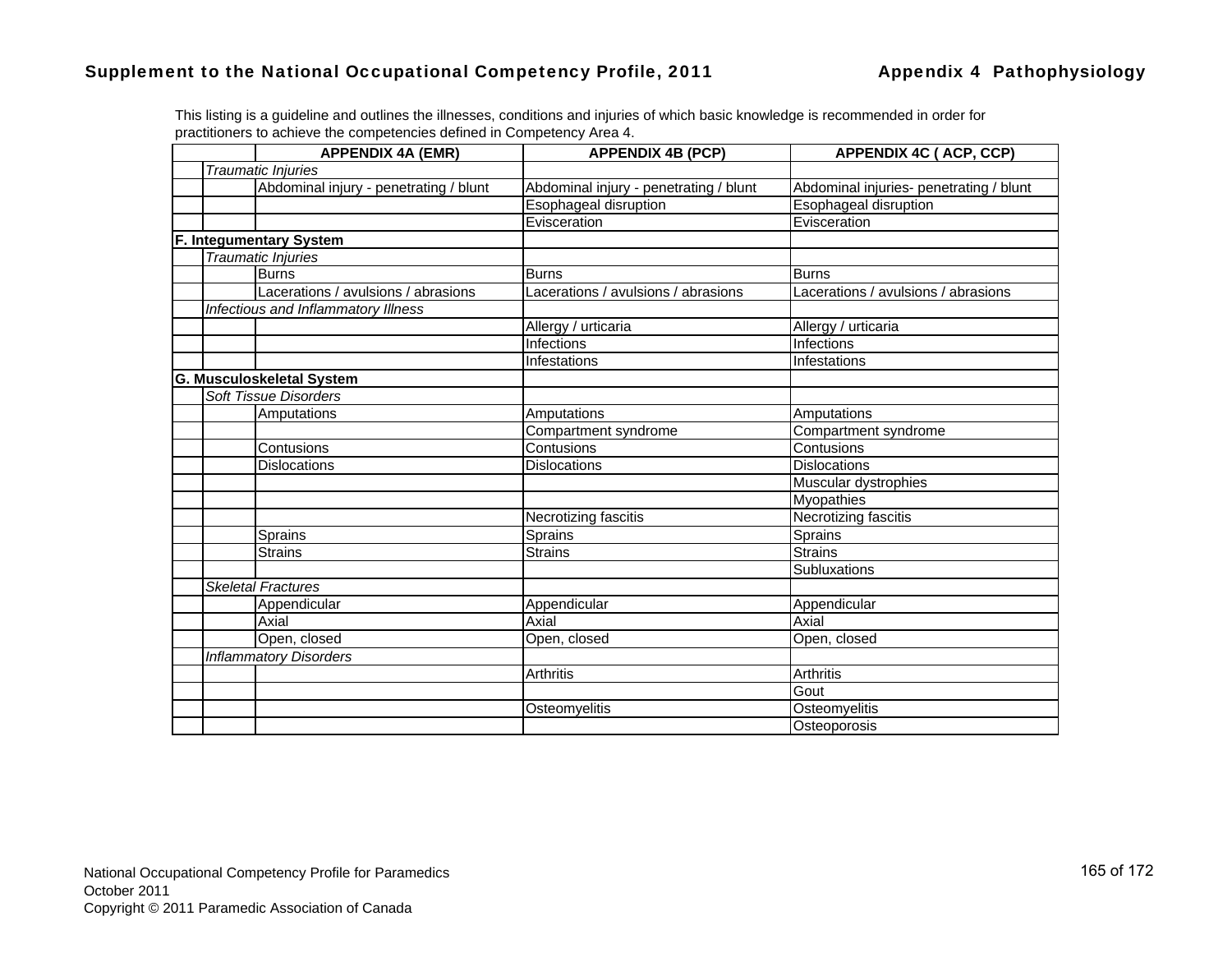This listing is a guideline and outlines the illnesses, conditions and injuries of which basic knowledge is recommended in order for practitioners to achieve the competencies defined in Competency Area 4.

| | | APPENDIX 4A (EMR) | APPENDIX 4B (PCP) | APPENDIX 4C ( ACP, CCP) |
|---|---|---|---|---|
| | *Traumatic Injuries* | | | |
| | | Abdominal injury - penetrating / blunt | Abdominal injury - penetrating / blunt | Abdominal injuries- penetrating / blunt |
| | | | Esophageal disruption | Esophageal disruption |
| | | | Evisceration | Evisceration |
| **F. Integumentary System** | | | | |
| | *Traumatic Injuries* | | | |
| | | Burns | Burns | Burns |
| | | Lacerations / avulsions / abrasions | Lacerations / avulsions / abrasions | Lacerations / avulsions / abrasions |
| | *Infectious and Inflammatory Illness* | | | |
| | | | Allergy / urticaria | Allergy / urticaria |
| | | | Infections | Infections |
| | | | Infestations | Infestations |
| **G. Musculoskeletal System** | | | | |
| | *Soft Tissue Disorders* | | | |
| | | Amputations | Amputations | Amputations |
| | | | Compartment syndrome | Compartment syndrome |
| | | Contusions | Contusions | Contusions |
| | | Dislocations | Dislocations | Dislocations |
| | | | | Muscular dystrophies |
| | | | | Myopathies |
| | | | Necrotizing fascitis | Necrotizing fascitis |
| | | Sprains | Sprains | Sprains |
| | | Strains | Strains | Strains |
| | | | | Subluxations |
| | *Skeletal Fractures* | | | |
| | | Appendicular | Appendicular | Appendicular |
| | | Axial | Axial | Axial |
| | | Open, closed | Open, closed | Open, closed |
| | *Inflammatory Disorders* | | | |
| | | | Arthritis | Arthritis |
| | | | | Gout |
| | | | Osteomyelitis | Osteomyelitis |
| | | | | Osteoporosis |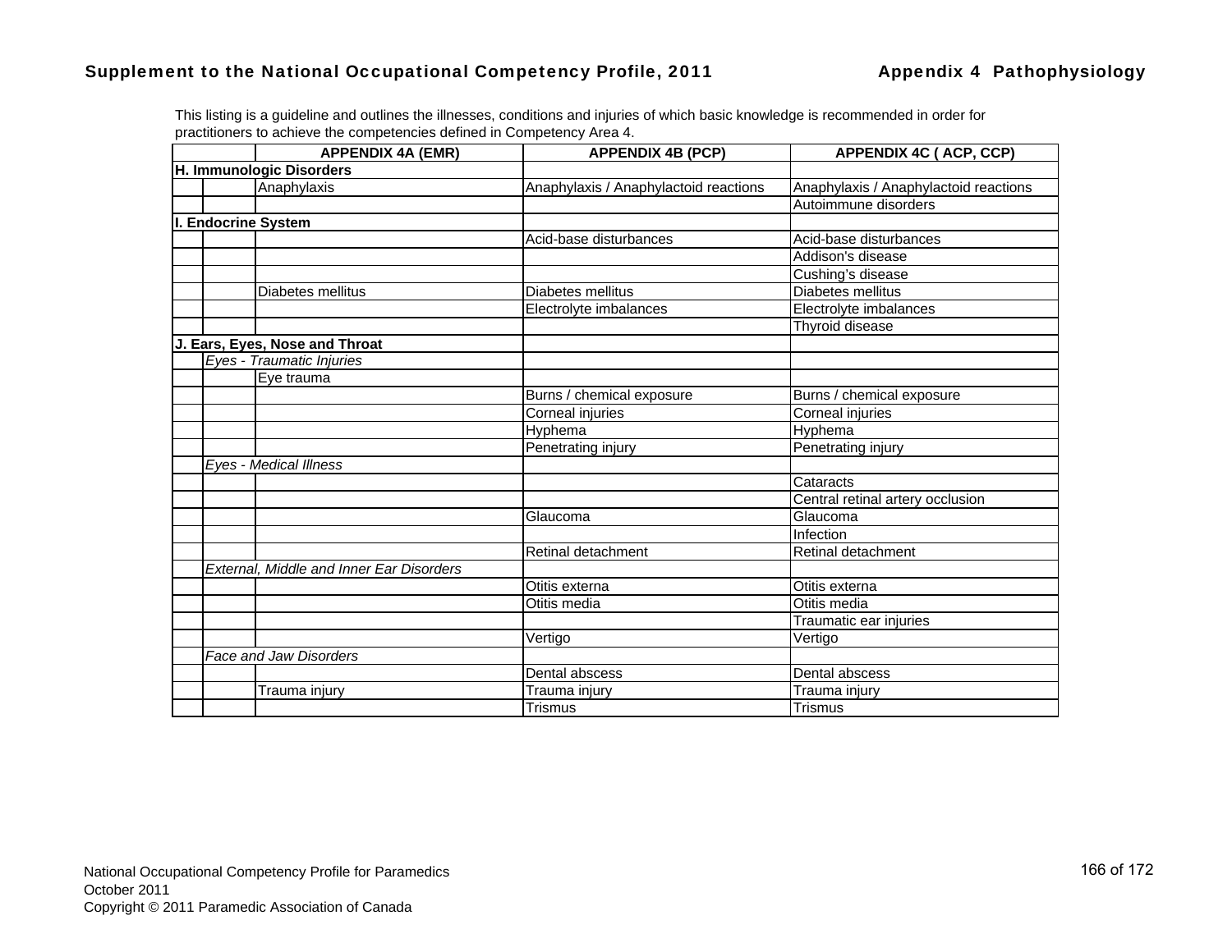This listing is a guideline and outlines the illnesses, conditions and injuries of which basic knowledge is recommended in order for practitioners to achieve the competencies defined in Competency Area 4.

| | | APPENDIX 4A (EMR) | APPENDIX 4B (PCP) | APPENDIX 4C ( ACP, CCP) |
|---|---|---|---|---|
| **H. Immunologic Disorders** | | | | |
| | | Anaphylaxis | Anaphylaxis / Anaphylactoid reactions | Anaphylaxis / Anaphylactoid reactions |
| | | | | Autoimmune disorders |
| **I. Endocrine System** | | | | |
| | | | Acid-base disturbances | Acid-base disturbances |
| | | | | Addison's disease |
| | | | | Cushing's disease |
| | | Diabetes mellitus | Diabetes mellitus | Diabetes mellitus |
| | | | Electrolyte imbalances | Electrolyte imbalances |
| | | | | Thyroid disease |
| **J. Ears, Eyes, Nose and Throat** | | | | |
| | *Eyes - Traumatic Injuries* | | | |
| | | Eye trauma | | |
| | | | Burns / chemical exposure | Burns / chemical exposure |
| | | | Corneal injuries | Corneal injuries |
| | | | Hyphema | Hyphema |
| | | | Penetrating injury | Penetrating injury |
| | *Eyes - Medical Illness* | | | |
| | | | | Cataracts |
| | | | | Central retinal artery occlusion |
| | | | Glaucoma | Glaucoma |
| | | | | Infection |
| | | | Retinal detachment | Retinal detachment |
| | *External, Middle and Inner Ear Disorders* | | | |
| | | | Otitis externa | Otitis externa |
| | | | Otitis media | Otitis media |
| | | | | Traumatic ear injuries |
| | | | Vertigo | Vertigo |
| | *Face and Jaw Disorders* | | | |
| | | | Dental abscess | Dental abscess |
| | | Trauma injury | Trauma injury | Trauma injury |
| | | | Trismus | Trismus |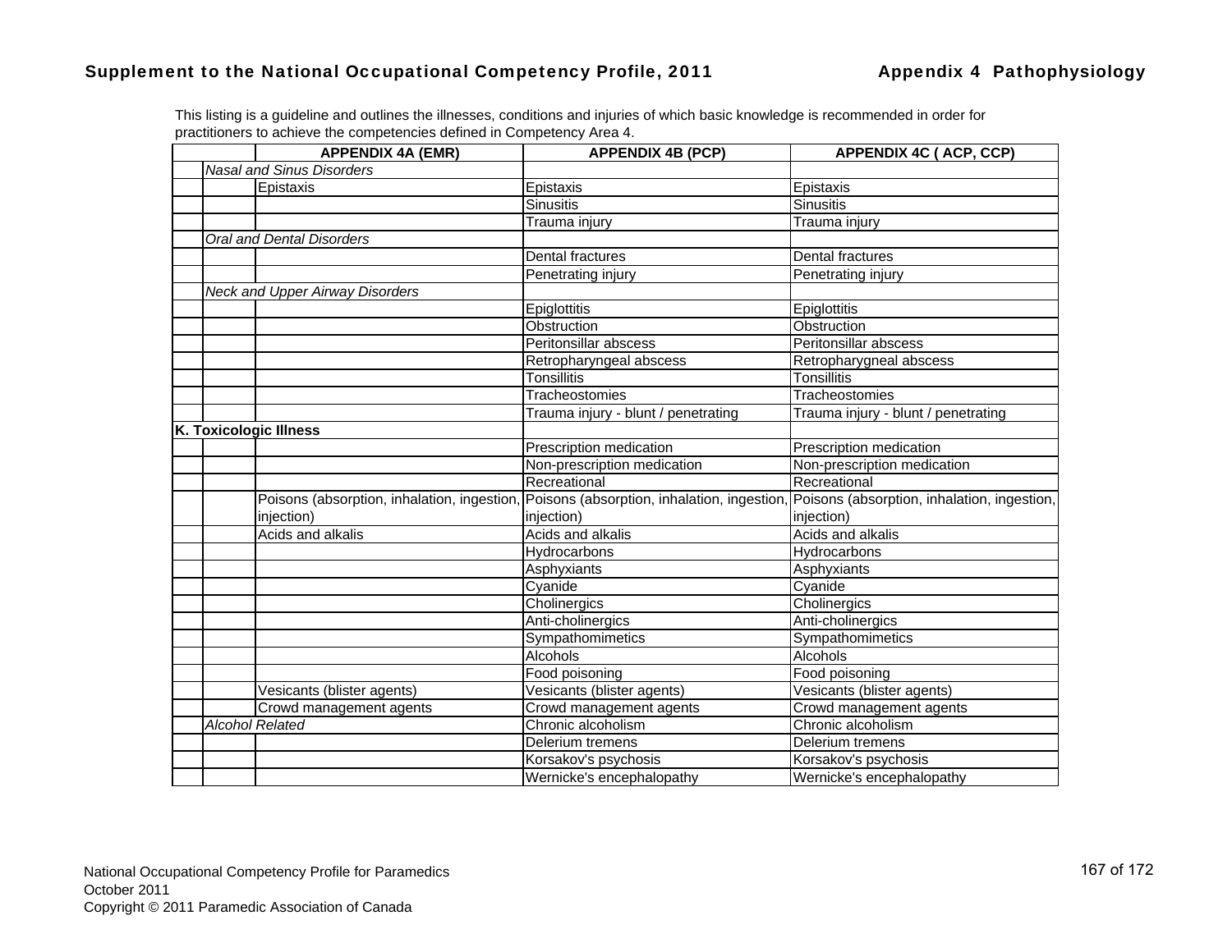This listing is a guideline and outlines the illnesses, conditions and injuries of which basic knowledge is recommended in order for practitioners to achieve the competencies defined in Competency Area 4.

| | | APPENDIX 4A (EMR) | APPENDIX 4B (PCP) | APPENDIX 4C ( ACP, CCP) |
|---|---|---|---|---|
| | *Nasal and Sinus Disorders* | | | |
| | | Epistaxis | Epistaxis | Epistaxis |
| | | | Sinusitis | Sinusitis |
| | | | Trauma injury | Trauma injury |
| | *Oral and Dental Disorders* | | | |
| | | | Dental fractures | Dental fractures |
| | | | Penetrating injury | Penetrating injury |
| | *Neck and Upper Airway Disorders* | | | |
| | | | Epiglottitis | Epiglottitis |
| | | | Obstruction | Obstruction |
| | | | Peritonsillar abscess | Peritonsillar abscess |
| | | | Retropharyngeal abscess | Retropharygneal abscess |
| | | | Tonsillitis | Tonsillitis |
| | | | Tracheostomies | Tracheostomies |
| | | | Trauma injury - blunt / penetrating | Trauma injury - blunt / penetrating |
| **K. Toxicologic Illness** | | | | |
| | | | Prescription medication | Prescription medication |
| | | | Non-prescription medication | Non-prescription medication |
| | | | Recreational | Recreational |
| | | Poisons (absorption, inhalation, ingestion, injection) | Poisons (absorption, inhalation, ingestion, injection) | Poisons (absorption, inhalation, ingestion, injection) |
| | | Acids and alkalis | Acids and alkalis | Acids and alkalis |
| | | | Hydrocarbons | Hydrocarbons |
| | | | Asphyxiants | Asphyxiants |
| | | | Cyanide | Cyanide |
| | | | Cholinergics | Cholinergics |
| | | | Anti-cholinergics | Anti-cholinergics |
| | | | Sympathomimetics | Sympathomimetics |
| | | | Alcohols | Alcohols |
| | | | Food poisoning | Food poisoning |
| | | Vesicants (blister agents) | Vesicants (blister agents) | Vesicants (blister agents) |
| | | Crowd management agents | Crowd management agents | Crowd management agents |
| | *Alcohol Related* | | Chronic alcoholism | Chronic alcoholism |
| | | | Delerium tremens | Delerium tremens |
| | | | Korsakov's psychosis | Korsakov's psychosis |
| | | | Wernicke's encephalopathy | Wernicke's encephalopathy |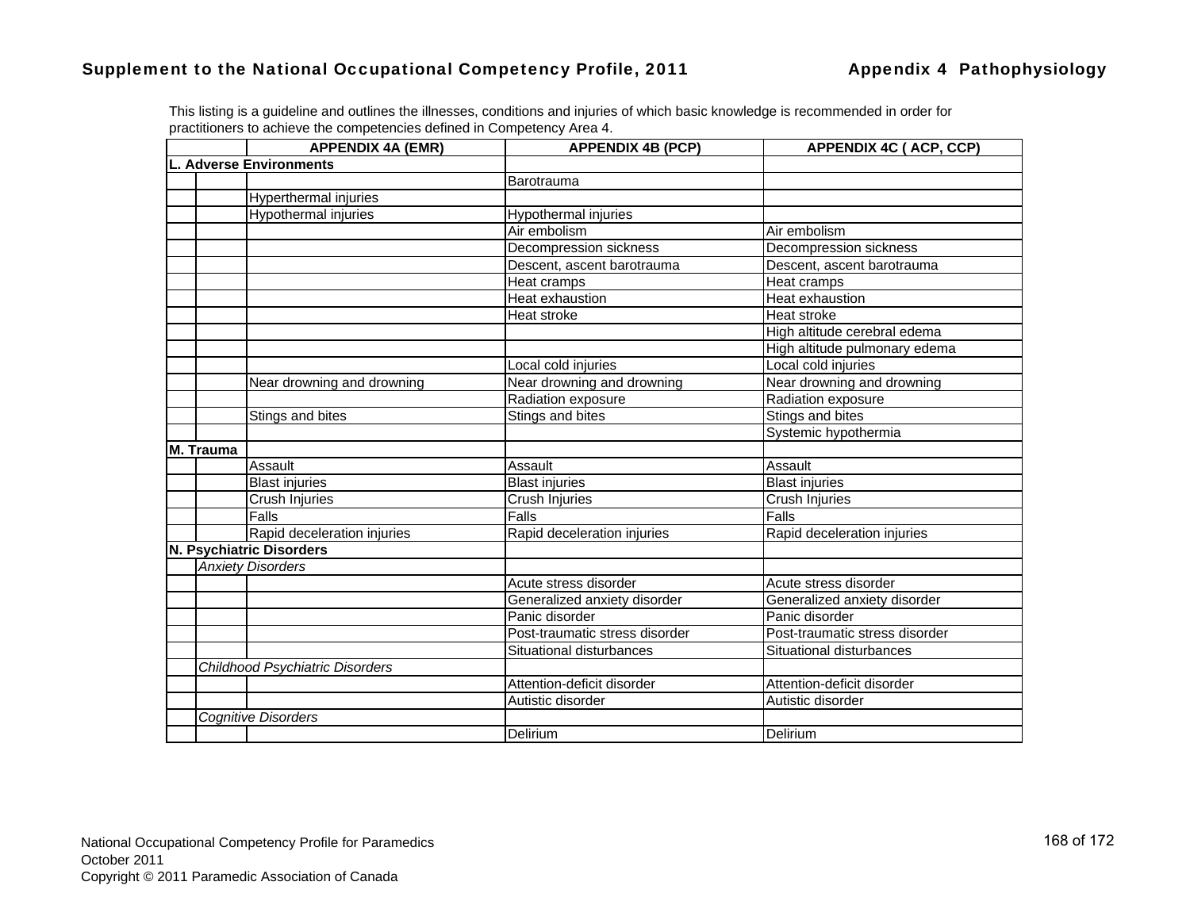This listing is a guideline and outlines the illnesses, conditions and injuries of which basic knowledge is recommended in order for practitioners to achieve the competencies defined in Competency Area 4.

| | | APPENDIX 4A (EMR) | APPENDIX 4B (PCP) | APPENDIX 4C ( ACP, CCP) |
|---|---|---|---|---|
| **L. Adverse Environments** | | | | |
| | | | Barotrauma | |
| | | Hyperthermal injuries | | |
| | | Hypothermal injuries | Hypothermal injuries | |
| | | | Air embolism | Air embolism |
| | | | Decompression sickness | Decompression sickness |
| | | | Descent, ascent barotrauma | Descent, ascent barotrauma |
| | | | Heat cramps | Heat cramps |
| | | | Heat exhaustion | Heat exhaustion |
| | | | Heat stroke | Heat stroke |
| | | | | High altitude cerebral edema |
| | | | | High altitude pulmonary edema |
| | | | Local cold injuries | Local cold injuries |
| | | Near drowning and drowning | Near drowning and drowning | Near drowning and drowning |
| | | | Radiation exposure | Radiation exposure |
| | | Stings and bites | Stings and bites | Stings and bites |
| | | | | Systemic hypothermia |
| **M. Trauma** | | | | |
| | | Assault | Assault | Assault |
| | | Blast injuries | Blast injuries | Blast injuries |
| | | Crush Injuries | Crush Injuries | Crush Injuries |
| | | Falls | Falls | Falls |
| | | Rapid deceleration injuries | Rapid deceleration injuries | Rapid deceleration injuries |
| **N. Psychiatric Disorders** | | | | |
| | *Anxiety Disorders* | | | |
| | | | Acute stress disorder | Acute stress disorder |
| | | | Generalized anxiety disorder | Generalized anxiety disorder |
| | | | Panic disorder | Panic disorder |
| | | | Post-traumatic stress disorder | Post-traumatic stress disorder |
| | | | Situational disturbances | Situational disturbances |
| | *Childhood Psychiatric Disorders* | | | |
| | | | Attention-deficit disorder | Attention-deficit disorder |
| | | | Autistic disorder | Autistic disorder |
| | *Cognitive Disorders* | | | |
| | | | Delirium | Delirium |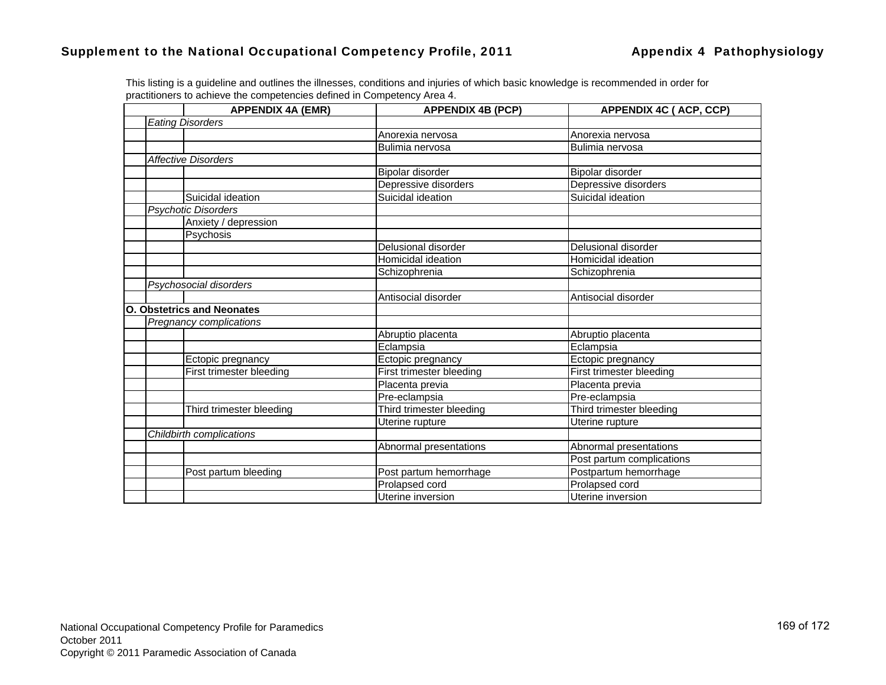This listing is a guideline and outlines the illnesses, conditions and injuries of which basic knowledge is recommended in order for practitioners to achieve the competencies defined in Competency Area 4.

| | | APPENDIX 4A (EMR) | APPENDIX 4B (PCP) | APPENDIX 4C ( ACP, CCP) |
|---|---|---|---|---|
| | *Eating Disorders* | | | |
| | | | Anorexia nervosa | Anorexia nervosa |
| | | | Bulimia nervosa | Bulimia nervosa |
| | *Affective Disorders* | | | |
| | | | Bipolar disorder | Bipolar disorder |
| | | | Depressive disorders | Depressive disorders |
| | | Suicidal ideation | Suicidal ideation | Suicidal ideation |
| | *Psychotic Disorders* | | | |
| | | Anxiety / depression | | |
| | | Psychosis | | |
| | | | Delusional disorder | Delusional disorder |
| | | | Homicidal ideation | Homicidal ideation |
| | | | Schizophrenia | Schizophrenia |
| | *Psychosocial disorders* | | | |
| | | | Antisocial disorder | Antisocial disorder |
| **O. Obstetrics and Neonates** | | | | |
| | *Pregnancy complications* | | | |
| | | | Abruptio placenta | Abruptio placenta |
| | | | Eclampsia | Eclampsia |
| | | Ectopic pregnancy | Ectopic pregnancy | Ectopic pregnancy |
| | | First trimester bleeding | First trimester bleeding | First trimester bleeding |
| | | | Placenta previa | Placenta previa |
| | | | Pre-eclampsia | Pre-eclampsia |
| | | Third trimester bleeding | Third trimester bleeding | Third trimester bleeding |
| | | | Uterine rupture | Uterine rupture |
| | *Childbirth complications* | | | |
| | | | Abnormal presentations | Abnormal presentations |
| | | | | Post partum complications |
| | | Post partum bleeding | Post partum hemorrhage | Postpartum hemorrhage |
| | | | Prolapsed cord | Prolapsed cord |
| | | | Uterine inversion | Uterine inversion |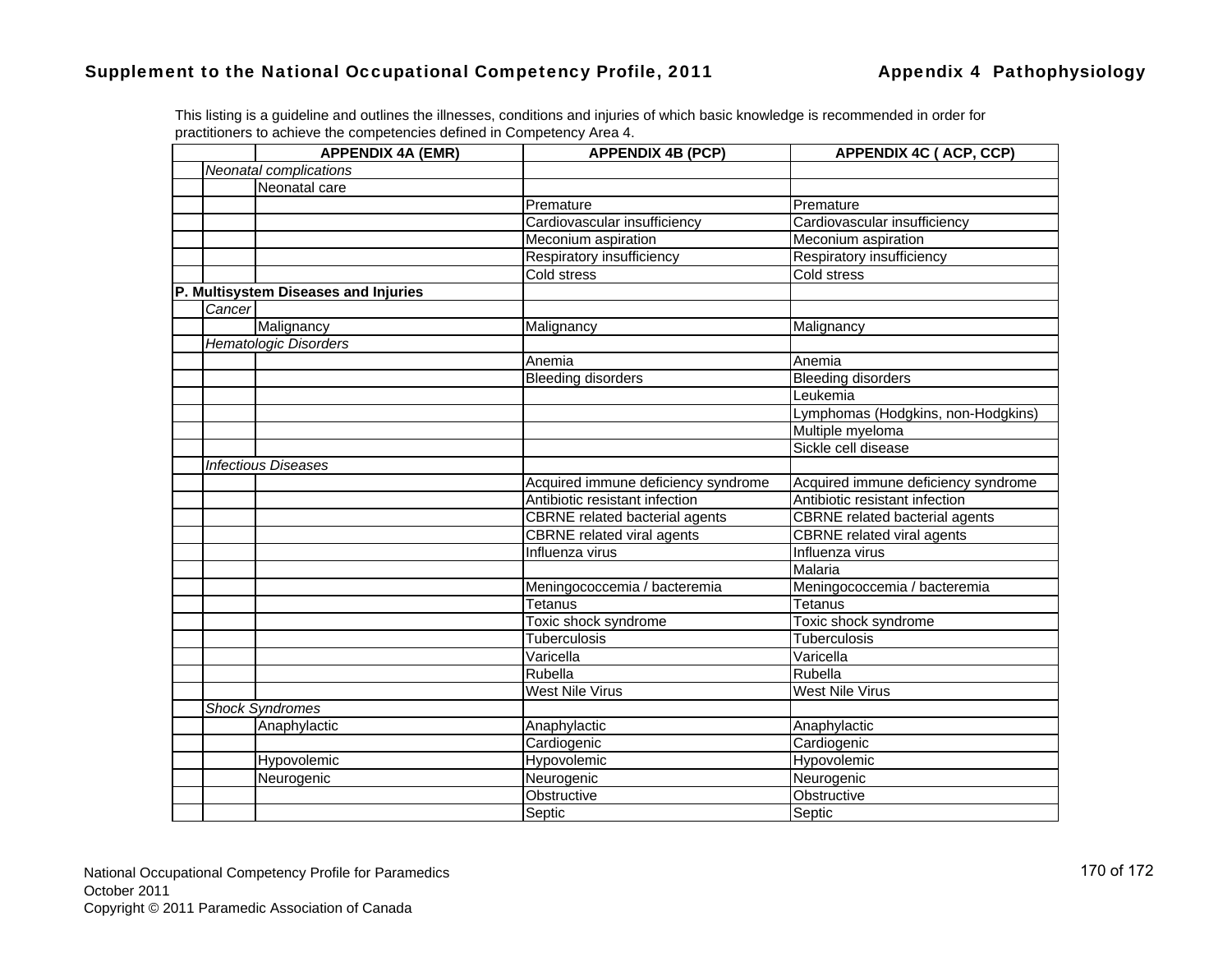This listing is a guideline and outlines the illnesses, conditions and injuries of which basic knowledge is recommended in order for practitioners to achieve the competencies defined in Competency Area 4.

| | | APPENDIX 4A (EMR) | APPENDIX 4B (PCP) | APPENDIX 4C ( ACP, CCP) |
|---|---|---|---|---|
| | *Neonatal complications* | | | |
| | | Neonatal care | | |
| | | | Premature | Premature |
| | | | Cardiovascular insufficiency | Cardiovascular insufficiency |
| | | | Meconium aspiration | Meconium aspiration |
| | | | Respiratory insufficiency | Respiratory insufficiency |
| | | | Cold stress | Cold stress |
| **P. Multisystem Diseases and Injuries** | | | | |
| | *Cancer* | | | |
| | | Malignancy | Malignancy | Malignancy |
| | *Hematologic Disorders* | | | |
| | | | Anemia | Anemia |
| | | | Bleeding disorders | Bleeding disorders |
| | | | | Leukemia |
| | | | | Lymphomas (Hodgkins, non-Hodgkins) |
| | | | | Multiple myeloma |
| | | | | Sickle cell disease |
| | *Infectious Diseases* | | | |
| | | | Acquired immune deficiency syndrome | Acquired immune deficiency syndrome |
| | | | Antibiotic resistant infection | Antibiotic resistant infection |
| | | | CBRNE related bacterial agents | CBRNE related bacterial agents |
| | | | CBRNE related viral agents | CBRNE related viral agents |
| | | | Influenza virus | Influenza virus |
| | | | | Malaria |
| | | | Meningococcemia / bacteremia | Meningococcemia / bacteremia |
| | | | Tetanus | Tetanus |
| | | | Toxic shock syndrome | Toxic shock syndrome |
| | | | Tuberculosis | Tuberculosis |
| | | | Varicella | Varicella |
| | | | Rubella | Rubella |
| | | | West Nile Virus | West Nile Virus |
| | *Shock Syndromes* | | | |
| | | Anaphylactic | Anaphylactic | Anaphylactic |
| | | | Cardiogenic | Cardiogenic |
| | | Hypovolemic | Hypovolemic | Hypovolemic |
| | | Neurogenic | Neurogenic | Neurogenic |
| | | | Obstructive | Obstructive |
| | | | Septic | Septic |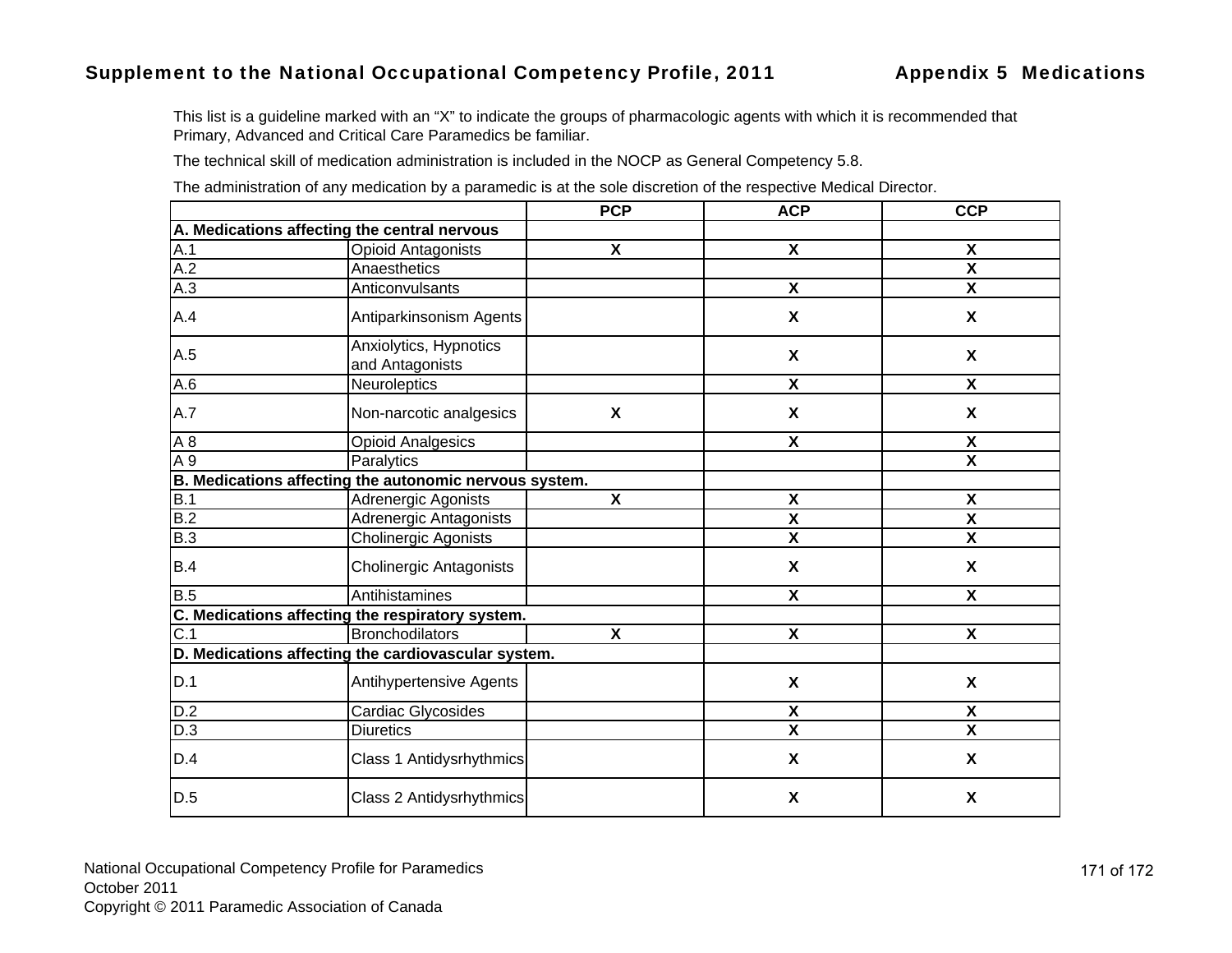This list is a guideline marked with an "X" to indicate the groups of pharmacologic agents with which it is recommended that Primary, Advanced and Critical Care Paramedics be familiar.

The technical skill of medication administration is included in the NOCP as General Competency 5.8.

The administration of any medication by a paramedic is at the sole discretion of the respective Medical Director.

| | | PCP | ACP | CCP |
|---|---|---|---|---|
| **A. Medications affecting the central nervous** | | | | |
| A.1 | Opioid Antagonists | X | X | X |
| A.2 | Anaesthetics | | | X |
| A.3 | Anticonvulsants | | X | X |
| A.4 | Antiparkinsonism Agents | | X | X |
| A.5 | Anxiolytics, Hypnotics and Antagonists | | X | X |
| A.6 | Neuroleptics | | X | X |
| A.7 | Non-narcotic analgesics | X | X | X |
| A 8 | Opioid Analgesics | | X | X |
| A 9 | Paralytics | | | X |
| **B. Medications affecting the autonomic nervous system.** | | | | |
| B.1 | Adrenergic Agonists | X | X | X |
| B.2 | Adrenergic Antagonists | | X | X |
| B.3 | Cholinergic Agonists | | X | X |
| B.4 | Cholinergic Antagonists | | X | X |
| B.5 | Antihistamines | | X | X |
| **C. Medications affecting the respiratory system.** | | | | |
| C.1 | Bronchodilators | X | X | X |
| **D. Medications affecting the cardiovascular system.** | | | | |
| D.1 | Antihypertensive Agents | | X | X |
| D.2 | Cardiac Glycosides | | X | X |
| D.3 | Diuretics | | X | X |
| D.4 | Class 1 Antidysrhythmics | | X | X |
| D.5 | Class 2 Antidysrhythmics | | X | X |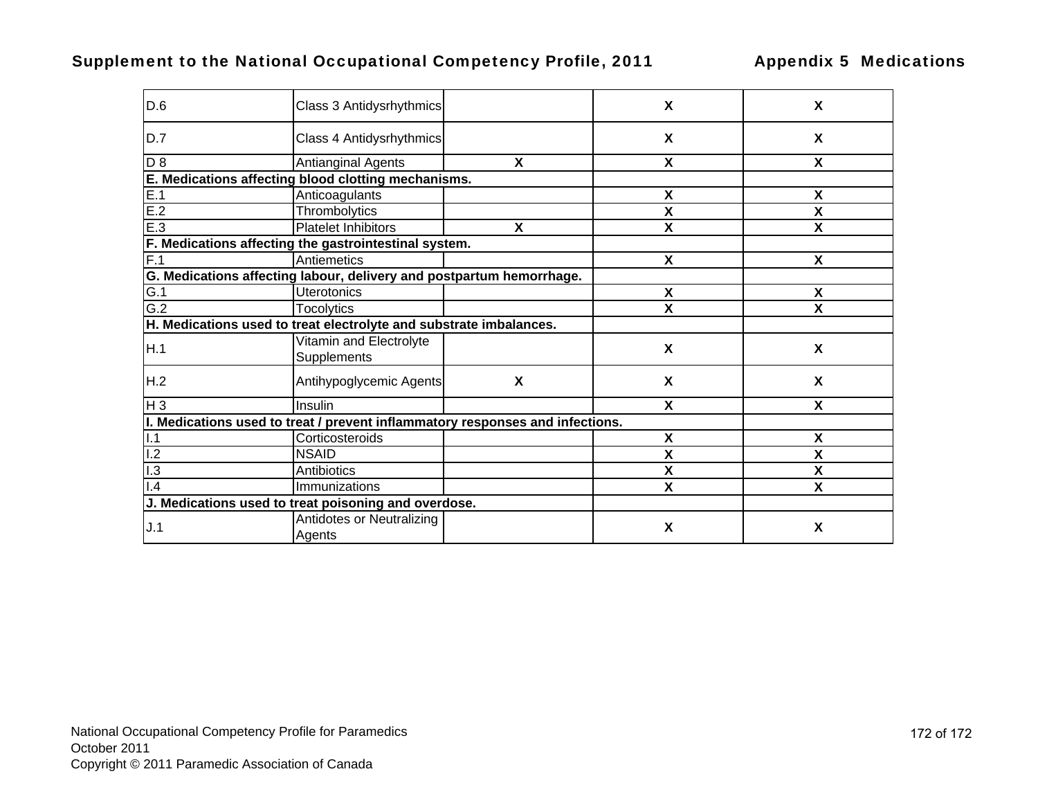| | | | | |
|---|---|---|---|---|
| D.6 | Class 3 Antidysrhythmics | | X | X |
| D.7 | Class 4 Antidysrhythmics | | X | X |
| D 8 | Antianginal Agents | X | X | X |
| **E. Medications affecting blood clotting mechanisms.** | | | | |
| E.1 | Anticoagulants | | X | X |
| E.2 | Thrombolytics | | X | X |
| E.3 | Platelet Inhibitors | X | X | X |
| **F. Medications affecting the gastrointestinal system.** | | | | |
| F.1 | Antiemetics | | X | X |
| **G. Medications affecting labour, delivery and postpartum hemorrhage.** | | | | |
| G.1 | Uterotonics | | X | X |
| G.2 | Tocolytics | | X | X |
| **H. Medications used to treat electrolyte and substrate imbalances.** | | | | |
| H.1 | Vitamin and Electrolyte Supplements | | X | X |
| H.2 | Antihypoglycemic Agents | X | X | X |
| H 3 | Insulin | | X | X |
| **I. Medications used to treat / prevent inflammatory responses and infections.** | | | | |
| I.1 | Corticosteroids | | X | X |
| I.2 | NSAID | | X | X |
| I.3 | Antibiotics | | X | X |
| I.4 | Immunizations | | X | X |
| **J. Medications used to treat poisoning and overdose.** | | | | |
| J.1 | Antidotes or Neutralizing Agents | | X | X |